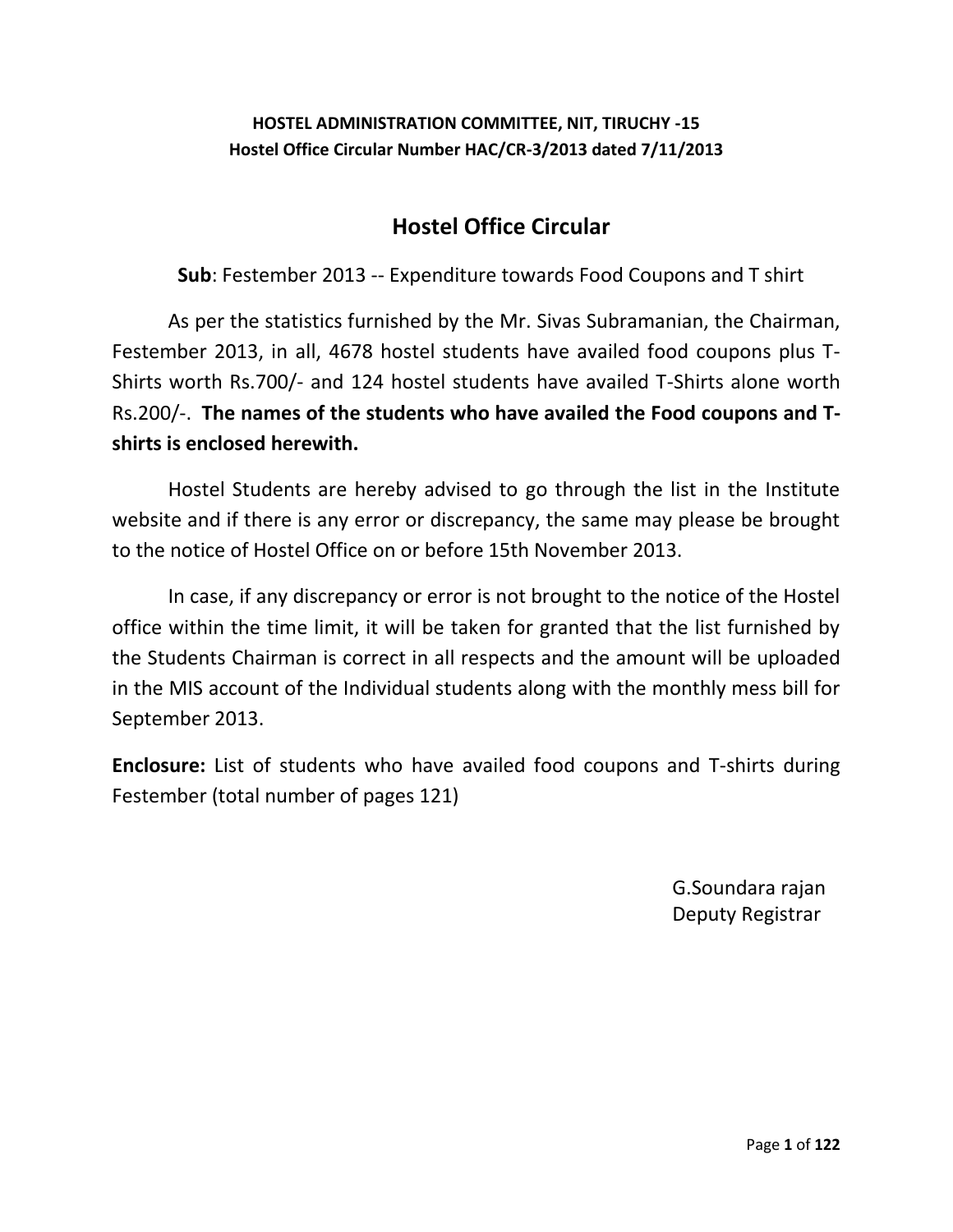**HOSTEL ADMINISTRATION COMMITTEE, NIT, TIRUCHY -15**
**Hostel Office Circular Number HAC/CR-3/2013 dated 7/11/2013**

# Hostel Office Circular

**Sub**: Festember 2013 -- Expenditure towards Food Coupons and T shirt

As per the statistics furnished by the Mr. Sivas Subramanian, the Chairman, Festember 2013, in all, 4678 hostel students have availed food coupons plus T-Shirts worth Rs.700/- and 124 hostel students have availed T-Shirts alone worth Rs.200/-. **The names of the students who have availed the Food coupons and T-shirts is enclosed herewith.**

Hostel Students are hereby advised to go through the list in the Institute website and if there is any error or discrepancy, the same may please be brought to the notice of Hostel Office on or before 15th November 2013.

In case, if any discrepancy or error is not brought to the notice of the Hostel office within the time limit, it will be taken for granted that the list furnished by the Students Chairman is correct in all respects and the amount will be uploaded in the MIS account of the Individual students along with the monthly mess bill for September 2013.

**Enclosure:** List of students who have availed food coupons and T-shirts during Festember (total number of pages 121)

G.Soundara rajan
Deputy Registrar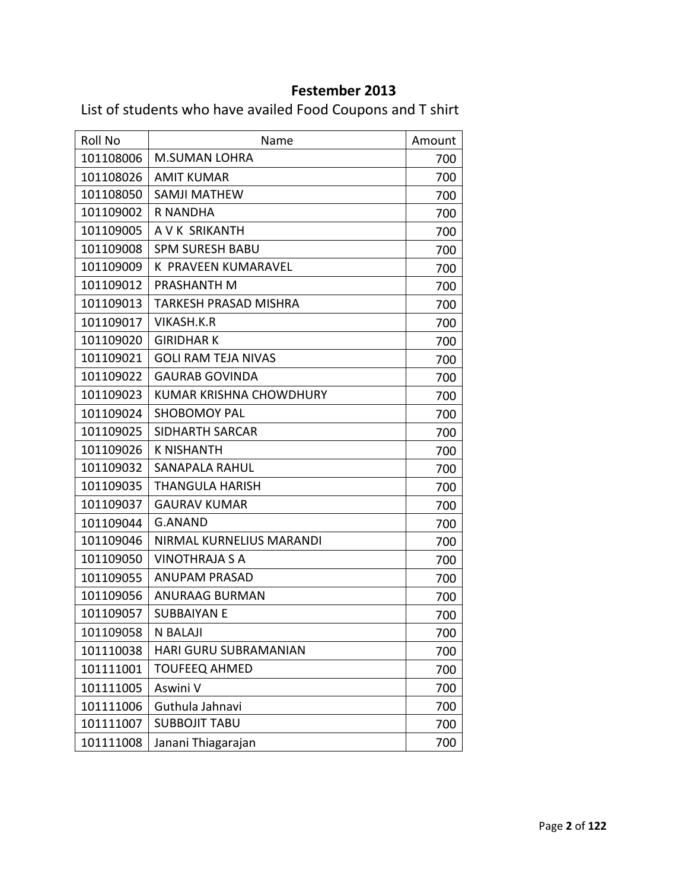## Festember 2013

List of students who have availed Food Coupons and T shirt

| Roll No | Name | Amount |
|---|---|---|
| 101108006 | M.SUMAN LOHRA | 700 |
| 101108026 | AMIT KUMAR | 700 |
| 101108050 | SAMJI MATHEW | 700 |
| 101109002 | R NANDHA | 700 |
| 101109005 | A V K SRIKANTH | 700 |
| 101109008 | SPM SURESH BABU | 700 |
| 101109009 | K PRAVEEN KUMARAVEL | 700 |
| 101109012 | PRASHANTH M | 700 |
| 101109013 | TARKESH PRASAD MISHRA | 700 |
| 101109017 | VIKASH.K.R | 700 |
| 101109020 | GIRIDHAR K | 700 |
| 101109021 | GOLI RAM TEJA NIVAS | 700 |
| 101109022 | GAURAB GOVINDA | 700 |
| 101109023 | KUMAR KRISHNA CHOWDHURY | 700 |
| 101109024 | SHOBOMOY PAL | 700 |
| 101109025 | SIDHARTH SARCAR | 700 |
| 101109026 | K NISHANTH | 700 |
| 101109032 | SANAPALA RAHUL | 700 |
| 101109035 | THANGULA HARISH | 700 |
| 101109037 | GAURAV KUMAR | 700 |
| 101109044 | G.ANAND | 700 |
| 101109046 | NIRMAL KURNELIUS MARANDI | 700 |
| 101109050 | VINOTHRAJA S A | 700 |
| 101109055 | ANUPAM PRASAD | 700 |
| 101109056 | ANURAAG BURMAN | 700 |
| 101109057 | SUBBAIYAN E | 700 |
| 101109058 | N BALAJI | 700 |
| 101110038 | HARI GURU SUBRAMANIAN | 700 |
| 101111001 | TOUFEEQ AHMED | 700 |
| 101111005 | Aswini V | 700 |
| 101111006 | Guthula Jahnavi | 700 |
| 101111007 | SUBBOJIT TABU | 700 |
| 101111008 | Janani Thiagarajan | 700 |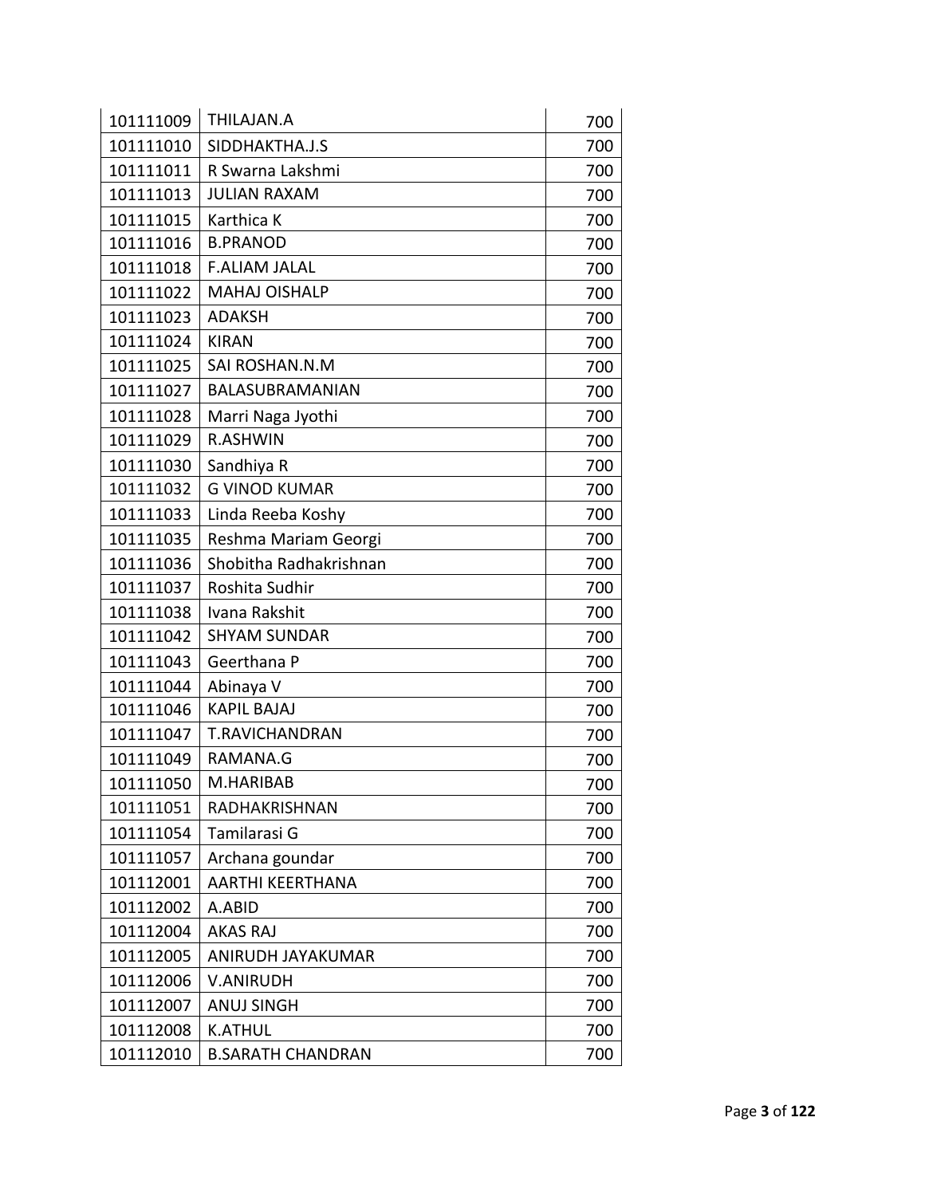| 101111009 | THILAJAN.A | 700 |
|---|---|---|
| 101111010 | SIDDHAKTHA.J.S | 700 |
| 101111011 | R Swarna Lakshmi | 700 |
| 101111013 | JULIAN RAXAM | 700 |
| 101111015 | Karthica K | 700 |
| 101111016 | B.PRANOD | 700 |
| 101111018 | F.ALIAM JALAL | 700 |
| 101111022 | MAHAJ OISHALP | 700 |
| 101111023 | ADAKSH | 700 |
| 101111024 | KIRAN | 700 |
| 101111025 | SAI ROSHAN.N.M | 700 |
| 101111027 | BALASUBRAMANIAN | 700 |
| 101111028 | Marri Naga Jyothi | 700 |
| 101111029 | R.ASHWIN | 700 |
| 101111030 | Sandhiya R | 700 |
| 101111032 | G VINOD KUMAR | 700 |
| 101111033 | Linda Reeba Koshy | 700 |
| 101111035 | Reshma Mariam Georgi | 700 |
| 101111036 | Shobitha Radhakrishnan | 700 |
| 101111037 | Roshita Sudhir | 700 |
| 101111038 | Ivana Rakshit | 700 |
| 101111042 | SHYAM SUNDAR | 700 |
| 101111043 | Geerthana P | 700 |
| 101111044 | Abinaya V | 700 |
| 101111046 | KAPIL BAJAJ | 700 |
| 101111047 | T.RAVICHANDRAN | 700 |
| 101111049 | RAMANA.G | 700 |
| 101111050 | M.HARIBAB | 700 |
| 101111051 | RADHAKRISHNAN | 700 |
| 101111054 | Tamilarasi G | 700 |
| 101111057 | Archana goundar | 700 |
| 101112001 | AARTHI KEERTHANA | 700 |
| 101112002 | A.ABID | 700 |
| 101112004 | AKAS RAJ | 700 |
| 101112005 | ANIRUDH JAYAKUMAR | 700 |
| 101112006 | V.ANIRUDH | 700 |
| 101112007 | ANUJ SINGH | 700 |
| 101112008 | K.ATHUL | 700 |
| 101112010 | B.SARATH CHANDRAN | 700 |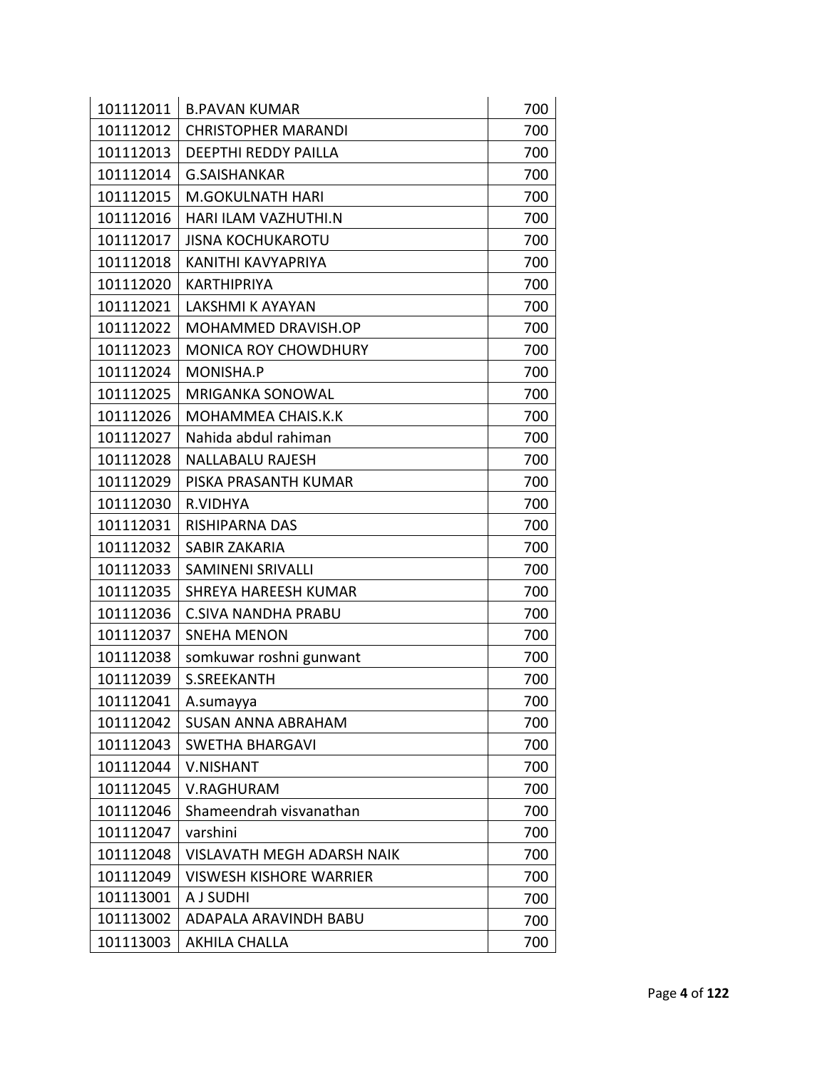| | | |
|---|---|---|
| 101112011 | B.PAVAN KUMAR | 700 |
| 101112012 | CHRISTOPHER MARANDI | 700 |
| 101112013 | DEEPTHI REDDY PAILLA | 700 |
| 101112014 | G.SAISHANKAR | 700 |
| 101112015 | M.GOKULNATH HARI | 700 |
| 101112016 | HARI ILAM VAZHUTHI.N | 700 |
| 101112017 | JISNA KOCHUKAROTU | 700 |
| 101112018 | KANITHI KAVYAPRIYA | 700 |
| 101112020 | KARTHIPRIYA | 700 |
| 101112021 | LAKSHMI K AYAYAN | 700 |
| 101112022 | MOHAMMED DRAVISH.OP | 700 |
| 101112023 | MONICA ROY CHOWDHURY | 700 |
| 101112024 | MONISHA.P | 700 |
| 101112025 | MRIGANKA SONOWAL | 700 |
| 101112026 | MOHAMMEA CHAIS.K.K | 700 |
| 101112027 | Nahida abdul rahiman | 700 |
| 101112028 | NALLABALU RAJESH | 700 |
| 101112029 | PISKA PRASANTH KUMAR | 700 |
| 101112030 | R.VIDHYA | 700 |
| 101112031 | RISHIPARNA DAS | 700 |
| 101112032 | SABIR ZAKARIA | 700 |
| 101112033 | SAMINENI SRIVALLI | 700 |
| 101112035 | SHREYA HAREESH KUMAR | 700 |
| 101112036 | C.SIVA NANDHA PRABU | 700 |
| 101112037 | SNEHA MENON | 700 |
| 101112038 | somkuwar roshni gunwant | 700 |
| 101112039 | S.SREEKANTH | 700 |
| 101112041 | A.sumayya | 700 |
| 101112042 | SUSAN ANNA ABRAHAM | 700 |
| 101112043 | SWETHA BHARGAVI | 700 |
| 101112044 | V.NISHANT | 700 |
| 101112045 | V.RAGHURAM | 700 |
| 101112046 | Shameendrah visvanathan | 700 |
| 101112047 | varshini | 700 |
| 101112048 | VISLAVATH MEGH ADARSH NAIK | 700 |
| 101112049 | VISWESH KISHORE WARRIER | 700 |
| 101113001 | A J SUDHI | 700 |
| 101113002 | ADAPALA ARAVINDH BABU | 700 |
| 101113003 | AKHILA CHALLA | 700 |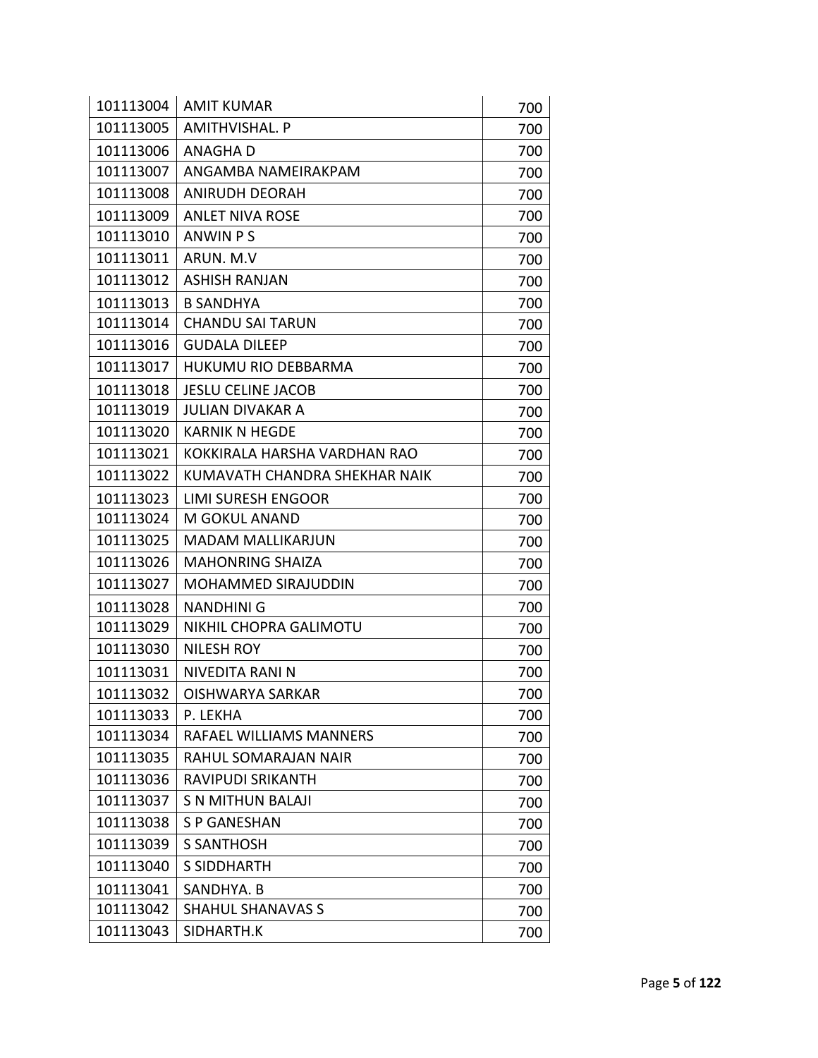| 101113004 | AMIT KUMAR | 700 |
|---|---|---|
| 101113005 | AMITHVISHAL. P | 700 |
| 101113006 | ANAGHA D | 700 |
| 101113007 | ANGAMBA NAMEIRAKPAM | 700 |
| 101113008 | ANIRUDH DEORAH | 700 |
| 101113009 | ANLET NIVA ROSE | 700 |
| 101113010 | ANWIN P S | 700 |
| 101113011 | ARUN. M.V | 700 |
| 101113012 | ASHISH RANJAN | 700 |
| 101113013 | B SANDHYA | 700 |
| 101113014 | CHANDU SAI TARUN | 700 |
| 101113016 | GUDALA DILEEP | 700 |
| 101113017 | HUKUMU RIO DEBBARMA | 700 |
| 101113018 | JESLU CELINE JACOB | 700 |
| 101113019 | JULIAN DIVAKAR A | 700 |
| 101113020 | KARNIK N HEGDE | 700 |
| 101113021 | KOKKIRALA HARSHA VARDHAN RAO | 700 |
| 101113022 | KUMAVATH CHANDRA SHEKHAR NAIK | 700 |
| 101113023 | LIMI SURESH ENGOOR | 700 |
| 101113024 | M GOKUL ANAND | 700 |
| 101113025 | MADAM MALLIKARJUN | 700 |
| 101113026 | MAHONRING SHAIZA | 700 |
| 101113027 | MOHAMMED SIRAJUDDIN | 700 |
| 101113028 | NANDHINI G | 700 |
| 101113029 | NIKHIL CHOPRA GALIMOTU | 700 |
| 101113030 | NILESH ROY | 700 |
| 101113031 | NIVEDITA RANI N | 700 |
| 101113032 | OISHWARYA SARKAR | 700 |
| 101113033 | P. LEKHA | 700 |
| 101113034 | RAFAEL WILLIAMS MANNERS | 700 |
| 101113035 | RAHUL SOMARAJAN NAIR | 700 |
| 101113036 | RAVIPUDI SRIKANTH | 700 |
| 101113037 | S N MITHUN BALAJI | 700 |
| 101113038 | S P GANESHAN | 700 |
| 101113039 | S SANTHOSH | 700 |
| 101113040 | S SIDDHARTH | 700 |
| 101113041 | SANDHYA. B | 700 |
| 101113042 | SHAHUL SHANAVAS S | 700 |
| 101113043 | SIDHARTH.K | 700 |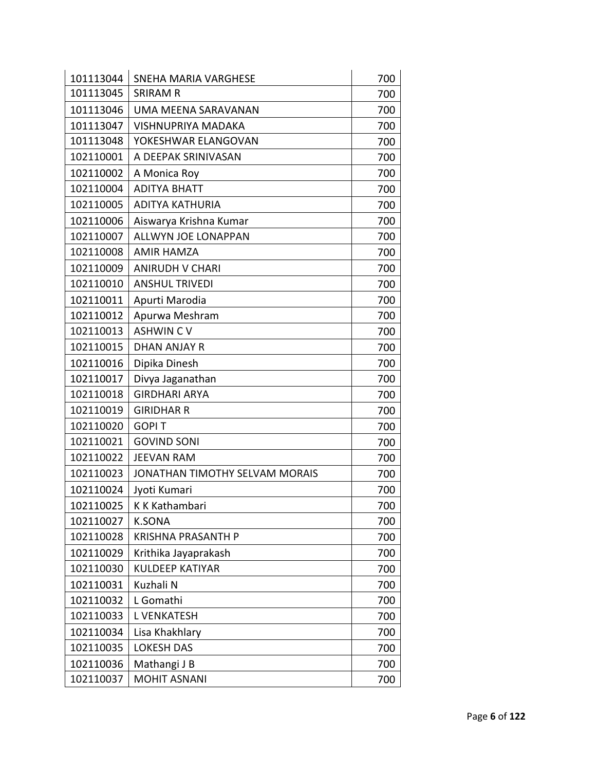| | | |
|---|---|---|
| 101113044 | SNEHA MARIA VARGHESE | 700 |
| 101113045 | SRIRAM R | 700 |
| 101113046 | UMA MEENA SARAVANAN | 700 |
| 101113047 | VISHNUPRIYA MADAKA | 700 |
| 101113048 | YOKESHWAR ELANGOVAN | 700 |
| 102110001 | A DEEPAK SRINIVASAN | 700 |
| 102110002 | A Monica Roy | 700 |
| 102110004 | ADITYA BHATT | 700 |
| 102110005 | ADITYA KATHURIA | 700 |
| 102110006 | Aiswarya Krishna Kumar | 700 |
| 102110007 | ALLWYN JOE LONAPPAN | 700 |
| 102110008 | AMIR HAMZA | 700 |
| 102110009 | ANIRUDH V CHARI | 700 |
| 102110010 | ANSHUL TRIVEDI | 700 |
| 102110011 | Apurti Marodia | 700 |
| 102110012 | Apurwa Meshram | 700 |
| 102110013 | ASHWIN C V | 700 |
| 102110015 | DHAN ANJAY R | 700 |
| 102110016 | Dipika Dinesh | 700 |
| 102110017 | Divya Jaganathan | 700 |
| 102110018 | GIRDHARI ARYA | 700 |
| 102110019 | GIRIDHAR R | 700 |
| 102110020 | GOPI T | 700 |
| 102110021 | GOVIND SONI | 700 |
| 102110022 | JEEVAN RAM | 700 |
| 102110023 | JONATHAN TIMOTHY SELVAM MORAIS | 700 |
| 102110024 | Jyoti Kumari | 700 |
| 102110025 | K K Kathambari | 700 |
| 102110027 | K.SONA | 700 |
| 102110028 | KRISHNA PRASANTH P | 700 |
| 102110029 | Krithika Jayaprakash | 700 |
| 102110030 | KULDEEP KATIYAR | 700 |
| 102110031 | Kuzhali N | 700 |
| 102110032 | L Gomathi | 700 |
| 102110033 | L VENKATESH | 700 |
| 102110034 | Lisa Khakhlary | 700 |
| 102110035 | LOKESH DAS | 700 |
| 102110036 | Mathangi J B | 700 |
| 102110037 | MOHIT ASNANI | 700 |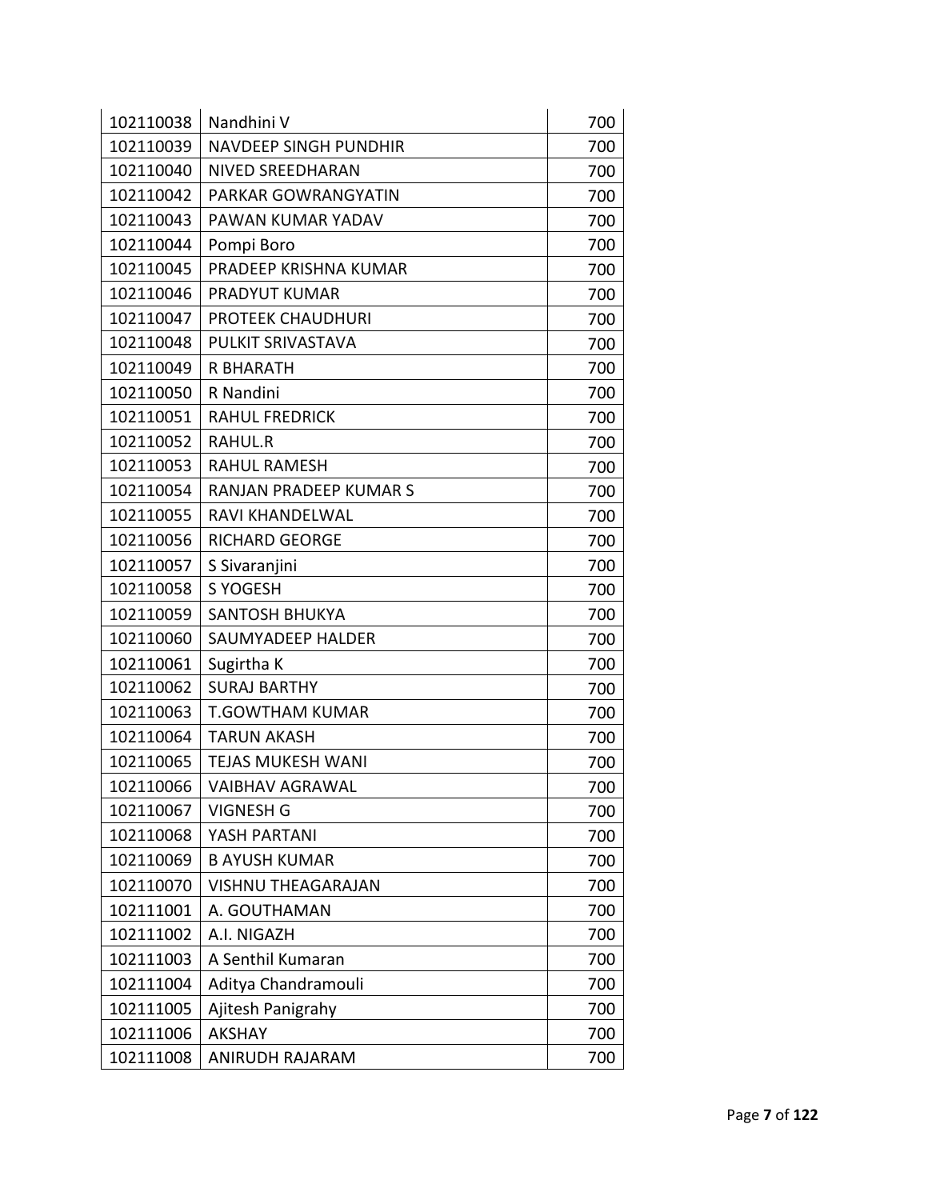| 102110038 | Nandhini V | 700 |
|---|---|---|
| 102110039 | NAVDEEP SINGH PUNDHIR | 700 |
| 102110040 | NIVED SREEDHARAN | 700 |
| 102110042 | PARKAR GOWRANGYATIN | 700 |
| 102110043 | PAWAN KUMAR YADAV | 700 |
| 102110044 | Pompi Boro | 700 |
| 102110045 | PRADEEP KRISHNA KUMAR | 700 |
| 102110046 | PRADYUT KUMAR | 700 |
| 102110047 | PROTEEK CHAUDHURI | 700 |
| 102110048 | PULKIT SRIVASTAVA | 700 |
| 102110049 | R BHARATH | 700 |
| 102110050 | R Nandini | 700 |
| 102110051 | RAHUL FREDRICK | 700 |
| 102110052 | RAHUL.R | 700 |
| 102110053 | RAHUL RAMESH | 700 |
| 102110054 | RANJAN PRADEEP KUMAR S | 700 |
| 102110055 | RAVI KHANDELWAL | 700 |
| 102110056 | RICHARD GEORGE | 700 |
| 102110057 | S Sivaranjini | 700 |
| 102110058 | S YOGESH | 700 |
| 102110059 | SANTOSH BHUKYA | 700 |
| 102110060 | SAUMYADEEP HALDER | 700 |
| 102110061 | Sugirtha K | 700 |
| 102110062 | SURAJ BARTHY | 700 |
| 102110063 | T.GOWTHAM KUMAR | 700 |
| 102110064 | TARUN AKASH | 700 |
| 102110065 | TEJAS MUKESH WANI | 700 |
| 102110066 | VAIBHAV AGRAWAL | 700 |
| 102110067 | VIGNESH G | 700 |
| 102110068 | YASH PARTANI | 700 |
| 102110069 | B AYUSH KUMAR | 700 |
| 102110070 | VISHNU THEAGARAJAN | 700 |
| 102111001 | A. GOUTHAMAN | 700 |
| 102111002 | A.I. NIGAZH | 700 |
| 102111003 | A Senthil Kumaran | 700 |
| 102111004 | Aditya Chandramouli | 700 |
| 102111005 | Ajitesh Panigrahy | 700 |
| 102111006 | AKSHAY | 700 |
| 102111008 | ANIRUDH RAJARAM | 700 |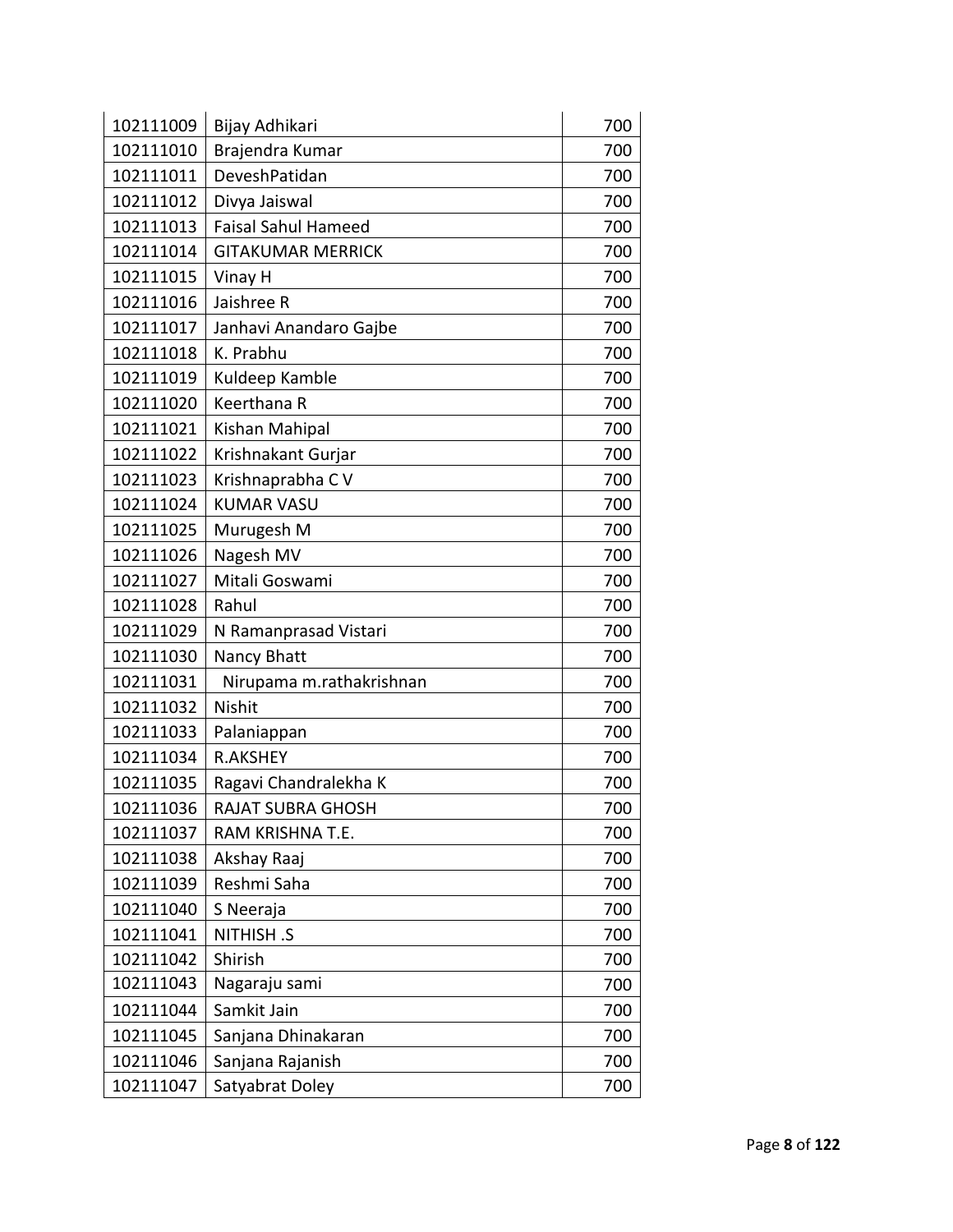| 102111009 | Bijay Adhikari | 700 |
|---|---|---|
| 102111010 | Brajendra Kumar | 700 |
| 102111011 | DeveshPatidan | 700 |
| 102111012 | Divya Jaiswal | 700 |
| 102111013 | Faisal Sahul Hameed | 700 |
| 102111014 | GITAKUMAR MERRICK | 700 |
| 102111015 | Vinay H | 700 |
| 102111016 | Jaishree R | 700 |
| 102111017 | Janhavi Anandaro Gajbe | 700 |
| 102111018 | K. Prabhu | 700 |
| 102111019 | Kuldeep Kamble | 700 |
| 102111020 | Keerthana R | 700 |
| 102111021 | Kishan Mahipal | 700 |
| 102111022 | Krishnakant Gurjar | 700 |
| 102111023 | Krishnaprabha C V | 700 |
| 102111024 | KUMAR VASU | 700 |
| 102111025 | Murugesh M | 700 |
| 102111026 | Nagesh MV | 700 |
| 102111027 | Mitali Goswami | 700 |
| 102111028 | Rahul | 700 |
| 102111029 | N Ramanprasad Vistari | 700 |
| 102111030 | Nancy Bhatt | 700 |
| 102111031 | Nirupama m.rathakrishnan | 700 |
| 102111032 | Nishit | 700 |
| 102111033 | Palaniappan | 700 |
| 102111034 | R.AKSHEY | 700 |
| 102111035 | Ragavi Chandralekha K | 700 |
| 102111036 | RAJAT SUBRA GHOSH | 700 |
| 102111037 | RAM KRISHNA T.E. | 700 |
| 102111038 | Akshay Raaj | 700 |
| 102111039 | Reshmi Saha | 700 |
| 102111040 | S Neeraja | 700 |
| 102111041 | NITHISH .S | 700 |
| 102111042 | Shirish | 700 |
| 102111043 | Nagaraju sami | 700 |
| 102111044 | Samkit Jain | 700 |
| 102111045 | Sanjana Dhinakaran | 700 |
| 102111046 | Sanjana Rajanish | 700 |
| 102111047 | Satyabrat Doley | 700 |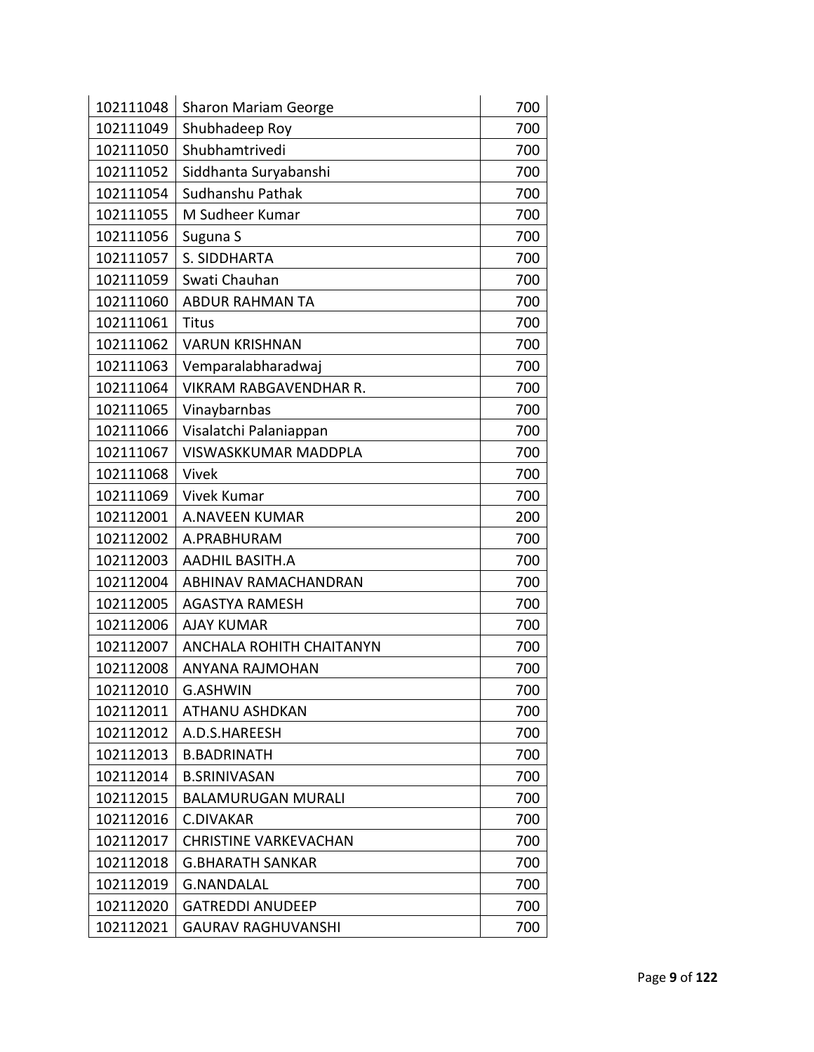| | | |
|---|---|---|
| 102111048 | Sharon Mariam George | 700 |
| 102111049 | Shubhadeep Roy | 700 |
| 102111050 | Shubhamtrivedi | 700 |
| 102111052 | Siddhanta Suryabanshi | 700 |
| 102111054 | Sudhanshu Pathak | 700 |
| 102111055 | M Sudheer Kumar | 700 |
| 102111056 | Suguna S | 700 |
| 102111057 | S. SIDDHARTA | 700 |
| 102111059 | Swati Chauhan | 700 |
| 102111060 | ABDUR RAHMAN TA | 700 |
| 102111061 | Titus | 700 |
| 102111062 | VARUN KRISHNAN | 700 |
| 102111063 | Vemparalabharadwaj | 700 |
| 102111064 | VIKRAM RABGAVENDHAR R. | 700 |
| 102111065 | Vinaybarnbas | 700 |
| 102111066 | Visalatchi Palaniappan | 700 |
| 102111067 | VISWASKKUMAR MADDPLA | 700 |
| 102111068 | Vivek | 700 |
| 102111069 | Vivek Kumar | 700 |
| 102112001 | A.NAVEEN KUMAR | 200 |
| 102112002 | A.PRABHURAM | 700 |
| 102112003 | AADHIL BASITH.A | 700 |
| 102112004 | ABHINAV RAMACHANDRAN | 700 |
| 102112005 | AGASTYA RAMESH | 700 |
| 102112006 | AJAY KUMAR | 700 |
| 102112007 | ANCHALA ROHITH CHAITANYN | 700 |
| 102112008 | ANYANA RAJMOHAN | 700 |
| 102112010 | G.ASHWIN | 700 |
| 102112011 | ATHANU ASHDKAN | 700 |
| 102112012 | A.D.S.HAREESH | 700 |
| 102112013 | B.BADRINATH | 700 |
| 102112014 | B.SRINIVASAN | 700 |
| 102112015 | BALAMURUGAN MURALI | 700 |
| 102112016 | C.DIVAKAR | 700 |
| 102112017 | CHRISTINE VARKEVACHAN | 700 |
| 102112018 | G.BHARATH SANKAR | 700 |
| 102112019 | G.NANDALAL | 700 |
| 102112020 | GATREDDI ANUDEEP | 700 |
| 102112021 | GAURAV RAGHUVANSHI | 700 |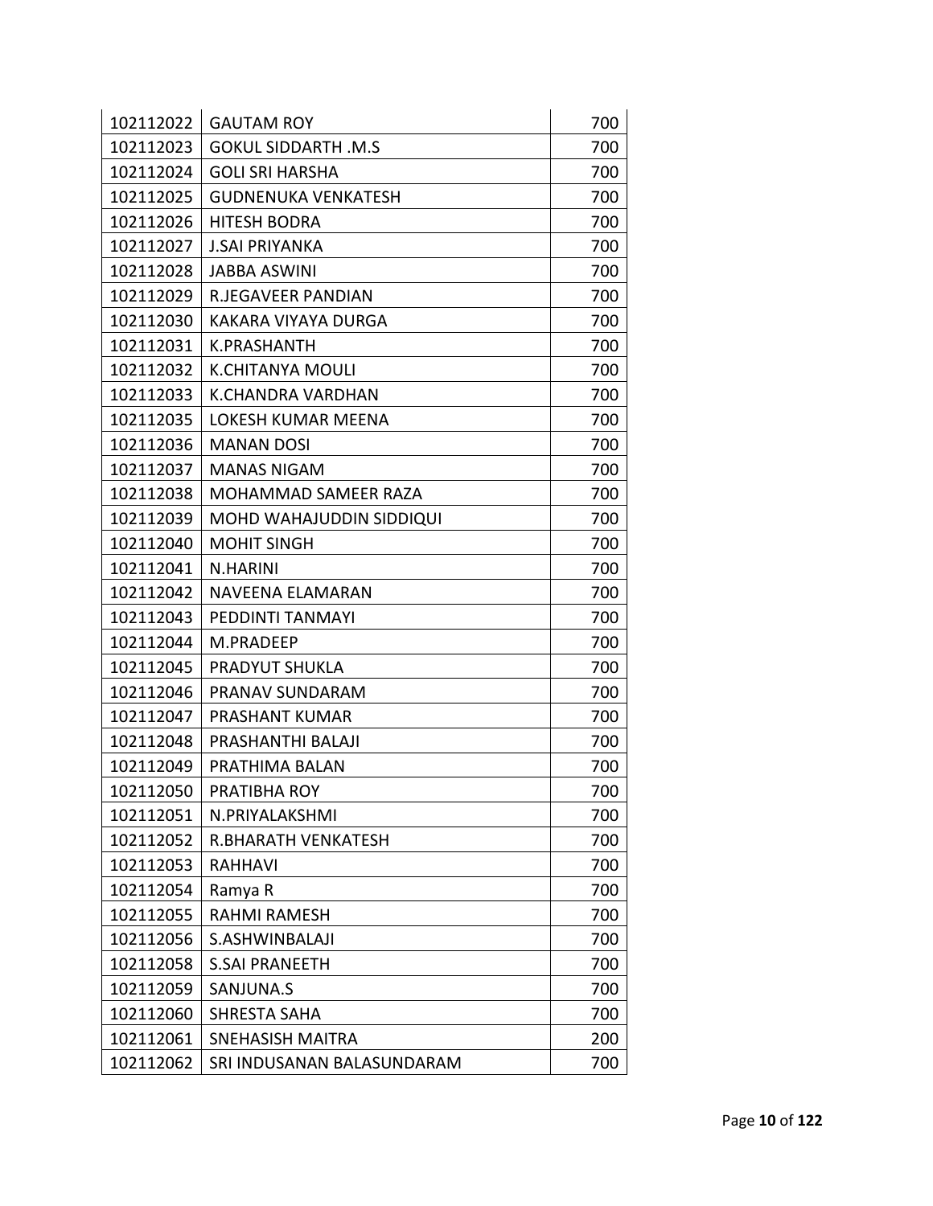| | | |
|---|---|---|
| 102112022 | GAUTAM ROY | 700 |
| 102112023 | GOKUL SIDDARTH .M.S | 700 |
| 102112024 | GOLI SRI HARSHA | 700 |
| 102112025 | GUDNENUKA VENKATESH | 700 |
| 102112026 | HITESH BODRA | 700 |
| 102112027 | J.SAI PRIYANKA | 700 |
| 102112028 | JABBA ASWINI | 700 |
| 102112029 | R.JEGAVEER PANDIAN | 700 |
| 102112030 | KAKARA VIYAYA DURGA | 700 |
| 102112031 | K.PRASHANTH | 700 |
| 102112032 | K.CHITANYA MOULI | 700 |
| 102112033 | K.CHANDRA VARDHAN | 700 |
| 102112035 | LOKESH KUMAR MEENA | 700 |
| 102112036 | MANAN DOSI | 700 |
| 102112037 | MANAS NIGAM | 700 |
| 102112038 | MOHAMMAD SAMEER RAZA | 700 |
| 102112039 | MOHD WAHAJUDDIN SIDDIQUI | 700 |
| 102112040 | MOHIT SINGH | 700 |
| 102112041 | N.HARINI | 700 |
| 102112042 | NAVEENA ELAMARAN | 700 |
| 102112043 | PEDDINTI TANMAYI | 700 |
| 102112044 | M.PRADEEP | 700 |
| 102112045 | PRADYUT SHUKLA | 700 |
| 102112046 | PRANAV SUNDARAM | 700 |
| 102112047 | PRASHANT KUMAR | 700 |
| 102112048 | PRASHANTHI BALAJI | 700 |
| 102112049 | PRATHIMA BALAN | 700 |
| 102112050 | PRATIBHA ROY | 700 |
| 102112051 | N.PRIYALAKSHMI | 700 |
| 102112052 | R.BHARATH VENKATESH | 700 |
| 102112053 | RAHHAVI | 700 |
| 102112054 | Ramya R | 700 |
| 102112055 | RAHMI RAMESH | 700 |
| 102112056 | S.ASHWINBALAJI | 700 |
| 102112058 | S.SAI PRANEETH | 700 |
| 102112059 | SANJUNA.S | 700 |
| 102112060 | SHRESTA SAHA | 700 |
| 102112061 | SNEHASISH MAITRA | 200 |
| 102112062 | SRI INDUSANAN BALASUNDARAM | 700 |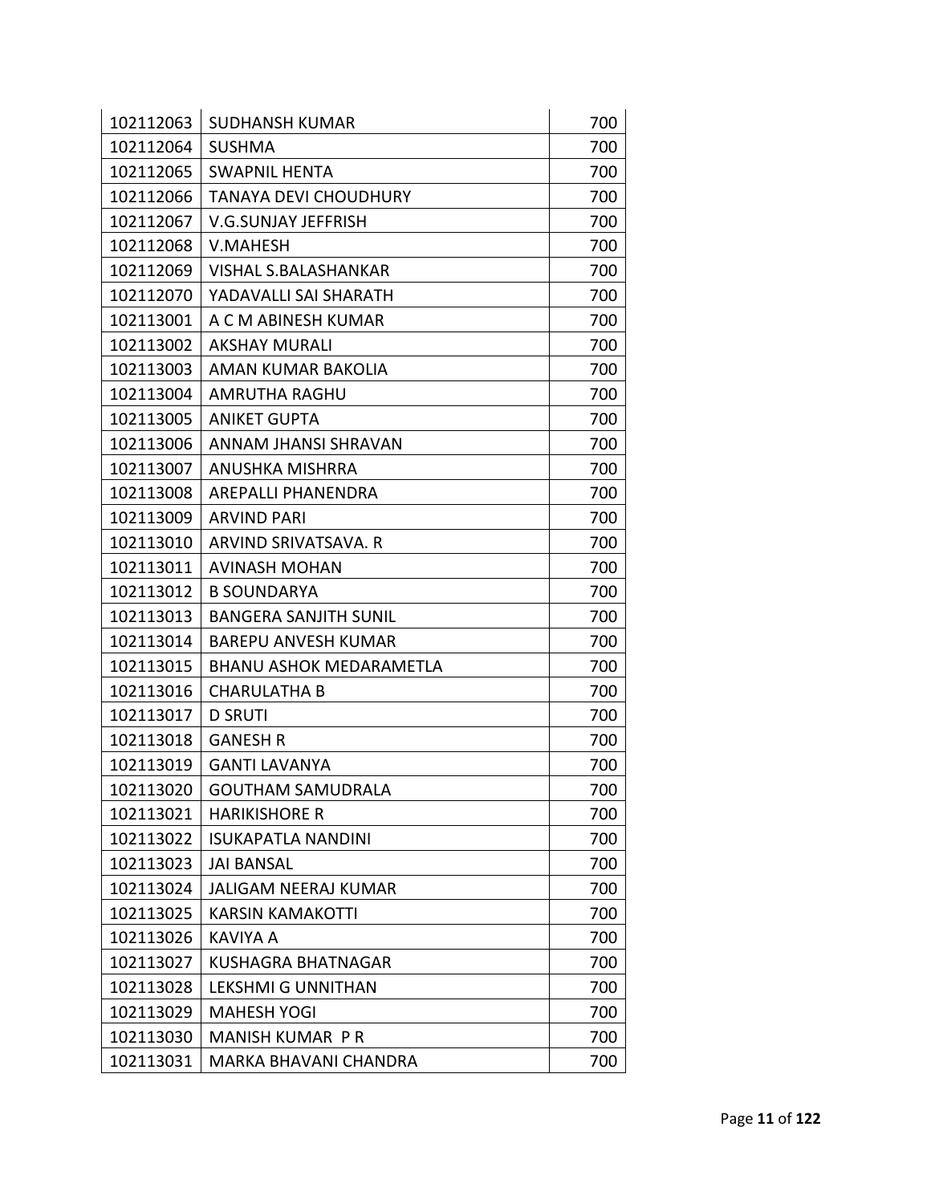| | | |
|---|---|---|
| 102112063 | SUDHANSH KUMAR | 700 |
| 102112064 | SUSHMA | 700 |
| 102112065 | SWAPNIL HENTA | 700 |
| 102112066 | TANAYA DEVI CHOUDHURY | 700 |
| 102112067 | V.G.SUNJAY JEFFRISH | 700 |
| 102112068 | V.MAHESH | 700 |
| 102112069 | VISHAL S.BALASHANKAR | 700 |
| 102112070 | YADAVALLI SAI SHARATH | 700 |
| 102113001 | A C M ABINESH KUMAR | 700 |
| 102113002 | AKSHAY MURALI | 700 |
| 102113003 | AMAN KUMAR BAKOLIA | 700 |
| 102113004 | AMRUTHA RAGHU | 700 |
| 102113005 | ANIKET GUPTA | 700 |
| 102113006 | ANNAM JHANSI SHRAVAN | 700 |
| 102113007 | ANUSHKA MISHRRA | 700 |
| 102113008 | AREPALLI PHANENDRA | 700 |
| 102113009 | ARVIND PARI | 700 |
| 102113010 | ARVIND SRIVATSAVA. R | 700 |
| 102113011 | AVINASH MOHAN | 700 |
| 102113012 | B SOUNDARYA | 700 |
| 102113013 | BANGERA SANJITH SUNIL | 700 |
| 102113014 | BAREPU ANVESH KUMAR | 700 |
| 102113015 | BHANU ASHOK MEDARAMETLA | 700 |
| 102113016 | CHARULATHA B | 700 |
| 102113017 | D SRUTI | 700 |
| 102113018 | GANESH R | 700 |
| 102113019 | GANTI LAVANYA | 700 |
| 102113020 | GOUTHAM SAMUDRALA | 700 |
| 102113021 | HARIKISHORE R | 700 |
| 102113022 | ISUKAPATLA NANDINI | 700 |
| 102113023 | JAI BANSAL | 700 |
| 102113024 | JALIGAM NEERAJ KUMAR | 700 |
| 102113025 | KARSIN KAMAKOTTI | 700 |
| 102113026 | KAVIYA A | 700 |
| 102113027 | KUSHAGRA BHATNAGAR | 700 |
| 102113028 | LEKSHMI G UNNITHAN | 700 |
| 102113029 | MAHESH YOGI | 700 |
| 102113030 | MANISH KUMAR P R | 700 |
| 102113031 | MARKA BHAVANI CHANDRA | 700 |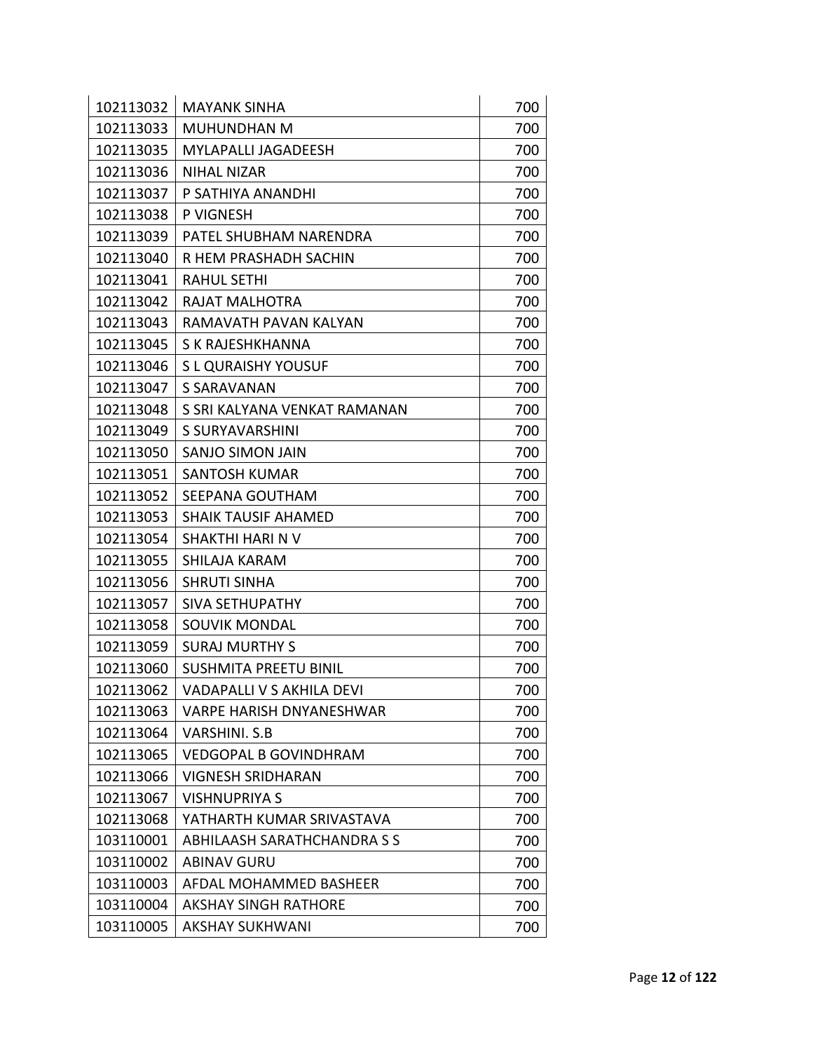| | | |
|---|---|---|
| 102113032 | MAYANK SINHA | 700 |
| 102113033 | MUHUNDHAN M | 700 |
| 102113035 | MYLAPALLI JAGADEESH | 700 |
| 102113036 | NIHAL NIZAR | 700 |
| 102113037 | P SATHIYA ANANDHI | 700 |
| 102113038 | P VIGNESH | 700 |
| 102113039 | PATEL SHUBHAM NARENDRA | 700 |
| 102113040 | R HEM PRASHADH SACHIN | 700 |
| 102113041 | RAHUL SETHI | 700 |
| 102113042 | RAJAT MALHOTRA | 700 |
| 102113043 | RAMAVATH PAVAN KALYAN | 700 |
| 102113045 | S K RAJESHKHANNA | 700 |
| 102113046 | S L QURAISHY YOUSUF | 700 |
| 102113047 | S SARAVANAN | 700 |
| 102113048 | S SRI KALYANA VENKAT RAMANAN | 700 |
| 102113049 | S SURYAVARSHINI | 700 |
| 102113050 | SANJO SIMON JAIN | 700 |
| 102113051 | SANTOSH KUMAR | 700 |
| 102113052 | SEEPANA GOUTHAM | 700 |
| 102113053 | SHAIK TAUSIF AHAMED | 700 |
| 102113054 | SHAKTHI HARI N V | 700 |
| 102113055 | SHILAJA KARAM | 700 |
| 102113056 | SHRUTI SINHA | 700 |
| 102113057 | SIVA SETHUPATHY | 700 |
| 102113058 | SOUVIK MONDAL | 700 |
| 102113059 | SURAJ MURTHY S | 700 |
| 102113060 | SUSHMITA PREETU BINIL | 700 |
| 102113062 | VADAPALLI V S AKHILA DEVI | 700 |
| 102113063 | VARPE HARISH DNYANESHWAR | 700 |
| 102113064 | VARSHINI. S.B | 700 |
| 102113065 | VEDGOPAL B GOVINDHRAM | 700 |
| 102113066 | VIGNESH SRIDHARAN | 700 |
| 102113067 | VISHNUPRIYA S | 700 |
| 102113068 | YATHARTH KUMAR SRIVASTAVA | 700 |
| 103110001 | ABHILAASH SARATHCHANDRA S S | 700 |
| 103110002 | ABINAV GURU | 700 |
| 103110003 | AFDAL MOHAMMED BASHEER | 700 |
| 103110004 | AKSHAY SINGH RATHORE | 700 |
| 103110005 | AKSHAY SUKHWANI | 700 |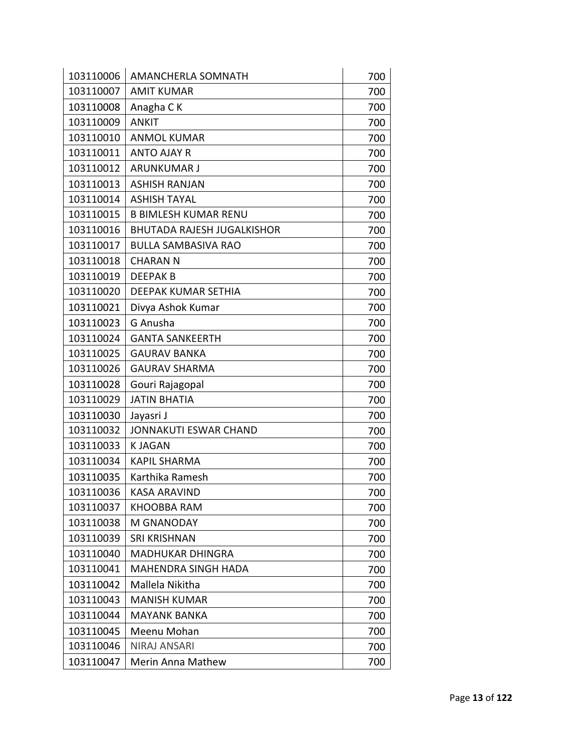| 103110006 | AMANCHERLA SOMNATH | 700 |
|---|---|---|
| 103110007 | AMIT KUMAR | 700 |
| 103110008 | Anagha C K | 700 |
| 103110009 | ANKIT | 700 |
| 103110010 | ANMOL KUMAR | 700 |
| 103110011 | ANTO AJAY R | 700 |
| 103110012 | ARUNKUMAR J | 700 |
| 103110013 | ASHISH RANJAN | 700 |
| 103110014 | ASHISH TAYAL | 700 |
| 103110015 | B BIMLESH KUMAR RENU | 700 |
| 103110016 | BHUTADA RAJESH JUGALKISHOR | 700 |
| 103110017 | BULLA SAMBASIVA RAO | 700 |
| 103110018 | CHARAN N | 700 |
| 103110019 | DEEPAK B | 700 |
| 103110020 | DEEPAK KUMAR SETHIA | 700 |
| 103110021 | Divya Ashok Kumar | 700 |
| 103110023 | G Anusha | 700 |
| 103110024 | GANTA SANKEERTH | 700 |
| 103110025 | GAURAV BANKA | 700 |
| 103110026 | GAURAV SHARMA | 700 |
| 103110028 | Gouri Rajagopal | 700 |
| 103110029 | JATIN BHATIA | 700 |
| 103110030 | Jayasri J | 700 |
| 103110032 | JONNAKUTI ESWAR CHAND | 700 |
| 103110033 | K JAGAN | 700 |
| 103110034 | KAPIL SHARMA | 700 |
| 103110035 | Karthika Ramesh | 700 |
| 103110036 | KASA ARAVIND | 700 |
| 103110037 | KHOOBBA RAM | 700 |
| 103110038 | M GNANODAY | 700 |
| 103110039 | SRI KRISHNAN | 700 |
| 103110040 | MADHUKAR DHINGRA | 700 |
| 103110041 | MAHENDRA SINGH HADA | 700 |
| 103110042 | Mallela Nikitha | 700 |
| 103110043 | MANISH KUMAR | 700 |
| 103110044 | MAYANK BANKA | 700 |
| 103110045 | Meenu Mohan | 700 |
| 103110046 | NIRAJ ANSARI | 700 |
| 103110047 | Merin Anna Mathew | 700 |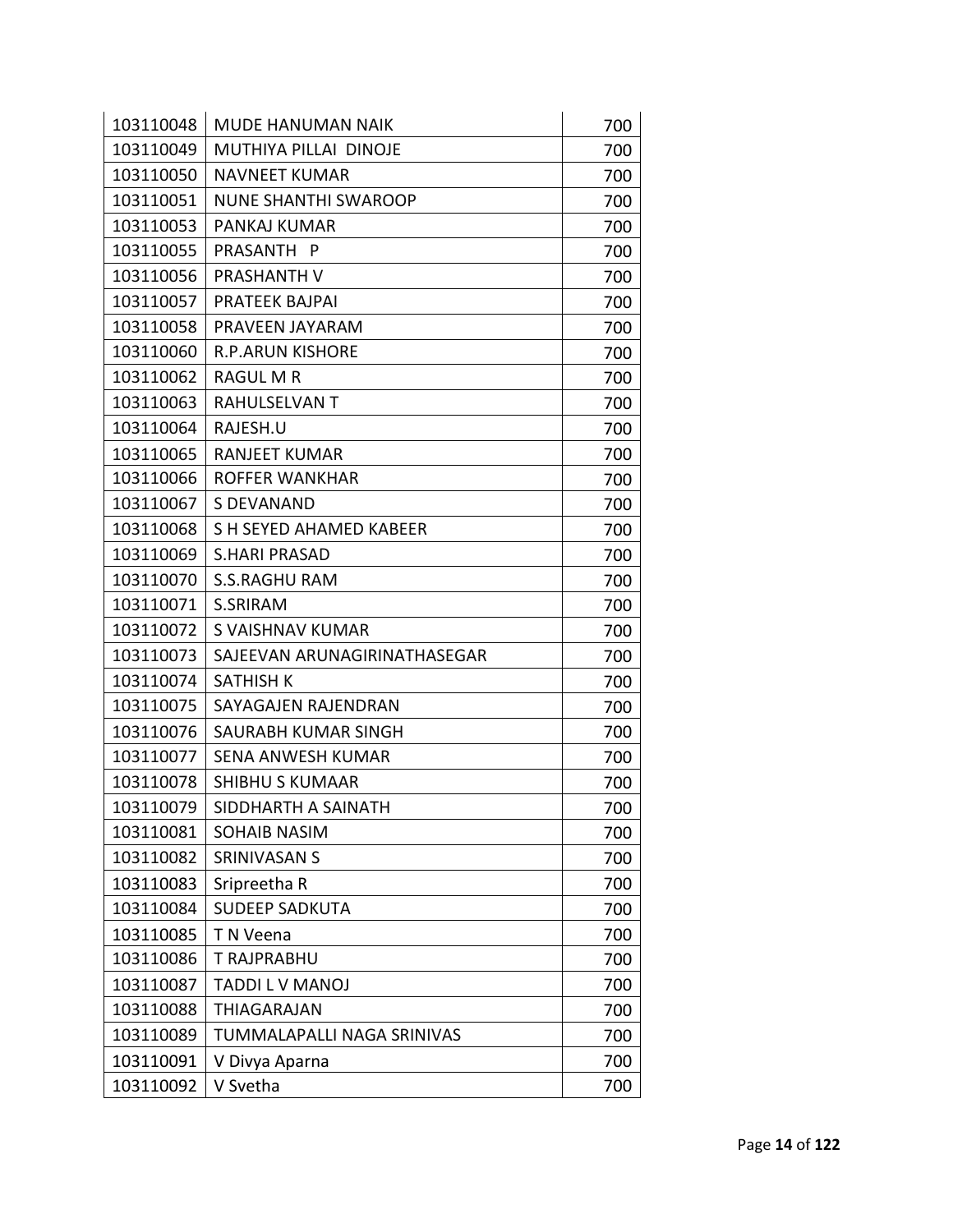| | | |
|---|---|---|
| 103110048 | MUDE HANUMAN NAIK | 700 |
| 103110049 | MUTHIYA PILLAI  DINOJE | 700 |
| 103110050 | NAVNEET KUMAR | 700 |
| 103110051 | NUNE SHANTHI SWAROOP | 700 |
| 103110053 | PANKAJ KUMAR | 700 |
| 103110055 | PRASANTH   P | 700 |
| 103110056 | PRASHANTH V | 700 |
| 103110057 | PRATEEK BAJPAI | 700 |
| 103110058 | PRAVEEN JAYARAM | 700 |
| 103110060 | R.P.ARUN KISHORE | 700 |
| 103110062 | RAGUL M R | 700 |
| 103110063 | RAHULSELVAN T | 700 |
| 103110064 | RAJESH.U | 700 |
| 103110065 | RANJEET KUMAR | 700 |
| 103110066 | ROFFER WANKHAR | 700 |
| 103110067 | S DEVANAND | 700 |
| 103110068 | S H SEYED AHAMED KABEER | 700 |
| 103110069 | S.HARI PRASAD | 700 |
| 103110070 | S.S.RAGHU RAM | 700 |
| 103110071 | S.SRIRAM | 700 |
| 103110072 | S VAISHNAV KUMAR | 700 |
| 103110073 | SAJEEVAN ARUNAGIRINATHASEGAR | 700 |
| 103110074 | SATHISH K | 700 |
| 103110075 | SAYAGAJEN RAJENDRAN | 700 |
| 103110076 | SAURABH KUMAR SINGH | 700 |
| 103110077 | SENA ANWESH KUMAR | 700 |
| 103110078 | SHIBHU S KUMAAR | 700 |
| 103110079 | SIDDHARTH A SAINATH | 700 |
| 103110081 | SOHAIB NASIM | 700 |
| 103110082 | SRINIVASAN S | 700 |
| 103110083 | Sripreetha R | 700 |
| 103110084 | SUDEEP SADKUTA | 700 |
| 103110085 | T N Veena | 700 |
| 103110086 | T RAJPRABHU | 700 |
| 103110087 | TADDI L V MANOJ | 700 |
| 103110088 | THIAGARAJAN | 700 |
| 103110089 | TUMMALAPALLI NAGA SRINIVAS | 700 |
| 103110091 | V Divya Aparna | 700 |
| 103110092 | V Svetha | 700 |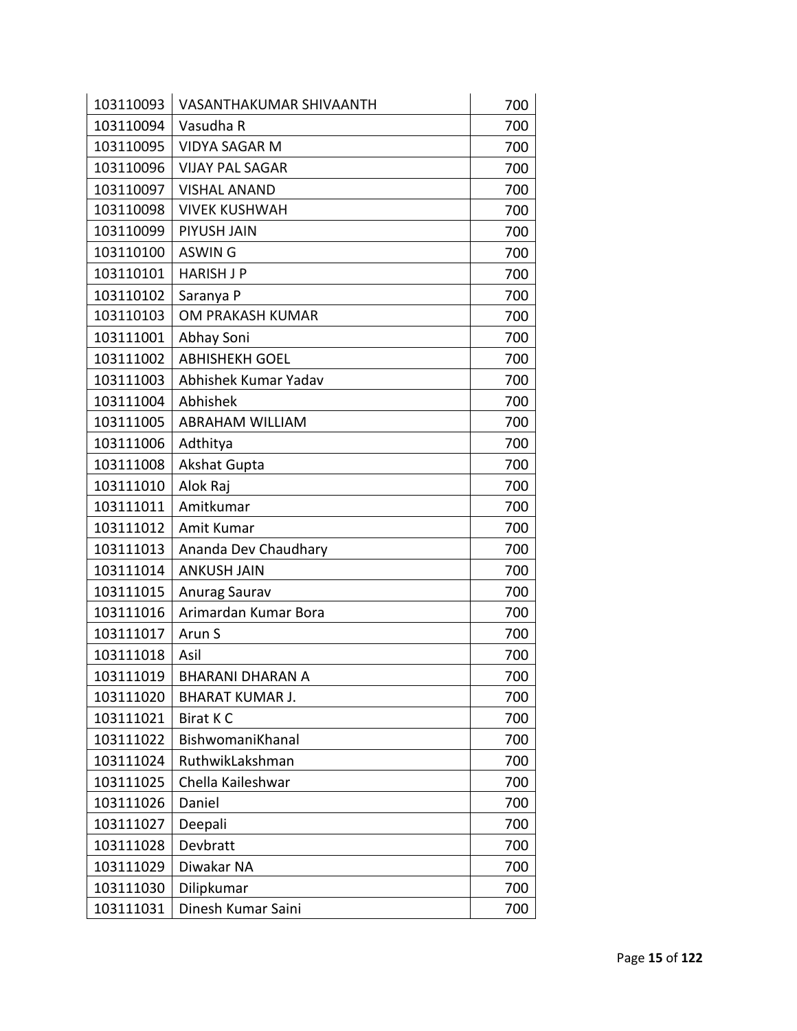| 103110093 | VASANTHAKUMAR SHIVAANTH | 700 |
|---|---|---|
| 103110094 | Vasudha R | 700 |
| 103110095 | VIDYA SAGAR M | 700 |
| 103110096 | VIJAY PAL SAGAR | 700 |
| 103110097 | VISHAL ANAND | 700 |
| 103110098 | VIVEK KUSHWAH | 700 |
| 103110099 | PIYUSH JAIN | 700 |
| 103110100 | ASWIN G | 700 |
| 103110101 | HARISH J P | 700 |
| 103110102 | Saranya P | 700 |
| 103110103 | OM PRAKASH KUMAR | 700 |
| 103111001 | Abhay Soni | 700 |
| 103111002 | ABHISHEKH GOEL | 700 |
| 103111003 | Abhishek Kumar Yadav | 700 |
| 103111004 | Abhishek | 700 |
| 103111005 | ABRAHAM WILLIAM | 700 |
| 103111006 | Adthitya | 700 |
| 103111008 | Akshat Gupta | 700 |
| 103111010 | Alok Raj | 700 |
| 103111011 | Amitkumar | 700 |
| 103111012 | Amit Kumar | 700 |
| 103111013 | Ananda Dev Chaudhary | 700 |
| 103111014 | ANKUSH JAIN | 700 |
| 103111015 | Anurag Saurav | 700 |
| 103111016 | Arimardan Kumar Bora | 700 |
| 103111017 | Arun S | 700 |
| 103111018 | Asil | 700 |
| 103111019 | BHARANI DHARAN A | 700 |
| 103111020 | BHARAT KUMAR J. | 700 |
| 103111021 | Birat K C | 700 |
| 103111022 | BishwomaniKhanal | 700 |
| 103111024 | RuthwikLakshman | 700 |
| 103111025 | Chella Kaileshwar | 700 |
| 103111026 | Daniel | 700 |
| 103111027 | Deepali | 700 |
| 103111028 | Devbratt | 700 |
| 103111029 | Diwakar NA | 700 |
| 103111030 | Dilipkumar | 700 |
| 103111031 | Dinesh Kumar Saini | 700 |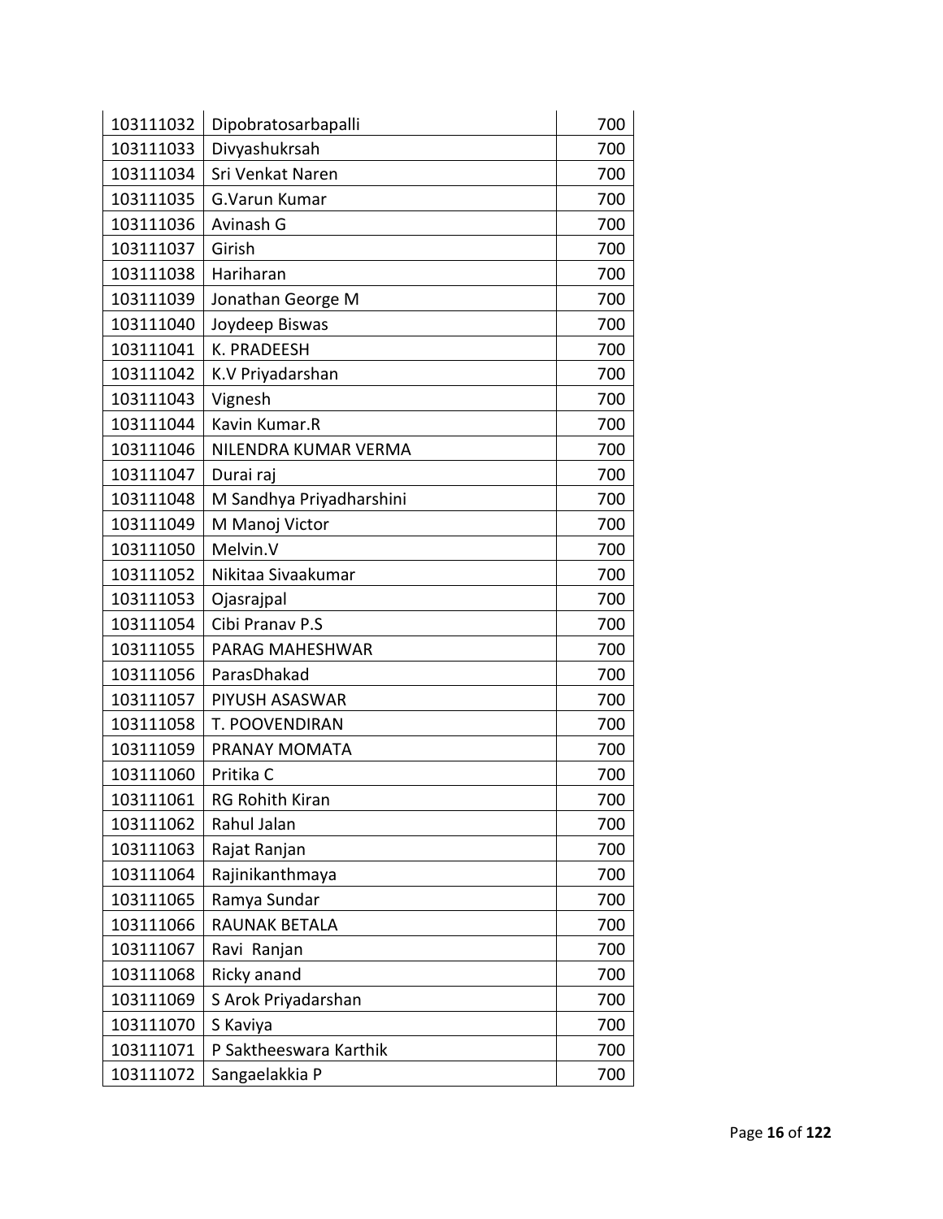| 103111032 | Dipobratosarbapalli | 700 |
|---|---|---|
| 103111033 | Divyashukrsah | 700 |
| 103111034 | Sri Venkat Naren | 700 |
| 103111035 | G.Varun Kumar | 700 |
| 103111036 | Avinash G | 700 |
| 103111037 | Girish | 700 |
| 103111038 | Hariharan | 700 |
| 103111039 | Jonathan George M | 700 |
| 103111040 | Joydeep Biswas | 700 |
| 103111041 | K. PRADEESH | 700 |
| 103111042 | K.V Priyadarshan | 700 |
| 103111043 | Vignesh | 700 |
| 103111044 | Kavin Kumar.R | 700 |
| 103111046 | NILENDRA KUMAR VERMA | 700 |
| 103111047 | Durai raj | 700 |
| 103111048 | M Sandhya Priyadharshini | 700 |
| 103111049 | M Manoj Victor | 700 |
| 103111050 | Melvin.V | 700 |
| 103111052 | Nikitaa Sivaakumar | 700 |
| 103111053 | Ojasrajpal | 700 |
| 103111054 | Cibi Pranav P.S | 700 |
| 103111055 | PARAG MAHESHWAR | 700 |
| 103111056 | ParasDhakad | 700 |
| 103111057 | PIYUSH ASASWAR | 700 |
| 103111058 | T. POOVENDIRAN | 700 |
| 103111059 | PRANAY MOMATA | 700 |
| 103111060 | Pritika C | 700 |
| 103111061 | RG Rohith Kiran | 700 |
| 103111062 | Rahul Jalan | 700 |
| 103111063 | Rajat Ranjan | 700 |
| 103111064 | Rajinikanthmaya | 700 |
| 103111065 | Ramya Sundar | 700 |
| 103111066 | RAUNAK BETALA | 700 |
| 103111067 | Ravi  Ranjan | 700 |
| 103111068 | Ricky anand | 700 |
| 103111069 | S Arok Priyadarshan | 700 |
| 103111070 | S Kaviya | 700 |
| 103111071 | P Saktheeswara Karthik | 700 |
| 103111072 | Sangaelakkia P | 700 |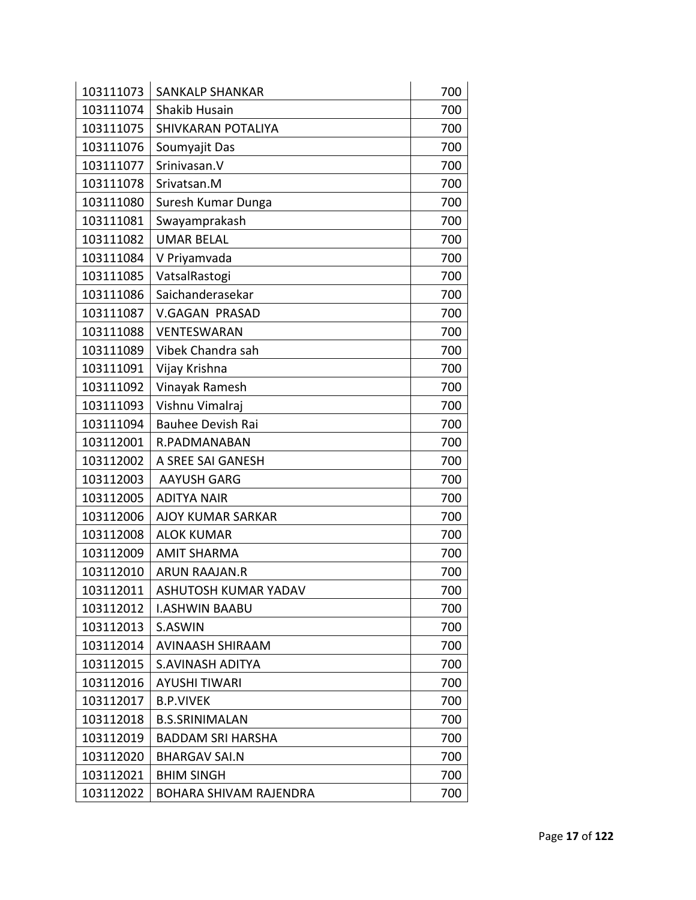| 103111073 | SANKALP SHANKAR | 700 |
|---|---|---|
| 103111074 | Shakib Husain | 700 |
| 103111075 | SHIVKARAN POTALIYA | 700 |
| 103111076 | Soumyajit Das | 700 |
| 103111077 | Srinivasan.V | 700 |
| 103111078 | Srivatsan.M | 700 |
| 103111080 | Suresh Kumar Dunga | 700 |
| 103111081 | Swayamprakash | 700 |
| 103111082 | UMAR BELAL | 700 |
| 103111084 | V Priyamvada | 700 |
| 103111085 | VatsalRastogi | 700 |
| 103111086 | Saichanderasekar | 700 |
| 103111087 | V.GAGAN PRASAD | 700 |
| 103111088 | VENTESWARAN | 700 |
| 103111089 | Vibek Chandra sah | 700 |
| 103111091 | Vijay Krishna | 700 |
| 103111092 | Vinayak Ramesh | 700 |
| 103111093 | Vishnu Vimalraj | 700 |
| 103111094 | Bauhee Devish Rai | 700 |
| 103112001 | R.PADMANABAN | 700 |
| 103112002 | A SREE SAI GANESH | 700 |
| 103112003 | AAYUSH GARG | 700 |
| 103112005 | ADITYA NAIR | 700 |
| 103112006 | AJOY KUMAR SARKAR | 700 |
| 103112008 | ALOK KUMAR | 700 |
| 103112009 | AMIT SHARMA | 700 |
| 103112010 | ARUN RAAJAN.R | 700 |
| 103112011 | ASHUTOSH KUMAR YADAV | 700 |
| 103112012 | I.ASHWIN BAABU | 700 |
| 103112013 | S.ASWIN | 700 |
| 103112014 | AVINAASH SHIRAAM | 700 |
| 103112015 | S.AVINASH ADITYA | 700 |
| 103112016 | AYUSHI TIWARI | 700 |
| 103112017 | B.P.VIVEK | 700 |
| 103112018 | B.S.SRINIMALAN | 700 |
| 103112019 | BADDAM SRI HARSHA | 700 |
| 103112020 | BHARGAV SAI.N | 700 |
| 103112021 | BHIM SINGH | 700 |
| 103112022 | BOHARA SHIVAM RAJENDRA | 700 |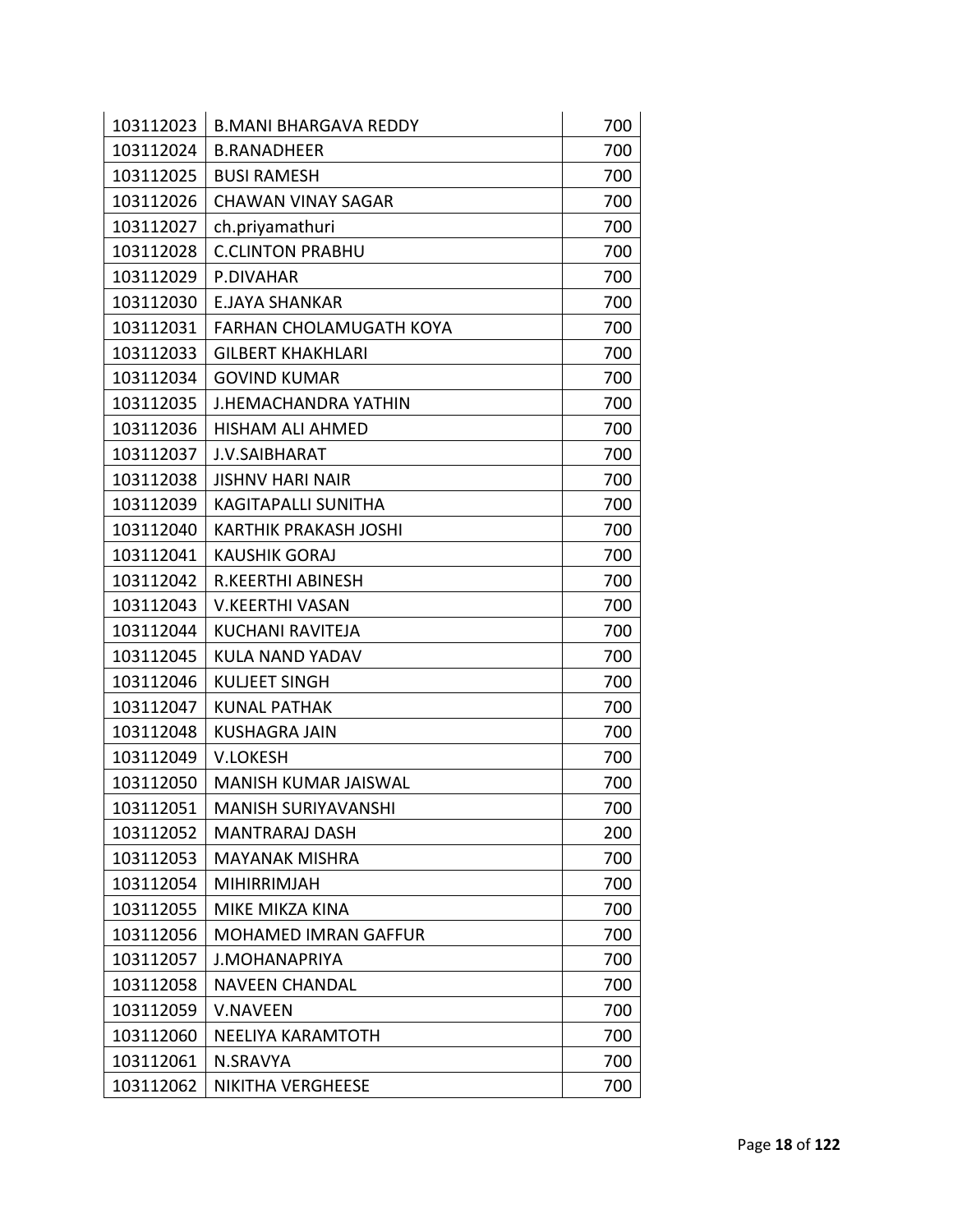| | | |
|---|---|---|
| 103112023 | B.MANI BHARGAVA REDDY | 700 |
| 103112024 | B.RANADHEER | 700 |
| 103112025 | BUSI RAMESH | 700 |
| 103112026 | CHAWAN VINAY SAGAR | 700 |
| 103112027 | ch.priyamathuri | 700 |
| 103112028 | C.CLINTON PRABHU | 700 |
| 103112029 | P.DIVAHAR | 700 |
| 103112030 | E.JAYA SHANKAR | 700 |
| 103112031 | FARHAN CHOLAMUGATH KOYA | 700 |
| 103112033 | GILBERT KHAKHLARI | 700 |
| 103112034 | GOVIND KUMAR | 700 |
| 103112035 | J.HEMACHANDRA YATHIN | 700 |
| 103112036 | HISHAM ALI AHMED | 700 |
| 103112037 | J.V.SAIBHARAT | 700 |
| 103112038 | JISHNV HARI NAIR | 700 |
| 103112039 | KAGITAPALLI SUNITHA | 700 |
| 103112040 | KARTHIK PRAKASH JOSHI | 700 |
| 103112041 | KAUSHIK GORAJ | 700 |
| 103112042 | R.KEERTHI ABINESH | 700 |
| 103112043 | V.KEERTHI VASAN | 700 |
| 103112044 | KUCHANI RAVITEJA | 700 |
| 103112045 | KULA NAND YADAV | 700 |
| 103112046 | KULJEET SINGH | 700 |
| 103112047 | KUNAL PATHAK | 700 |
| 103112048 | KUSHAGRA JAIN | 700 |
| 103112049 | V.LOKESH | 700 |
| 103112050 | MANISH KUMAR JAISWAL | 700 |
| 103112051 | MANISH SURIYAVANSHI | 700 |
| 103112052 | MANTRARAJ DASH | 200 |
| 103112053 | MAYANAK MISHRA | 700 |
| 103112054 | MIHIRRIMJAH | 700 |
| 103112055 | MIKE MIKZA KINA | 700 |
| 103112056 | MOHAMED IMRAN GAFFUR | 700 |
| 103112057 | J.MOHANAPRIYA | 700 |
| 103112058 | NAVEEN CHANDAL | 700 |
| 103112059 | V.NAVEEN | 700 |
| 103112060 | NEELIYA KARAMTOTH | 700 |
| 103112061 | N.SRAVYA | 700 |
| 103112062 | NIKITHA VERGHEESE | 700 |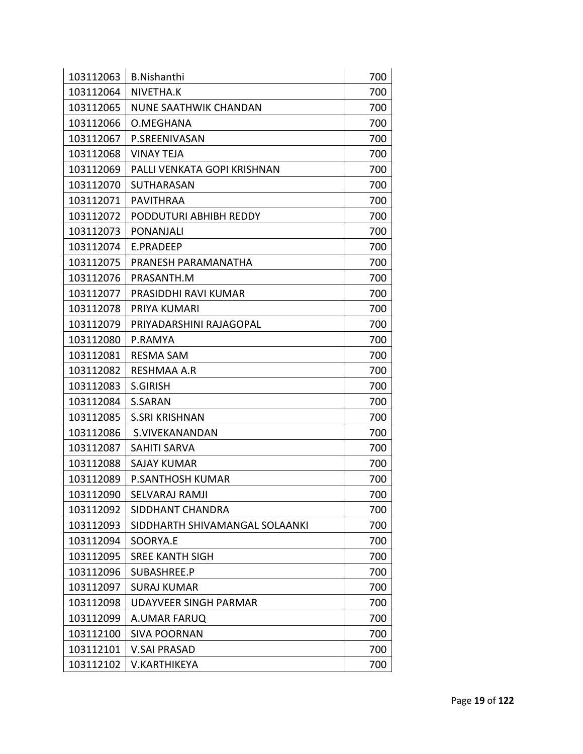| 103112063 | B.Nishanthi | 700 |
|---|---|---|
| 103112064 | NIVETHA.K | 700 |
| 103112065 | NUNE SAATHWIK CHANDAN | 700 |
| 103112066 | O.MEGHANA | 700 |
| 103112067 | P.SREENIVASAN | 700 |
| 103112068 | VINAY TEJA | 700 |
| 103112069 | PALLI VENKATA GOPI KRISHNAN | 700 |
| 103112070 | SUTHARASAN | 700 |
| 103112071 | PAVITHRAA | 700 |
| 103112072 | PODDUTURI ABHIBH REDDY | 700 |
| 103112073 | PONANJALI | 700 |
| 103112074 | E.PRADEEP | 700 |
| 103112075 | PRANESH PARAMANATHA | 700 |
| 103112076 | PRASANTH.M | 700 |
| 103112077 | PRASIDDHI RAVI KUMAR | 700 |
| 103112078 | PRIYA KUMARI | 700 |
| 103112079 | PRIYADARSHINI RAJAGOPAL | 700 |
| 103112080 | P.RAMYA | 700 |
| 103112081 | RESMA SAM | 700 |
| 103112082 | RESHMAA A.R | 700 |
| 103112083 | S.GIRISH | 700 |
| 103112084 | S.SARAN | 700 |
| 103112085 | S.SRI KRISHNAN | 700 |
| 103112086 | S.VIVEKANANDAN | 700 |
| 103112087 | SAHITI SARVA | 700 |
| 103112088 | SAJAY KUMAR | 700 |
| 103112089 | P.SANTHOSH KUMAR | 700 |
| 103112090 | SELVARAJ RAMJI | 700 |
| 103112092 | SIDDHANT CHANDRA | 700 |
| 103112093 | SIDDHARTH SHIVAMANGAL SOLAANKI | 700 |
| 103112094 | SOORYA.E | 700 |
| 103112095 | SREE KANTH SIGH | 700 |
| 103112096 | SUBASHREE.P | 700 |
| 103112097 | SURAJ KUMAR | 700 |
| 103112098 | UDAYVEER SINGH PARMAR | 700 |
| 103112099 | A.UMAR FARUQ | 700 |
| 103112100 | SIVA POORNAN | 700 |
| 103112101 | V.SAI PRASAD | 700 |
| 103112102 | V.KARTHIKEYA | 700 |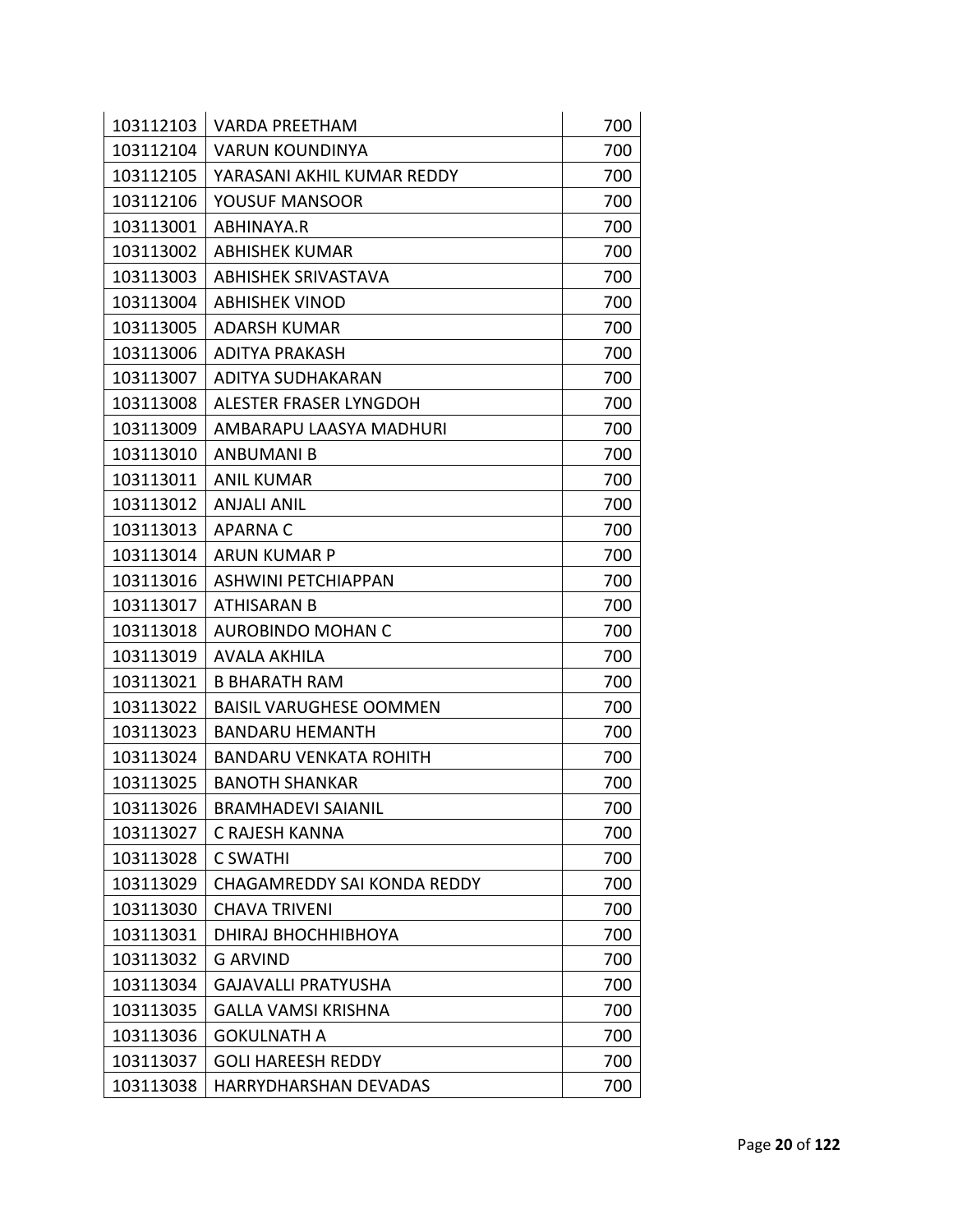| 103112103 | VARDA PREETHAM | 700 |
|---|---|---|
| 103112104 | VARUN KOUNDINYA | 700 |
| 103112105 | YARASANI AKHIL KUMAR REDDY | 700 |
| 103112106 | YOUSUF MANSOOR | 700 |
| 103113001 | ABHINAYA.R | 700 |
| 103113002 | ABHISHEK KUMAR | 700 |
| 103113003 | ABHISHEK SRIVASTAVA | 700 |
| 103113004 | ABHISHEK VINOD | 700 |
| 103113005 | ADARSH KUMAR | 700 |
| 103113006 | ADITYA PRAKASH | 700 |
| 103113007 | ADITYA SUDHAKARAN | 700 |
| 103113008 | ALESTER FRASER LYNGDOH | 700 |
| 103113009 | AMBARAPU LAASYA MADHURI | 700 |
| 103113010 | ANBUMANI B | 700 |
| 103113011 | ANIL KUMAR | 700 |
| 103113012 | ANJALI ANIL | 700 |
| 103113013 | APARNA C | 700 |
| 103113014 | ARUN KUMAR P | 700 |
| 103113016 | ASHWINI PETCHIAPPAN | 700 |
| 103113017 | ATHISARAN B | 700 |
| 103113018 | AUROBINDO MOHAN C | 700 |
| 103113019 | AVALA AKHILA | 700 |
| 103113021 | B BHARATH RAM | 700 |
| 103113022 | BAISIL VARUGHESE OOMMEN | 700 |
| 103113023 | BANDARU HEMANTH | 700 |
| 103113024 | BANDARU VENKATA ROHITH | 700 |
| 103113025 | BANOTH SHANKAR | 700 |
| 103113026 | BRAMHADEVI SAIANIL | 700 |
| 103113027 | C RAJESH KANNA | 700 |
| 103113028 | C SWATHI | 700 |
| 103113029 | CHAGAMREDDY SAI KONDA REDDY | 700 |
| 103113030 | CHAVA TRIVENI | 700 |
| 103113031 | DHIRAJ BHOCHHIBHOYA | 700 |
| 103113032 | G ARVIND | 700 |
| 103113034 | GAJAVALLI PRATYUSHA | 700 |
| 103113035 | GALLA VAMSI KRISHNA | 700 |
| 103113036 | GOKULNATH A | 700 |
| 103113037 | GOLI HAREESH REDDY | 700 |
| 103113038 | HARRYDHARSHAN DEVADAS | 700 |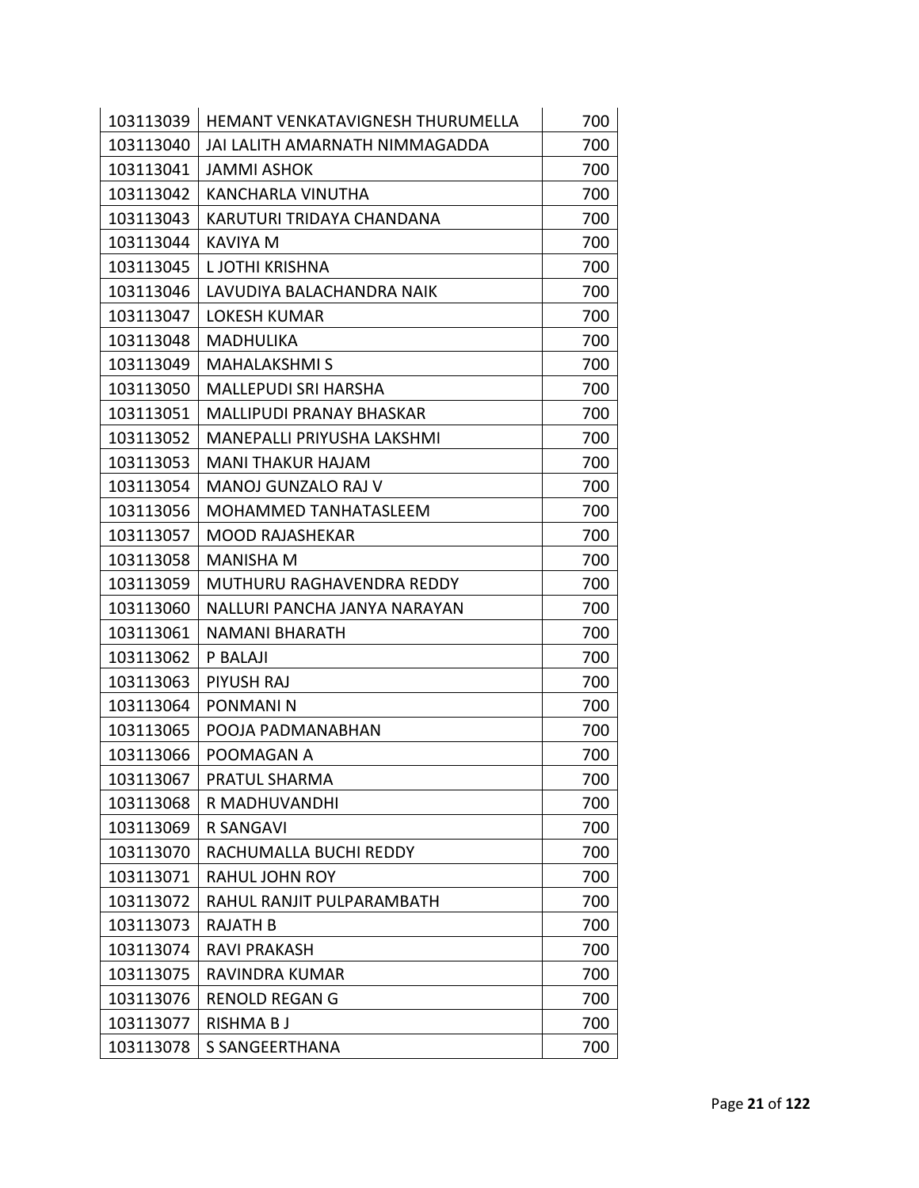| | | |
|---|---|---|
| 103113039 | HEMANT VENKATAVIGNESH THURUMELLA | 700 |
| 103113040 | JAI LALITH AMARNATH NIMMAGADDA | 700 |
| 103113041 | JAMMI ASHOK | 700 |
| 103113042 | KANCHARLA VINUTHA | 700 |
| 103113043 | KARUTURI TRIDAYA CHANDANA | 700 |
| 103113044 | KAVIYA M | 700 |
| 103113045 | L JOTHI KRISHNA | 700 |
| 103113046 | LAVUDIYA BALACHANDRA NAIK | 700 |
| 103113047 | LOKESH KUMAR | 700 |
| 103113048 | MADHULIKA | 700 |
| 103113049 | MAHALAKSHMI S | 700 |
| 103113050 | MALLEPUDI SRI HARSHA | 700 |
| 103113051 | MALLIPUDI PRANAY BHASKAR | 700 |
| 103113052 | MANEPALLI PRIYUSHA LAKSHMI | 700 |
| 103113053 | MANI THAKUR HAJAM | 700 |
| 103113054 | MANOJ GUNZALO RAJ V | 700 |
| 103113056 | MOHAMMED TANHATASLEEM | 700 |
| 103113057 | MOOD RAJASHEKAR | 700 |
| 103113058 | MANISHA M | 700 |
| 103113059 | MUTHURU RAGHAVENDRA REDDY | 700 |
| 103113060 | NALLURI PANCHA JANYA NARAYAN | 700 |
| 103113061 | NAMANI BHARATH | 700 |
| 103113062 | P BALAJI | 700 |
| 103113063 | PIYUSH RAJ | 700 |
| 103113064 | PONMANI N | 700 |
| 103113065 | POOJA PADMANABHAN | 700 |
| 103113066 | POOMAGAN A | 700 |
| 103113067 | PRATUL SHARMA | 700 |
| 103113068 | R MADHUVANDHI | 700 |
| 103113069 | R SANGAVI | 700 |
| 103113070 | RACHUMALLA BUCHI REDDY | 700 |
| 103113071 | RAHUL JOHN ROY | 700 |
| 103113072 | RAHUL RANJIT PULPARAMBATH | 700 |
| 103113073 | RAJATH B | 700 |
| 103113074 | RAVI PRAKASH | 700 |
| 103113075 | RAVINDRA KUMAR | 700 |
| 103113076 | RENOLD REGAN G | 700 |
| 103113077 | RISHMA B J | 700 |
| 103113078 | S SANGEERTHANA | 700 |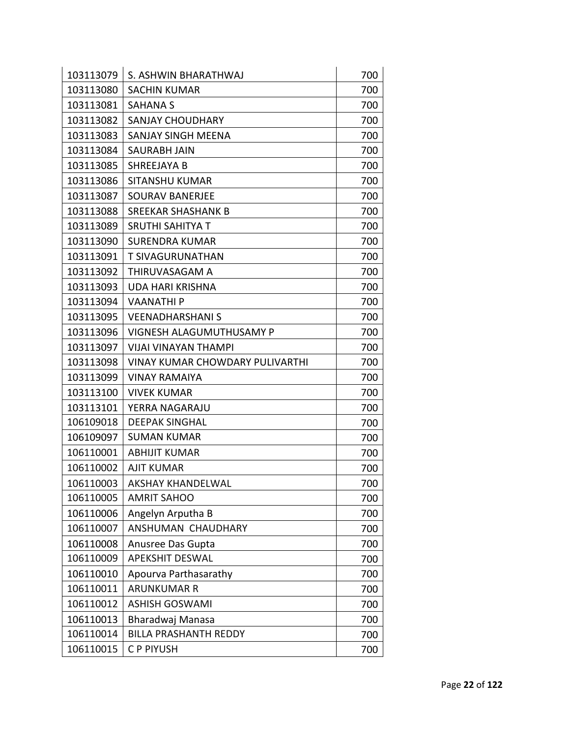| | | |
|---|---|---|
| 103113079 | S. ASHWIN BHARATHWAJ | 700 |
| 103113080 | SACHIN KUMAR | 700 |
| 103113081 | SAHANA S | 700 |
| 103113082 | SANJAY CHOUDHARY | 700 |
| 103113083 | SANJAY SINGH MEENA | 700 |
| 103113084 | SAURABH JAIN | 700 |
| 103113085 | SHREEJAYA B | 700 |
| 103113086 | SITANSHU KUMAR | 700 |
| 103113087 | SOURAV BANERJEE | 700 |
| 103113088 | SREEKAR SHASHANK B | 700 |
| 103113089 | SRUTHI SAHITYA T | 700 |
| 103113090 | SURENDRA KUMAR | 700 |
| 103113091 | T SIVAGURUNATHAN | 700 |
| 103113092 | THIRUVASAGAM A | 700 |
| 103113093 | UDA HARI KRISHNA | 700 |
| 103113094 | VAANATHI P | 700 |
| 103113095 | VEENADHARSHANI S | 700 |
| 103113096 | VIGNESH ALAGUMUTHUSAMY P | 700 |
| 103113097 | VIJAI VINAYAN THAMPI | 700 |
| 103113098 | VINAY KUMAR CHOWDARY PULIVARTHI | 700 |
| 103113099 | VINAY RAMAIYA | 700 |
| 103113100 | VIVEK KUMAR | 700 |
| 103113101 | YERRA NAGARAJU | 700 |
| 106109018 | DEEPAK SINGHAL | 700 |
| 106109097 | SUMAN KUMAR | 700 |
| 106110001 | ABHIJIT KUMAR | 700 |
| 106110002 | AJIT KUMAR | 700 |
| 106110003 | AKSHAY KHANDELWAL | 700 |
| 106110005 | AMRIT SAHOO | 700 |
| 106110006 | Angelyn Arputha B | 700 |
| 106110007 | ANSHUMAN CHAUDHARY | 700 |
| 106110008 | Anusree Das Gupta | 700 |
| 106110009 | APEKSHIT DESWAL | 700 |
| 106110010 | Apourva Parthasarathy | 700 |
| 106110011 | ARUNKUMAR R | 700 |
| 106110012 | ASHISH GOSWAMI | 700 |
| 106110013 | Bharadwaj Manasa | 700 |
| 106110014 | BILLA PRASHANTH REDDY | 700 |
| 106110015 | C P PIYUSH | 700 |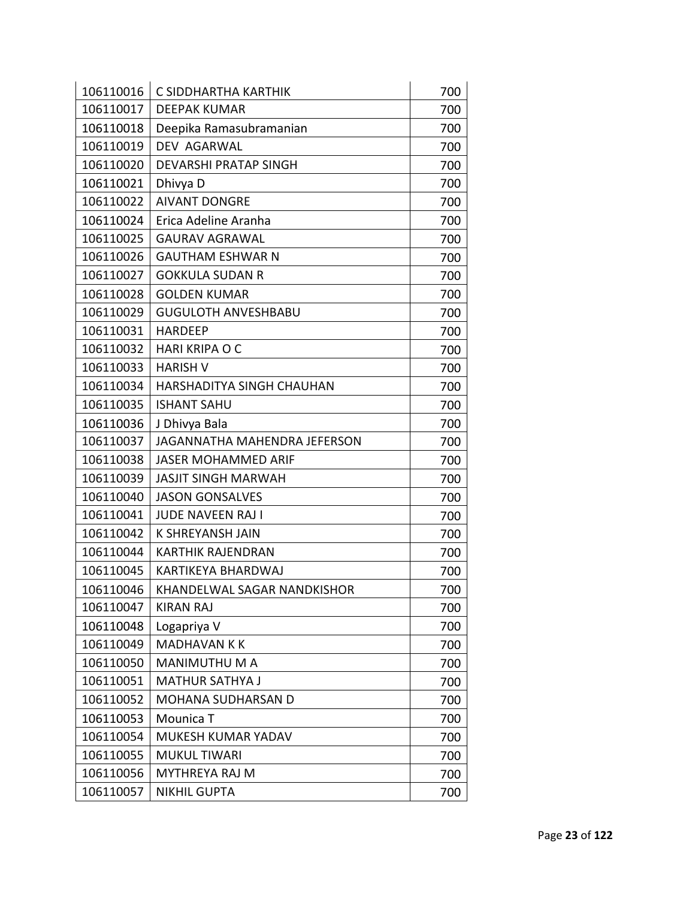| | | |
|---|---|---|
| 106110016 | C SIDDHARTHA KARTHIK | 700 |
| 106110017 | DEEPAK KUMAR | 700 |
| 106110018 | Deepika Ramasubramanian | 700 |
| 106110019 | DEV AGARWAL | 700 |
| 106110020 | DEVARSHI PRATAP SINGH | 700 |
| 106110021 | Dhivya D | 700 |
| 106110022 | AIVANT DONGRE | 700 |
| 106110024 | Erica Adeline Aranha | 700 |
| 106110025 | GAURAV AGRAWAL | 700 |
| 106110026 | GAUTHAM ESHWAR N | 700 |
| 106110027 | GOKKULA SUDAN R | 700 |
| 106110028 | GOLDEN KUMAR | 700 |
| 106110029 | GUGULOTH ANVESHBABU | 700 |
| 106110031 | HARDEEP | 700 |
| 106110032 | HARI KRIPA O C | 700 |
| 106110033 | HARISH V | 700 |
| 106110034 | HARSHADITYA SINGH CHAUHAN | 700 |
| 106110035 | ISHANT SAHU | 700 |
| 106110036 | J Dhivya Bala | 700 |
| 106110037 | JAGANNATHA MAHENDRA JEFERSON | 700 |
| 106110038 | JASER MOHAMMED ARIF | 700 |
| 106110039 | JASJIT SINGH MARWAH | 700 |
| 106110040 | JASON GONSALVES | 700 |
| 106110041 | JUDE NAVEEN RAJ I | 700 |
| 106110042 | K SHREYANSH JAIN | 700 |
| 106110044 | KARTHIK RAJENDRAN | 700 |
| 106110045 | KARTIKEYA BHARDWAJ | 700 |
| 106110046 | KHANDELWAL SAGAR NANDKISHOR | 700 |
| 106110047 | KIRAN RAJ | 700 |
| 106110048 | Logapriya V | 700 |
| 106110049 | MADHAVAN K K | 700 |
| 106110050 | MANIMUTHU M A | 700 |
| 106110051 | MATHUR SATHYA J | 700 |
| 106110052 | MOHANA SUDHARSAN D | 700 |
| 106110053 | Mounica T | 700 |
| 106110054 | MUKESH KUMAR YADAV | 700 |
| 106110055 | MUKUL TIWARI | 700 |
| 106110056 | MYTHREYA RAJ M | 700 |
| 106110057 | NIKHIL GUPTA | 700 |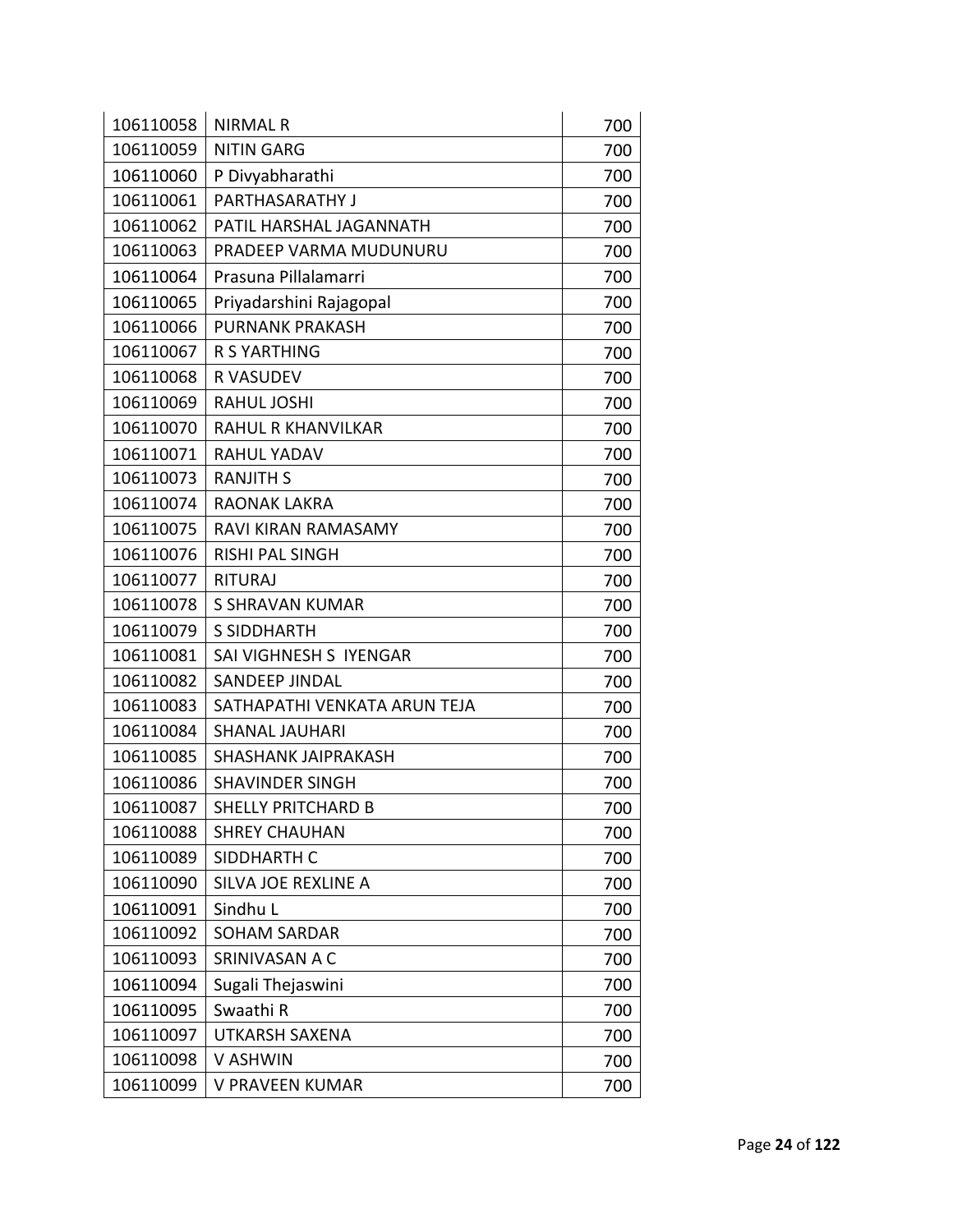| | | |
|---|---|---|
| 106110058 | NIRMAL R | 700 |
| 106110059 | NITIN GARG | 700 |
| 106110060 | P Divyabharathi | 700 |
| 106110061 | PARTHASARATHY J | 700 |
| 106110062 | PATIL HARSHAL JAGANNATH | 700 |
| 106110063 | PRADEEP VARMA MUDUNURU | 700 |
| 106110064 | Prasuna Pillalamarri | 700 |
| 106110065 | Priyadarshini Rajagopal | 700 |
| 106110066 | PURNANK PRAKASH | 700 |
| 106110067 | R S YARTHING | 700 |
| 106110068 | R VASUDEV | 700 |
| 106110069 | RAHUL JOSHI | 700 |
| 106110070 | RAHUL R KHANVILKAR | 700 |
| 106110071 | RAHUL YADAV | 700 |
| 106110073 | RANJITH S | 700 |
| 106110074 | RAONAK LAKRA | 700 |
| 106110075 | RAVI KIRAN RAMASAMY | 700 |
| 106110076 | RISHI PAL SINGH | 700 |
| 106110077 | RITURAJ | 700 |
| 106110078 | S SHRAVAN KUMAR | 700 |
| 106110079 | S SIDDHARTH | 700 |
| 106110081 | SAI VIGHNESH S IYENGAR | 700 |
| 106110082 | SANDEEP JINDAL | 700 |
| 106110083 | SATHAPATHI VENKATA ARUN TEJA | 700 |
| 106110084 | SHANAL JAUHARI | 700 |
| 106110085 | SHASHANK JAIPRAKASH | 700 |
| 106110086 | SHAVINDER SINGH | 700 |
| 106110087 | SHELLY PRITCHARD B | 700 |
| 106110088 | SHREY CHAUHAN | 700 |
| 106110089 | SIDDHARTH C | 700 |
| 106110090 | SILVA JOE REXLINE A | 700 |
| 106110091 | Sindhu L | 700 |
| 106110092 | SOHAM SARDAR | 700 |
| 106110093 | SRINIVASAN A C | 700 |
| 106110094 | Sugali Thejaswini | 700 |
| 106110095 | Swaathi R | 700 |
| 106110097 | UTKARSH SAXENA | 700 |
| 106110098 | V ASHWIN | 700 |
| 106110099 | V PRAVEEN KUMAR | 700 |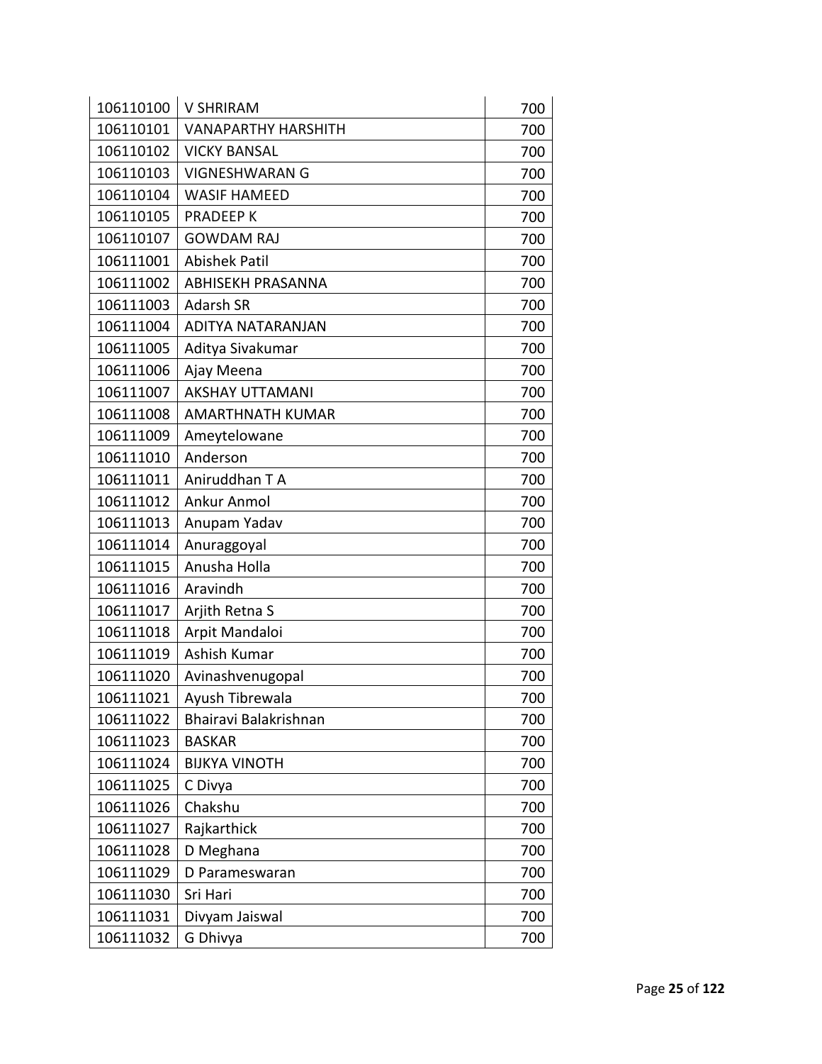| 106110100 | V SHRIRAM | 700 |
|---|---|---|
| 106110101 | VANAPARTHY HARSHITH | 700 |
| 106110102 | VICKY BANSAL | 700 |
| 106110103 | VIGNESHWARAN G | 700 |
| 106110104 | WASIF HAMEED | 700 |
| 106110105 | PRADEEP K | 700 |
| 106110107 | GOWDAM RAJ | 700 |
| 106111001 | Abishek Patil | 700 |
| 106111002 | ABHISEKH PRASANNA | 700 |
| 106111003 | Adarsh SR | 700 |
| 106111004 | ADITYA NATARANJAN | 700 |
| 106111005 | Aditya Sivakumar | 700 |
| 106111006 | Ajay Meena | 700 |
| 106111007 | AKSHAY UTTAMANI | 700 |
| 106111008 | AMARTHNATH KUMAR | 700 |
| 106111009 | Ameytelowane | 700 |
| 106111010 | Anderson | 700 |
| 106111011 | Aniruddhan T A | 700 |
| 106111012 | Ankur Anmol | 700 |
| 106111013 | Anupam Yadav | 700 |
| 106111014 | Anuraggoyal | 700 |
| 106111015 | Anusha Holla | 700 |
| 106111016 | Aravindh | 700 |
| 106111017 | Arjith Retna S | 700 |
| 106111018 | Arpit Mandaloi | 700 |
| 106111019 | Ashish Kumar | 700 |
| 106111020 | Avinashvenugopal | 700 |
| 106111021 | Ayush Tibrewala | 700 |
| 106111022 | Bhairavi Balakrishnan | 700 |
| 106111023 | BASKAR | 700 |
| 106111024 | BIJKYA VINOTH | 700 |
| 106111025 | C Divya | 700 |
| 106111026 | Chakshu | 700 |
| 106111027 | Rajkarthick | 700 |
| 106111028 | D Meghana | 700 |
| 106111029 | D Parameswaran | 700 |
| 106111030 | Sri Hari | 700 |
| 106111031 | Divyam Jaiswal | 700 |
| 106111032 | G Dhivya | 700 |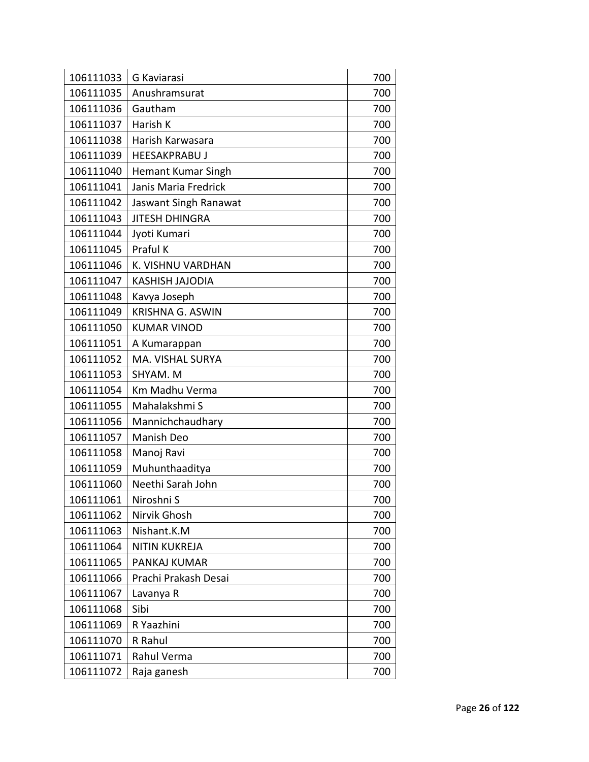| 106111033 | G Kaviarasi | 700 |
|---|---|---|
| 106111035 | Anushramsurat | 700 |
| 106111036 | Gautham | 700 |
| 106111037 | Harish K | 700 |
| 106111038 | Harish Karwasara | 700 |
| 106111039 | HEESAKPRABU J | 700 |
| 106111040 | Hemant Kumar Singh | 700 |
| 106111041 | Janis Maria Fredrick | 700 |
| 106111042 | Jaswant Singh Ranawat | 700 |
| 106111043 | JITESH DHINGRA | 700 |
| 106111044 | Jyoti Kumari | 700 |
| 106111045 | Praful K | 700 |
| 106111046 | K. VISHNU VARDHAN | 700 |
| 106111047 | KASHISH JAJODIA | 700 |
| 106111048 | Kavya Joseph | 700 |
| 106111049 | KRISHNA G. ASWIN | 700 |
| 106111050 | KUMAR VINOD | 700 |
| 106111051 | A Kumarappan | 700 |
| 106111052 | MA. VISHAL SURYA | 700 |
| 106111053 | SHYAM. M | 700 |
| 106111054 | Km Madhu Verma | 700 |
| 106111055 | Mahalakshmi S | 700 |
| 106111056 | Mannichchaudhary | 700 |
| 106111057 | Manish Deo | 700 |
| 106111058 | Manoj Ravi | 700 |
| 106111059 | Muhunthaaditya | 700 |
| 106111060 | Neethi Sarah John | 700 |
| 106111061 | Niroshni S | 700 |
| 106111062 | Nirvik Ghosh | 700 |
| 106111063 | Nishant.K.M | 700 |
| 106111064 | NITIN KUKREJA | 700 |
| 106111065 | PANKAJ KUMAR | 700 |
| 106111066 | Prachi Prakash Desai | 700 |
| 106111067 | Lavanya R | 700 |
| 106111068 | Sibi | 700 |
| 106111069 | R Yaazhini | 700 |
| 106111070 | R Rahul | 700 |
| 106111071 | Rahul Verma | 700 |
| 106111072 | Raja ganesh | 700 |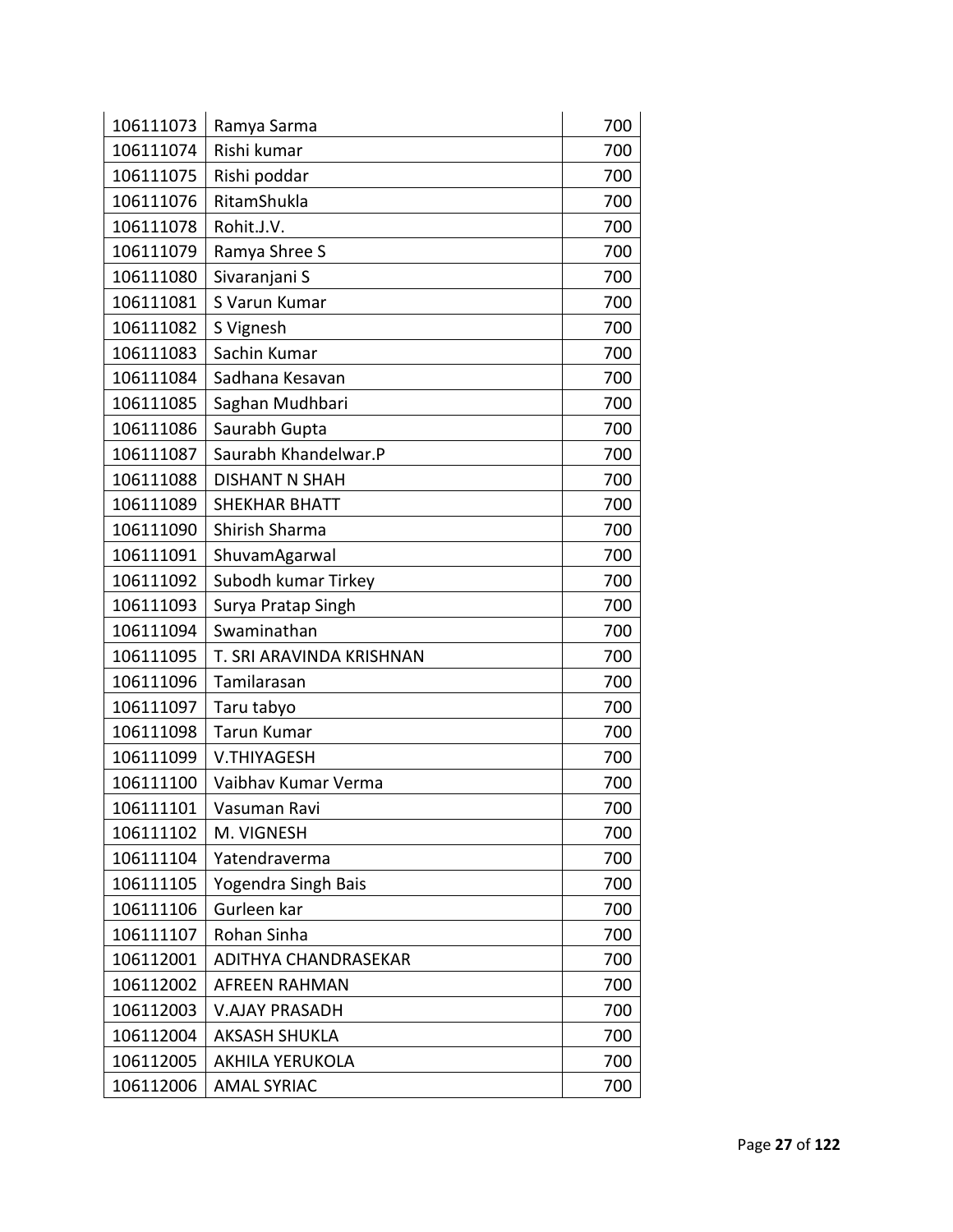| 106111073 | Ramya Sarma | 700 |
|---|---|---|
| 106111074 | Rishi kumar | 700 |
| 106111075 | Rishi poddar | 700 |
| 106111076 | RitamShukla | 700 |
| 106111078 | Rohit.J.V. | 700 |
| 106111079 | Ramya Shree S | 700 |
| 106111080 | Sivaranjani S | 700 |
| 106111081 | S Varun Kumar | 700 |
| 106111082 | S Vignesh | 700 |
| 106111083 | Sachin Kumar | 700 |
| 106111084 | Sadhana Kesavan | 700 |
| 106111085 | Saghan Mudhbari | 700 |
| 106111086 | Saurabh Gupta | 700 |
| 106111087 | Saurabh Khandelwar.P | 700 |
| 106111088 | DISHANT N SHAH | 700 |
| 106111089 | SHEKHAR BHATT | 700 |
| 106111090 | Shirish Sharma | 700 |
| 106111091 | ShuvamAgarwal | 700 |
| 106111092 | Subodh kumar Tirkey | 700 |
| 106111093 | Surya Pratap Singh | 700 |
| 106111094 | Swaminathan | 700 |
| 106111095 | T. SRI ARAVINDA KRISHNAN | 700 |
| 106111096 | Tamilarasan | 700 |
| 106111097 | Taru tabyo | 700 |
| 106111098 | Tarun Kumar | 700 |
| 106111099 | V.THIYAGESH | 700 |
| 106111100 | Vaibhav Kumar Verma | 700 |
| 106111101 | Vasuman Ravi | 700 |
| 106111102 | M. VIGNESH | 700 |
| 106111104 | Yatendraverma | 700 |
| 106111105 | Yogendra Singh Bais | 700 |
| 106111106 | Gurleen kar | 700 |
| 106111107 | Rohan Sinha | 700 |
| 106112001 | ADITHYA CHANDRASEKAR | 700 |
| 106112002 | AFREEN RAHMAN | 700 |
| 106112003 | V.AJAY PRASADH | 700 |
| 106112004 | AKSASH SHUKLA | 700 |
| 106112005 | AKHILA YERUKOLA | 700 |
| 106112006 | AMAL SYRIAC | 700 |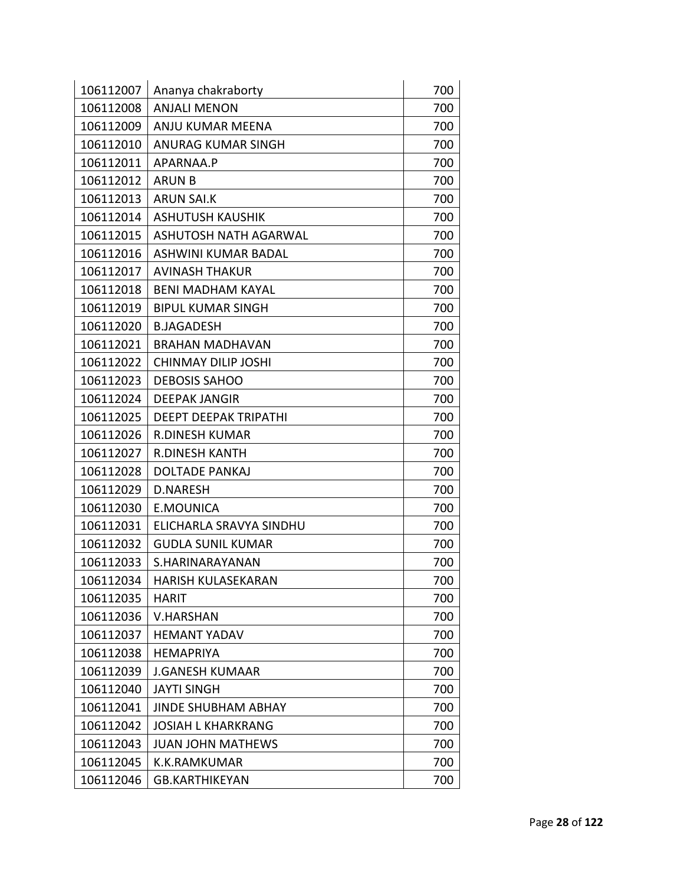| | | |
|---|---|---|
| 106112007 | Ananya chakraborty | 700 |
| 106112008 | ANJALI MENON | 700 |
| 106112009 | ANJU KUMAR MEENA | 700 |
| 106112010 | ANURAG KUMAR SINGH | 700 |
| 106112011 | APARNAA.P | 700 |
| 106112012 | ARUN B | 700 |
| 106112013 | ARUN SAI.K | 700 |
| 106112014 | ASHUTUSH KAUSHIK | 700 |
| 106112015 | ASHUTOSH NATH AGARWAL | 700 |
| 106112016 | ASHWINI KUMAR BADAL | 700 |
| 106112017 | AVINASH THAKUR | 700 |
| 106112018 | BENI MADHAM KAYAL | 700 |
| 106112019 | BIPUL KUMAR SINGH | 700 |
| 106112020 | B.JAGADESH | 700 |
| 106112021 | BRAHAN MADHAVAN | 700 |
| 106112022 | CHINMAY DILIP JOSHI | 700 |
| 106112023 | DEBOSIS SAHOO | 700 |
| 106112024 | DEEPAK JANGIR | 700 |
| 106112025 | DEEPT DEEPAK TRIPATHI | 700 |
| 106112026 | R.DINESH KUMAR | 700 |
| 106112027 | R.DINESH KANTH | 700 |
| 106112028 | DOLTADE PANKAJ | 700 |
| 106112029 | D.NARESH | 700 |
| 106112030 | E.MOUNICA | 700 |
| 106112031 | ELICHARLA SRAVYA SINDHU | 700 |
| 106112032 | GUDLA SUNIL KUMAR | 700 |
| 106112033 | S.HARINARAYANAN | 700 |
| 106112034 | HARISH KULASEKARAN | 700 |
| 106112035 | HARIT | 700 |
| 106112036 | V.HARSHAN | 700 |
| 106112037 | HEMANT YADAV | 700 |
| 106112038 | HEMAPRIYA | 700 |
| 106112039 | J.GANESH KUMAAR | 700 |
| 106112040 | JAYTI SINGH | 700 |
| 106112041 | JINDE SHUBHAM ABHAY | 700 |
| 106112042 | JOSIAH L KHARKRANG | 700 |
| 106112043 | JUAN JOHN MATHEWS | 700 |
| 106112045 | K.K.RAMKUMAR | 700 |
| 106112046 | GB.KARTHIKEYAN | 700 |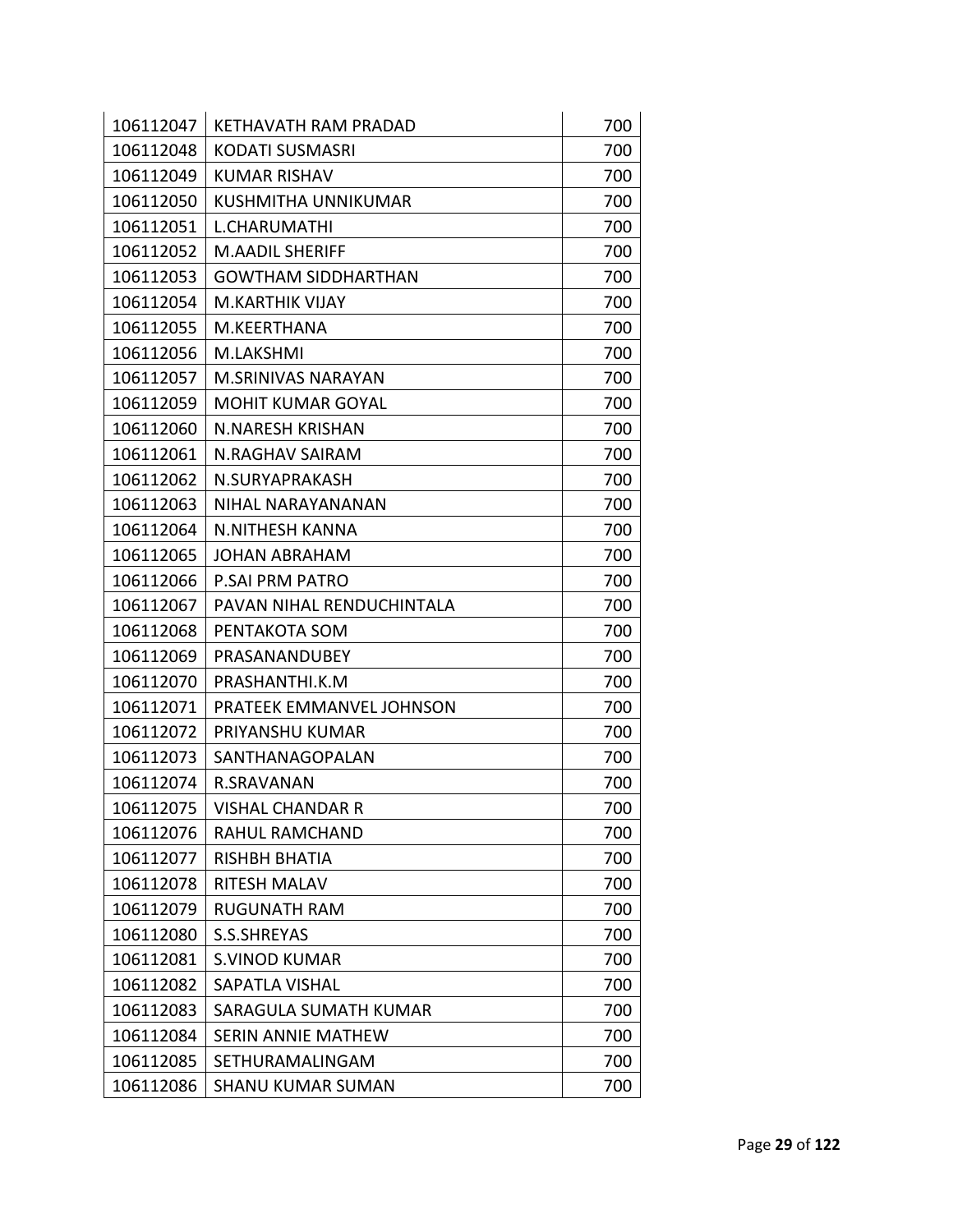| | | |
|---|---|---|
| 106112047 | KETHAVATH RAM PRADAD | 700 |
| 106112048 | KODATI SUSMASRI | 700 |
| 106112049 | KUMAR RISHAV | 700 |
| 106112050 | KUSHMITHA UNNIKUMAR | 700 |
| 106112051 | L.CHARUMATHI | 700 |
| 106112052 | M.AADIL SHERIFF | 700 |
| 106112053 | GOWTHAM SIDDHARTHAN | 700 |
| 106112054 | M.KARTHIK VIJAY | 700 |
| 106112055 | M.KEERTHANA | 700 |
| 106112056 | M.LAKSHMI | 700 |
| 106112057 | M.SRINIVAS NARAYAN | 700 |
| 106112059 | MOHIT KUMAR GOYAL | 700 |
| 106112060 | N.NARESH KRISHAN | 700 |
| 106112061 | N.RAGHAV SAIRAM | 700 |
| 106112062 | N.SURYAPRAKASH | 700 |
| 106112063 | NIHAL NARAYANANAN | 700 |
| 106112064 | N.NITHESH KANNA | 700 |
| 106112065 | JOHAN ABRAHAM | 700 |
| 106112066 | P.SAI PRM PATRO | 700 |
| 106112067 | PAVAN NIHAL RENDUCHINTALA | 700 |
| 106112068 | PENTAKOTA SOM | 700 |
| 106112069 | PRASANANDUBEY | 700 |
| 106112070 | PRASHANTHI.K.M | 700 |
| 106112071 | PRATEEK EMMANVEL JOHNSON | 700 |
| 106112072 | PRIYANSHU KUMAR | 700 |
| 106112073 | SANTHANAGOPALAN | 700 |
| 106112074 | R.SRAVANAN | 700 |
| 106112075 | VISHAL CHANDAR R | 700 |
| 106112076 | RAHUL RAMCHAND | 700 |
| 106112077 | RISHBH BHATIA | 700 |
| 106112078 | RITESH MALAV | 700 |
| 106112079 | RUGUNATH RAM | 700 |
| 106112080 | S.S.SHREYAS | 700 |
| 106112081 | S.VINOD KUMAR | 700 |
| 106112082 | SAPATLA VISHAL | 700 |
| 106112083 | SARAGULA SUMATH KUMAR | 700 |
| 106112084 | SERIN ANNIE MATHEW | 700 |
| 106112085 | SETHURAMALINGAM | 700 |
| 106112086 | SHANU KUMAR SUMAN | 700 |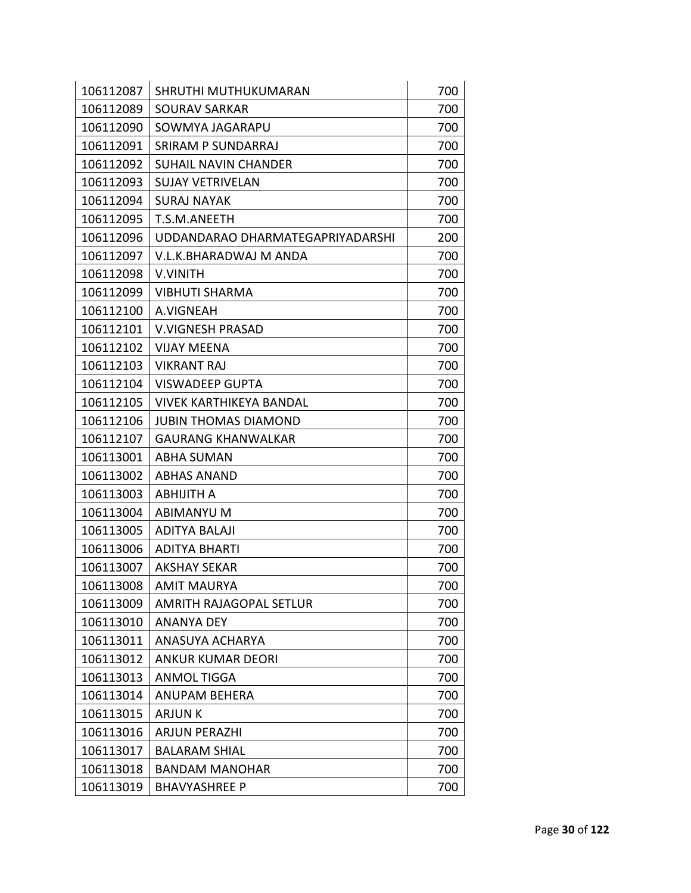| | | |
|---|---|---|
| 106112087 | SHRUTHI MUTHUKUMARAN | 700 |
| 106112089 | SOURAV SARKAR | 700 |
| 106112090 | SOWMYA JAGARAPU | 700 |
| 106112091 | SRIRAM P SUNDARRAJ | 700 |
| 106112092 | SUHAIL NAVIN CHANDER | 700 |
| 106112093 | SUJAY VETRIVELAN | 700 |
| 106112094 | SURAJ NAYAK | 700 |
| 106112095 | T.S.M.ANEETH | 700 |
| 106112096 | UDDANDARAO DHARMATEGAPRIYADARSHI | 200 |
| 106112097 | V.L.K.BHARADWAJ M ANDA | 700 |
| 106112098 | V.VINITH | 700 |
| 106112099 | VIBHUTI SHARMA | 700 |
| 106112100 | A.VIGNEAH | 700 |
| 106112101 | V.VIGNESH PRASAD | 700 |
| 106112102 | VIJAY MEENA | 700 |
| 106112103 | VIKRANT RAJ | 700 |
| 106112104 | VISWADEEP GUPTA | 700 |
| 106112105 | VIVEK KARTHIKEYA BANDAL | 700 |
| 106112106 | JUBIN THOMAS DIAMOND | 700 |
| 106112107 | GAURANG KHANWALKAR | 700 |
| 106113001 | ABHA SUMAN | 700 |
| 106113002 | ABHAS ANAND | 700 |
| 106113003 | ABHIJITH A | 700 |
| 106113004 | ABIMANYU M | 700 |
| 106113005 | ADITYA BALAJI | 700 |
| 106113006 | ADITYA BHARTI | 700 |
| 106113007 | AKSHAY SEKAR | 700 |
| 106113008 | AMIT MAURYA | 700 |
| 106113009 | AMRITH RAJAGOPAL SETLUR | 700 |
| 106113010 | ANANYA DEY | 700 |
| 106113011 | ANASUYA ACHARYA | 700 |
| 106113012 | ANKUR KUMAR DEORI | 700 |
| 106113013 | ANMOL TIGGA | 700 |
| 106113014 | ANUPAM BEHERA | 700 |
| 106113015 | ARJUN K | 700 |
| 106113016 | ARJUN PERAZHI | 700 |
| 106113017 | BALARAM SHIAL | 700 |
| 106113018 | BANDAM MANOHAR | 700 |
| 106113019 | BHAVYASHREE P | 700 |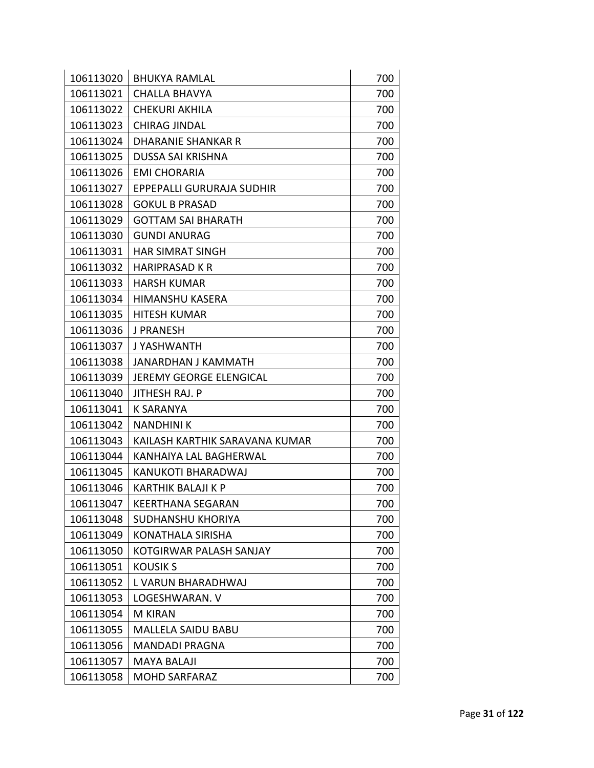| | | |
|---|---|---|
| 106113020 | BHUKYA RAMLAL | 700 |
| 106113021 | CHALLA BHAVYA | 700 |
| 106113022 | CHEKURI AKHILA | 700 |
| 106113023 | CHIRAG JINDAL | 700 |
| 106113024 | DHARANIE SHANKAR R | 700 |
| 106113025 | DUSSA SAI KRISHNA | 700 |
| 106113026 | EMI CHORARIA | 700 |
| 106113027 | EPPEPALLI GURURAJA SUDHIR | 700 |
| 106113028 | GOKUL B PRASAD | 700 |
| 106113029 | GOTTAM SAI BHARATH | 700 |
| 106113030 | GUNDI ANURAG | 700 |
| 106113031 | HAR SIMRAT SINGH | 700 |
| 106113032 | HARIPRASAD K R | 700 |
| 106113033 | HARSH KUMAR | 700 |
| 106113034 | HIMANSHU KASERA | 700 |
| 106113035 | HITESH KUMAR | 700 |
| 106113036 | J PRANESH | 700 |
| 106113037 | J YASHWANTH | 700 |
| 106113038 | JANARDHAN J KAMMATH | 700 |
| 106113039 | JEREMY GEORGE ELENGICAL | 700 |
| 106113040 | JITHESH RAJ. P | 700 |
| 106113041 | K SARANYA | 700 |
| 106113042 | NANDHINI K | 700 |
| 106113043 | KAILASH KARTHIK SARAVANA KUMAR | 700 |
| 106113044 | KANHAIYA LAL BAGHERWAL | 700 |
| 106113045 | KANUKOTI BHARADWAJ | 700 |
| 106113046 | KARTHIK BALAJI K P | 700 |
| 106113047 | KEERTHANA SEGARAN | 700 |
| 106113048 | SUDHANSHU KHORIYA | 700 |
| 106113049 | KONATHALA SIRISHA | 700 |
| 106113050 | KOTGIRWAR PALASH SANJAY | 700 |
| 106113051 | KOUSIK S | 700 |
| 106113052 | L VARUN BHARADHWAJ | 700 |
| 106113053 | LOGESHWARAN. V | 700 |
| 106113054 | M KIRAN | 700 |
| 106113055 | MALLELA SAIDU BABU | 700 |
| 106113056 | MANDADI PRAGNA | 700 |
| 106113057 | MAYA BALAJI | 700 |
| 106113058 | MOHD SARFARAZ | 700 |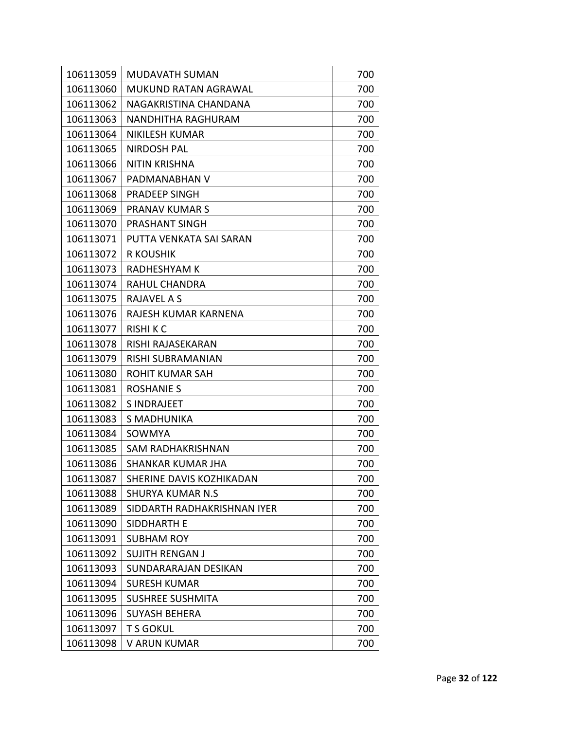| 106113059 | MUDAVATH SUMAN | 700 |
|---|---|---|
| 106113060 | MUKUND RATAN AGRAWAL | 700 |
| 106113062 | NAGAKRISTINA CHANDANA | 700 |
| 106113063 | NANDHITHA RAGHURAM | 700 |
| 106113064 | NIKILESH KUMAR | 700 |
| 106113065 | NIRDOSH PAL | 700 |
| 106113066 | NITIN KRISHNA | 700 |
| 106113067 | PADMANABHAN V | 700 |
| 106113068 | PRADEEP SINGH | 700 |
| 106113069 | PRANAV KUMAR S | 700 |
| 106113070 | PRASHANT SINGH | 700 |
| 106113071 | PUTTA VENKATA SAI SARAN | 700 |
| 106113072 | R KOUSHIK | 700 |
| 106113073 | RADHESHYAM K | 700 |
| 106113074 | RAHUL CHANDRA | 700 |
| 106113075 | RAJAVEL A S | 700 |
| 106113076 | RAJESH KUMAR KARNENA | 700 |
| 106113077 | RISHI K C | 700 |
| 106113078 | RISHI RAJASEKARAN | 700 |
| 106113079 | RISHI SUBRAMANIAN | 700 |
| 106113080 | ROHIT KUMAR SAH | 700 |
| 106113081 | ROSHANIE S | 700 |
| 106113082 | S INDRAJEET | 700 |
| 106113083 | S MADHUNIKA | 700 |
| 106113084 | SOWMYA | 700 |
| 106113085 | SAM RADHAKRISHNAN | 700 |
| 106113086 | SHANKAR KUMAR JHA | 700 |
| 106113087 | SHERINE DAVIS KOZHIKADAN | 700 |
| 106113088 | SHURYA KUMAR N.S | 700 |
| 106113089 | SIDDARTH RADHAKRISHNAN IYER | 700 |
| 106113090 | SIDDHARTH E | 700 |
| 106113091 | SUBHAM ROY | 700 |
| 106113092 | SUJITH RENGAN J | 700 |
| 106113093 | SUNDARARAJAN DESIKAN | 700 |
| 106113094 | SURESH KUMAR | 700 |
| 106113095 | SUSHREE SUSHMITA | 700 |
| 106113096 | SUYASH BEHERA | 700 |
| 106113097 | T S GOKUL | 700 |
| 106113098 | V ARUN KUMAR | 700 |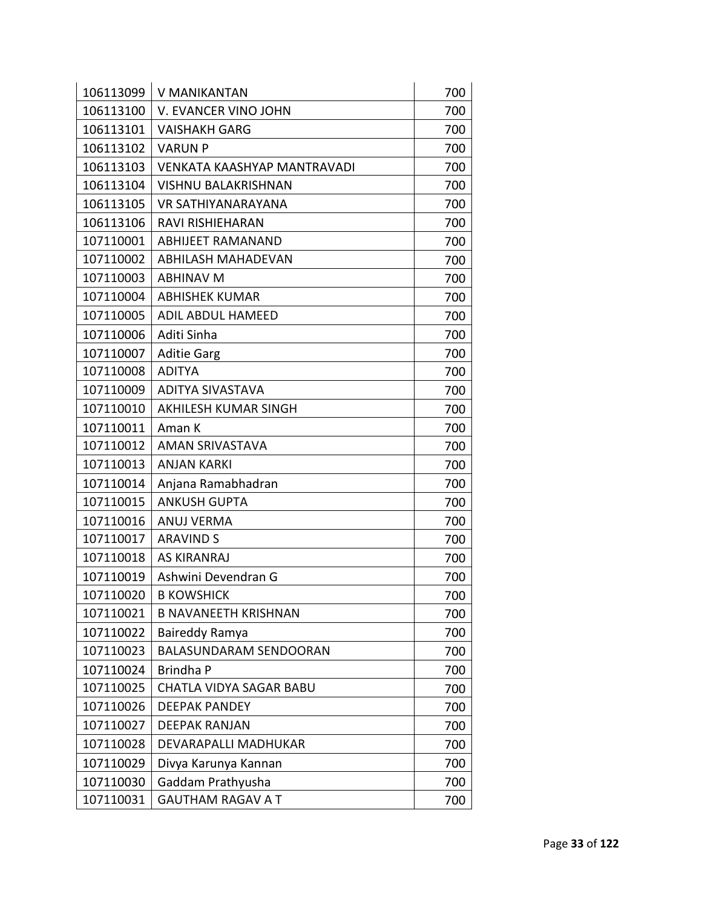| 106113099 | V MANIKANTAN | 700 |
|---|---|---|
| 106113100 | V. EVANCER VINO JOHN | 700 |
| 106113101 | VAISHAKH GARG | 700 |
| 106113102 | VARUN P | 700 |
| 106113103 | VENKATA KAASHYAP MANTRAVADI | 700 |
| 106113104 | VISHNU BALAKRISHNAN | 700 |
| 106113105 | VR SATHIYANARAYANA | 700 |
| 106113106 | RAVI RISHIEHARAN | 700 |
| 107110001 | ABHIJEET RAMANAND | 700 |
| 107110002 | ABHILASH MAHADEVAN | 700 |
| 107110003 | ABHINAV M | 700 |
| 107110004 | ABHISHEK KUMAR | 700 |
| 107110005 | ADIL ABDUL HAMEED | 700 |
| 107110006 | Aditi Sinha | 700 |
| 107110007 | Aditie Garg | 700 |
| 107110008 | ADITYA | 700 |
| 107110009 | ADITYA SIVASTAVA | 700 |
| 107110010 | AKHILESH KUMAR SINGH | 700 |
| 107110011 | Aman K | 700 |
| 107110012 | AMAN SRIVASTAVA | 700 |
| 107110013 | ANJAN KARKI | 700 |
| 107110014 | Anjana Ramabhadran | 700 |
| 107110015 | ANKUSH GUPTA | 700 |
| 107110016 | ANUJ VERMA | 700 |
| 107110017 | ARAVIND S | 700 |
| 107110018 | AS KIRANRAJ | 700 |
| 107110019 | Ashwini Devendran G | 700 |
| 107110020 | B KOWSHICK | 700 |
| 107110021 | B NAVANEETH KRISHNAN | 700 |
| 107110022 | Baireddy Ramya | 700 |
| 107110023 | BALASUNDARAM SENDOORAN | 700 |
| 107110024 | Brindha P | 700 |
| 107110025 | CHATLA VIDYA SAGAR BABU | 700 |
| 107110026 | DEEPAK PANDEY | 700 |
| 107110027 | DEEPAK RANJAN | 700 |
| 107110028 | DEVARAPALLI MADHUKAR | 700 |
| 107110029 | Divya Karunya Kannan | 700 |
| 107110030 | Gaddam Prathyusha | 700 |
| 107110031 | GAUTHAM RAGAV A T | 700 |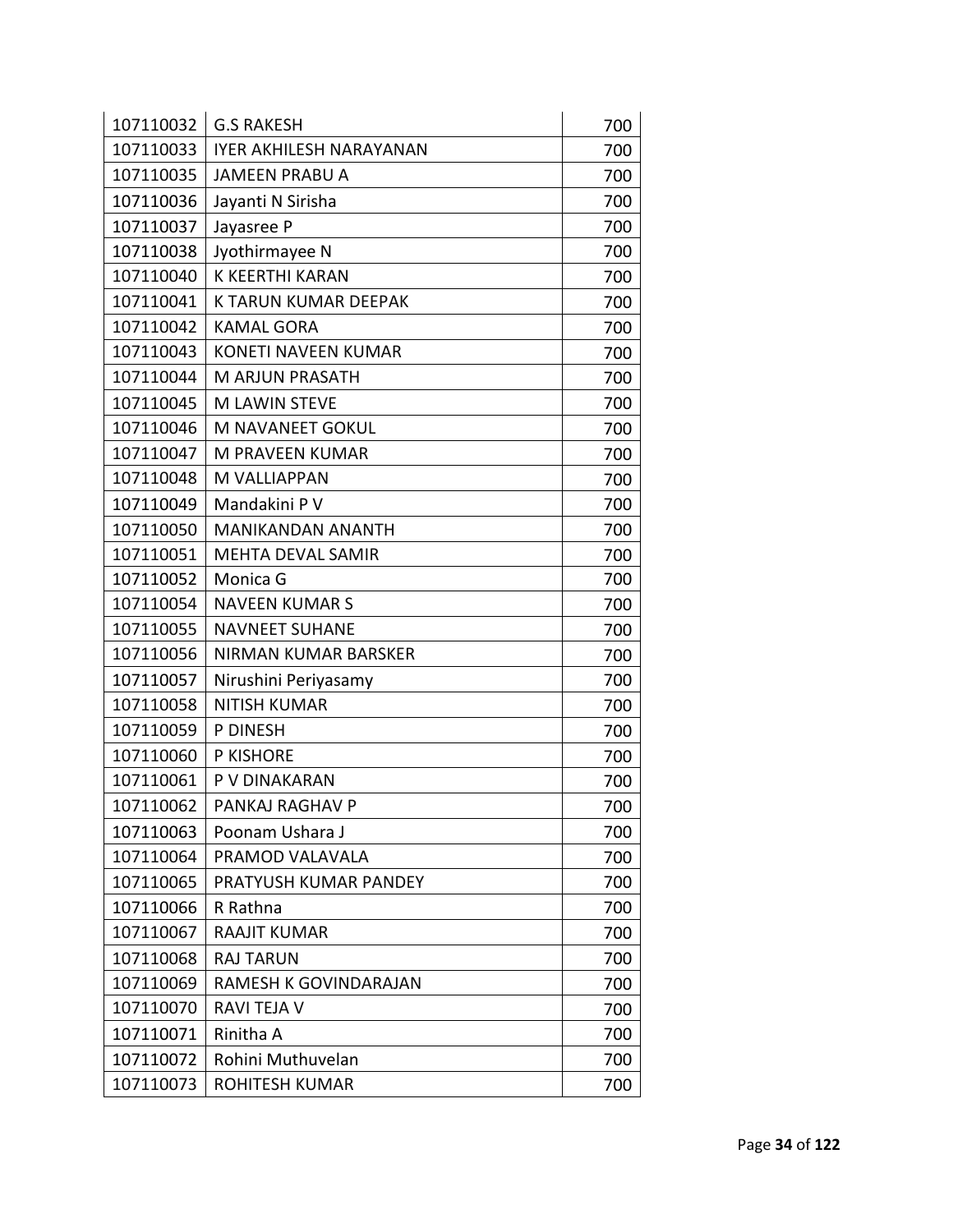| 107110032 | G.S RAKESH | 700 |
|---|---|---|
| 107110033 | IYER AKHILESH NARAYANAN | 700 |
| 107110035 | JAMEEN PRABU A | 700 |
| 107110036 | Jayanti N Sirisha | 700 |
| 107110037 | Jayasree P | 700 |
| 107110038 | Jyothirmayee N | 700 |
| 107110040 | K KEERTHI KARAN | 700 |
| 107110041 | K TARUN KUMAR DEEPAK | 700 |
| 107110042 | KAMAL GORA | 700 |
| 107110043 | KONETI NAVEEN KUMAR | 700 |
| 107110044 | M ARJUN PRASATH | 700 |
| 107110045 | M LAWIN STEVE | 700 |
| 107110046 | M NAVANEET GOKUL | 700 |
| 107110047 | M PRAVEEN KUMAR | 700 |
| 107110048 | M VALLIAPPAN | 700 |
| 107110049 | Mandakini P V | 700 |
| 107110050 | MANIKANDAN ANANTH | 700 |
| 107110051 | MEHTA DEVAL SAMIR | 700 |
| 107110052 | Monica G | 700 |
| 107110054 | NAVEEN KUMAR S | 700 |
| 107110055 | NAVNEET SUHANE | 700 |
| 107110056 | NIRMAN KUMAR BARSKER | 700 |
| 107110057 | Nirushini Periyasamy | 700 |
| 107110058 | NITISH KUMAR | 700 |
| 107110059 | P DINESH | 700 |
| 107110060 | P KISHORE | 700 |
| 107110061 | P V DINAKARAN | 700 |
| 107110062 | PANKAJ RAGHAV P | 700 |
| 107110063 | Poonam Ushara J | 700 |
| 107110064 | PRAMOD VALAVALA | 700 |
| 107110065 | PRATYUSH KUMAR PANDEY | 700 |
| 107110066 | R Rathna | 700 |
| 107110067 | RAAJIT KUMAR | 700 |
| 107110068 | RAJ TARUN | 700 |
| 107110069 | RAMESH K GOVINDARAJAN | 700 |
| 107110070 | RAVI TEJA V | 700 |
| 107110071 | Rinitha A | 700 |
| 107110072 | Rohini Muthuvelan | 700 |
| 107110073 | ROHITESH KUMAR | 700 |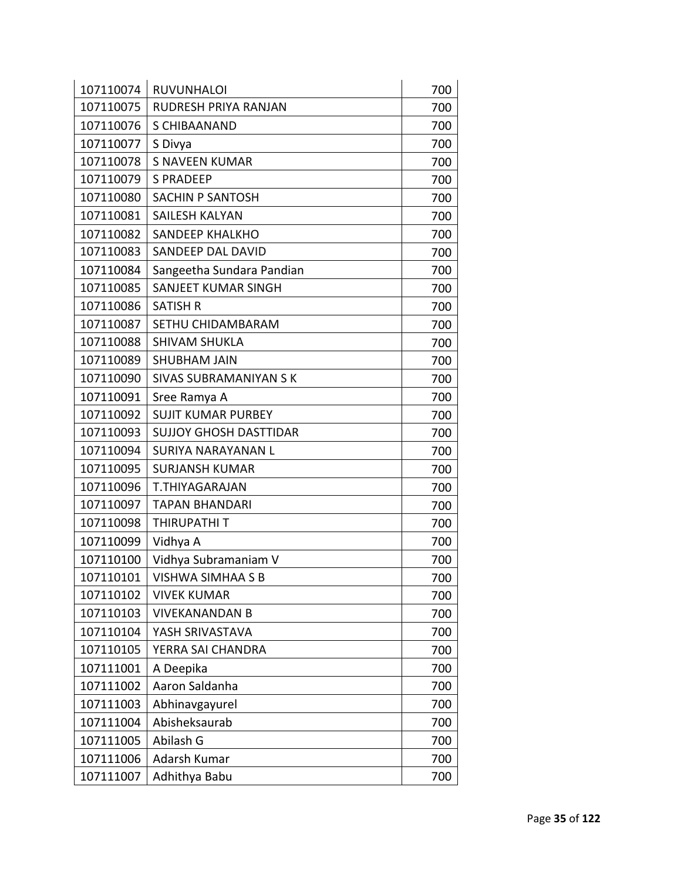| | | |
|---|---|---|
| 107110074 | RUVUNHALOI | 700 |
| 107110075 | RUDRESH PRIYA RANJAN | 700 |
| 107110076 | S CHIBAANAND | 700 |
| 107110077 | S Divya | 700 |
| 107110078 | S NAVEEN KUMAR | 700 |
| 107110079 | S PRADEEP | 700 |
| 107110080 | SACHIN P SANTOSH | 700 |
| 107110081 | SAILESH KALYAN | 700 |
| 107110082 | SANDEEP KHALKHO | 700 |
| 107110083 | SANDEEP DAL DAVID | 700 |
| 107110084 | Sangeetha Sundara Pandian | 700 |
| 107110085 | SANJEET KUMAR SINGH | 700 |
| 107110086 | SATISH R | 700 |
| 107110087 | SETHU CHIDAMBARAM | 700 |
| 107110088 | SHIVAM SHUKLA | 700 |
| 107110089 | SHUBHAM JAIN | 700 |
| 107110090 | SIVAS SUBRAMANIYAN S K | 700 |
| 107110091 | Sree Ramya A | 700 |
| 107110092 | SUJIT KUMAR PURBEY | 700 |
| 107110093 | SUJJOY GHOSH DASTTIDAR | 700 |
| 107110094 | SURIYA NARAYANAN L | 700 |
| 107110095 | SURJANSH KUMAR | 700 |
| 107110096 | T.THIYAGARAJAN | 700 |
| 107110097 | TAPAN BHANDARI | 700 |
| 107110098 | THIRUPATHI T | 700 |
| 107110099 | Vidhya A | 700 |
| 107110100 | Vidhya Subramaniam V | 700 |
| 107110101 | VISHWA SIMHAA S B | 700 |
| 107110102 | VIVEK KUMAR | 700 |
| 107110103 | VIVEKANANDAN B | 700 |
| 107110104 | YASH SRIVASTAVA | 700 |
| 107110105 | YERRA SAI CHANDRA | 700 |
| 107111001 | A Deepika | 700 |
| 107111002 | Aaron Saldanha | 700 |
| 107111003 | Abhinavgayurel | 700 |
| 107111004 | Abisheksaurab | 700 |
| 107111005 | Abilash G | 700 |
| 107111006 | Adarsh Kumar | 700 |
| 107111007 | Adhithya Babu | 700 |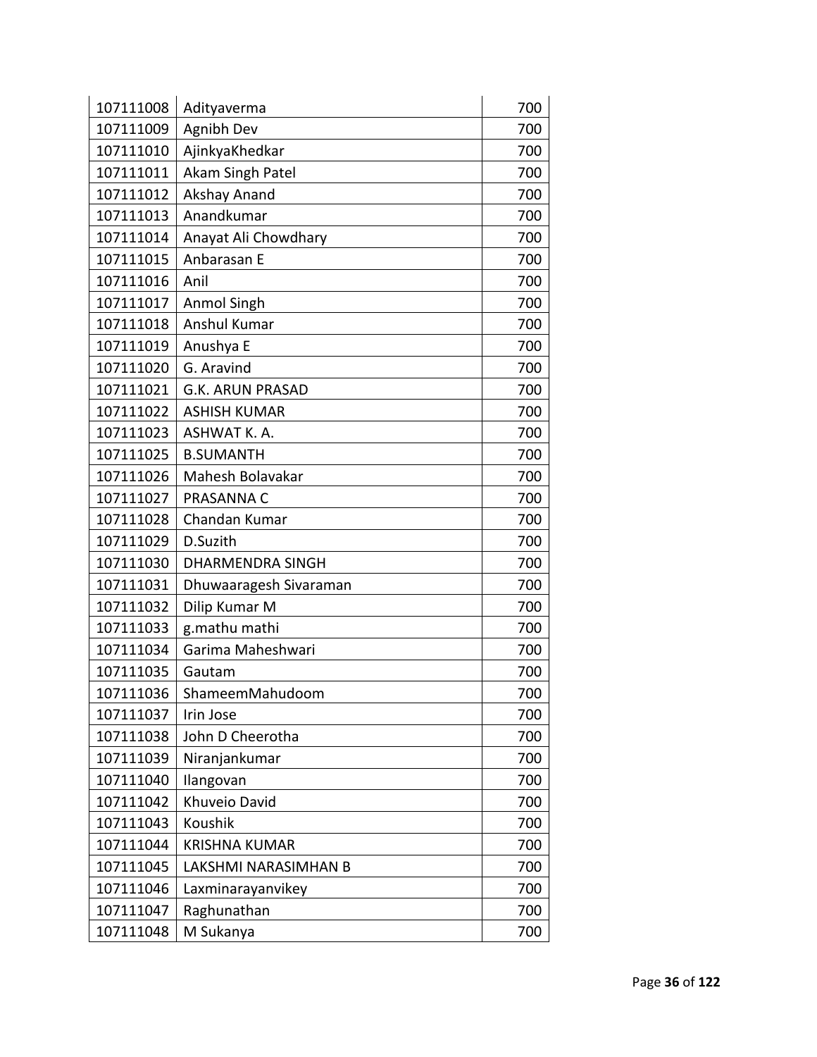| 107111008 | Adityaverma | 700 |
|---|---|---|
| 107111009 | Agnibh Dev | 700 |
| 107111010 | AjinkyaKhedkar | 700 |
| 107111011 | Akam Singh Patel | 700 |
| 107111012 | Akshay Anand | 700 |
| 107111013 | Anandkumar | 700 |
| 107111014 | Anayat Ali Chowdhary | 700 |
| 107111015 | Anbarasan E | 700 |
| 107111016 | Anil | 700 |
| 107111017 | Anmol Singh | 700 |
| 107111018 | Anshul Kumar | 700 |
| 107111019 | Anushya E | 700 |
| 107111020 | G. Aravind | 700 |
| 107111021 | G.K. ARUN PRASAD | 700 |
| 107111022 | ASHISH KUMAR | 700 |
| 107111023 | ASHWAT K. A. | 700 |
| 107111025 | B.SUMANTH | 700 |
| 107111026 | Mahesh Bolavakar | 700 |
| 107111027 | PRASANNA C | 700 |
| 107111028 | Chandan Kumar | 700 |
| 107111029 | D.Suzith | 700 |
| 107111030 | DHARMENDRA SINGH | 700 |
| 107111031 | Dhuwaaragesh Sivaraman | 700 |
| 107111032 | Dilip Kumar M | 700 |
| 107111033 | g.mathu mathi | 700 |
| 107111034 | Garima Maheshwari | 700 |
| 107111035 | Gautam | 700 |
| 107111036 | ShameemMahudoom | 700 |
| 107111037 | Irin Jose | 700 |
| 107111038 | John D Cheerotha | 700 |
| 107111039 | Niranjankumar | 700 |
| 107111040 | Ilangovan | 700 |
| 107111042 | Khuveio David | 700 |
| 107111043 | Koushik | 700 |
| 107111044 | KRISHNA KUMAR | 700 |
| 107111045 | LAKSHMI NARASIMHAN B | 700 |
| 107111046 | Laxminarayanvikey | 700 |
| 107111047 | Raghunathan | 700 |
| 107111048 | M Sukanya | 700 |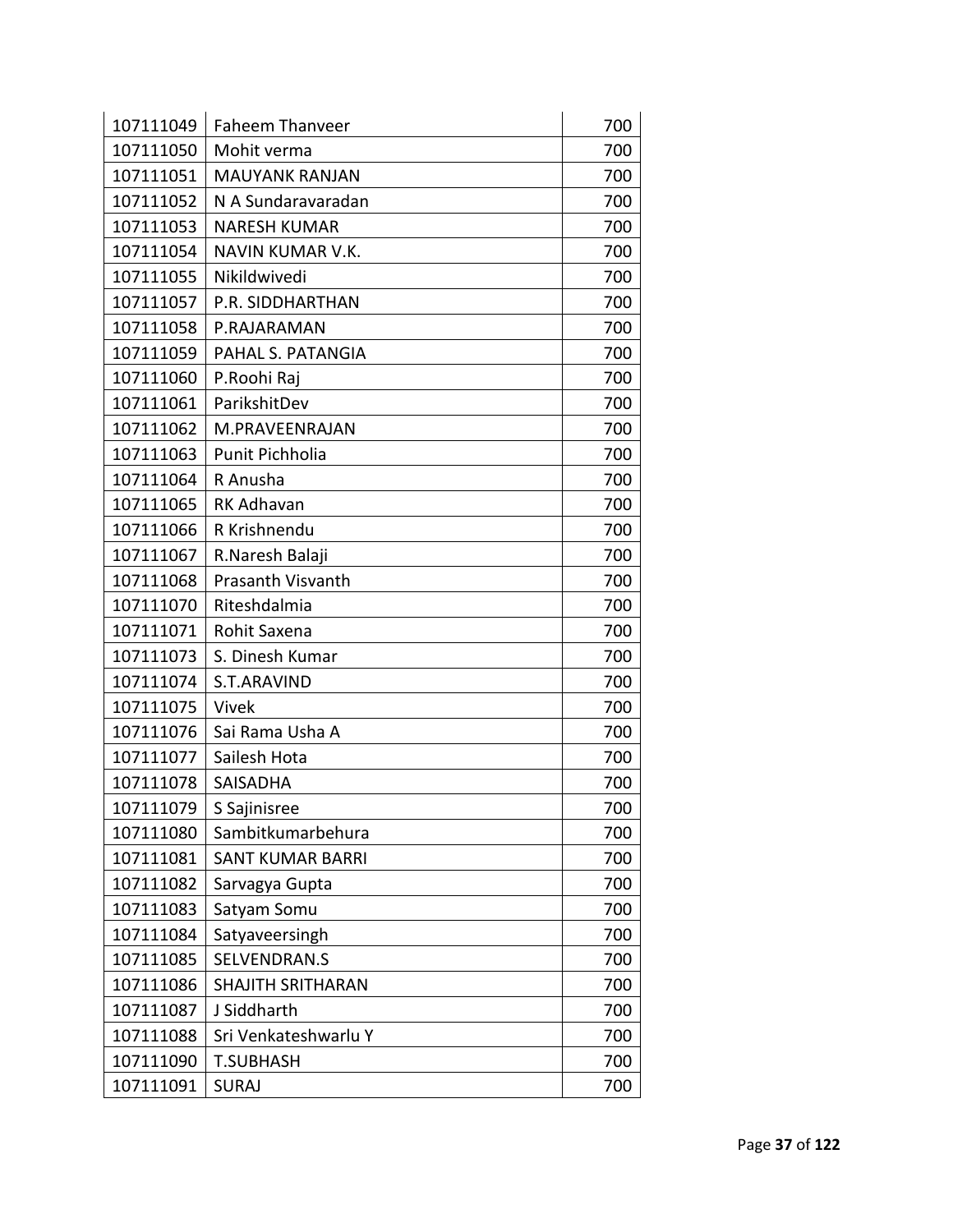| | | |
|---|---|---|
| 107111049 | Faheem Thanveer | 700 |
| 107111050 | Mohit verma | 700 |
| 107111051 | MAUYANK RANJAN | 700 |
| 107111052 | N A Sundaravaradan | 700 |
| 107111053 | NARESH KUMAR | 700 |
| 107111054 | NAVIN KUMAR V.K. | 700 |
| 107111055 | Nikildwivedi | 700 |
| 107111057 | P.R. SIDDHARTHAN | 700 |
| 107111058 | P.RAJARAMAN | 700 |
| 107111059 | PAHAL S. PATANGIA | 700 |
| 107111060 | P.Roohi Raj | 700 |
| 107111061 | ParikshitDev | 700 |
| 107111062 | M.PRAVEENRAJAN | 700 |
| 107111063 | Punit Pichholia | 700 |
| 107111064 | R Anusha | 700 |
| 107111065 | RK Adhavan | 700 |
| 107111066 | R Krishnendu | 700 |
| 107111067 | R.Naresh Balaji | 700 |
| 107111068 | Prasanth Visvanth | 700 |
| 107111070 | Riteshdalmia | 700 |
| 107111071 | Rohit Saxena | 700 |
| 107111073 | S. Dinesh Kumar | 700 |
| 107111074 | S.T.ARAVIND | 700 |
| 107111075 | Vivek | 700 |
| 107111076 | Sai Rama Usha A | 700 |
| 107111077 | Sailesh Hota | 700 |
| 107111078 | SAISADHA | 700 |
| 107111079 | S Sajinisree | 700 |
| 107111080 | Sambitkumarbehura | 700 |
| 107111081 | SANT KUMAR BARRI | 700 |
| 107111082 | Sarvagya Gupta | 700 |
| 107111083 | Satyam Somu | 700 |
| 107111084 | Satyaveersingh | 700 |
| 107111085 | SELVENDRAN.S | 700 |
| 107111086 | SHAJITH SRITHARAN | 700 |
| 107111087 | J Siddharth | 700 |
| 107111088 | Sri Venkateshwarlu Y | 700 |
| 107111090 | T.SUBHASH | 700 |
| 107111091 | SURAJ | 700 |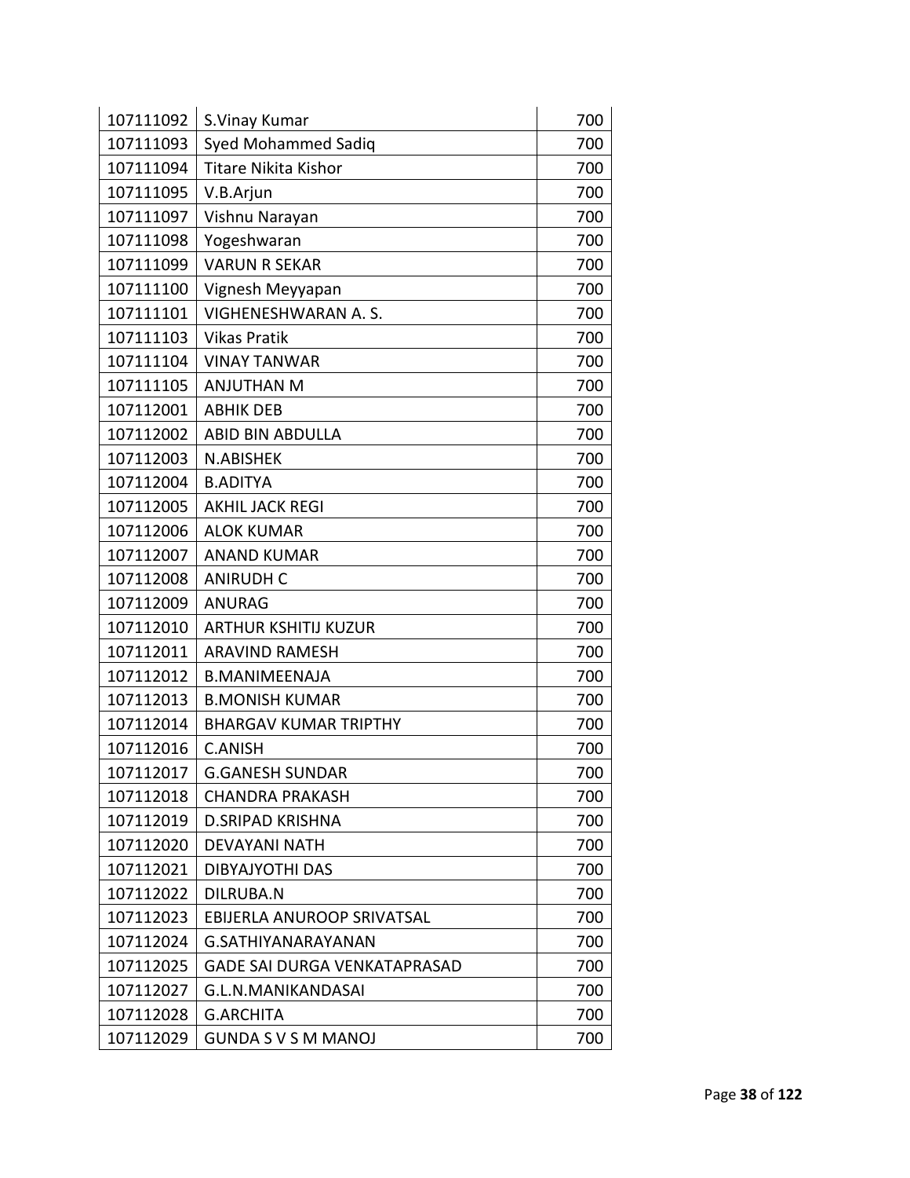| | | |
|---|---|---|
| 107111092 | S.Vinay Kumar | 700 |
| 107111093 | Syed Mohammed Sadiq | 700 |
| 107111094 | Titare Nikita Kishor | 700 |
| 107111095 | V.B.Arjun | 700 |
| 107111097 | Vishnu Narayan | 700 |
| 107111098 | Yogeshwaran | 700 |
| 107111099 | VARUN R SEKAR | 700 |
| 107111100 | Vignesh Meyyapan | 700 |
| 107111101 | VIGHENESHWARAN A. S. | 700 |
| 107111103 | Vikas Pratik | 700 |
| 107111104 | VINAY TANWAR | 700 |
| 107111105 | ANJUTHAN M | 700 |
| 107112001 | ABHIK DEB | 700 |
| 107112002 | ABID BIN ABDULLA | 700 |
| 107112003 | N.ABISHEK | 700 |
| 107112004 | B.ADITYA | 700 |
| 107112005 | AKHIL JACK REGI | 700 |
| 107112006 | ALOK KUMAR | 700 |
| 107112007 | ANAND KUMAR | 700 |
| 107112008 | ANIRUDH C | 700 |
| 107112009 | ANURAG | 700 |
| 107112010 | ARTHUR KSHITIJ KUZUR | 700 |
| 107112011 | ARAVIND RAMESH | 700 |
| 107112012 | B.MANIMEENAJA | 700 |
| 107112013 | B.MONISH KUMAR | 700 |
| 107112014 | BHARGAV KUMAR TRIPTHY | 700 |
| 107112016 | C.ANISH | 700 |
| 107112017 | G.GANESH SUNDAR | 700 |
| 107112018 | CHANDRA PRAKASH | 700 |
| 107112019 | D.SRIPAD KRISHNA | 700 |
| 107112020 | DEVAYANI NATH | 700 |
| 107112021 | DIBYAJYOTHI DAS | 700 |
| 107112022 | DILRUBA.N | 700 |
| 107112023 | EBIJERLA ANUROOP SRIVATSAL | 700 |
| 107112024 | G.SATHIYANARAYANAN | 700 |
| 107112025 | GADE SAI DURGA VENKATAPRASAD | 700 |
| 107112027 | G.L.N.MANIKANDASAI | 700 |
| 107112028 | G.ARCHITA | 700 |
| 107112029 | GUNDA S V S M MANOJ | 700 |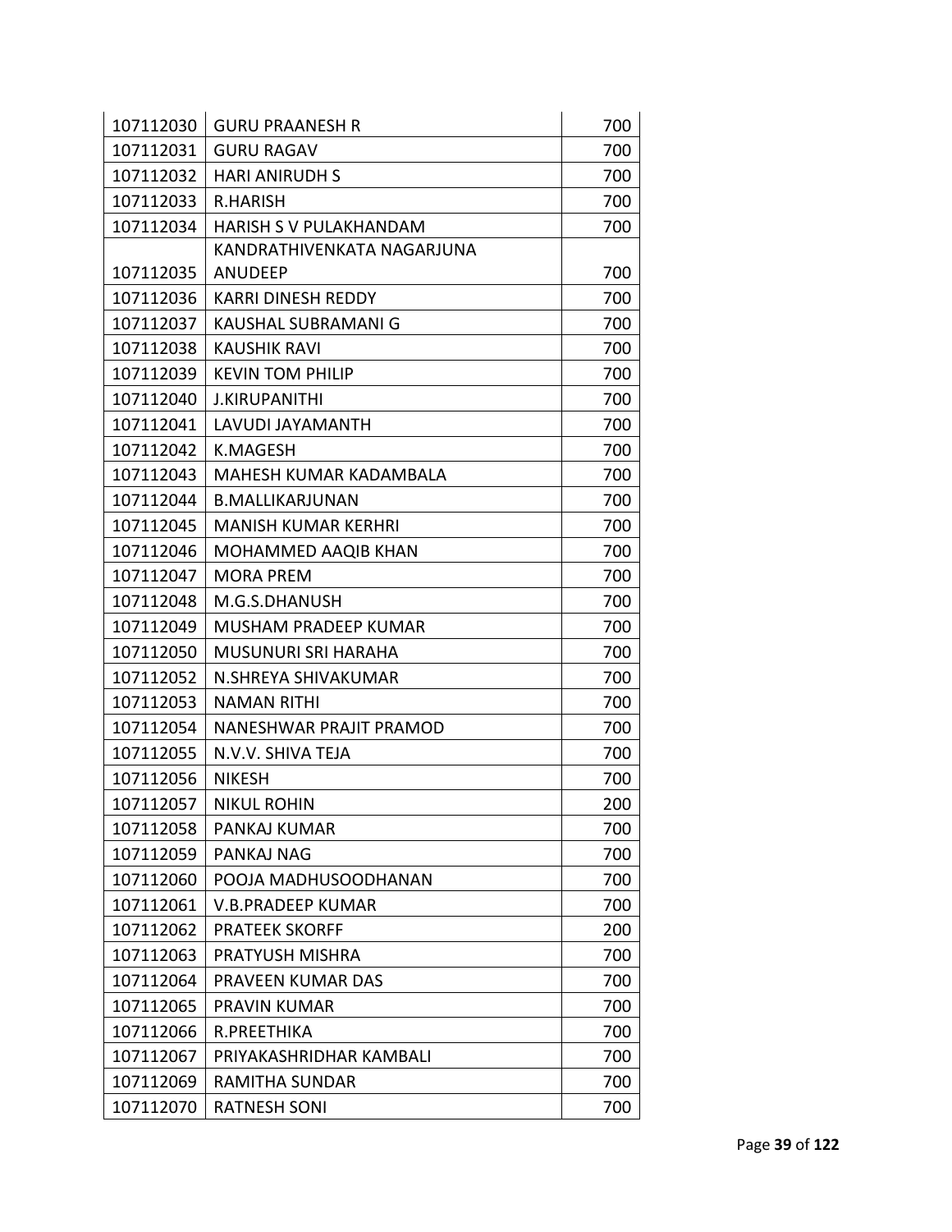| | | |
|---|---|---|
| 107112030 | GURU PRAANESH R | 700 |
| 107112031 | GURU RAGAV | 700 |
| 107112032 | HARI ANIRUDH S | 700 |
| 107112033 | R.HARISH | 700 |
| 107112034 | HARISH S V PULAKHANDAM | 700 |
| 107112035 | KANDRATHIVENKATA NAGARJUNA ANUDEEP | 700 |
| 107112036 | KARRI DINESH REDDY | 700 |
| 107112037 | KAUSHAL SUBRAMANI G | 700 |
| 107112038 | KAUSHIK RAVI | 700 |
| 107112039 | KEVIN TOM PHILIP | 700 |
| 107112040 | J.KIRUPANITHI | 700 |
| 107112041 | LAVUDI JAYAMANTH | 700 |
| 107112042 | K.MAGESH | 700 |
| 107112043 | MAHESH KUMAR KADAMBALA | 700 |
| 107112044 | B.MALLIKARJUNAN | 700 |
| 107112045 | MANISH KUMAR KERHRI | 700 |
| 107112046 | MOHAMMED AAQIB KHAN | 700 |
| 107112047 | MORA PREM | 700 |
| 107112048 | M.G.S.DHANUSH | 700 |
| 107112049 | MUSHAM PRADEEP KUMAR | 700 |
| 107112050 | MUSUNURI SRI HARAHA | 700 |
| 107112052 | N.SHREYA SHIVAKUMAR | 700 |
| 107112053 | NAMAN RITHI | 700 |
| 107112054 | NANESHWAR PRAJIT PRAMOD | 700 |
| 107112055 | N.V.V. SHIVA TEJA | 700 |
| 107112056 | NIKESH | 700 |
| 107112057 | NIKUL ROHIN | 200 |
| 107112058 | PANKAJ KUMAR | 700 |
| 107112059 | PANKAJ NAG | 700 |
| 107112060 | POOJA MADHUSOODHANAN | 700 |
| 107112061 | V.B.PRADEEP KUMAR | 700 |
| 107112062 | PRATEEK SKORFF | 200 |
| 107112063 | PRATYUSH MISHRA | 700 |
| 107112064 | PRAVEEN KUMAR DAS | 700 |
| 107112065 | PRAVIN KUMAR | 700 |
| 107112066 | R.PREETHIKA | 700 |
| 107112067 | PRIYAKASHRIDHAR KAMBALI | 700 |
| 107112069 | RAMITHA SUNDAR | 700 |
| 107112070 | RATNESH SONI | 700 |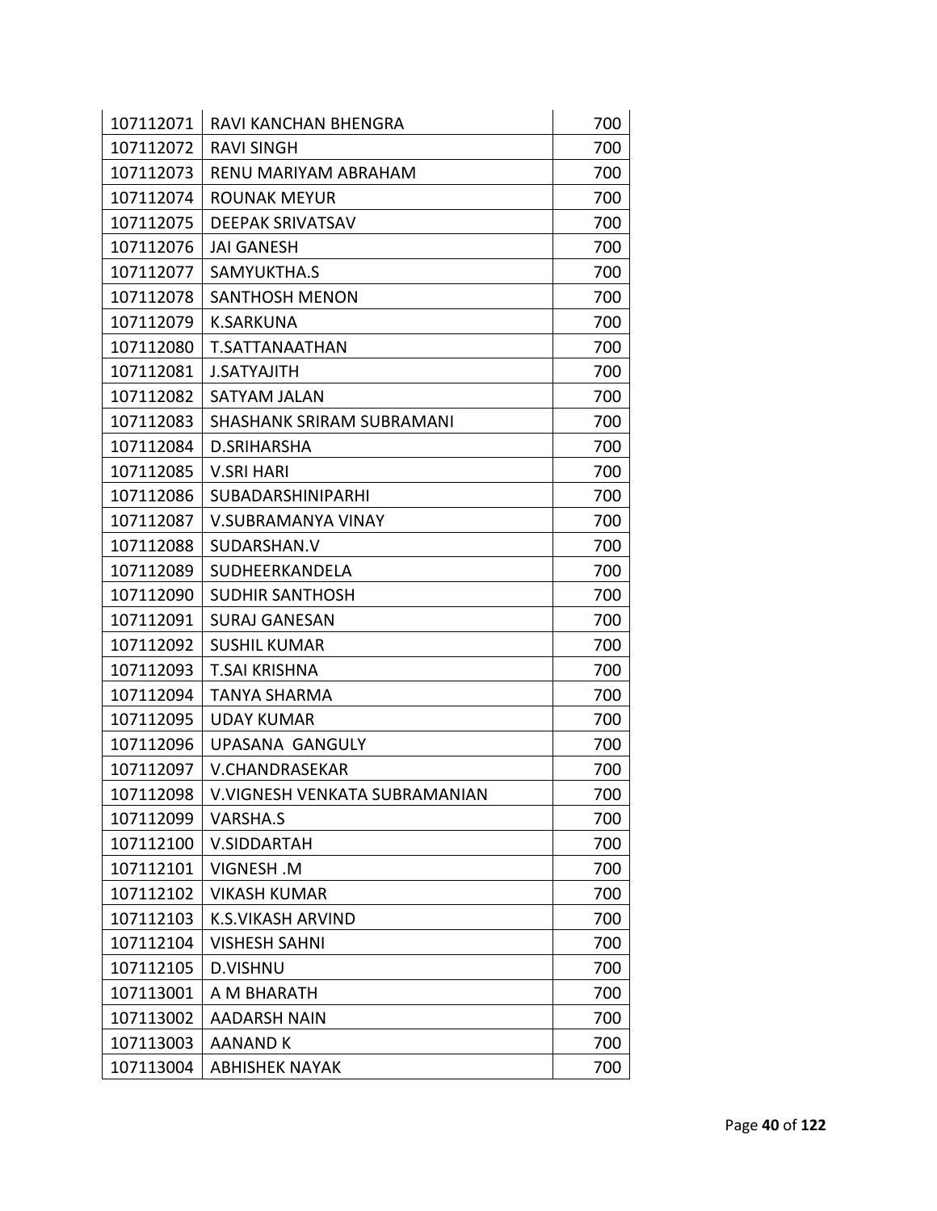| | | |
|---|---|---|
| 107112071 | RAVI KANCHAN BHENGRA | 700 |
| 107112072 | RAVI SINGH | 700 |
| 107112073 | RENU MARIYAM ABRAHAM | 700 |
| 107112074 | ROUNAK MEYUR | 700 |
| 107112075 | DEEPAK SRIVATSAV | 700 |
| 107112076 | JAI GANESH | 700 |
| 107112077 | SAMYUKTHA.S | 700 |
| 107112078 | SANTHOSH MENON | 700 |
| 107112079 | K.SARKUNA | 700 |
| 107112080 | T.SATTANAATHAN | 700 |
| 107112081 | J.SATYAJITH | 700 |
| 107112082 | SATYAM JALAN | 700 |
| 107112083 | SHASHANK SRIRAM SUBRAMANI | 700 |
| 107112084 | D.SRIHARSHA | 700 |
| 107112085 | V.SRI HARI | 700 |
| 107112086 | SUBADARSHINIPARHI | 700 |
| 107112087 | V.SUBRAMANYA VINAY | 700 |
| 107112088 | SUDARSHAN.V | 700 |
| 107112089 | SUDHEERKANDELA | 700 |
| 107112090 | SUDHIR SANTHOSH | 700 |
| 107112091 | SURAJ GANESAN | 700 |
| 107112092 | SUSHIL KUMAR | 700 |
| 107112093 | T.SAI KRISHNA | 700 |
| 107112094 | TANYA SHARMA | 700 |
| 107112095 | UDAY KUMAR | 700 |
| 107112096 | UPASANA GANGULY | 700 |
| 107112097 | V.CHANDRASEKAR | 700 |
| 107112098 | V.VIGNESH VENKATA SUBRAMANIAN | 700 |
| 107112099 | VARSHA.S | 700 |
| 107112100 | V.SIDDARTAH | 700 |
| 107112101 | VIGNESH .M | 700 |
| 107112102 | VIKASH KUMAR | 700 |
| 107112103 | K.S.VIKASH ARVIND | 700 |
| 107112104 | VISHESH SAHNI | 700 |
| 107112105 | D.VISHNU | 700 |
| 107113001 | A M BHARATH | 700 |
| 107113002 | AADARSH NAIN | 700 |
| 107113003 | AANAND K | 700 |
| 107113004 | ABHISHEK NAYAK | 700 |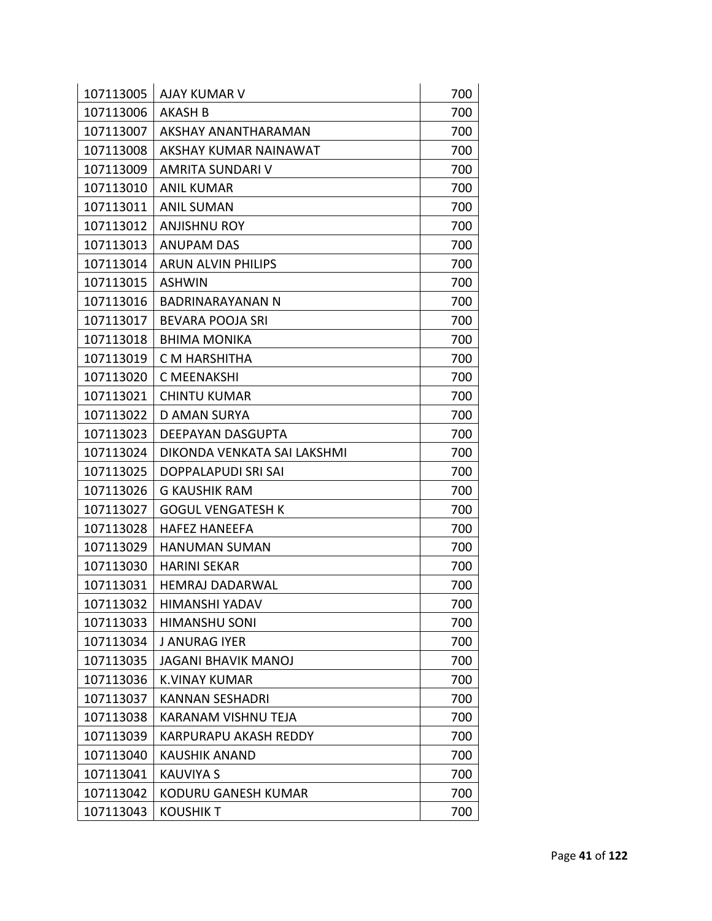| | | |
|---|---|---|
| 107113005 | AJAY KUMAR V | 700 |
| 107113006 | AKASH B | 700 |
| 107113007 | AKSHAY ANANTHARAMAN | 700 |
| 107113008 | AKSHAY KUMAR NAINAWAT | 700 |
| 107113009 | AMRITA SUNDARI V | 700 |
| 107113010 | ANIL KUMAR | 700 |
| 107113011 | ANIL SUMAN | 700 |
| 107113012 | ANJISHNU ROY | 700 |
| 107113013 | ANUPAM DAS | 700 |
| 107113014 | ARUN ALVIN PHILIPS | 700 |
| 107113015 | ASHWIN | 700 |
| 107113016 | BADRINARAYANAN N | 700 |
| 107113017 | BEVARA POOJA SRI | 700 |
| 107113018 | BHIMA MONIKA | 700 |
| 107113019 | C M HARSHITHA | 700 |
| 107113020 | C MEENAKSHI | 700 |
| 107113021 | CHINTU KUMAR | 700 |
| 107113022 | D AMAN SURYA | 700 |
| 107113023 | DEEPAYAN DASGUPTA | 700 |
| 107113024 | DIKONDA VENKATA SAI LAKSHMI | 700 |
| 107113025 | DOPPALAPUDI SRI SAI | 700 |
| 107113026 | G KAUSHIK RAM | 700 |
| 107113027 | GOGUL VENGATESH K | 700 |
| 107113028 | HAFEZ HANEEFA | 700 |
| 107113029 | HANUMAN SUMAN | 700 |
| 107113030 | HARINI SEKAR | 700 |
| 107113031 | HEMRAJ DADARWAL | 700 |
| 107113032 | HIMANSHI YADAV | 700 |
| 107113033 | HIMANSHU SONI | 700 |
| 107113034 | J ANURAG IYER | 700 |
| 107113035 | JAGANI BHAVIK MANOJ | 700 |
| 107113036 | K.VINAY KUMAR | 700 |
| 107113037 | KANNAN SESHADRI | 700 |
| 107113038 | KARANAM VISHNU TEJA | 700 |
| 107113039 | KARPURAPU AKASH REDDY | 700 |
| 107113040 | KAUSHIK ANAND | 700 |
| 107113041 | KAUVIYA S | 700 |
| 107113042 | KODURU GANESH KUMAR | 700 |
| 107113043 | KOUSHIK T | 700 |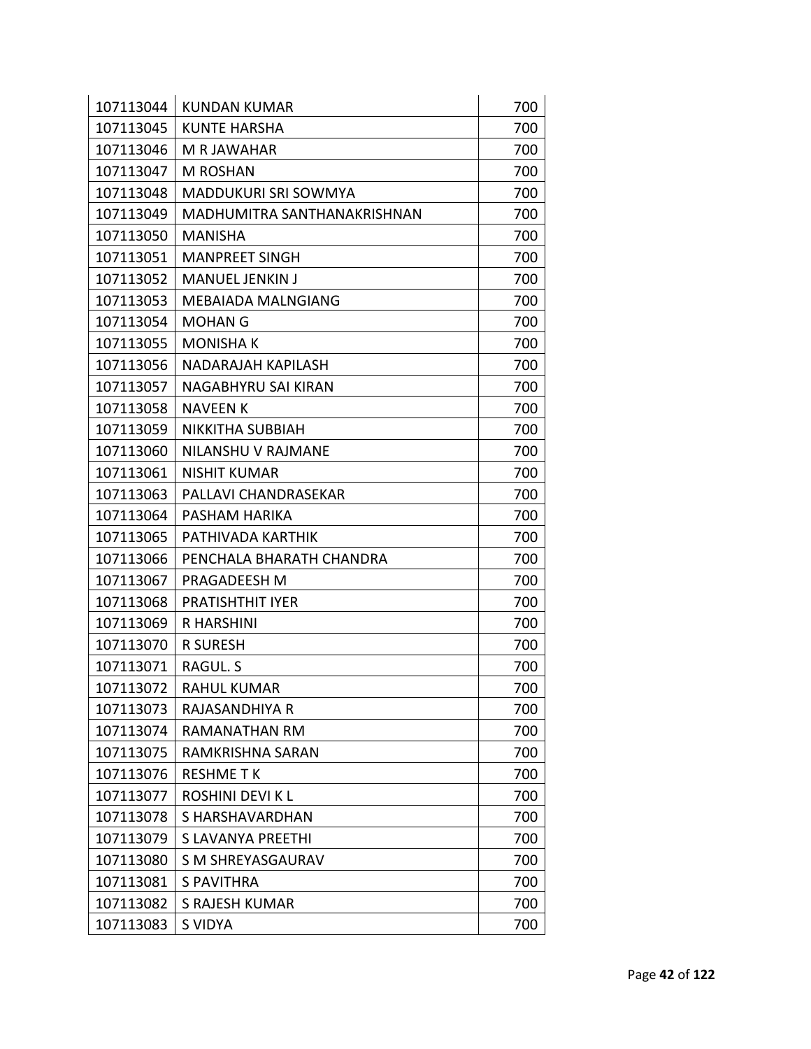| 107113044 | KUNDAN KUMAR | 700 |
|---|---|---|
| 107113045 | KUNTE HARSHA | 700 |
| 107113046 | M R JAWAHAR | 700 |
| 107113047 | M ROSHAN | 700 |
| 107113048 | MADDUKURI SRI SOWMYA | 700 |
| 107113049 | MADHUMITRA SANTHANAKRISHNAN | 700 |
| 107113050 | MANISHA | 700 |
| 107113051 | MANPREET SINGH | 700 |
| 107113052 | MANUEL JENKIN J | 700 |
| 107113053 | MEBAIADA MALNGIANG | 700 |
| 107113054 | MOHAN G | 700 |
| 107113055 | MONISHA K | 700 |
| 107113056 | NADARAJAH KAPILASH | 700 |
| 107113057 | NAGABHYRU SAI KIRAN | 700 |
| 107113058 | NAVEEN K | 700 |
| 107113059 | NIKKITHA SUBBIAH | 700 |
| 107113060 | NILANSHU V RAJMANE | 700 |
| 107113061 | NISHIT KUMAR | 700 |
| 107113063 | PALLAVI CHANDRASEKAR | 700 |
| 107113064 | PASHAM HARIKA | 700 |
| 107113065 | PATHIVADA KARTHIK | 700 |
| 107113066 | PENCHALA BHARATH CHANDRA | 700 |
| 107113067 | PRAGADEESH M | 700 |
| 107113068 | PRATISHTHIT IYER | 700 |
| 107113069 | R HARSHINI | 700 |
| 107113070 | R SURESH | 700 |
| 107113071 | RAGUL. S | 700 |
| 107113072 | RAHUL KUMAR | 700 |
| 107113073 | RAJASANDHIYA R | 700 |
| 107113074 | RAMANATHAN RM | 700 |
| 107113075 | RAMKRISHNA SARAN | 700 |
| 107113076 | RESHME T K | 700 |
| 107113077 | ROSHINI DEVI K L | 700 |
| 107113078 | S HARSHAVARDHAN | 700 |
| 107113079 | S LAVANYA PREETHI | 700 |
| 107113080 | S M SHREYASGAURAV | 700 |
| 107113081 | S PAVITHRA | 700 |
| 107113082 | S RAJESH KUMAR | 700 |
| 107113083 | S VIDYA | 700 |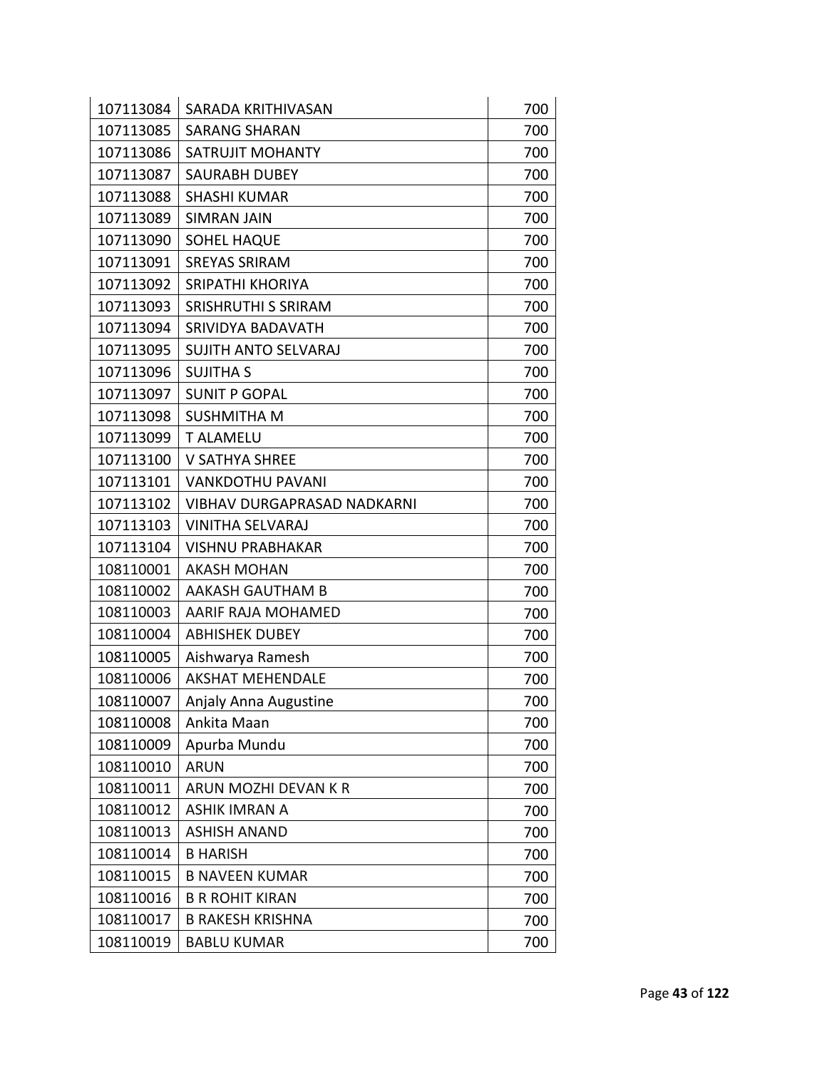| | | |
|---|---|---|
| 107113084 | SARADA KRITHIVASAN | 700 |
| 107113085 | SARANG SHARAN | 700 |
| 107113086 | SATRUJIT MOHANTY | 700 |
| 107113087 | SAURABH DUBEY | 700 |
| 107113088 | SHASHI KUMAR | 700 |
| 107113089 | SIMRAN JAIN | 700 |
| 107113090 | SOHEL HAQUE | 700 |
| 107113091 | SREYAS SRIRAM | 700 |
| 107113092 | SRIPATHI KHORIYA | 700 |
| 107113093 | SRISHRUTHI S SRIRAM | 700 |
| 107113094 | SRIVIDYA BADAVATH | 700 |
| 107113095 | SUJITH ANTO SELVARAJ | 700 |
| 107113096 | SUJITHA S | 700 |
| 107113097 | SUNIT P GOPAL | 700 |
| 107113098 | SUSHMITHA M | 700 |
| 107113099 | T ALAMELU | 700 |
| 107113100 | V SATHYA SHREE | 700 |
| 107113101 | VANKDOTHU PAVANI | 700 |
| 107113102 | VIBHAV DURGAPRASAD NADKARNI | 700 |
| 107113103 | VINITHA SELVARAJ | 700 |
| 107113104 | VISHNU PRABHAKAR | 700 |
| 108110001 | AKASH MOHAN | 700 |
| 108110002 | AAKASH GAUTHAM B | 700 |
| 108110003 | AARIF RAJA MOHAMED | 700 |
| 108110004 | ABHISHEK DUBEY | 700 |
| 108110005 | Aishwarya Ramesh | 700 |
| 108110006 | AKSHAT MEHENDALE | 700 |
| 108110007 | Anjaly Anna Augustine | 700 |
| 108110008 | Ankita Maan | 700 |
| 108110009 | Apurba Mundu | 700 |
| 108110010 | ARUN | 700 |
| 108110011 | ARUN MOZHI DEVAN K R | 700 |
| 108110012 | ASHIK IMRAN A | 700 |
| 108110013 | ASHISH ANAND | 700 |
| 108110014 | B HARISH | 700 |
| 108110015 | B NAVEEN KUMAR | 700 |
| 108110016 | B R ROHIT KIRAN | 700 |
| 108110017 | B RAKESH KRISHNA | 700 |
| 108110019 | BABLU KUMAR | 700 |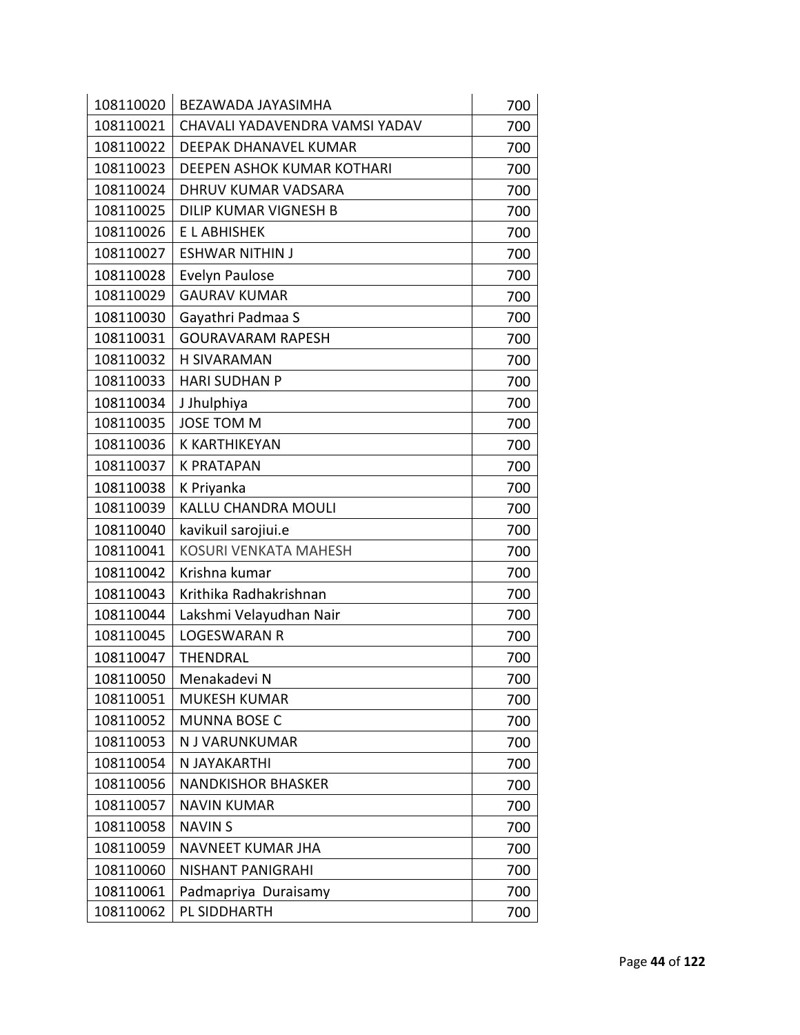| | | |
|---|---|---|
| 108110020 | BEZAWADA JAYASIMHA | 700 |
| 108110021 | CHAVALI YADAVENDRA VAMSI YADAV | 700 |
| 108110022 | DEEPAK DHANAVEL KUMAR | 700 |
| 108110023 | DEEPEN ASHOK KUMAR KOTHARI | 700 |
| 108110024 | DHRUV KUMAR VADSARA | 700 |
| 108110025 | DILIP KUMAR VIGNESH B | 700 |
| 108110026 | E L ABHISHEK | 700 |
| 108110027 | ESHWAR NITHIN J | 700 |
| 108110028 | Evelyn Paulose | 700 |
| 108110029 | GAURAV KUMAR | 700 |
| 108110030 | Gayathri Padmaa S | 700 |
| 108110031 | GOURAVARAM RAPESH | 700 |
| 108110032 | H SIVARAMAN | 700 |
| 108110033 | HARI SUDHAN P | 700 |
| 108110034 | J Jhulphiya | 700 |
| 108110035 | JOSE TOM M | 700 |
| 108110036 | K KARTHIKEYAN | 700 |
| 108110037 | K PRATAPAN | 700 |
| 108110038 | K Priyanka | 700 |
| 108110039 | KALLU CHANDRA MOULI | 700 |
| 108110040 | kavikuil sarojiui.e | 700 |
| 108110041 | KOSURI VENKATA MAHESH | 700 |
| 108110042 | Krishna kumar | 700 |
| 108110043 | Krithika Radhakrishnan | 700 |
| 108110044 | Lakshmi Velayudhan Nair | 700 |
| 108110045 | LOGESWARAN R | 700 |
| 108110047 | THENDRAL | 700 |
| 108110050 | Menakadevi N | 700 |
| 108110051 | MUKESH KUMAR | 700 |
| 108110052 | MUNNA BOSE C | 700 |
| 108110053 | N J VARUNKUMAR | 700 |
| 108110054 | N JAYAKARTHI | 700 |
| 108110056 | NANDKISHOR BHASKER | 700 |
| 108110057 | NAVIN KUMAR | 700 |
| 108110058 | NAVIN S | 700 |
| 108110059 | NAVNEET KUMAR JHA | 700 |
| 108110060 | NISHANT PANIGRAHI | 700 |
| 108110061 | Padmapriya Duraisamy | 700 |
| 108110062 | PL SIDDHARTH | 700 |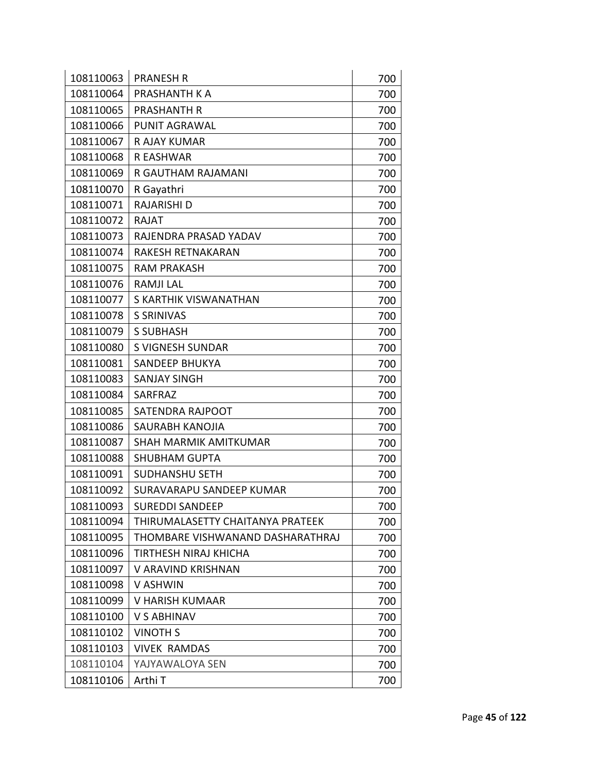| | | |
|---|---|---|
| 108110063 | PRANESH R | 700 |
| 108110064 | PRASHANTH K A | 700 |
| 108110065 | PRASHANTH R | 700 |
| 108110066 | PUNIT AGRAWAL | 700 |
| 108110067 | R AJAY KUMAR | 700 |
| 108110068 | R EASHWAR | 700 |
| 108110069 | R GAUTHAM RAJAMANI | 700 |
| 108110070 | R Gayathri | 700 |
| 108110071 | RAJARISHI D | 700 |
| 108110072 | RAJAT | 700 |
| 108110073 | RAJENDRA PRASAD YADAV | 700 |
| 108110074 | RAKESH RETNAKARAN | 700 |
| 108110075 | RAM PRAKASH | 700 |
| 108110076 | RAMJI LAL | 700 |
| 108110077 | S KARTHIK VISWANATHAN | 700 |
| 108110078 | S SRINIVAS | 700 |
| 108110079 | S SUBHASH | 700 |
| 108110080 | S VIGNESH SUNDAR | 700 |
| 108110081 | SANDEEP BHUKYA | 700 |
| 108110083 | SANJAY SINGH | 700 |
| 108110084 | SARFRAZ | 700 |
| 108110085 | SATENDRA RAJPOOT | 700 |
| 108110086 | SAURABH KANOJIA | 700 |
| 108110087 | SHAH MARMIK AMITKUMAR | 700 |
| 108110088 | SHUBHAM GUPTA | 700 |
| 108110091 | SUDHANSHU SETH | 700 |
| 108110092 | SURAVARAPU SANDEEP KUMAR | 700 |
| 108110093 | SUREDDI SANDEEP | 700 |
| 108110094 | THIRUMALASETTY CHAITANYA PRATEEK | 700 |
| 108110095 | THOMBARE VISHWANAND DASHARATHRAJ | 700 |
| 108110096 | TIRTHESH NIRAJ KHICHA | 700 |
| 108110097 | V ARAVIND KRISHNAN | 700 |
| 108110098 | V ASHWIN | 700 |
| 108110099 | V HARISH KUMAAR | 700 |
| 108110100 | V S ABHINAV | 700 |
| 108110102 | VINOTH S | 700 |
| 108110103 | VIVEK RAMDAS | 700 |
| 108110104 | YAJYAWALOYA SEN | 700 |
| 108110106 | Arthi T | 700 |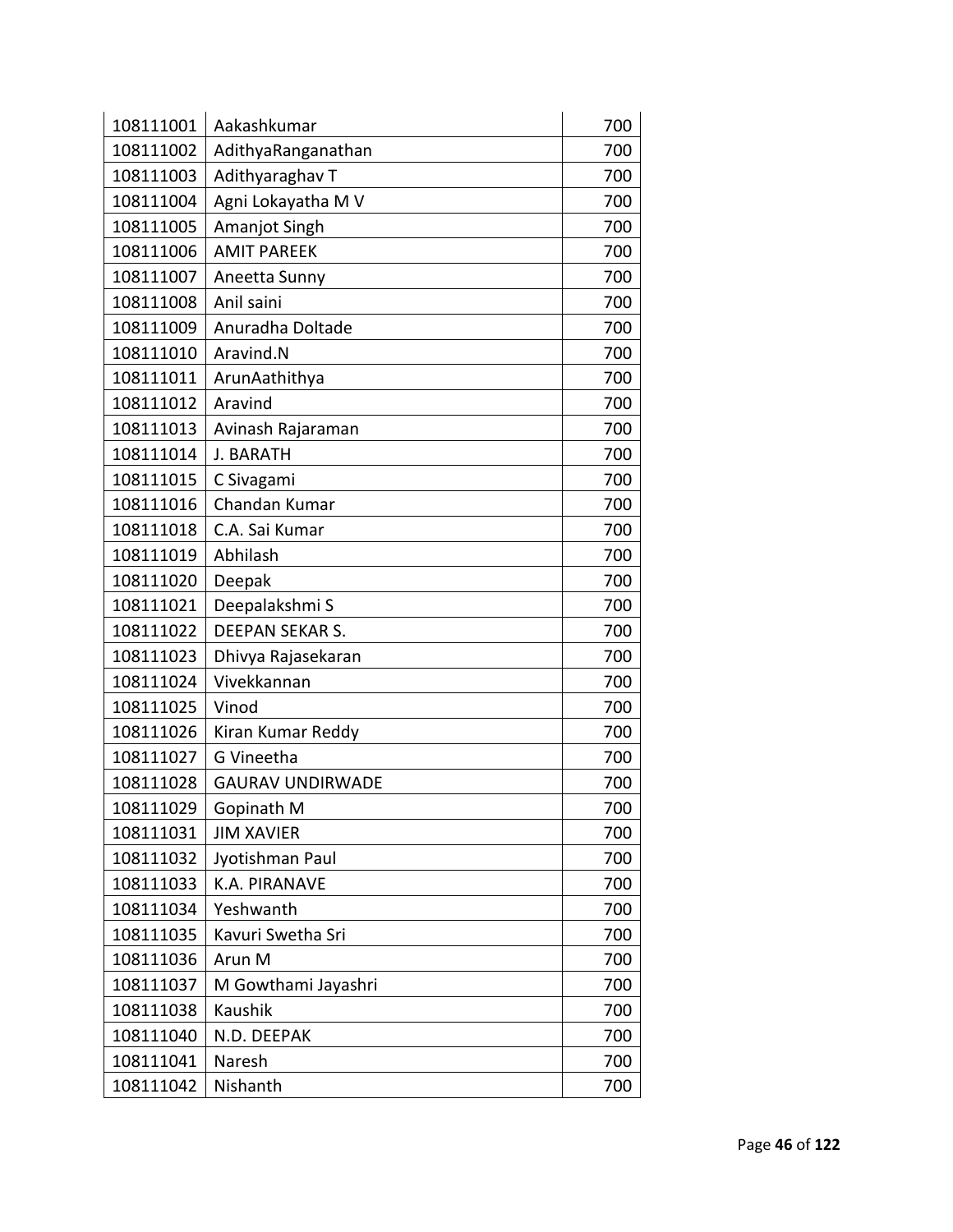| | | |
|---|---|---|
| 108111001 | Aakashkumar | 700 |
| 108111002 | AdithyaRanganathan | 700 |
| 108111003 | Adithyaraghav T | 700 |
| 108111004 | Agni Lokayatha M V | 700 |
| 108111005 | Amanjot Singh | 700 |
| 108111006 | AMIT PAREEK | 700 |
| 108111007 | Aneetta Sunny | 700 |
| 108111008 | Anil saini | 700 |
| 108111009 | Anuradha Doltade | 700 |
| 108111010 | Aravind.N | 700 |
| 108111011 | ArunAathithya | 700 |
| 108111012 | Aravind | 700 |
| 108111013 | Avinash Rajaraman | 700 |
| 108111014 | J. BARATH | 700 |
| 108111015 | C Sivagami | 700 |
| 108111016 | Chandan Kumar | 700 |
| 108111018 | C.A. Sai Kumar | 700 |
| 108111019 | Abhilash | 700 |
| 108111020 | Deepak | 700 |
| 108111021 | Deepalakshmi S | 700 |
| 108111022 | DEEPAN SEKAR S. | 700 |
| 108111023 | Dhivya Rajasekaran | 700 |
| 108111024 | Vivekkannan | 700 |
| 108111025 | Vinod | 700 |
| 108111026 | Kiran Kumar Reddy | 700 |
| 108111027 | G Vineetha | 700 |
| 108111028 | GAURAV UNDIRWADE | 700 |
| 108111029 | Gopinath M | 700 |
| 108111031 | JIM XAVIER | 700 |
| 108111032 | Jyotishman Paul | 700 |
| 108111033 | K.A. PIRANAVE | 700 |
| 108111034 | Yeshwanth | 700 |
| 108111035 | Kavuri Swetha Sri | 700 |
| 108111036 | Arun M | 700 |
| 108111037 | M Gowthami Jayashri | 700 |
| 108111038 | Kaushik | 700 |
| 108111040 | N.D. DEEPAK | 700 |
| 108111041 | Naresh | 700 |
| 108111042 | Nishanth | 700 |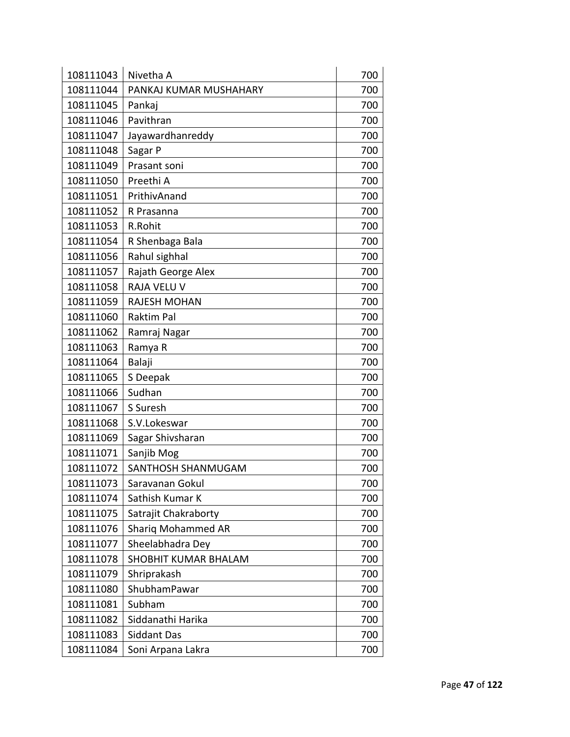| 108111043 | Nivetha A | 700 |
|---|---|---|
| 108111044 | PANKAJ KUMAR MUSHAHARY | 700 |
| 108111045 | Pankaj | 700 |
| 108111046 | Pavithran | 700 |
| 108111047 | Jayawardhanreddy | 700 |
| 108111048 | Sagar P | 700 |
| 108111049 | Prasant soni | 700 |
| 108111050 | Preethi A | 700 |
| 108111051 | PrithivAnand | 700 |
| 108111052 | R Prasanna | 700 |
| 108111053 | R.Rohit | 700 |
| 108111054 | R Shenbaga Bala | 700 |
| 108111056 | Rahul sighhal | 700 |
| 108111057 | Rajath George Alex | 700 |
| 108111058 | RAJA VELU V | 700 |
| 108111059 | RAJESH MOHAN | 700 |
| 108111060 | Raktim Pal | 700 |
| 108111062 | Ramraj Nagar | 700 |
| 108111063 | Ramya R | 700 |
| 108111064 | Balaji | 700 |
| 108111065 | S Deepak | 700 |
| 108111066 | Sudhan | 700 |
| 108111067 | S Suresh | 700 |
| 108111068 | S.V.Lokeswar | 700 |
| 108111069 | Sagar Shivsharan | 700 |
| 108111071 | Sanjib Mog | 700 |
| 108111072 | SANTHOSH SHANMUGAM | 700 |
| 108111073 | Saravanan Gokul | 700 |
| 108111074 | Sathish Kumar K | 700 |
| 108111075 | Satrajit Chakraborty | 700 |
| 108111076 | Shariq Mohammed AR | 700 |
| 108111077 | Sheelabhadra Dey | 700 |
| 108111078 | SHOBHIT KUMAR BHALAM | 700 |
| 108111079 | Shriprakash | 700 |
| 108111080 | ShubhamPawar | 700 |
| 108111081 | Subham | 700 |
| 108111082 | Siddanathi Harika | 700 |
| 108111083 | Siddant Das | 700 |
| 108111084 | Soni Arpana Lakra | 700 |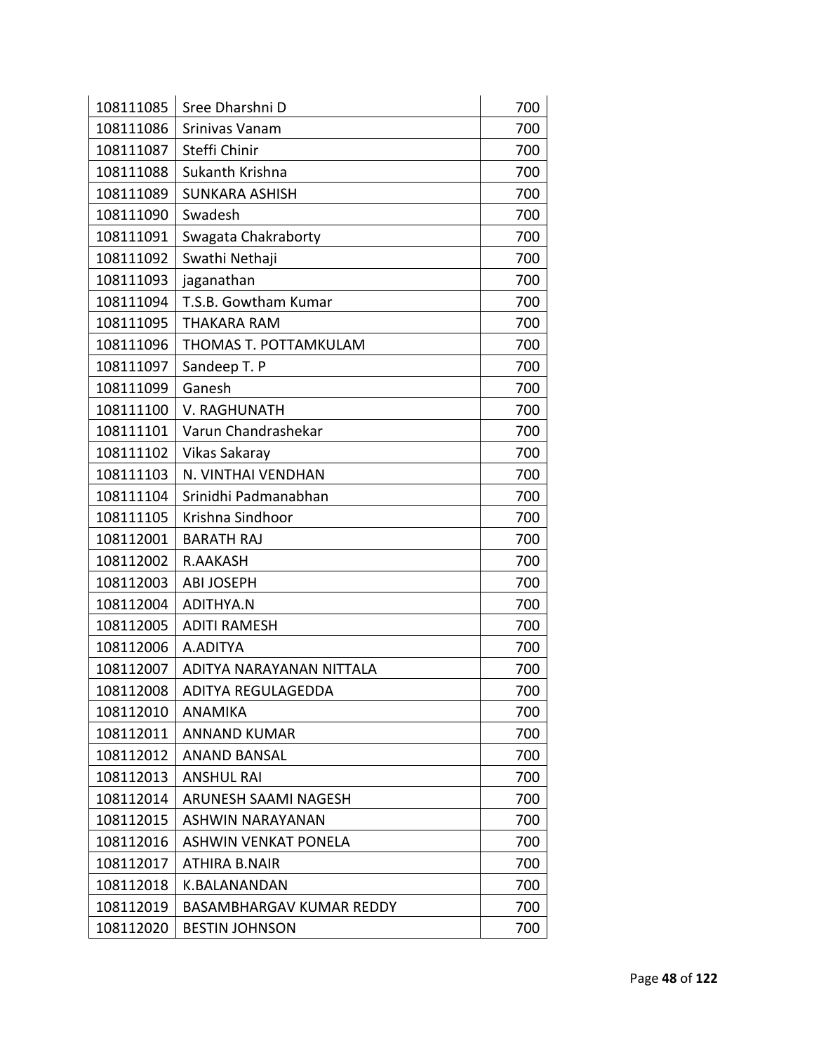| | | |
|---|---|---|
| 108111085 | Sree Dharshni D | 700 |
| 108111086 | Srinivas Vanam | 700 |
| 108111087 | Steffi Chinir | 700 |
| 108111088 | Sukanth Krishna | 700 |
| 108111089 | SUNKARA ASHISH | 700 |
| 108111090 | Swadesh | 700 |
| 108111091 | Swagata Chakraborty | 700 |
| 108111092 | Swathi Nethaji | 700 |
| 108111093 | jaganathan | 700 |
| 108111094 | T.S.B. Gowtham Kumar | 700 |
| 108111095 | THAKARA RAM | 700 |
| 108111096 | THOMAS T. POTTAMKULAM | 700 |
| 108111097 | Sandeep T. P | 700 |
| 108111099 | Ganesh | 700 |
| 108111100 | V. RAGHUNATH | 700 |
| 108111101 | Varun Chandrashekar | 700 |
| 108111102 | Vikas Sakaray | 700 |
| 108111103 | N. VINTHAI VENDHAN | 700 |
| 108111104 | Srinidhi Padmanabhan | 700 |
| 108111105 | Krishna Sindhoor | 700 |
| 108112001 | BARATH RAJ | 700 |
| 108112002 | R.AAKASH | 700 |
| 108112003 | ABI JOSEPH | 700 |
| 108112004 | ADITHYA.N | 700 |
| 108112005 | ADITI RAMESH | 700 |
| 108112006 | A.ADITYA | 700 |
| 108112007 | ADITYA NARAYANAN NITTALA | 700 |
| 108112008 | ADITYA REGULAGEDDA | 700 |
| 108112010 | ANAMIKA | 700 |
| 108112011 | ANNAND KUMAR | 700 |
| 108112012 | ANAND BANSAL | 700 |
| 108112013 | ANSHUL RAI | 700 |
| 108112014 | ARUNESH SAAMI NAGESH | 700 |
| 108112015 | ASHWIN NARAYANAN | 700 |
| 108112016 | ASHWIN VENKAT PONELA | 700 |
| 108112017 | ATHIRA B.NAIR | 700 |
| 108112018 | K.BALANANDAN | 700 |
| 108112019 | BASAMBHARGAV KUMAR REDDY | 700 |
| 108112020 | BESTIN JOHNSON | 700 |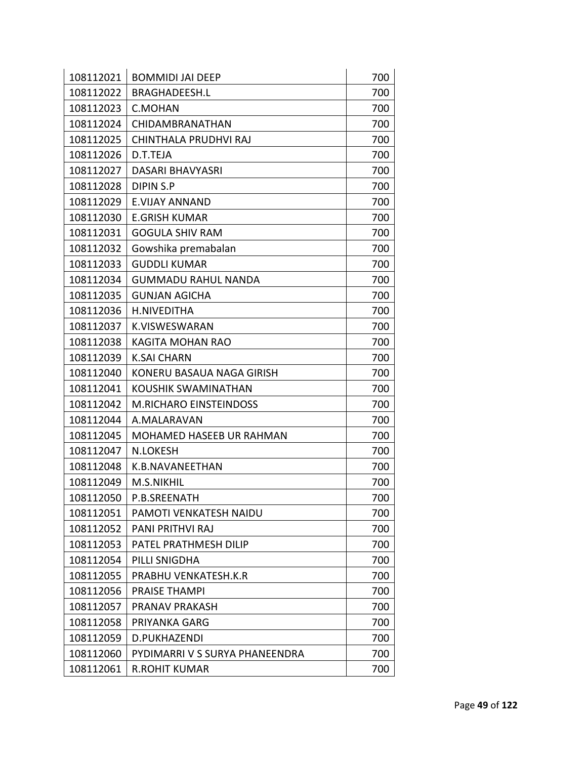| | | |
|---|---|---|
| 108112021 | BOMMIDI JAI DEEP | 700 |
| 108112022 | BRAGHADEESH.L | 700 |
| 108112023 | C.MOHAN | 700 |
| 108112024 | CHIDAMBRANATHAN | 700 |
| 108112025 | CHINTHALA PRUDHVI RAJ | 700 |
| 108112026 | D.T.TEJA | 700 |
| 108112027 | DASARI BHAVYASRI | 700 |
| 108112028 | DIPIN S.P | 700 |
| 108112029 | E.VIJAY ANNAND | 700 |
| 108112030 | E.GRISH KUMAR | 700 |
| 108112031 | GOGULA SHIV RAM | 700 |
| 108112032 | Gowshika premabalan | 700 |
| 108112033 | GUDDLI KUMAR | 700 |
| 108112034 | GUMMADU RAHUL NANDA | 700 |
| 108112035 | GUNJAN AGICHA | 700 |
| 108112036 | H.NIVEDITHA | 700 |
| 108112037 | K.VISWESWARAN | 700 |
| 108112038 | KAGITA MOHAN RAO | 700 |
| 108112039 | K.SAI CHARN | 700 |
| 108112040 | KONERU BASAUA NAGA GIRISH | 700 |
| 108112041 | KOUSHIK SWAMINATHAN | 700 |
| 108112042 | M.RICHARO EINSTEINDOSS | 700 |
| 108112044 | A.MALARAVAN | 700 |
| 108112045 | MOHAMED HASEEB UR RAHMAN | 700 |
| 108112047 | N.LOKESH | 700 |
| 108112048 | K.B.NAVANEETHAN | 700 |
| 108112049 | M.S.NIKHIL | 700 |
| 108112050 | P.B.SREENATH | 700 |
| 108112051 | PAMOTI VENKATESH NAIDU | 700 |
| 108112052 | PANI PRITHVI RAJ | 700 |
| 108112053 | PATEL PRATHMESH DILIP | 700 |
| 108112054 | PILLI SNIGDHA | 700 |
| 108112055 | PRABHU VENKATESH.K.R | 700 |
| 108112056 | PRAISE THAMPI | 700 |
| 108112057 | PRANAV PRAKASH | 700 |
| 108112058 | PRIYANKA GARG | 700 |
| 108112059 | D.PUKHAZENDI | 700 |
| 108112060 | PYDIMARRI V S SURYA PHANEENDRA | 700 |
| 108112061 | R.ROHIT KUMAR | 700 |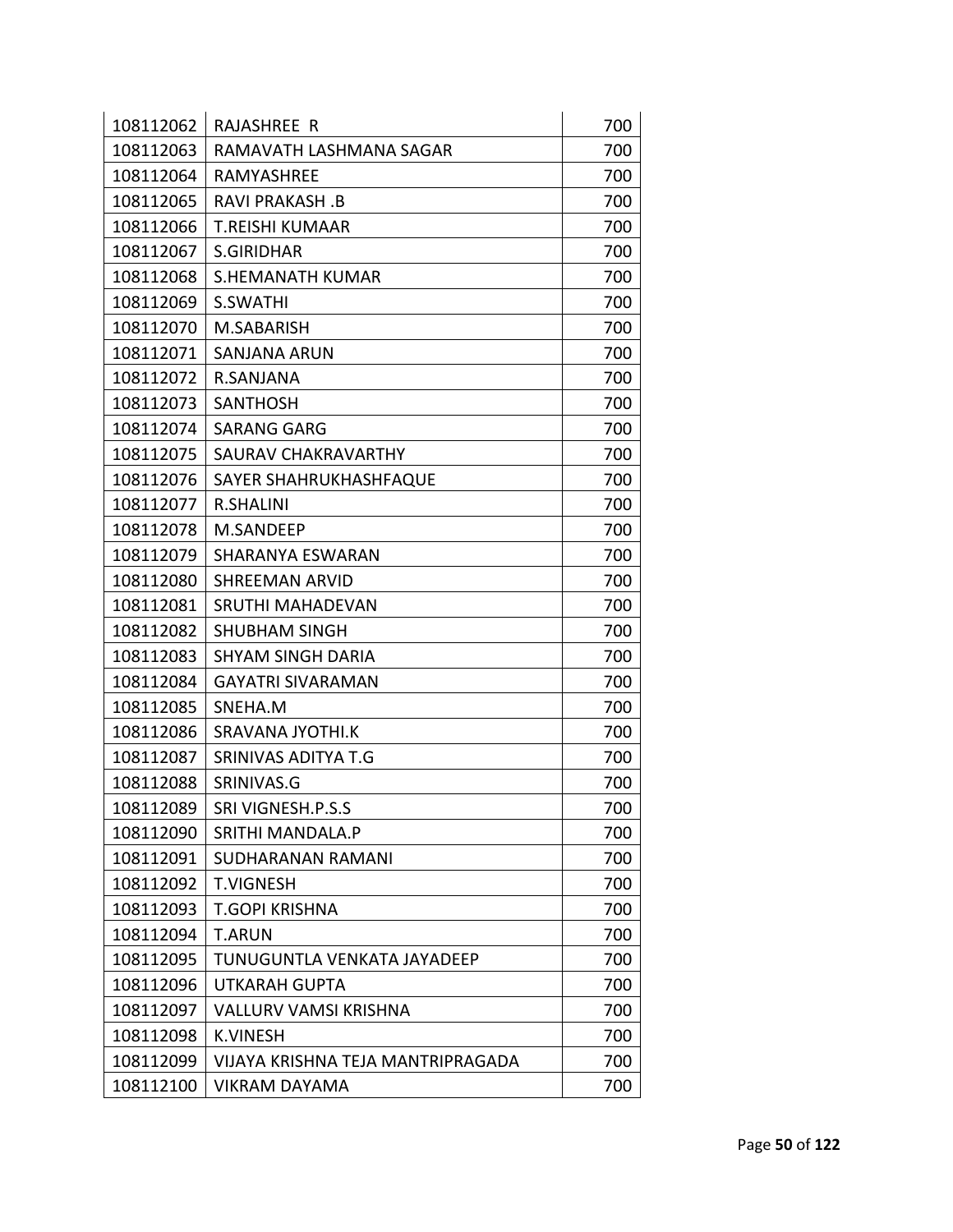| | | |
|---|---|---|
| 108112062 | RAJASHREE R | 700 |
| 108112063 | RAMAVATH LASHMANA SAGAR | 700 |
| 108112064 | RAMYASHREE | 700 |
| 108112065 | RAVI PRAKASH .B | 700 |
| 108112066 | T.REISHI KUMAAR | 700 |
| 108112067 | S.GIRIDHAR | 700 |
| 108112068 | S.HEMANATH KUMAR | 700 |
| 108112069 | S.SWATHI | 700 |
| 108112070 | M.SABARISH | 700 |
| 108112071 | SANJANA ARUN | 700 |
| 108112072 | R.SANJANA | 700 |
| 108112073 | SANTHOSH | 700 |
| 108112074 | SARANG GARG | 700 |
| 108112075 | SAURAV CHAKRAVARTHY | 700 |
| 108112076 | SAYER SHAHRUKHASHFAQUE | 700 |
| 108112077 | R.SHALINI | 700 |
| 108112078 | M.SANDEEP | 700 |
| 108112079 | SHARANYA ESWARAN | 700 |
| 108112080 | SHREEMAN ARVID | 700 |
| 108112081 | SRUTHI MAHADEVAN | 700 |
| 108112082 | SHUBHAM SINGH | 700 |
| 108112083 | SHYAM SINGH DARIA | 700 |
| 108112084 | GAYATRI SIVARAMAN | 700 |
| 108112085 | SNEHA.M | 700 |
| 108112086 | SRAVANA JYOTHI.K | 700 |
| 108112087 | SRINIVAS ADITYA T.G | 700 |
| 108112088 | SRINIVAS.G | 700 |
| 108112089 | SRI VIGNESH.P.S.S | 700 |
| 108112090 | SRITHI MANDALA.P | 700 |
| 108112091 | SUDHARANAN RAMANI | 700 |
| 108112092 | T.VIGNESH | 700 |
| 108112093 | T.GOPI KRISHNA | 700 |
| 108112094 | T.ARUN | 700 |
| 108112095 | TUNUGUNTLA VENKATA JAYADEEP | 700 |
| 108112096 | UTKARAH GUPTA | 700 |
| 108112097 | VALLURV VAMSI KRISHNA | 700 |
| 108112098 | K.VINESH | 700 |
| 108112099 | VIJAYA KRISHNA TEJA MANTRIPRAGADA | 700 |
| 108112100 | VIKRAM DAYAMA | 700 |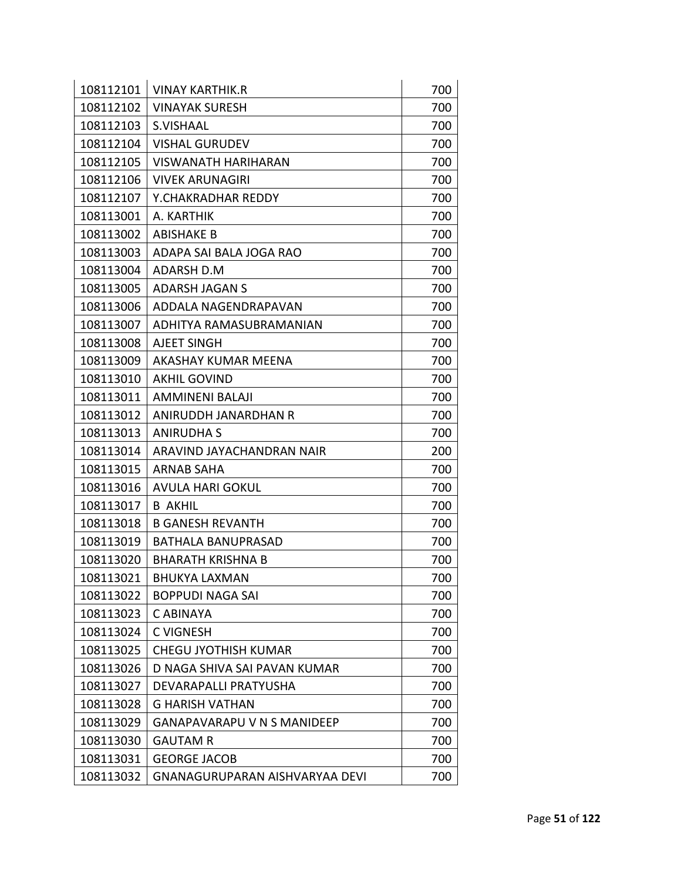| | | |
|---|---|---|
| 108112101 | VINAY KARTHIK.R | 700 |
| 108112102 | VINAYAK SURESH | 700 |
| 108112103 | S.VISHAAL | 700 |
| 108112104 | VISHAL GURUDEV | 700 |
| 108112105 | VISWANATH HARIHARAN | 700 |
| 108112106 | VIVEK ARUNAGIRI | 700 |
| 108112107 | Y.CHAKRADHAR REDDY | 700 |
| 108113001 | A. KARTHIK | 700 |
| 108113002 | ABISHAKE B | 700 |
| 108113003 | ADAPA SAI BALA JOGA RAO | 700 |
| 108113004 | ADARSH D.M | 700 |
| 108113005 | ADARSH JAGAN S | 700 |
| 108113006 | ADDALA NAGENDRAPAVAN | 700 |
| 108113007 | ADHITYA RAMASUBRAMANIAN | 700 |
| 108113008 | AJEET SINGH | 700 |
| 108113009 | AKASHAY KUMAR MEENA | 700 |
| 108113010 | AKHIL GOVIND | 700 |
| 108113011 | AMMINENI BALAJI | 700 |
| 108113012 | ANIRUDDH JANARDHAN R | 700 |
| 108113013 | ANIRUDHA S | 700 |
| 108113014 | ARAVIND JAYACHANDRAN NAIR | 200 |
| 108113015 | ARNAB SAHA | 700 |
| 108113016 | AVULA HARI GOKUL | 700 |
| 108113017 | B AKHIL | 700 |
| 108113018 | B GANESH REVANTH | 700 |
| 108113019 | BATHALA BANUPRASAD | 700 |
| 108113020 | BHARATH KRISHNA B | 700 |
| 108113021 | BHUKYA LAXMAN | 700 |
| 108113022 | BOPPUDI NAGA SAI | 700 |
| 108113023 | C ABINAYA | 700 |
| 108113024 | C VIGNESH | 700 |
| 108113025 | CHEGU JYOTHISH KUMAR | 700 |
| 108113026 | D NAGA SHIVA SAI PAVAN KUMAR | 700 |
| 108113027 | DEVARAPALLI PRATYUSHA | 700 |
| 108113028 | G HARISH VATHAN | 700 |
| 108113029 | GANAPAVARAPU V N S MANIDEEP | 700 |
| 108113030 | GAUTAM R | 700 |
| 108113031 | GEORGE JACOB | 700 |
| 108113032 | GNANAGURUPARAN AISHVARYAA DEVI | 700 |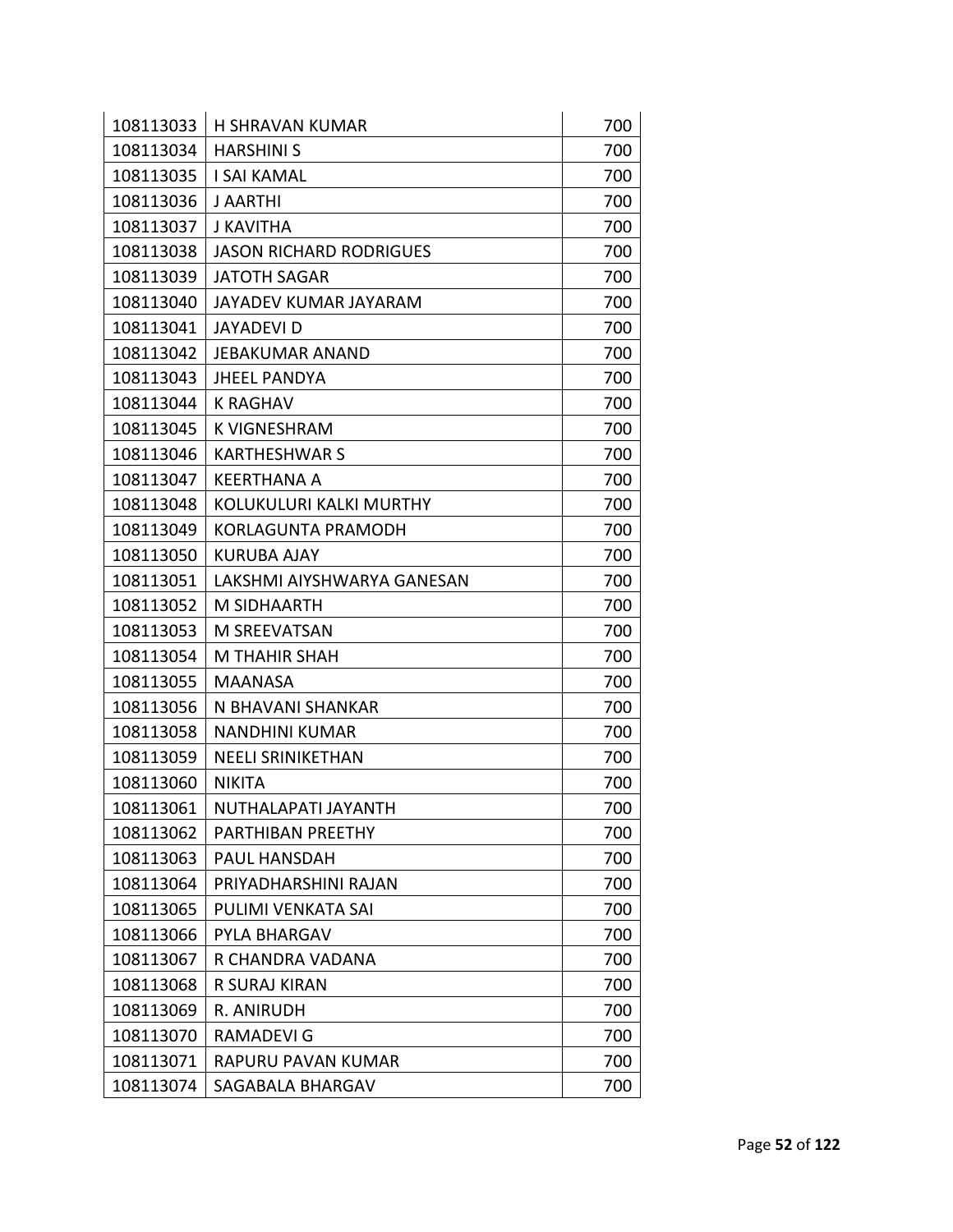| | | |
|---|---|---|
| 108113033 | H SHRAVAN KUMAR | 700 |
| 108113034 | HARSHINI S | 700 |
| 108113035 | I SAI KAMAL | 700 |
| 108113036 | J AARTHI | 700 |
| 108113037 | J KAVITHA | 700 |
| 108113038 | JASON RICHARD RODRIGUES | 700 |
| 108113039 | JATOTH SAGAR | 700 |
| 108113040 | JAYADEV KUMAR JAYARAM | 700 |
| 108113041 | JAYADEVI D | 700 |
| 108113042 | JEBAKUMAR ANAND | 700 |
| 108113043 | JHEEL PANDYA | 700 |
| 108113044 | K RAGHAV | 700 |
| 108113045 | K VIGNESHRAM | 700 |
| 108113046 | KARTHESHWAR S | 700 |
| 108113047 | KEERTHANA A | 700 |
| 108113048 | KOLUKULURI KALKI MURTHY | 700 |
| 108113049 | KORLAGUNTA PRAMODH | 700 |
| 108113050 | KURUBA AJAY | 700 |
| 108113051 | LAKSHMI AIYSHWARYA GANESAN | 700 |
| 108113052 | M SIDHAARTH | 700 |
| 108113053 | M SREEVATSAN | 700 |
| 108113054 | M THAHIR SHAH | 700 |
| 108113055 | MAANASA | 700 |
| 108113056 | N BHAVANI SHANKAR | 700 |
| 108113058 | NANDHINI KUMAR | 700 |
| 108113059 | NEELI SRINIKETHAN | 700 |
| 108113060 | NIKITA | 700 |
| 108113061 | NUTHALAPATI JAYANTH | 700 |
| 108113062 | PARTHIBAN PREETHY | 700 |
| 108113063 | PAUL HANSDAH | 700 |
| 108113064 | PRIYADHARSHINI RAJAN | 700 |
| 108113065 | PULIMI VENKATA SAI | 700 |
| 108113066 | PYLA BHARGAV | 700 |
| 108113067 | R CHANDRA VADANA | 700 |
| 108113068 | R SURAJ KIRAN | 700 |
| 108113069 | R. ANIRUDH | 700 |
| 108113070 | RAMADEVI G | 700 |
| 108113071 | RAPURU PAVAN KUMAR | 700 |
| 108113074 | SAGABALA BHARGAV | 700 |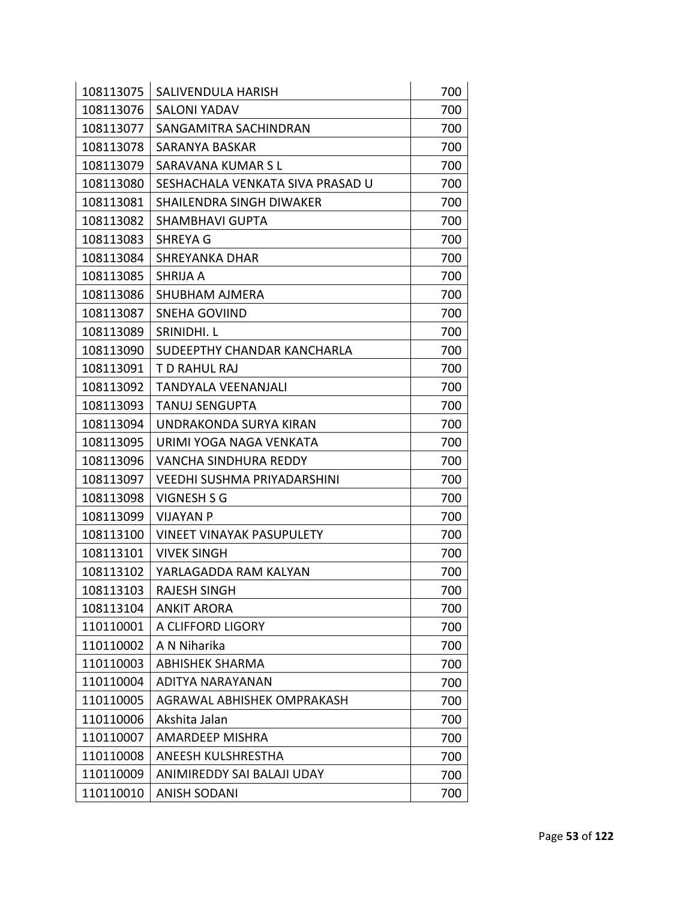| 108113075 | SALIVENDULA HARISH | 700 |
|---|---|---|
| 108113076 | SALONI YADAV | 700 |
| 108113077 | SANGAMITRA SACHINDRAN | 700 |
| 108113078 | SARANYA BASKAR | 700 |
| 108113079 | SARAVANA KUMAR S L | 700 |
| 108113080 | SESHACHALA VENKATA SIVA PRASAD U | 700 |
| 108113081 | SHAILENDRA SINGH DIWAKER | 700 |
| 108113082 | SHAMBHAVI GUPTA | 700 |
| 108113083 | SHREYA G | 700 |
| 108113084 | SHREYANKA DHAR | 700 |
| 108113085 | SHRIJA A | 700 |
| 108113086 | SHUBHAM AJMERA | 700 |
| 108113087 | SNEHA GOVIIND | 700 |
| 108113089 | SRINIDHI. L | 700 |
| 108113090 | SUDEEPTHY CHANDAR KANCHARLA | 700 |
| 108113091 | T D RAHUL RAJ | 700 |
| 108113092 | TANDYALA VEENANJALI | 700 |
| 108113093 | TANUJ SENGUPTA | 700 |
| 108113094 | UNDRAKONDA SURYA KIRAN | 700 |
| 108113095 | URIMI YOGA NAGA VENKATA | 700 |
| 108113096 | VANCHA SINDHURA REDDY | 700 |
| 108113097 | VEEDHI SUSHMA PRIYADARSHINI | 700 |
| 108113098 | VIGNESH S G | 700 |
| 108113099 | VIJAYAN P | 700 |
| 108113100 | VINEET VINAYAK PASUPULETY | 700 |
| 108113101 | VIVEK SINGH | 700 |
| 108113102 | YARLAGADDA RAM KALYAN | 700 |
| 108113103 | RAJESH SINGH | 700 |
| 108113104 | ANKIT ARORA | 700 |
| 110110001 | A CLIFFORD LIGORY | 700 |
| 110110002 | A N Niharika | 700 |
| 110110003 | ABHISHEK SHARMA | 700 |
| 110110004 | ADITYA NARAYANAN | 700 |
| 110110005 | AGRAWAL ABHISHEK OMPRAKASH | 700 |
| 110110006 | Akshita Jalan | 700 |
| 110110007 | AMARDEEP MISHRA | 700 |
| 110110008 | ANEESH KULSHRESTHA | 700 |
| 110110009 | ANIMIREDDY SAI BALAJI UDAY | 700 |
| 110110010 | ANISH SODANI | 700 |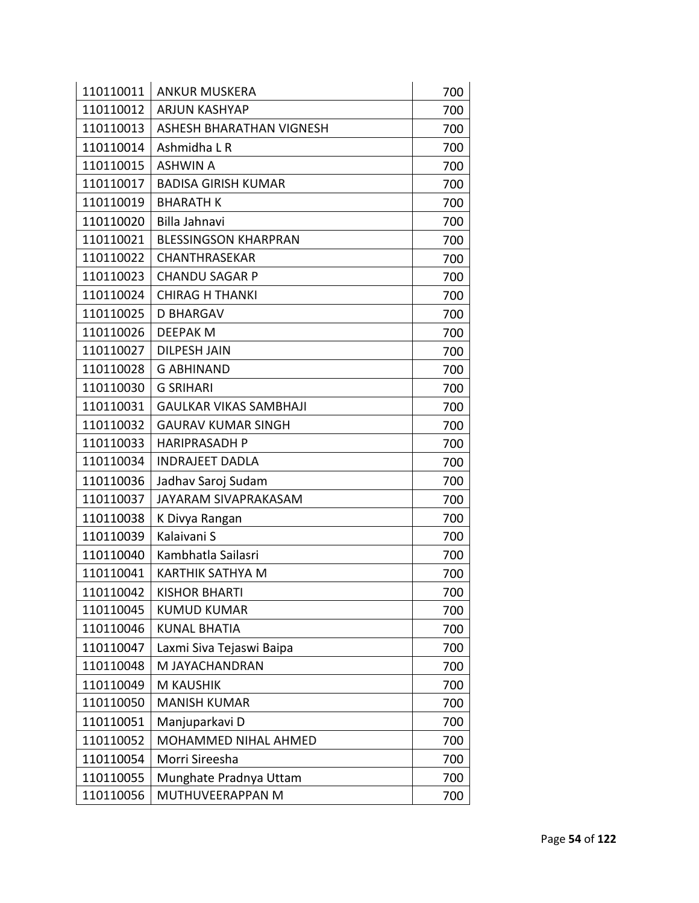| 110110011 | ANKUR MUSKERA | 700 |
|---|---|---|
| 110110012 | ARJUN KASHYAP | 700 |
| 110110013 | ASHESH BHARATHAN VIGNESH | 700 |
| 110110014 | Ashmidha L R | 700 |
| 110110015 | ASHWIN A | 700 |
| 110110017 | BADISA GIRISH KUMAR | 700 |
| 110110019 | BHARATH K | 700 |
| 110110020 | Billa Jahnavi | 700 |
| 110110021 | BLESSINGSON KHARPRAN | 700 |
| 110110022 | CHANTHRASEKAR | 700 |
| 110110023 | CHANDU SAGAR P | 700 |
| 110110024 | CHIRAG H THANKI | 700 |
| 110110025 | D BHARGAV | 700 |
| 110110026 | DEEPAK M | 700 |
| 110110027 | DILPESH JAIN | 700 |
| 110110028 | G ABHINAND | 700 |
| 110110030 | G SRIHARI | 700 |
| 110110031 | GAULKAR VIKAS SAMBHAJI | 700 |
| 110110032 | GAURAV KUMAR SINGH | 700 |
| 110110033 | HARIPRASADH P | 700 |
| 110110034 | INDRAJEET DADLA | 700 |
| 110110036 | Jadhav Saroj Sudam | 700 |
| 110110037 | JAYARAM SIVAPRAKASAM | 700 |
| 110110038 | K Divya Rangan | 700 |
| 110110039 | Kalaivani S | 700 |
| 110110040 | Kambhatla Sailasri | 700 |
| 110110041 | KARTHIK SATHYA M | 700 |
| 110110042 | KISHOR BHARTI | 700 |
| 110110045 | KUMUD KUMAR | 700 |
| 110110046 | KUNAL BHATIA | 700 |
| 110110047 | Laxmi Siva Tejaswi Baipa | 700 |
| 110110048 | M JAYACHANDRAN | 700 |
| 110110049 | M KAUSHIK | 700 |
| 110110050 | MANISH KUMAR | 700 |
| 110110051 | Manjuparkavi D | 700 |
| 110110052 | MOHAMMED NIHAL AHMED | 700 |
| 110110054 | Morri Sireesha | 700 |
| 110110055 | Munghate Pradnya Uttam | 700 |
| 110110056 | MUTHUVEERAPPAN M | 700 |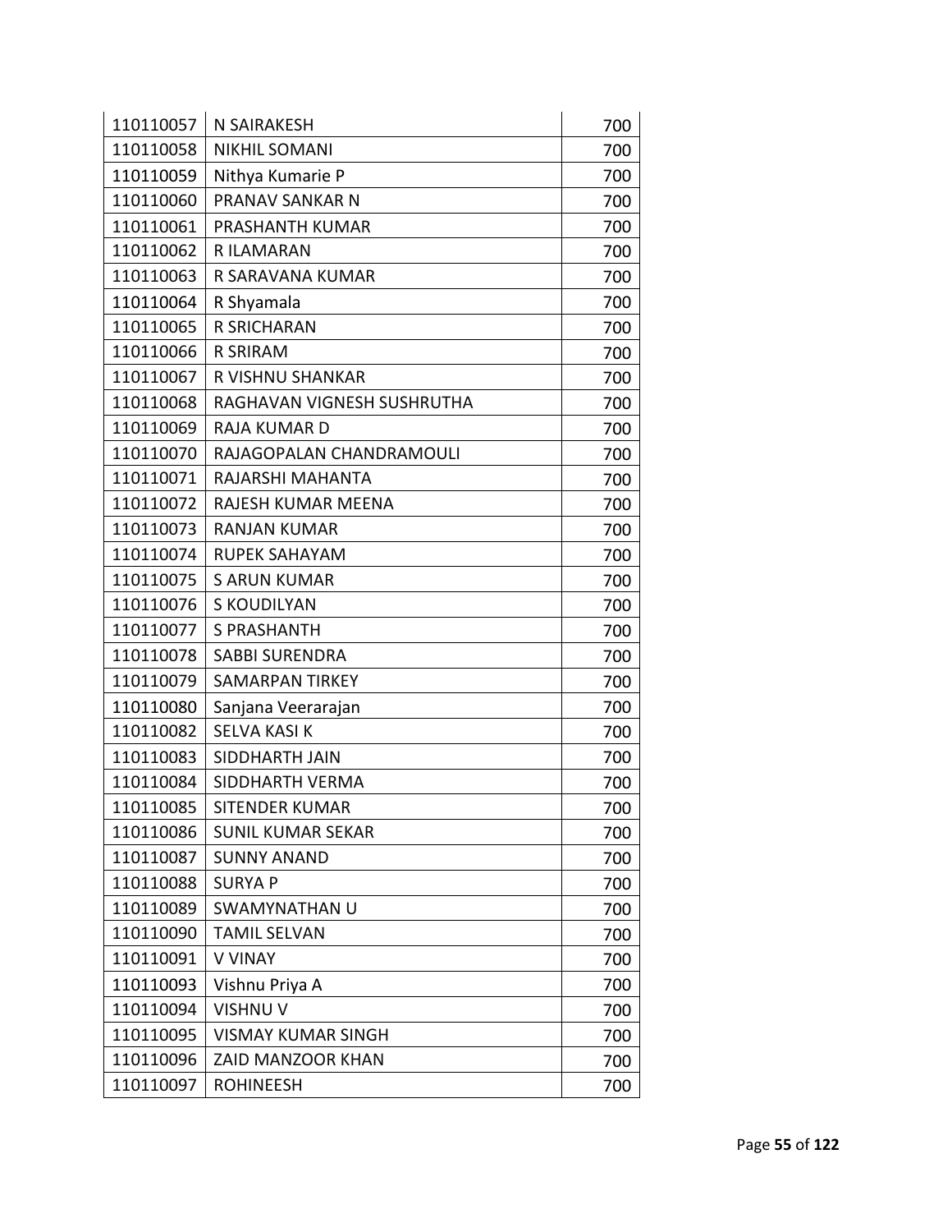| | | |
|---|---|---|
| 110110057 | N SAIRAKESH | 700 |
| 110110058 | NIKHIL SOMANI | 700 |
| 110110059 | Nithya Kumarie P | 700 |
| 110110060 | PRANAV SANKAR N | 700 |
| 110110061 | PRASHANTH KUMAR | 700 |
| 110110062 | R ILAMARAN | 700 |
| 110110063 | R SARAVANA KUMAR | 700 |
| 110110064 | R Shyamala | 700 |
| 110110065 | R SRICHARAN | 700 |
| 110110066 | R SRIRAM | 700 |
| 110110067 | R VISHNU SHANKAR | 700 |
| 110110068 | RAGHAVAN VIGNESH SUSHRUTHA | 700 |
| 110110069 | RAJA KUMAR D | 700 |
| 110110070 | RAJAGOPALAN CHANDRAMOULI | 700 |
| 110110071 | RAJARSHI MAHANTA | 700 |
| 110110072 | RAJESH KUMAR MEENA | 700 |
| 110110073 | RANJAN KUMAR | 700 |
| 110110074 | RUPEK SAHAYAM | 700 |
| 110110075 | S ARUN KUMAR | 700 |
| 110110076 | S KOUDILYAN | 700 |
| 110110077 | S PRASHANTH | 700 |
| 110110078 | SABBI SURENDRA | 700 |
| 110110079 | SAMARPAN TIRKEY | 700 |
| 110110080 | Sanjana Veerarajan | 700 |
| 110110082 | SELVA KASI K | 700 |
| 110110083 | SIDDHARTH JAIN | 700 |
| 110110084 | SIDDHARTH VERMA | 700 |
| 110110085 | SITENDER KUMAR | 700 |
| 110110086 | SUNIL KUMAR SEKAR | 700 |
| 110110087 | SUNNY ANAND | 700 |
| 110110088 | SURYA P | 700 |
| 110110089 | SWAMYNATHAN U | 700 |
| 110110090 | TAMIL SELVAN | 700 |
| 110110091 | V VINAY | 700 |
| 110110093 | Vishnu Priya A | 700 |
| 110110094 | VISHNU V | 700 |
| 110110095 | VISMAY KUMAR SINGH | 700 |
| 110110096 | ZAID MANZOOR KHAN | 700 |
| 110110097 | ROHINEESH | 700 |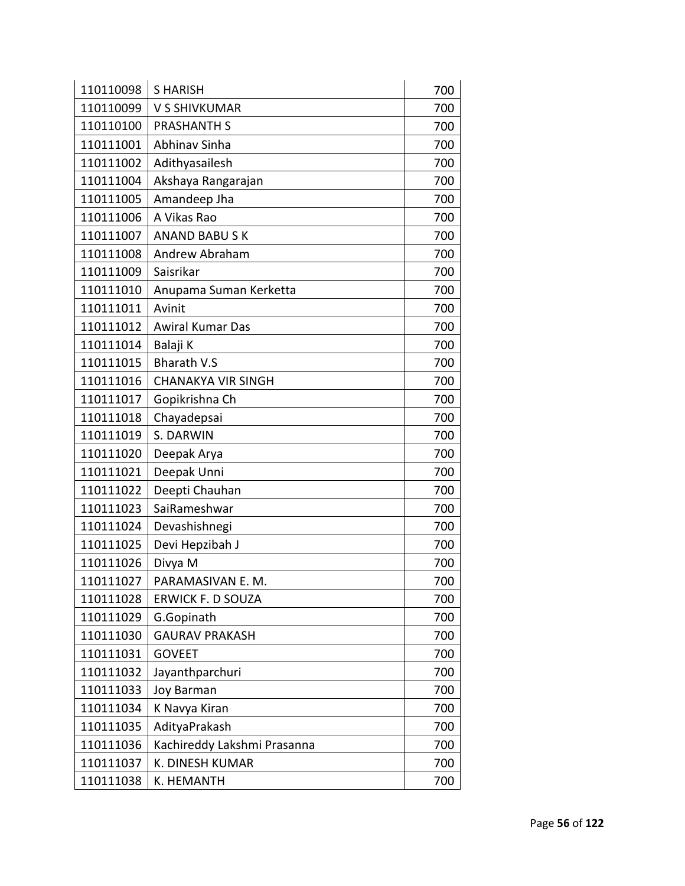| 110110098 | S HARISH | 700 |
|---|---|---|
| 110110099 | V S SHIVKUMAR | 700 |
| 110110100 | PRASHANTH S | 700 |
| 110111001 | Abhinav Sinha | 700 |
| 110111002 | Adithyasailesh | 700 |
| 110111004 | Akshaya Rangarajan | 700 |
| 110111005 | Amandeep Jha | 700 |
| 110111006 | A Vikas Rao | 700 |
| 110111007 | ANAND BABU S K | 700 |
| 110111008 | Andrew Abraham | 700 |
| 110111009 | Saisrikar | 700 |
| 110111010 | Anupama Suman Kerketta | 700 |
| 110111011 | Avinit | 700 |
| 110111012 | Awiral Kumar Das | 700 |
| 110111014 | Balaji K | 700 |
| 110111015 | Bharath V.S | 700 |
| 110111016 | CHANAKYA VIR SINGH | 700 |
| 110111017 | Gopikrishna Ch | 700 |
| 110111018 | Chayadepsai | 700 |
| 110111019 | S. DARWIN | 700 |
| 110111020 | Deepak Arya | 700 |
| 110111021 | Deepak Unni | 700 |
| 110111022 | Deepti Chauhan | 700 |
| 110111023 | SaiRameshwar | 700 |
| 110111024 | Devashishnegi | 700 |
| 110111025 | Devi Hepzibah J | 700 |
| 110111026 | Divya M | 700 |
| 110111027 | PARAMASIVAN E. M. | 700 |
| 110111028 | ERWICK F. D SOUZA | 700 |
| 110111029 | G.Gopinath | 700 |
| 110111030 | GAURAV PRAKASH | 700 |
| 110111031 | GOVEET | 700 |
| 110111032 | Jayanthparchuri | 700 |
| 110111033 | Joy Barman | 700 |
| 110111034 | K Navya Kiran | 700 |
| 110111035 | AdityaPrakash | 700 |
| 110111036 | Kachireddy Lakshmi Prasanna | 700 |
| 110111037 | K. DINESH KUMAR | 700 |
| 110111038 | K. HEMANTH | 700 |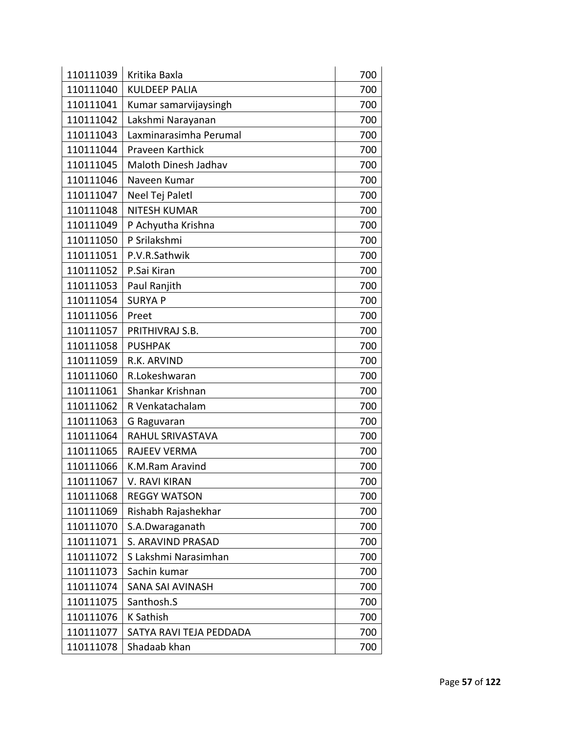| 110111039 | Kritika Baxla | 700 |
|---|---|---|
| 110111040 | KULDEEP PALIA | 700 |
| 110111041 | Kumar samarvijaysingh | 700 |
| 110111042 | Lakshmi Narayanan | 700 |
| 110111043 | Laxminarasimha Perumal | 700 |
| 110111044 | Praveen Karthick | 700 |
| 110111045 | Maloth Dinesh Jadhav | 700 |
| 110111046 | Naveen Kumar | 700 |
| 110111047 | Neel Tej Paletl | 700 |
| 110111048 | NITESH KUMAR | 700 |
| 110111049 | P Achyutha Krishna | 700 |
| 110111050 | P Srilakshmi | 700 |
| 110111051 | P.V.R.Sathwik | 700 |
| 110111052 | P.Sai Kiran | 700 |
| 110111053 | Paul Ranjith | 700 |
| 110111054 | SURYA P | 700 |
| 110111056 | Preet | 700 |
| 110111057 | PRITHIVRAJ S.B. | 700 |
| 110111058 | PUSHPAK | 700 |
| 110111059 | R.K. ARVIND | 700 |
| 110111060 | R.Lokeshwaran | 700 |
| 110111061 | Shankar Krishnan | 700 |
| 110111062 | R Venkatachalam | 700 |
| 110111063 | G Raguvaran | 700 |
| 110111064 | RAHUL SRIVASTAVA | 700 |
| 110111065 | RAJEEV VERMA | 700 |
| 110111066 | K.M.Ram Aravind | 700 |
| 110111067 | V. RAVI KIRAN | 700 |
| 110111068 | REGGY WATSON | 700 |
| 110111069 | Rishabh Rajashekhar | 700 |
| 110111070 | S.A.Dwaraganath | 700 |
| 110111071 | S. ARAVIND PRASAD | 700 |
| 110111072 | S Lakshmi Narasimhan | 700 |
| 110111073 | Sachin kumar | 700 |
| 110111074 | SANA SAI AVINASH | 700 |
| 110111075 | Santhosh.S | 700 |
| 110111076 | K Sathish | 700 |
| 110111077 | SATYA RAVI TEJA PEDDADA | 700 |
| 110111078 | Shadaab khan | 700 |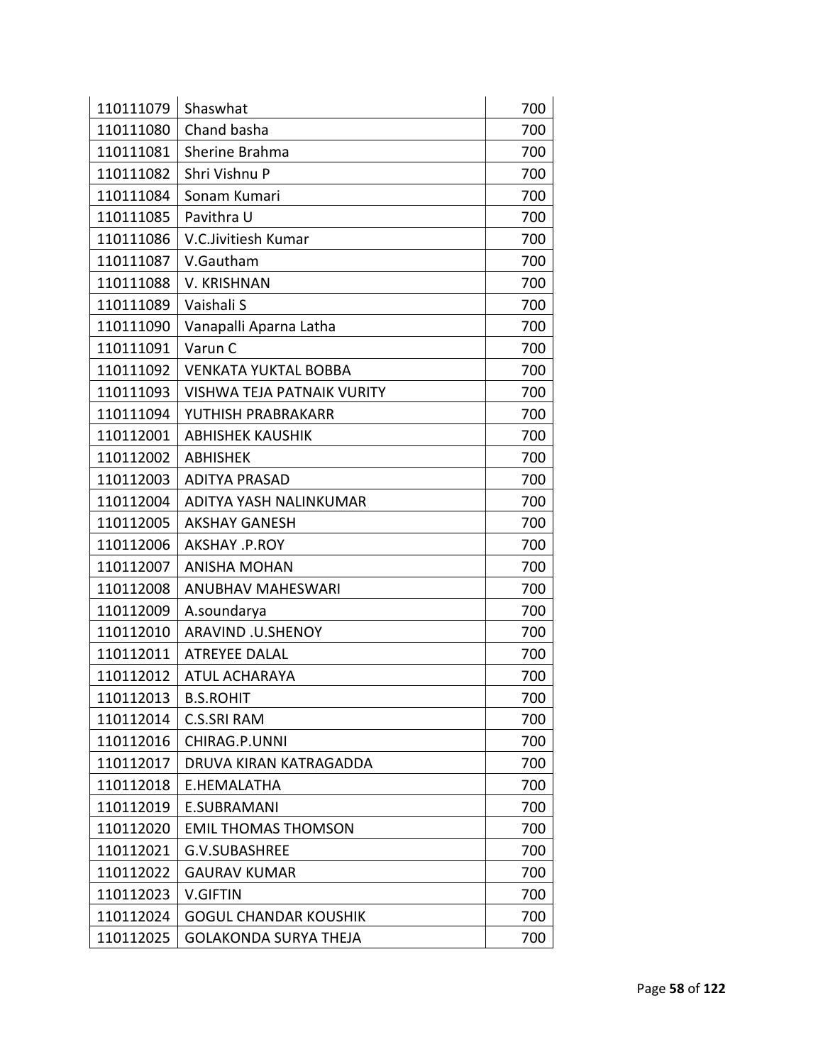| 110111079 | Shaswhat | 700 |
|---|---|---|
| 110111080 | Chand basha | 700 |
| 110111081 | Sherine Brahma | 700 |
| 110111082 | Shri Vishnu P | 700 |
| 110111084 | Sonam Kumari | 700 |
| 110111085 | Pavithra U | 700 |
| 110111086 | V.C.Jivitiesh Kumar | 700 |
| 110111087 | V.Gautham | 700 |
| 110111088 | V. KRISHNAN | 700 |
| 110111089 | Vaishali S | 700 |
| 110111090 | Vanapalli Aparna Latha | 700 |
| 110111091 | Varun C | 700 |
| 110111092 | VENKATA YUKTAL BOBBA | 700 |
| 110111093 | VISHWA TEJA PATNAIK VURITY | 700 |
| 110111094 | YUTHISH PRABRAKARR | 700 |
| 110112001 | ABHISHEK KAUSHIK | 700 |
| 110112002 | ABHISHEK | 700 |
| 110112003 | ADITYA PRASAD | 700 |
| 110112004 | ADITYA YASH NALINKUMAR | 700 |
| 110112005 | AKSHAY GANESH | 700 |
| 110112006 | AKSHAY .P.ROY | 700 |
| 110112007 | ANISHA MOHAN | 700 |
| 110112008 | ANUBHAV MAHESWARI | 700 |
| 110112009 | A.soundarya | 700 |
| 110112010 | ARAVIND .U.SHENOY | 700 |
| 110112011 | ATREYEE DALAL | 700 |
| 110112012 | ATUL ACHARAYA | 700 |
| 110112013 | B.S.ROHIT | 700 |
| 110112014 | C.S.SRI RAM | 700 |
| 110112016 | CHIRAG.P.UNNI | 700 |
| 110112017 | DRUVA KIRAN KATRAGADDA | 700 |
| 110112018 | E.HEMALATHA | 700 |
| 110112019 | E.SUBRAMANI | 700 |
| 110112020 | EMIL THOMAS THOMSON | 700 |
| 110112021 | G.V.SUBASHREE | 700 |
| 110112022 | GAURAV KUMAR | 700 |
| 110112023 | V.GIFTIN | 700 |
| 110112024 | GOGUL CHANDAR KOUSHIK | 700 |
| 110112025 | GOLAKONDA SURYA THEJA | 700 |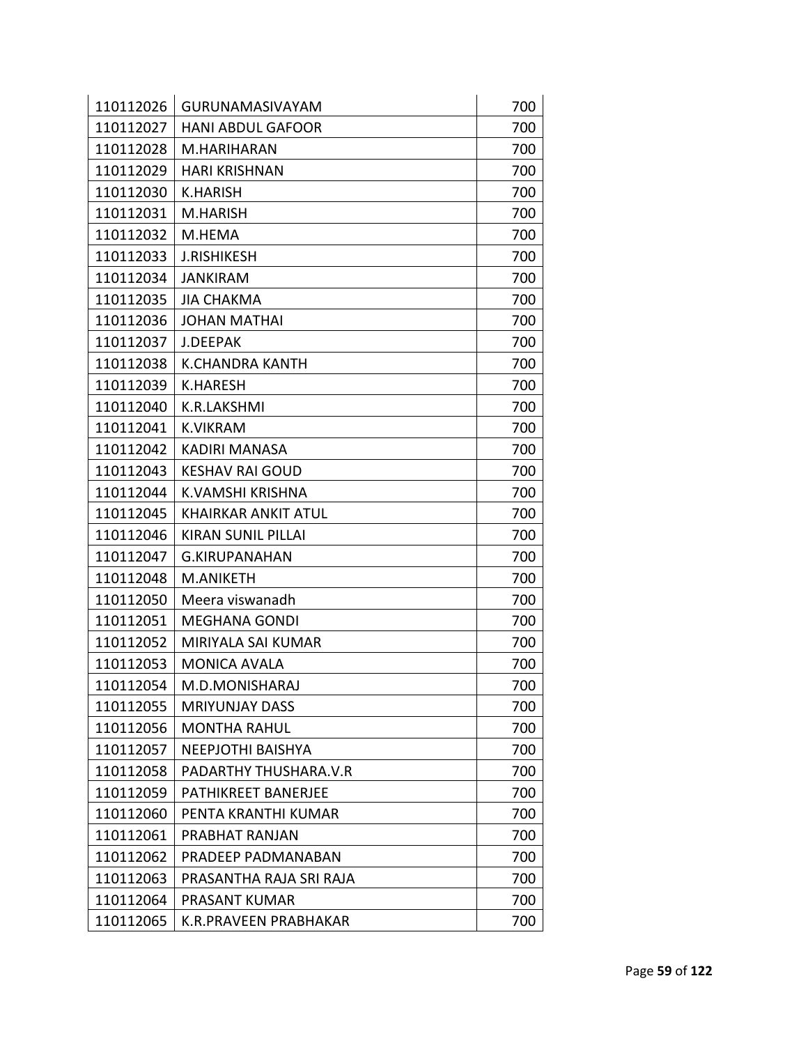| 110112026 | GURUNAMASIVAYAM | 700 |
|---|---|---|
| 110112027 | HANI ABDUL GAFOOR | 700 |
| 110112028 | M.HARIHARAN | 700 |
| 110112029 | HARI KRISHNAN | 700 |
| 110112030 | K.HARISH | 700 |
| 110112031 | M.HARISH | 700 |
| 110112032 | M.HEMA | 700 |
| 110112033 | J.RISHIKESH | 700 |
| 110112034 | JANKIRAM | 700 |
| 110112035 | JIA CHAKMA | 700 |
| 110112036 | JOHAN MATHAI | 700 |
| 110112037 | J.DEEPAK | 700 |
| 110112038 | K.CHANDRA KANTH | 700 |
| 110112039 | K.HARESH | 700 |
| 110112040 | K.R.LAKSHMI | 700 |
| 110112041 | K.VIKRAM | 700 |
| 110112042 | KADIRI MANASA | 700 |
| 110112043 | KESHAV RAI GOUD | 700 |
| 110112044 | K.VAMSHI KRISHNA | 700 |
| 110112045 | KHAIRKAR ANKIT ATUL | 700 |
| 110112046 | KIRAN SUNIL PILLAI | 700 |
| 110112047 | G.KIRUPANAHAN | 700 |
| 110112048 | M.ANIKETH | 700 |
| 110112050 | Meera viswanadh | 700 |
| 110112051 | MEGHANA GONDI | 700 |
| 110112052 | MIRIYALA SAI KUMAR | 700 |
| 110112053 | MONICA AVALA | 700 |
| 110112054 | M.D.MONISHARAJ | 700 |
| 110112055 | MRIYUNJAY DASS | 700 |
| 110112056 | MONTHA RAHUL | 700 |
| 110112057 | NEEPJOTHI BAISHYA | 700 |
| 110112058 | PADARTHY THUSHARA.V.R | 700 |
| 110112059 | PATHIKREET BANERJEE | 700 |
| 110112060 | PENTA KRANTHI KUMAR | 700 |
| 110112061 | PRABHAT RANJAN | 700 |
| 110112062 | PRADEEP PADMANABAN | 700 |
| 110112063 | PRASANTHA RAJA SRI RAJA | 700 |
| 110112064 | PRASANT KUMAR | 700 |
| 110112065 | K.R.PRAVEEN PRABHAKAR | 700 |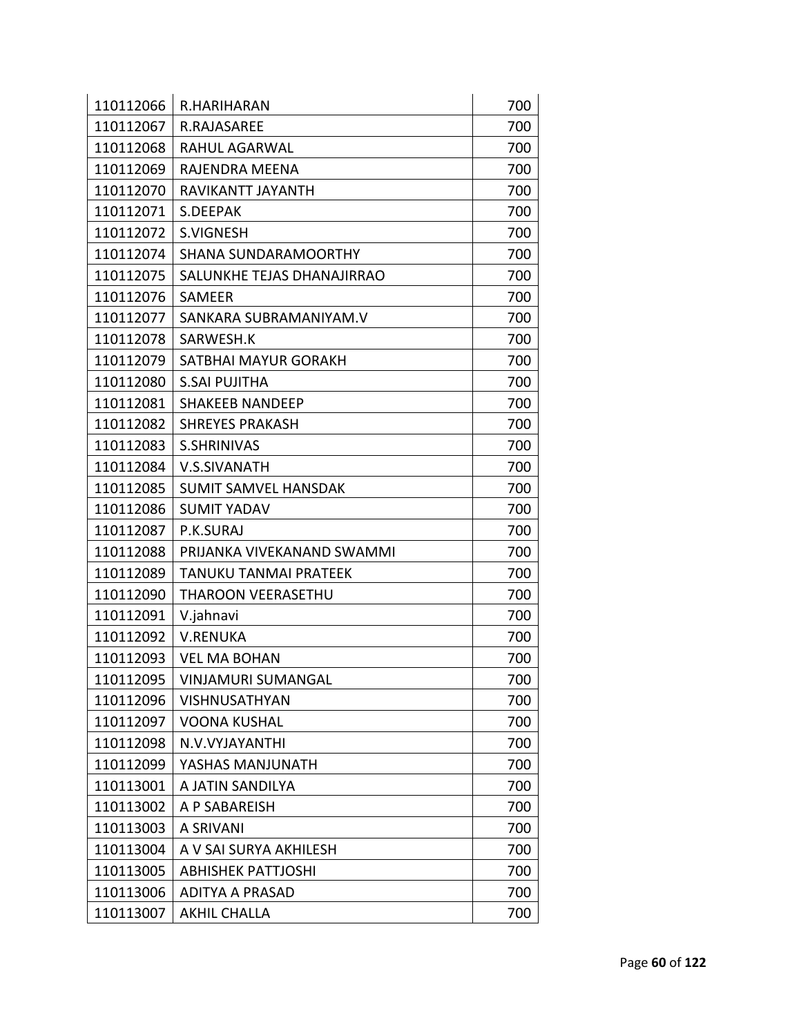| 110112066 | R.HARIHARAN | 700 |
|---|---|---|
| 110112067 | R.RAJASAREE | 700 |
| 110112068 | RAHUL AGARWAL | 700 |
| 110112069 | RAJENDRA MEENA | 700 |
| 110112070 | RAVIKANTT JAYANTH | 700 |
| 110112071 | S.DEEPAK | 700 |
| 110112072 | S.VIGNESH | 700 |
| 110112074 | SHANA SUNDARAMOORTHY | 700 |
| 110112075 | SALUNKHE TEJAS DHANAJIRRAO | 700 |
| 110112076 | SAMEER | 700 |
| 110112077 | SANKARA SUBRAMANIYAM.V | 700 |
| 110112078 | SARWESH.K | 700 |
| 110112079 | SATBHAI MAYUR GORAKH | 700 |
| 110112080 | S.SAI PUJITHA | 700 |
| 110112081 | SHAKEEB NANDEEP | 700 |
| 110112082 | SHREYES PRAKASH | 700 |
| 110112083 | S.SHRINIVAS | 700 |
| 110112084 | V.S.SIVANATH | 700 |
| 110112085 | SUMIT SAMVEL HANSDAK | 700 |
| 110112086 | SUMIT YADAV | 700 |
| 110112087 | P.K.SURAJ | 700 |
| 110112088 | PRIJANKA VIVEKANAND SWAMMI | 700 |
| 110112089 | TANUKU TANMAI PRATEEK | 700 |
| 110112090 | THAROON VEERASETHU | 700 |
| 110112091 | V.jahnavi | 700 |
| 110112092 | V.RENUKA | 700 |
| 110112093 | VEL MA BOHAN | 700 |
| 110112095 | VINJAMURI SUMANGAL | 700 |
| 110112096 | VISHNUSATHYAN | 700 |
| 110112097 | VOONA KUSHAL | 700 |
| 110112098 | N.V.VYJAYANTHI | 700 |
| 110112099 | YASHAS MANJUNATH | 700 |
| 110113001 | A JATIN SANDILYA | 700 |
| 110113002 | A P SABAREISH | 700 |
| 110113003 | A SRIVANI | 700 |
| 110113004 | A V SAI SURYA AKHILESH | 700 |
| 110113005 | ABHISHEK PATTJOSHI | 700 |
| 110113006 | ADITYA A PRASAD | 700 |
| 110113007 | AKHIL CHALLA | 700 |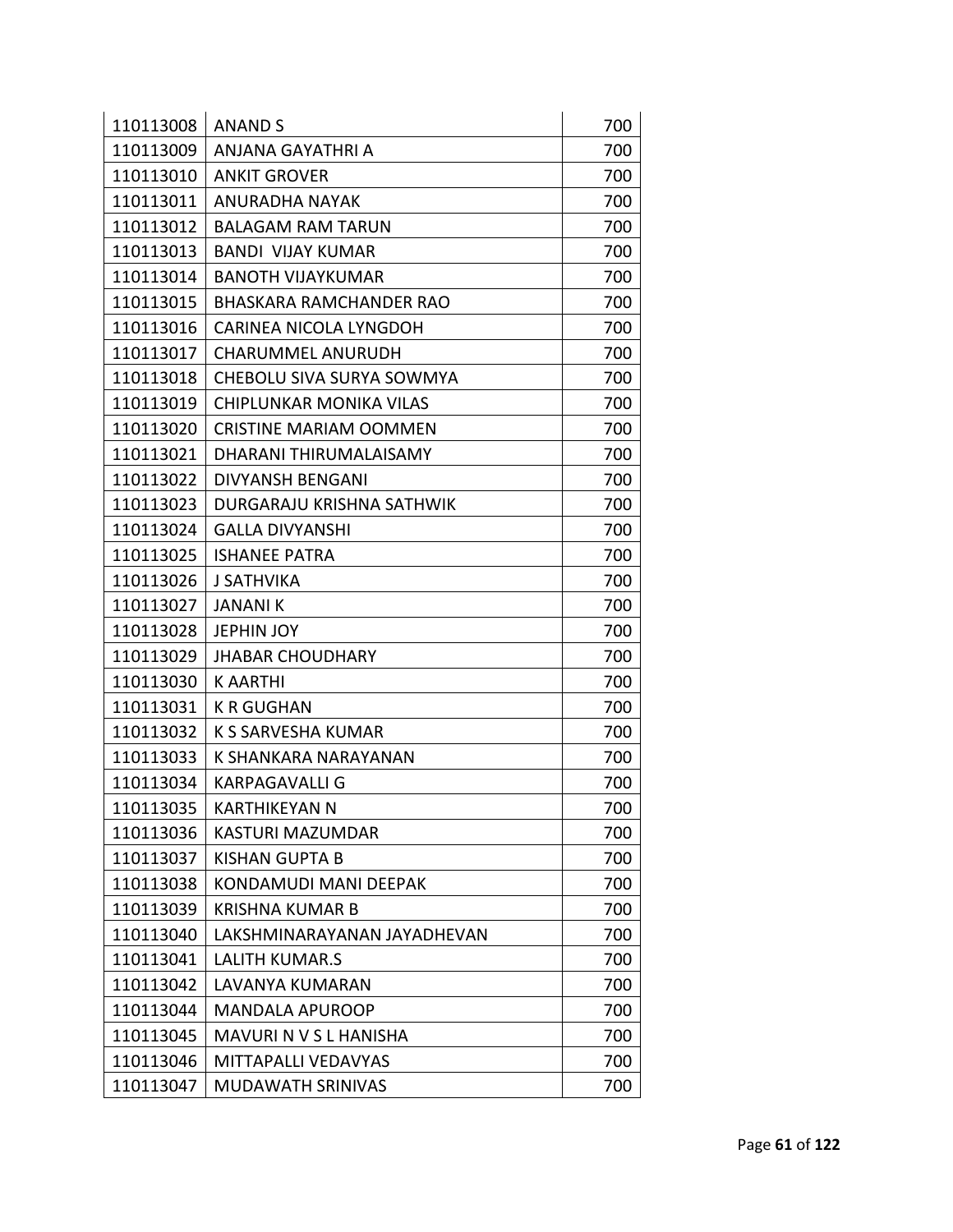| | | |
|---|---|---|
| 110113008 | ANAND S | 700 |
| 110113009 | ANJANA GAYATHRI A | 700 |
| 110113010 | ANKIT GROVER | 700 |
| 110113011 | ANURADHA NAYAK | 700 |
| 110113012 | BALAGAM RAM TARUN | 700 |
| 110113013 | BANDI VIJAY KUMAR | 700 |
| 110113014 | BANOTH VIJAYKUMAR | 700 |
| 110113015 | BHASKARA RAMCHANDER RAO | 700 |
| 110113016 | CARINEA NICOLA LYNGDOH | 700 |
| 110113017 | CHARUMMEL ANURUDH | 700 |
| 110113018 | CHEBOLU SIVA SURYA SOWMYA | 700 |
| 110113019 | CHIPLUNKAR MONIKA VILAS | 700 |
| 110113020 | CRISTINE MARIAM OOMMEN | 700 |
| 110113021 | DHARANI THIRUMALAISAMY | 700 |
| 110113022 | DIVYANSH BENGANI | 700 |
| 110113023 | DURGARAJU KRISHNA SATHWIK | 700 |
| 110113024 | GALLA DIVYANSHI | 700 |
| 110113025 | ISHANEE PATRA | 700 |
| 110113026 | J SATHVIKA | 700 |
| 110113027 | JANANI K | 700 |
| 110113028 | JEPHIN JOY | 700 |
| 110113029 | JHABAR CHOUDHARY | 700 |
| 110113030 | K AARTHI | 700 |
| 110113031 | K R GUGHAN | 700 |
| 110113032 | K S SARVESHA KUMAR | 700 |
| 110113033 | K SHANKARA NARAYANAN | 700 |
| 110113034 | KARPAGAVALLI G | 700 |
| 110113035 | KARTHIKEYAN N | 700 |
| 110113036 | KASTURI MAZUMDAR | 700 |
| 110113037 | KISHAN GUPTA B | 700 |
| 110113038 | KONDAMUDI MANI DEEPAK | 700 |
| 110113039 | KRISHNA KUMAR B | 700 |
| 110113040 | LAKSHMINARAYANAN JAYADHEVAN | 700 |
| 110113041 | LALITH KUMAR.S | 700 |
| 110113042 | LAVANYA KUMARAN | 700 |
| 110113044 | MANDALA APUROOP | 700 |
| 110113045 | MAVURI N V S L HANISHA | 700 |
| 110113046 | MITTAPALLI VEDAVYAS | 700 |
| 110113047 | MUDAWATH SRINIVAS | 700 |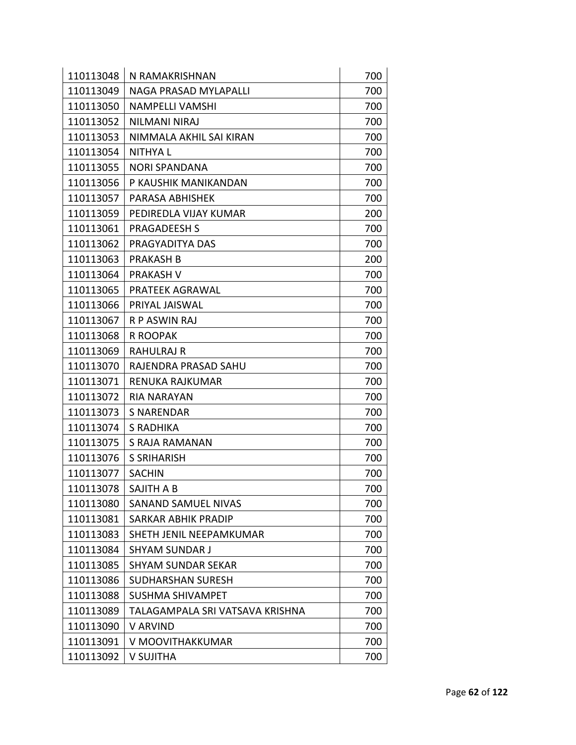| | | |
|---|---|---|
| 110113048 | N RAMAKRISHNAN | 700 |
| 110113049 | NAGA PRASAD MYLAPALLI | 700 |
| 110113050 | NAMPELLI VAMSHI | 700 |
| 110113052 | NILMANI NIRAJ | 700 |
| 110113053 | NIMMALA AKHIL SAI KIRAN | 700 |
| 110113054 | NITHYA L | 700 |
| 110113055 | NORI SPANDANA | 700 |
| 110113056 | P KAUSHIK MANIKANDAN | 700 |
| 110113057 | PARASA ABHISHEK | 700 |
| 110113059 | PEDIREDLA VIJAY KUMAR | 200 |
| 110113061 | PRAGADEESH S | 700 |
| 110113062 | PRAGYADITYA DAS | 700 |
| 110113063 | PRAKASH B | 200 |
| 110113064 | PRAKASH V | 700 |
| 110113065 | PRATEEK AGRAWAL | 700 |
| 110113066 | PRIYAL JAISWAL | 700 |
| 110113067 | R P ASWIN RAJ | 700 |
| 110113068 | R ROOPAK | 700 |
| 110113069 | RAHULRAJ R | 700 |
| 110113070 | RAJENDRA PRASAD SAHU | 700 |
| 110113071 | RENUKA RAJKUMAR | 700 |
| 110113072 | RIA NARAYAN | 700 |
| 110113073 | S NARENDAR | 700 |
| 110113074 | S RADHIKA | 700 |
| 110113075 | S RAJA RAMANAN | 700 |
| 110113076 | S SRIHARISH | 700 |
| 110113077 | SACHIN | 700 |
| 110113078 | SAJITH A B | 700 |
| 110113080 | SANAND SAMUEL NIVAS | 700 |
| 110113081 | SARKAR ABHIK PRADIP | 700 |
| 110113083 | SHETH JENIL NEEPAMKUMAR | 700 |
| 110113084 | SHYAM SUNDAR J | 700 |
| 110113085 | SHYAM SUNDAR SEKAR | 700 |
| 110113086 | SUDHARSHAN SURESH | 700 |
| 110113088 | SUSHMA SHIVAMPET | 700 |
| 110113089 | TALAGAMPALA SRI VATSAVA KRISHNA | 700 |
| 110113090 | V ARVIND | 700 |
| 110113091 | V MOOVITHAKKUMAR | 700 |
| 110113092 | V SUJITHA | 700 |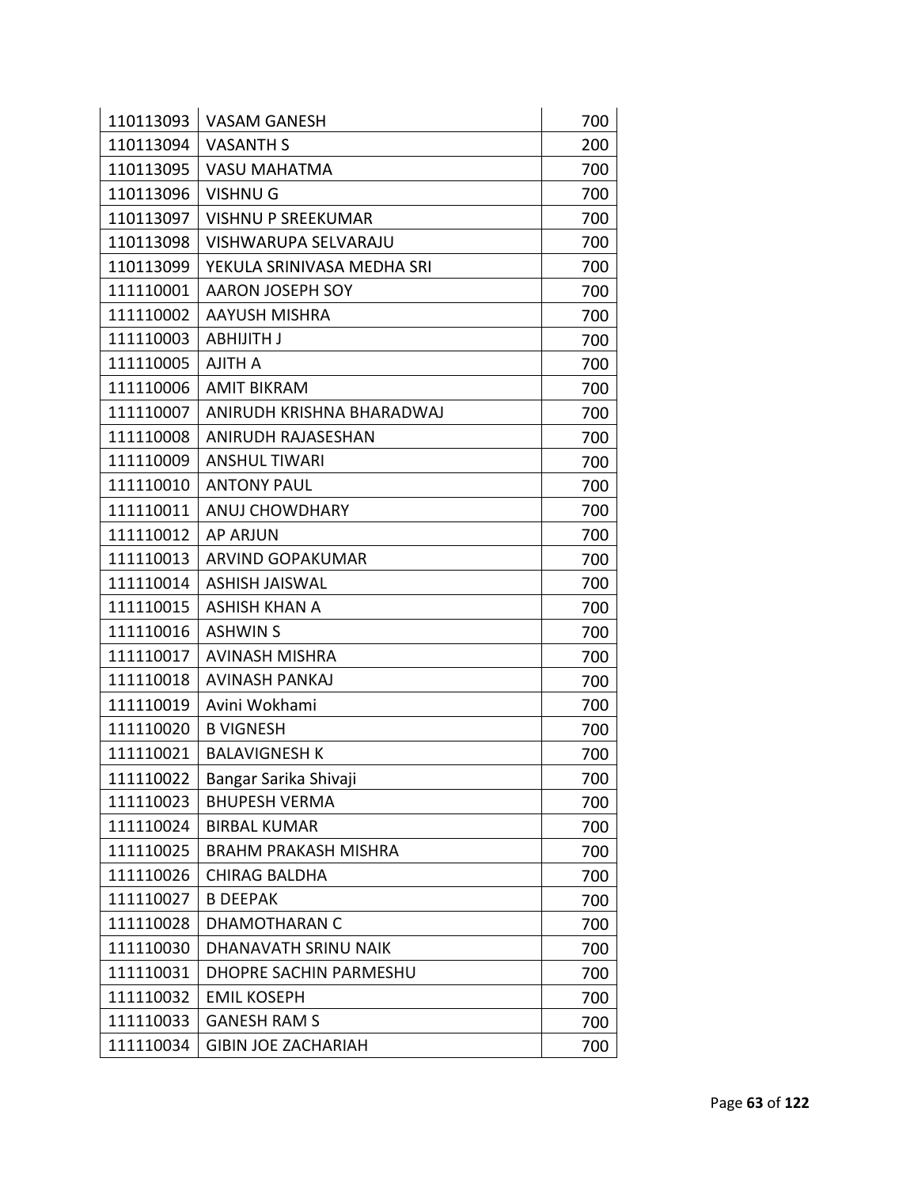| 110113093 | VASAM GANESH | 700 |
|---|---|---|
| 110113094 | VASANTH S | 200 |
| 110113095 | VASU MAHATMA | 700 |
| 110113096 | VISHNU G | 700 |
| 110113097 | VISHNU P SREEKUMAR | 700 |
| 110113098 | VISHWARUPA SELVARAJU | 700 |
| 110113099 | YEKULA SRINIVASA MEDHA SRI | 700 |
| 111110001 | AARON JOSEPH SOY | 700 |
| 111110002 | AAYUSH MISHRA | 700 |
| 111110003 | ABHIJITH J | 700 |
| 111110005 | AJITH A | 700 |
| 111110006 | AMIT BIKRAM | 700 |
| 111110007 | ANIRUDH KRISHNA BHARADWAJ | 700 |
| 111110008 | ANIRUDH RAJASESHAN | 700 |
| 111110009 | ANSHUL TIWARI | 700 |
| 111110010 | ANTONY PAUL | 700 |
| 111110011 | ANUJ CHOWDHARY | 700 |
| 111110012 | AP ARJUN | 700 |
| 111110013 | ARVIND GOPAKUMAR | 700 |
| 111110014 | ASHISH JAISWAL | 700 |
| 111110015 | ASHISH KHAN A | 700 |
| 111110016 | ASHWIN S | 700 |
| 111110017 | AVINASH MISHRA | 700 |
| 111110018 | AVINASH PANKAJ | 700 |
| 111110019 | Avini Wokhami | 700 |
| 111110020 | B VIGNESH | 700 |
| 111110021 | BALAVIGNESH K | 700 |
| 111110022 | Bangar Sarika Shivaji | 700 |
| 111110023 | BHUPESH VERMA | 700 |
| 111110024 | BIRBAL KUMAR | 700 |
| 111110025 | BRAHM PRAKASH MISHRA | 700 |
| 111110026 | CHIRAG BALDHA | 700 |
| 111110027 | B DEEPAK | 700 |
| 111110028 | DHAMOTHARAN C | 700 |
| 111110030 | DHANAVATH SRINU NAIK | 700 |
| 111110031 | DHOPRE SACHIN PARMESHU | 700 |
| 111110032 | EMIL KOSEPH | 700 |
| 111110033 | GANESH RAM S | 700 |
| 111110034 | GIBIN JOE ZACHARIAH | 700 |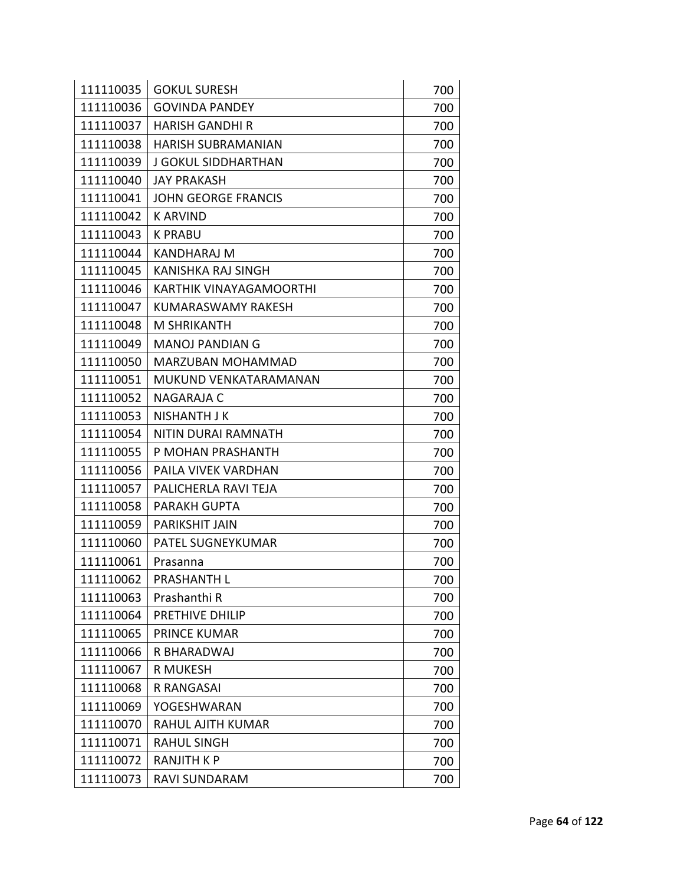| | | |
|---|---|---|
| 111110035 | GOKUL SURESH | 700 |
| 111110036 | GOVINDA PANDEY | 700 |
| 111110037 | HARISH GANDHI R | 700 |
| 111110038 | HARISH SUBRAMANIAN | 700 |
| 111110039 | J GOKUL SIDDHARTHAN | 700 |
| 111110040 | JAY PRAKASH | 700 |
| 111110041 | JOHN GEORGE FRANCIS | 700 |
| 111110042 | K ARVIND | 700 |
| 111110043 | K PRABU | 700 |
| 111110044 | KANDHARAJ M | 700 |
| 111110045 | KANISHKA RAJ SINGH | 700 |
| 111110046 | KARTHIK VINAYAGAMOORTHI | 700 |
| 111110047 | KUMARASWAMY RAKESH | 700 |
| 111110048 | M SHRIKANTH | 700 |
| 111110049 | MANOJ PANDIAN G | 700 |
| 111110050 | MARZUBAN MOHAMMAD | 700 |
| 111110051 | MUKUND VENKATARAMANAN | 700 |
| 111110052 | NAGARAJA C | 700 |
| 111110053 | NISHANTH J K | 700 |
| 111110054 | NITIN DURAI RAMNATH | 700 |
| 111110055 | P MOHAN PRASHANTH | 700 |
| 111110056 | PAILA VIVEK VARDHAN | 700 |
| 111110057 | PALICHERLA RAVI TEJA | 700 |
| 111110058 | PARAKH GUPTA | 700 |
| 111110059 | PARIKSHIT JAIN | 700 |
| 111110060 | PATEL SUGNEYKUMAR | 700 |
| 111110061 | Prasanna | 700 |
| 111110062 | PRASHANTH L | 700 |
| 111110063 | Prashanthi R | 700 |
| 111110064 | PRETHIVE DHILIP | 700 |
| 111110065 | PRINCE KUMAR | 700 |
| 111110066 | R BHARADWAJ | 700 |
| 111110067 | R MUKESH | 700 |
| 111110068 | R RANGASAI | 700 |
| 111110069 | YOGESHWARAN | 700 |
| 111110070 | RAHUL AJITH KUMAR | 700 |
| 111110071 | RAHUL SINGH | 700 |
| 111110072 | RANJITH K P | 700 |
| 111110073 | RAVI SUNDARAM | 700 |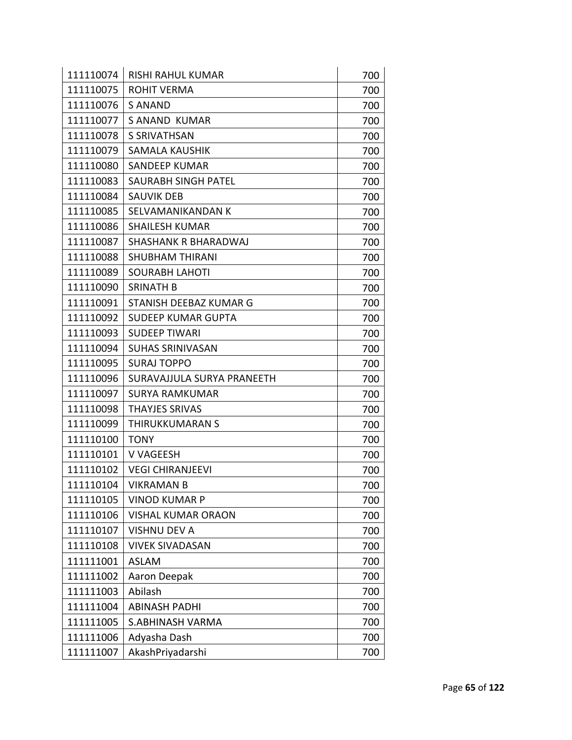| 111110074 | RISHI RAHUL KUMAR | 700 |
|---|---|---|
| 111110075 | ROHIT VERMA | 700 |
| 111110076 | S ANAND | 700 |
| 111110077 | S ANAND KUMAR | 700 |
| 111110078 | S SRIVATHSAN | 700 |
| 111110079 | SAMALA KAUSHIK | 700 |
| 111110080 | SANDEEP KUMAR | 700 |
| 111110083 | SAURABH SINGH PATEL | 700 |
| 111110084 | SAUVIK DEB | 700 |
| 111110085 | SELVAMANIKANDAN K | 700 |
| 111110086 | SHAILESH KUMAR | 700 |
| 111110087 | SHASHANK R BHARADWAJ | 700 |
| 111110088 | SHUBHAM THIRANI | 700 |
| 111110089 | SOURABH LAHOTI | 700 |
| 111110090 | SRINATH B | 700 |
| 111110091 | STANISH DEEBAZ KUMAR G | 700 |
| 111110092 | SUDEEP KUMAR GUPTA | 700 |
| 111110093 | SUDEEP TIWARI | 700 |
| 111110094 | SUHAS SRINIVASAN | 700 |
| 111110095 | SURAJ TOPPO | 700 |
| 111110096 | SURAVAJJULA SURYA PRANEETH | 700 |
| 111110097 | SURYA RAMKUMAR | 700 |
| 111110098 | THAYJES SRIVAS | 700 |
| 111110099 | THIRUKKUMARAN S | 700 |
| 111110100 | TONY | 700 |
| 111110101 | V VAGEESH | 700 |
| 111110102 | VEGI CHIRANJEEVI | 700 |
| 111110104 | VIKRAMAN B | 700 |
| 111110105 | VINOD KUMAR P | 700 |
| 111110106 | VISHAL KUMAR ORAON | 700 |
| 111110107 | VISHNU DEV A | 700 |
| 111110108 | VIVEK SIVADASAN | 700 |
| 111111001 | ASLAM | 700 |
| 111111002 | Aaron Deepak | 700 |
| 111111003 | Abilash | 700 |
| 111111004 | ABINASH PADHI | 700 |
| 111111005 | S.ABHINASH VARMA | 700 |
| 111111006 | Adyasha Dash | 700 |
| 111111007 | AkashPriyadarshi | 700 |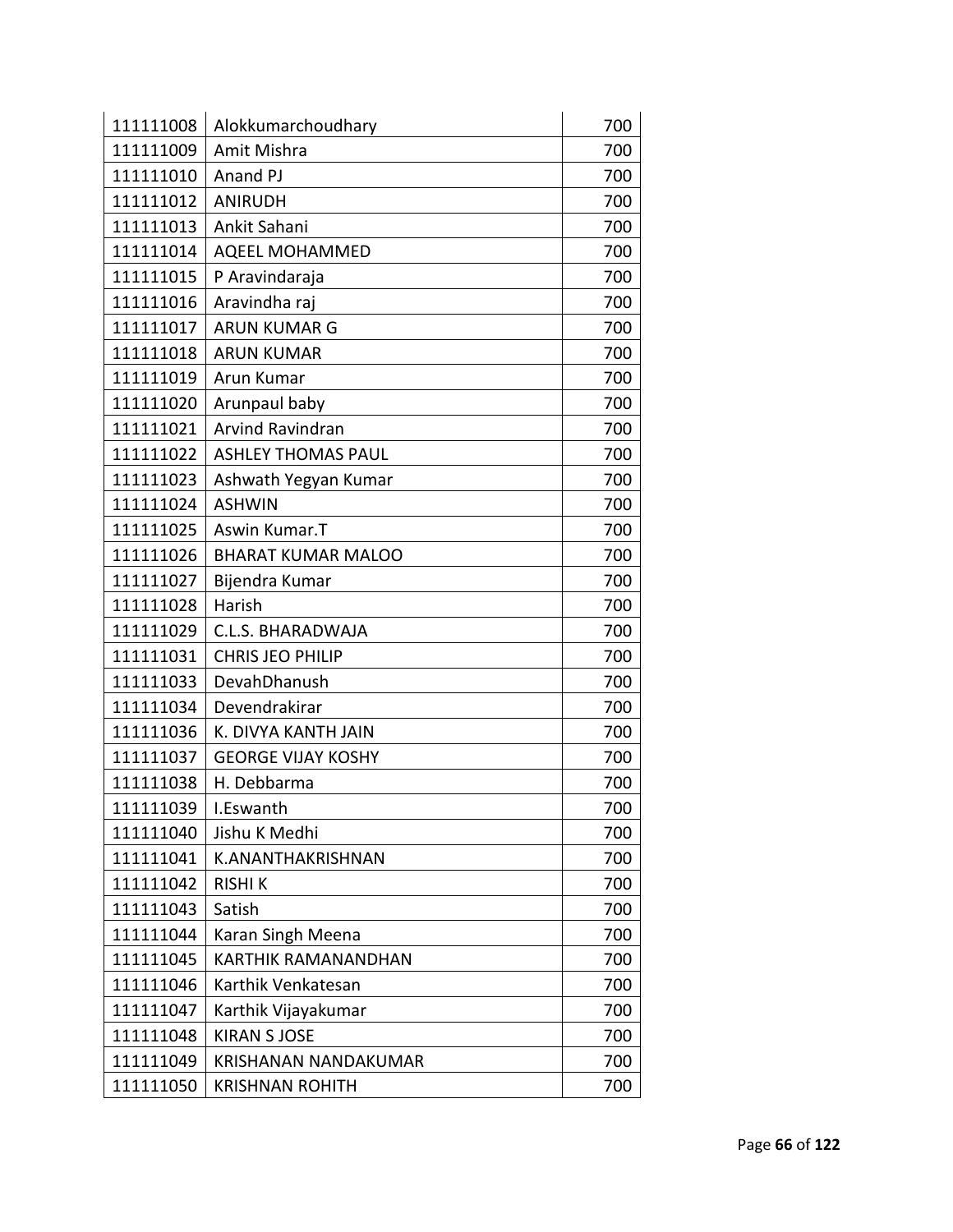| | | |
|---|---|---|
| 111111008 | Alokkumarchoudhary | 700 |
| 111111009 | Amit Mishra | 700 |
| 111111010 | Anand PJ | 700 |
| 111111012 | ANIRUDH | 700 |
| 111111013 | Ankit Sahani | 700 |
| 111111014 | AQEEL MOHAMMED | 700 |
| 111111015 | P Aravindaraja | 700 |
| 111111016 | Aravindha raj | 700 |
| 111111017 | ARUN KUMAR G | 700 |
| 111111018 | ARUN KUMAR | 700 |
| 111111019 | Arun Kumar | 700 |
| 111111020 | Arunpaul baby | 700 |
| 111111021 | Arvind Ravindran | 700 |
| 111111022 | ASHLEY THOMAS PAUL | 700 |
| 111111023 | Ashwath Yegyan Kumar | 700 |
| 111111024 | ASHWIN | 700 |
| 111111025 | Aswin Kumar.T | 700 |
| 111111026 | BHARAT KUMAR MALOO | 700 |
| 111111027 | Bijendra Kumar | 700 |
| 111111028 | Harish | 700 |
| 111111029 | C.L.S. BHARADWAJA | 700 |
| 111111031 | CHRIS JEO PHILIP | 700 |
| 111111033 | DevahDhanush | 700 |
| 111111034 | Devendrakirar | 700 |
| 111111036 | K. DIVYA KANTH JAIN | 700 |
| 111111037 | GEORGE VIJAY KOSHY | 700 |
| 111111038 | H. Debbarma | 700 |
| 111111039 | I.Eswanth | 700 |
| 111111040 | Jishu K Medhi | 700 |
| 111111041 | K.ANANTHAKRISHNAN | 700 |
| 111111042 | RISHI K | 700 |
| 111111043 | Satish | 700 |
| 111111044 | Karan Singh Meena | 700 |
| 111111045 | KARTHIK RAMANANDHAN | 700 |
| 111111046 | Karthik Venkatesan | 700 |
| 111111047 | Karthik Vijayakumar | 700 |
| 111111048 | KIRAN S JOSE | 700 |
| 111111049 | KRISHANAN NANDAKUMAR | 700 |
| 111111050 | KRISHNAN ROHITH | 700 |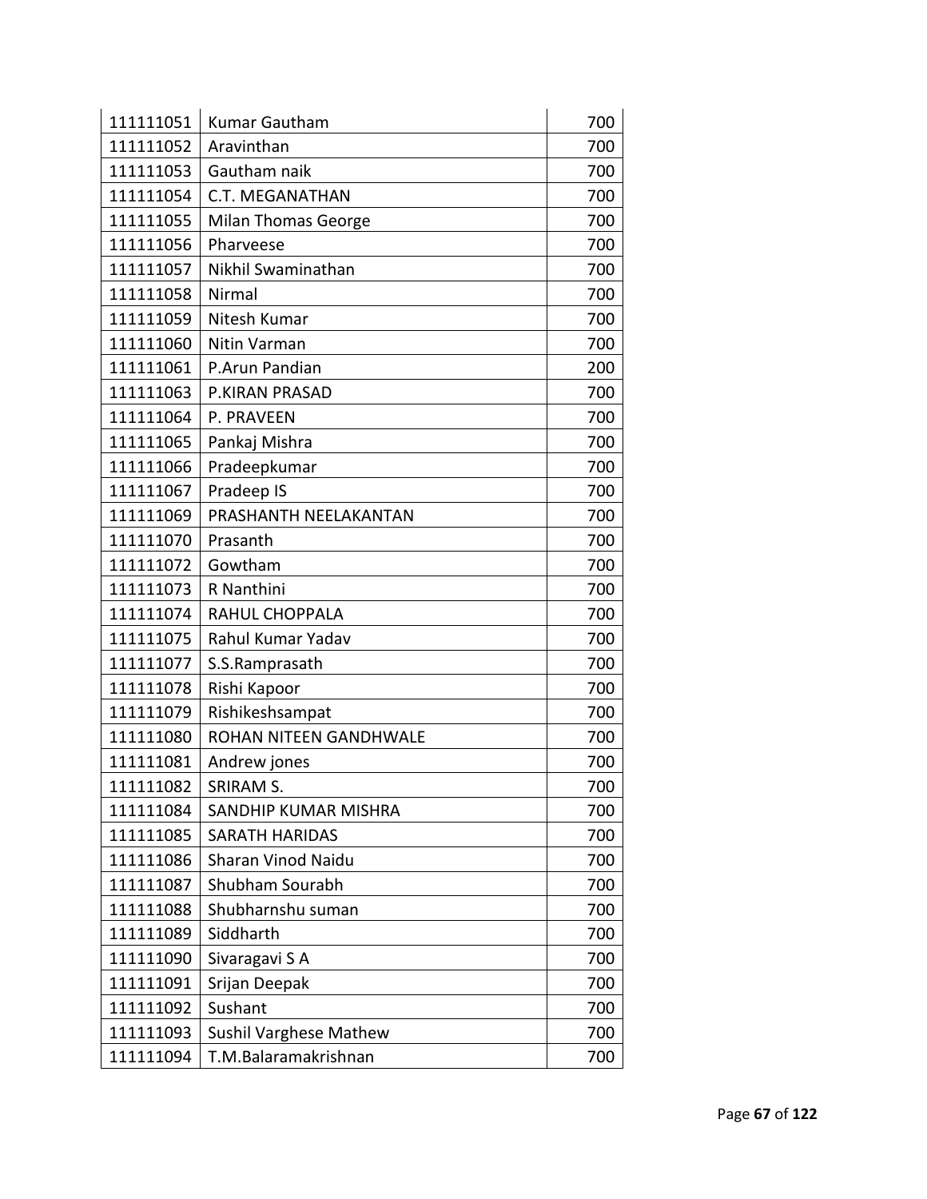| 111111051 | Kumar Gautham | 700 |
|---|---|---|
| 111111052 | Aravinthan | 700 |
| 111111053 | Gautham naik | 700 |
| 111111054 | C.T. MEGANATHAN | 700 |
| 111111055 | Milan Thomas George | 700 |
| 111111056 | Pharveese | 700 |
| 111111057 | Nikhil Swaminathan | 700 |
| 111111058 | Nirmal | 700 |
| 111111059 | Nitesh Kumar | 700 |
| 111111060 | Nitin Varman | 700 |
| 111111061 | P.Arun Pandian | 200 |
| 111111063 | P.KIRAN PRASAD | 700 |
| 111111064 | P. PRAVEEN | 700 |
| 111111065 | Pankaj Mishra | 700 |
| 111111066 | Pradeepkumar | 700 |
| 111111067 | Pradeep IS | 700 |
| 111111069 | PRASHANTH NEELAKANTAN | 700 |
| 111111070 | Prasanth | 700 |
| 111111072 | Gowtham | 700 |
| 111111073 | R Nanthini | 700 |
| 111111074 | RAHUL CHOPPALA | 700 |
| 111111075 | Rahul Kumar Yadav | 700 |
| 111111077 | S.S.Ramprasath | 700 |
| 111111078 | Rishi Kapoor | 700 |
| 111111079 | Rishikeshsampat | 700 |
| 111111080 | ROHAN NITEEN GANDHWALE | 700 |
| 111111081 | Andrew jones | 700 |
| 111111082 | SRIRAM S. | 700 |
| 111111084 | SANDHIP KUMAR MISHRA | 700 |
| 111111085 | SARATH HARIDAS | 700 |
| 111111086 | Sharan Vinod Naidu | 700 |
| 111111087 | Shubham Sourabh | 700 |
| 111111088 | Shubharnshu suman | 700 |
| 111111089 | Siddharth | 700 |
| 111111090 | Sivaragavi S A | 700 |
| 111111091 | Srijan Deepak | 700 |
| 111111092 | Sushant | 700 |
| 111111093 | Sushil Varghese Mathew | 700 |
| 111111094 | T.M.Balaramakrishnan | 700 |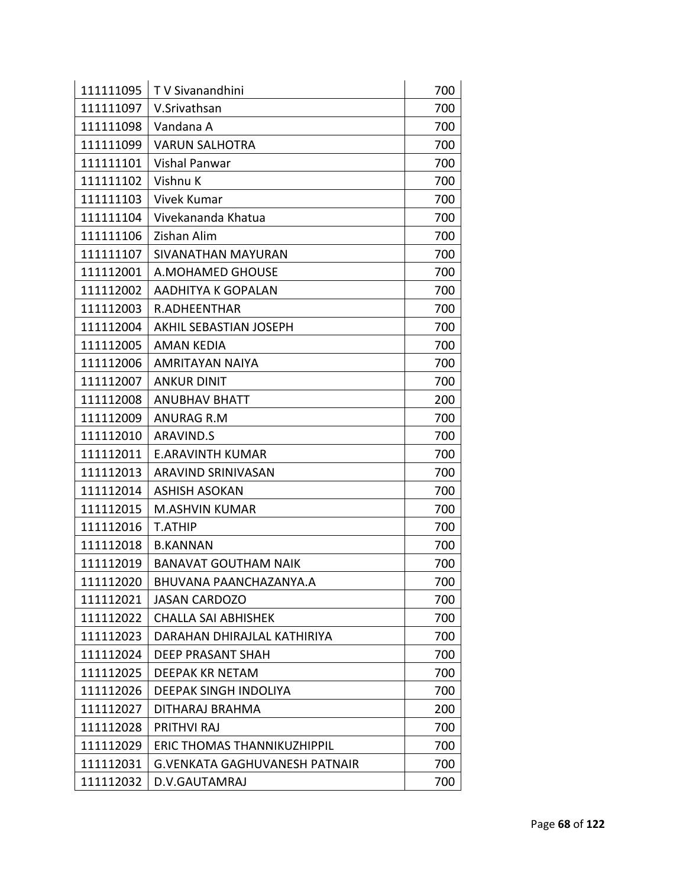| 111111095 | T V Sivanandhini | 700 |
|---|---|---|
| 111111097 | V.Srivathsan | 700 |
| 111111098 | Vandana A | 700 |
| 111111099 | VARUN SALHOTRA | 700 |
| 111111101 | Vishal Panwar | 700 |
| 111111102 | Vishnu K | 700 |
| 111111103 | Vivek Kumar | 700 |
| 111111104 | Vivekananda Khatua | 700 |
| 111111106 | Zishan Alim | 700 |
| 111111107 | SIVANATHAN MAYURAN | 700 |
| 111112001 | A.MOHAMED GHOUSE | 700 |
| 111112002 | AADHITYA K GOPALAN | 700 |
| 111112003 | R.ADHEENTHAR | 700 |
| 111112004 | AKHIL SEBASTIAN JOSEPH | 700 |
| 111112005 | AMAN KEDIA | 700 |
| 111112006 | AMRITAYAN NAIYA | 700 |
| 111112007 | ANKUR DINIT | 700 |
| 111112008 | ANUBHAV BHATT | 200 |
| 111112009 | ANURAG R.M | 700 |
| 111112010 | ARAVIND.S | 700 |
| 111112011 | E.ARAVINTH KUMAR | 700 |
| 111112013 | ARAVIND SRINIVASAN | 700 |
| 111112014 | ASHISH ASOKAN | 700 |
| 111112015 | M.ASHVIN KUMAR | 700 |
| 111112016 | T.ATHIP | 700 |
| 111112018 | B.KANNAN | 700 |
| 111112019 | BANAVAT GOUTHAM NAIK | 700 |
| 111112020 | BHUVANA PAANCHAZANYA.A | 700 |
| 111112021 | JASAN CARDOZO | 700 |
| 111112022 | CHALLA SAI ABHISHEK | 700 |
| 111112023 | DARAHAN DHIRAJLAL KATHIRIYA | 700 |
| 111112024 | DEEP PRASANT SHAH | 700 |
| 111112025 | DEEPAK KR NETAM | 700 |
| 111112026 | DEEPAK SINGH INDOLIYA | 700 |
| 111112027 | DITHARAJ BRAHMA | 200 |
| 111112028 | PRITHVI RAJ | 700 |
| 111112029 | ERIC THOMAS THANNIKUZHIPPIL | 700 |
| 111112031 | G.VENKATA GAGHUVANESH PATNAIR | 700 |
| 111112032 | D.V.GAUTAMRAJ | 700 |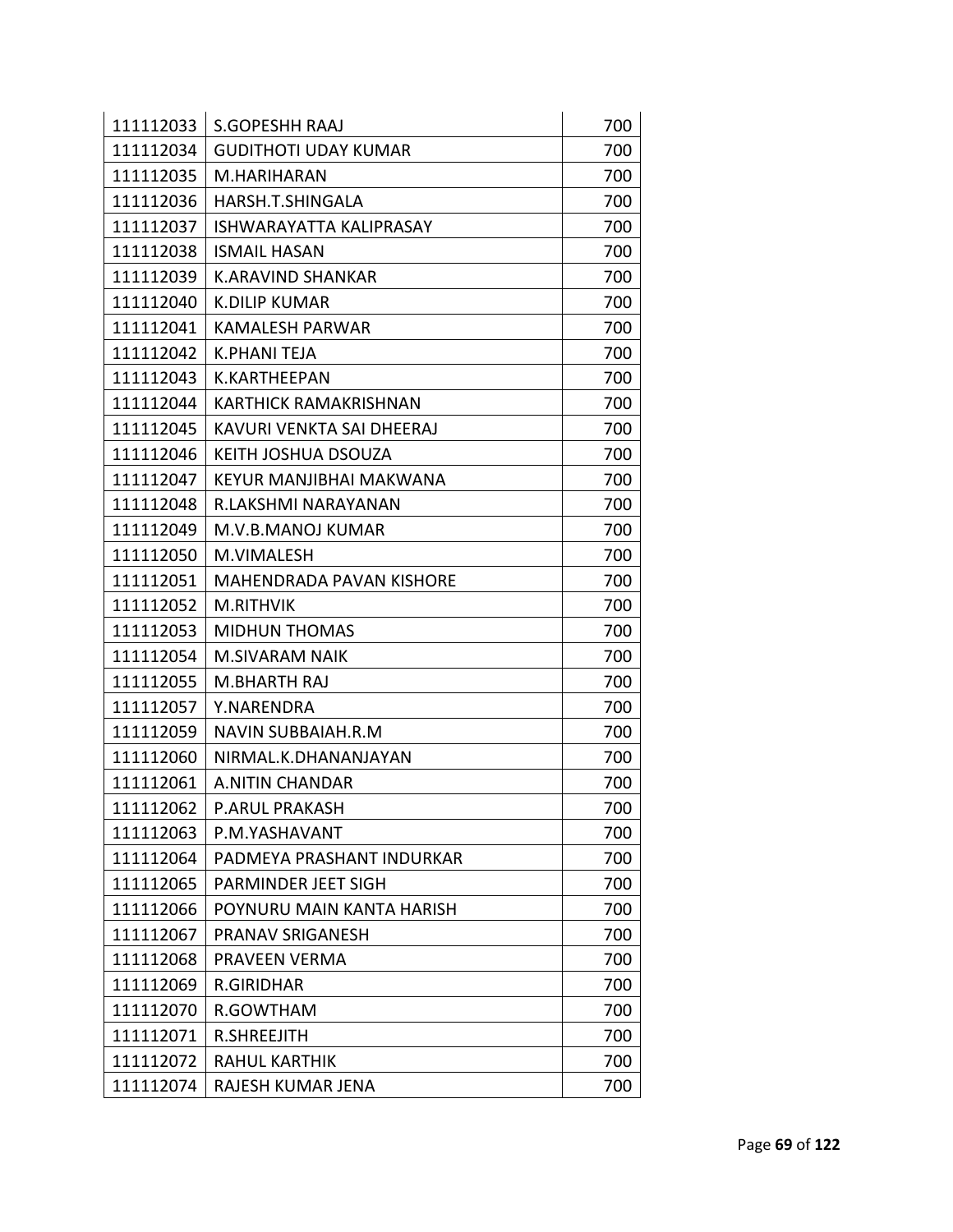| 111112033 | S.GOPESHH RAAJ | 700 |
|---|---|---|
| 111112034 | GUDITHOTI UDAY KUMAR | 700 |
| 111112035 | M.HARIHARAN | 700 |
| 111112036 | HARSH.T.SHINGALA | 700 |
| 111112037 | ISHWARAYATTA KALIPRASAY | 700 |
| 111112038 | ISMAIL HASAN | 700 |
| 111112039 | K.ARAVIND SHANKAR | 700 |
| 111112040 | K.DILIP KUMAR | 700 |
| 111112041 | KAMALESH PARWAR | 700 |
| 111112042 | K.PHANI TEJA | 700 |
| 111112043 | K.KARTHEEPAN | 700 |
| 111112044 | KARTHICK RAMAKRISHNAN | 700 |
| 111112045 | KAVURI VENKTA SAI DHEERAJ | 700 |
| 111112046 | KEITH JOSHUA DSOUZA | 700 |
| 111112047 | KEYUR MANJIBHAI MAKWANA | 700 |
| 111112048 | R.LAKSHMI NARAYANAN | 700 |
| 111112049 | M.V.B.MANOJ KUMAR | 700 |
| 111112050 | M.VIMALESH | 700 |
| 111112051 | MAHENDRADA PAVAN KISHORE | 700 |
| 111112052 | M.RITHVIK | 700 |
| 111112053 | MIDHUN THOMAS | 700 |
| 111112054 | M.SIVARAM NAIK | 700 |
| 111112055 | M.BHARTH RAJ | 700 |
| 111112057 | Y.NARENDRA | 700 |
| 111112059 | NAVIN SUBBAIAH.R.M | 700 |
| 111112060 | NIRMAL.K.DHANANJAYAN | 700 |
| 111112061 | A.NITIN CHANDAR | 700 |
| 111112062 | P.ARUL PRAKASH | 700 |
| 111112063 | P.M.YASHAVANT | 700 |
| 111112064 | PADMEYA PRASHANT INDURKAR | 700 |
| 111112065 | PARMINDER JEET SIGH | 700 |
| 111112066 | POYNURU MAIN KANTA HARISH | 700 |
| 111112067 | PRANAV SRIGANESH | 700 |
| 111112068 | PRAVEEN VERMA | 700 |
| 111112069 | R.GIRIDHAR | 700 |
| 111112070 | R.GOWTHAM | 700 |
| 111112071 | R.SHREEJITH | 700 |
| 111112072 | RAHUL KARTHIK | 700 |
| 111112074 | RAJESH KUMAR JENA | 700 |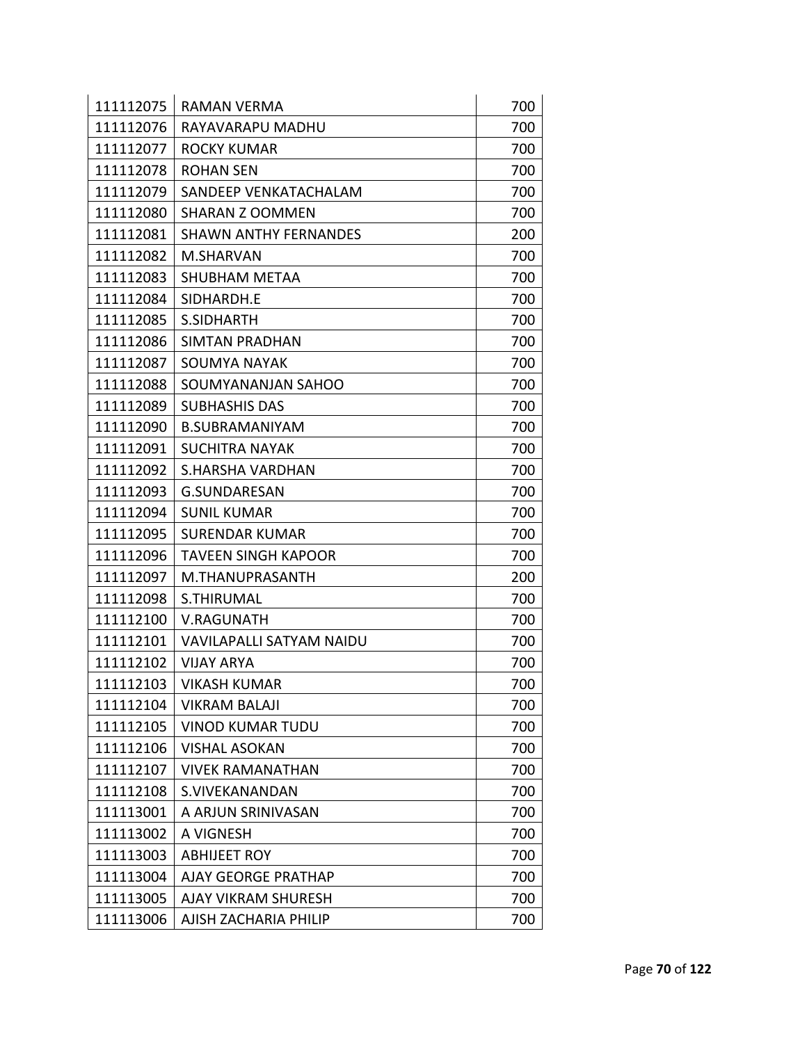| | | |
|---|---|---|
| 111112075 | RAMAN VERMA | 700 |
| 111112076 | RAYAVARAPU MADHU | 700 |
| 111112077 | ROCKY KUMAR | 700 |
| 111112078 | ROHAN SEN | 700 |
| 111112079 | SANDEEP VENKATACHALAM | 700 |
| 111112080 | SHARAN Z OOMMEN | 700 |
| 111112081 | SHAWN ANTHY FERNANDES | 200 |
| 111112082 | M.SHARVAN | 700 |
| 111112083 | SHUBHAM METAA | 700 |
| 111112084 | SIDHARDH.E | 700 |
| 111112085 | S.SIDHARTH | 700 |
| 111112086 | SIMTAN PRADHAN | 700 |
| 111112087 | SOUMYA NAYAK | 700 |
| 111112088 | SOUMYANANJAN SAHOO | 700 |
| 111112089 | SUBHASHIS DAS | 700 |
| 111112090 | B.SUBRAMANIYAM | 700 |
| 111112091 | SUCHITRA NAYAK | 700 |
| 111112092 | S.HARSHA VARDHAN | 700 |
| 111112093 | G.SUNDARESAN | 700 |
| 111112094 | SUNIL KUMAR | 700 |
| 111112095 | SURENDAR KUMAR | 700 |
| 111112096 | TAVEEN SINGH KAPOOR | 700 |
| 111112097 | M.THANUPRASANTH | 200 |
| 111112098 | S.THIRUMAL | 700 |
| 111112100 | V.RAGUNATH | 700 |
| 111112101 | VAVILAPALLI SATYAM NAIDU | 700 |
| 111112102 | VIJAY ARYA | 700 |
| 111112103 | VIKASH KUMAR | 700 |
| 111112104 | VIKRAM BALAJI | 700 |
| 111112105 | VINOD KUMAR TUDU | 700 |
| 111112106 | VISHAL ASOKAN | 700 |
| 111112107 | VIVEK RAMANATHAN | 700 |
| 111112108 | S.VIVEKANANDAN | 700 |
| 111113001 | A ARJUN SRINIVASAN | 700 |
| 111113002 | A VIGNESH | 700 |
| 111113003 | ABHIJEET ROY | 700 |
| 111113004 | AJAY GEORGE PRATHAP | 700 |
| 111113005 | AJAY VIKRAM SHURESH | 700 |
| 111113006 | AJISH ZACHARIA PHILIP | 700 |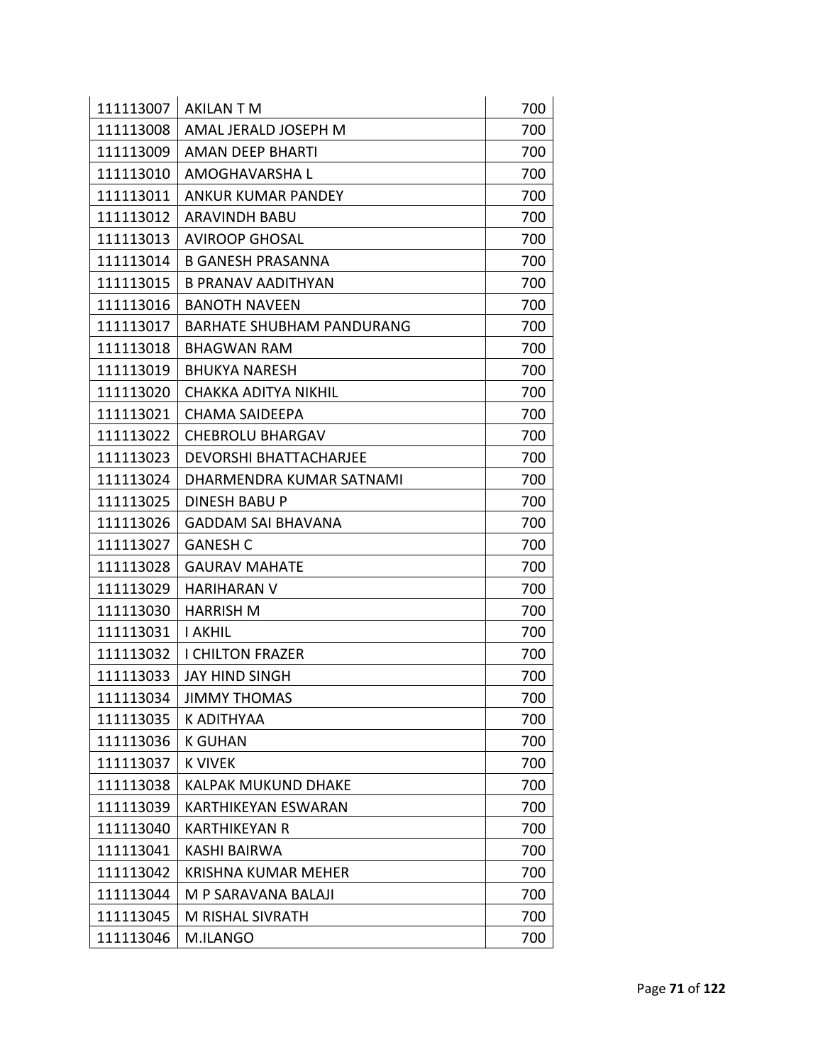| | | |
|---|---|---|
| 111113007 | AKILAN T M | 700 |
| 111113008 | AMAL JERALD JOSEPH M | 700 |
| 111113009 | AMAN DEEP BHARTI | 700 |
| 111113010 | AMOGHAVARSHA L | 700 |
| 111113011 | ANKUR KUMAR PANDEY | 700 |
| 111113012 | ARAVINDH BABU | 700 |
| 111113013 | AVIROOP GHOSAL | 700 |
| 111113014 | B GANESH PRASANNA | 700 |
| 111113015 | B PRANAV AADITHYAN | 700 |
| 111113016 | BANOTH NAVEEN | 700 |
| 111113017 | BARHATE SHUBHAM PANDURANG | 700 |
| 111113018 | BHAGWAN RAM | 700 |
| 111113019 | BHUKYA NARESH | 700 |
| 111113020 | CHAKKA ADITYA NIKHIL | 700 |
| 111113021 | CHAMA SAIDEEPA | 700 |
| 111113022 | CHEBROLU BHARGAV | 700 |
| 111113023 | DEVORSHI BHATTACHARJEE | 700 |
| 111113024 | DHARMENDRA KUMAR SATNAMI | 700 |
| 111113025 | DINESH BABU P | 700 |
| 111113026 | GADDAM SAI BHAVANA | 700 |
| 111113027 | GANESH C | 700 |
| 111113028 | GAURAV MAHATE | 700 |
| 111113029 | HARIHARAN V | 700 |
| 111113030 | HARRISH M | 700 |
| 111113031 | I AKHIL | 700 |
| 111113032 | I CHILTON FRAZER | 700 |
| 111113033 | JAY HIND SINGH | 700 |
| 111113034 | JIMMY THOMAS | 700 |
| 111113035 | K ADITHYAA | 700 |
| 111113036 | K GUHAN | 700 |
| 111113037 | K VIVEK | 700 |
| 111113038 | KALPAK MUKUND DHAKE | 700 |
| 111113039 | KARTHIKEYAN ESWARAN | 700 |
| 111113040 | KARTHIKEYAN R | 700 |
| 111113041 | KASHI BAIRWA | 700 |
| 111113042 | KRISHNA KUMAR MEHER | 700 |
| 111113044 | M P SARAVANA BALAJI | 700 |
| 111113045 | M RISHAL SIVRATH | 700 |
| 111113046 | M.ILANGO | 700 |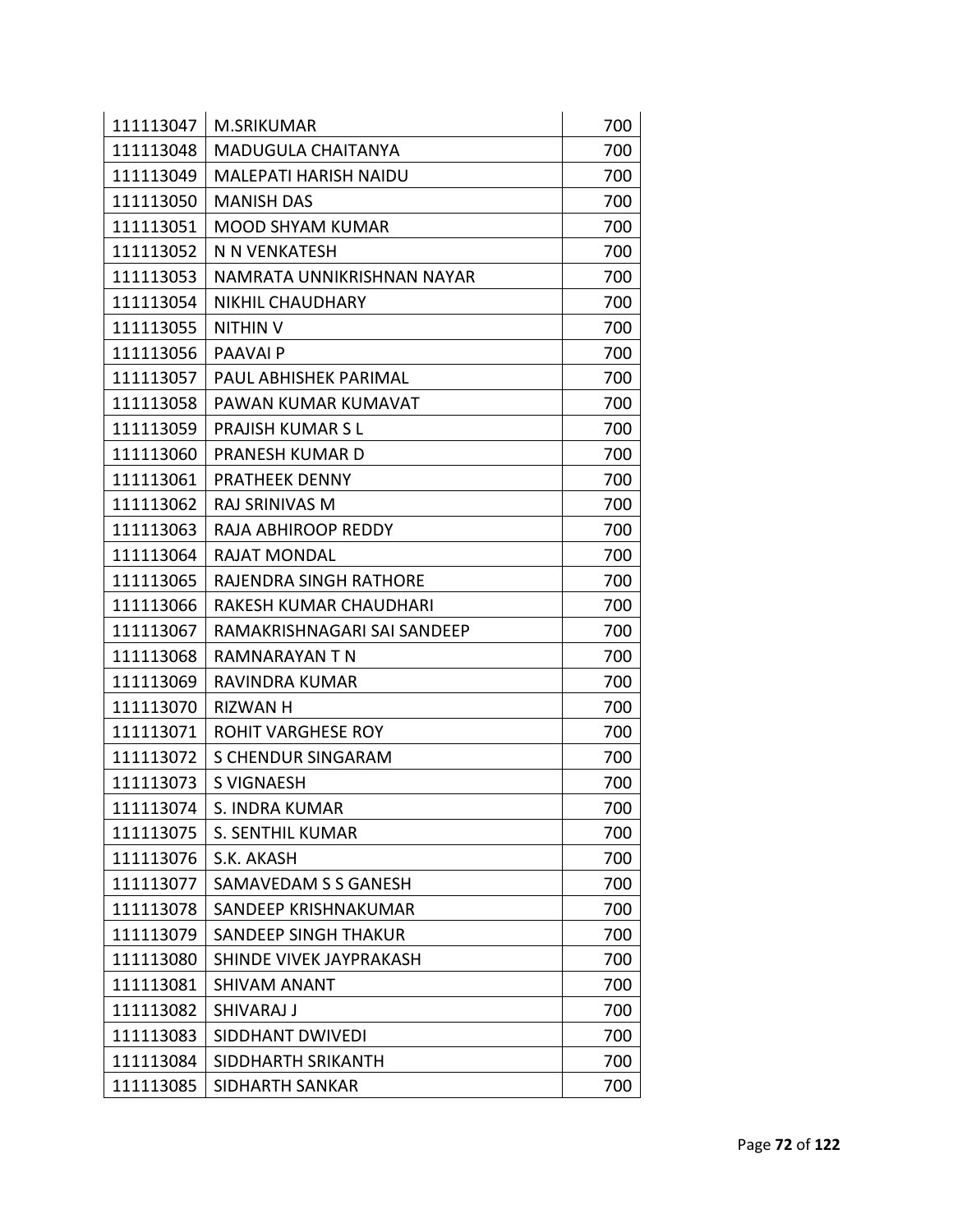| | | |
|---|---|---|
| 111113047 | M.SRIKUMAR | 700 |
| 111113048 | MADUGULA CHAITANYA | 700 |
| 111113049 | MALEPATI HARISH NAIDU | 700 |
| 111113050 | MANISH DAS | 700 |
| 111113051 | MOOD SHYAM KUMAR | 700 |
| 111113052 | N N VENKATESH | 700 |
| 111113053 | NAMRATA UNNIKRISHNAN NAYAR | 700 |
| 111113054 | NIKHIL CHAUDHARY | 700 |
| 111113055 | NITHIN V | 700 |
| 111113056 | PAAVAI P | 700 |
| 111113057 | PAUL ABHISHEK PARIMAL | 700 |
| 111113058 | PAWAN KUMAR KUMAVAT | 700 |
| 111113059 | PRAJISH KUMAR S L | 700 |
| 111113060 | PRANESH KUMAR D | 700 |
| 111113061 | PRATHEEK DENNY | 700 |
| 111113062 | RAJ SRINIVAS M | 700 |
| 111113063 | RAJA ABHIROOP REDDY | 700 |
| 111113064 | RAJAT MONDAL | 700 |
| 111113065 | RAJENDRA SINGH RATHORE | 700 |
| 111113066 | RAKESH KUMAR CHAUDHARI | 700 |
| 111113067 | RAMAKRISHNAGARI SAI SANDEEP | 700 |
| 111113068 | RAMNARAYAN T N | 700 |
| 111113069 | RAVINDRA KUMAR | 700 |
| 111113070 | RIZWAN H | 700 |
| 111113071 | ROHIT VARGHESE ROY | 700 |
| 111113072 | S CHENDUR SINGARAM | 700 |
| 111113073 | S VIGNAESH | 700 |
| 111113074 | S. INDRA KUMAR | 700 |
| 111113075 | S. SENTHIL KUMAR | 700 |
| 111113076 | S.K. AKASH | 700 |
| 111113077 | SAMAVEDAM S S GANESH | 700 |
| 111113078 | SANDEEP KRISHNAKUMAR | 700 |
| 111113079 | SANDEEP SINGH THAKUR | 700 |
| 111113080 | SHINDE VIVEK JAYPRAKASH | 700 |
| 111113081 | SHIVAM ANANT | 700 |
| 111113082 | SHIVARAJ J | 700 |
| 111113083 | SIDDHANT DWIVEDI | 700 |
| 111113084 | SIDDHARTH SRIKANTH | 700 |
| 111113085 | SIDHARTH SANKAR | 700 |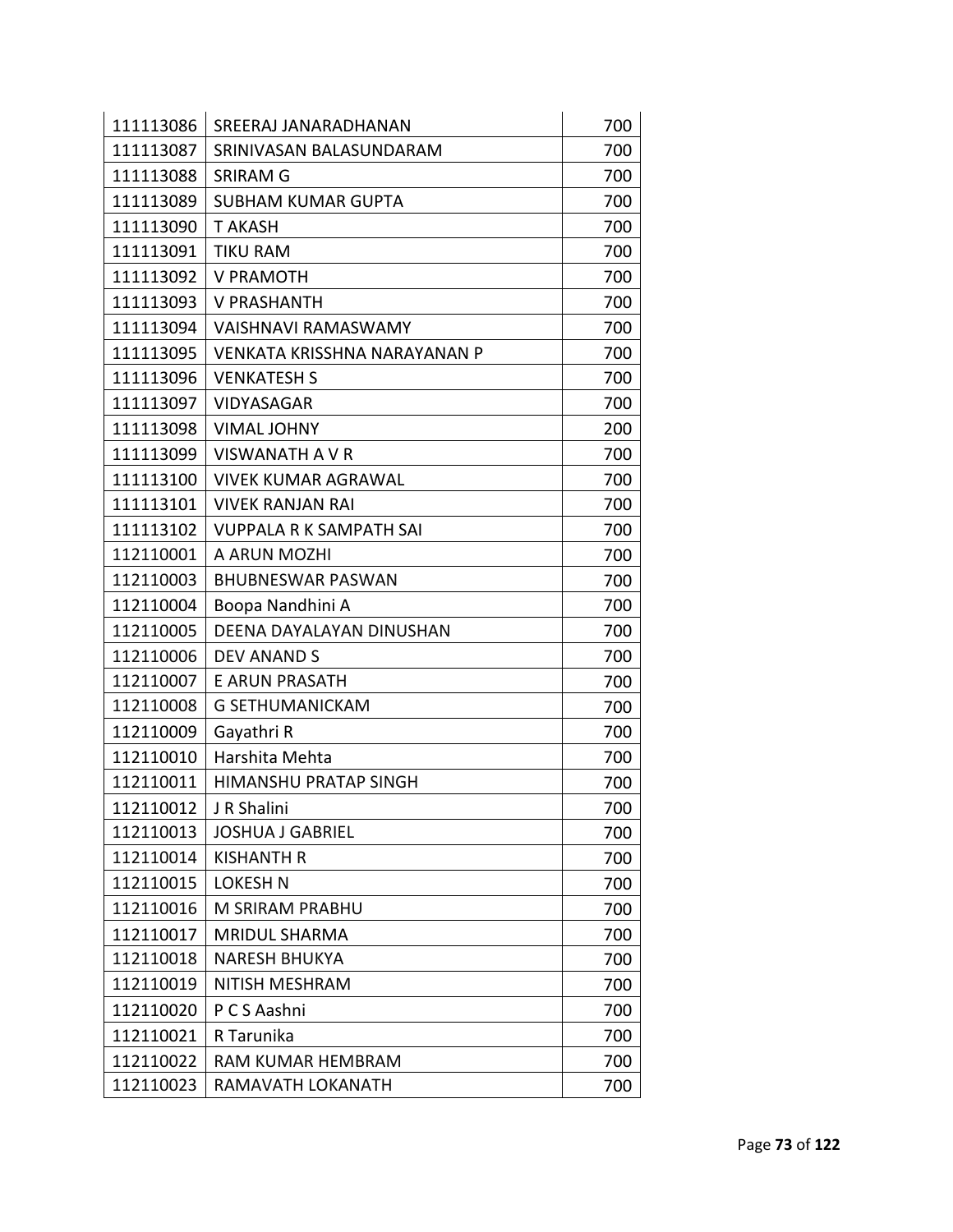| | | |
|---|---|---|
| 111113086 | SREERAJ JANARADHANAN | 700 |
| 111113087 | SRINIVASAN BALASUNDARAM | 700 |
| 111113088 | SRIRAM G | 700 |
| 111113089 | SUBHAM KUMAR GUPTA | 700 |
| 111113090 | T AKASH | 700 |
| 111113091 | TIKU RAM | 700 |
| 111113092 | V PRAMOTH | 700 |
| 111113093 | V PRASHANTH | 700 |
| 111113094 | VAISHNAVI RAMASWAMY | 700 |
| 111113095 | VENKATA KRISSHNA NARAYANAN P | 700 |
| 111113096 | VENKATESH S | 700 |
| 111113097 | VIDYASAGAR | 700 |
| 111113098 | VIMAL JOHNY | 200 |
| 111113099 | VISWANATH A V R | 700 |
| 111113100 | VIVEK KUMAR AGRAWAL | 700 |
| 111113101 | VIVEK RANJAN RAI | 700 |
| 111113102 | VUPPALA R K SAMPATH SAI | 700 |
| 112110001 | A ARUN MOZHI | 700 |
| 112110003 | BHUBNESWAR PASWAN | 700 |
| 112110004 | Boopa Nandhini A | 700 |
| 112110005 | DEENA DAYALAYAN DINUSHAN | 700 |
| 112110006 | DEV ANAND S | 700 |
| 112110007 | E ARUN PRASATH | 700 |
| 112110008 | G SETHUMANICKAM | 700 |
| 112110009 | Gayathri R | 700 |
| 112110010 | Harshita Mehta | 700 |
| 112110011 | HIMANSHU PRATAP SINGH | 700 |
| 112110012 | J R Shalini | 700 |
| 112110013 | JOSHUA J GABRIEL | 700 |
| 112110014 | KISHANTH R | 700 |
| 112110015 | LOKESH N | 700 |
| 112110016 | M SRIRAM PRABHU | 700 |
| 112110017 | MRIDUL SHARMA | 700 |
| 112110018 | NARESH BHUKYA | 700 |
| 112110019 | NITISH MESHRAM | 700 |
| 112110020 | P C S Aashni | 700 |
| 112110021 | R Tarunika | 700 |
| 112110022 | RAM KUMAR HEMBRAM | 700 |
| 112110023 | RAMAVATH LOKANATH | 700 |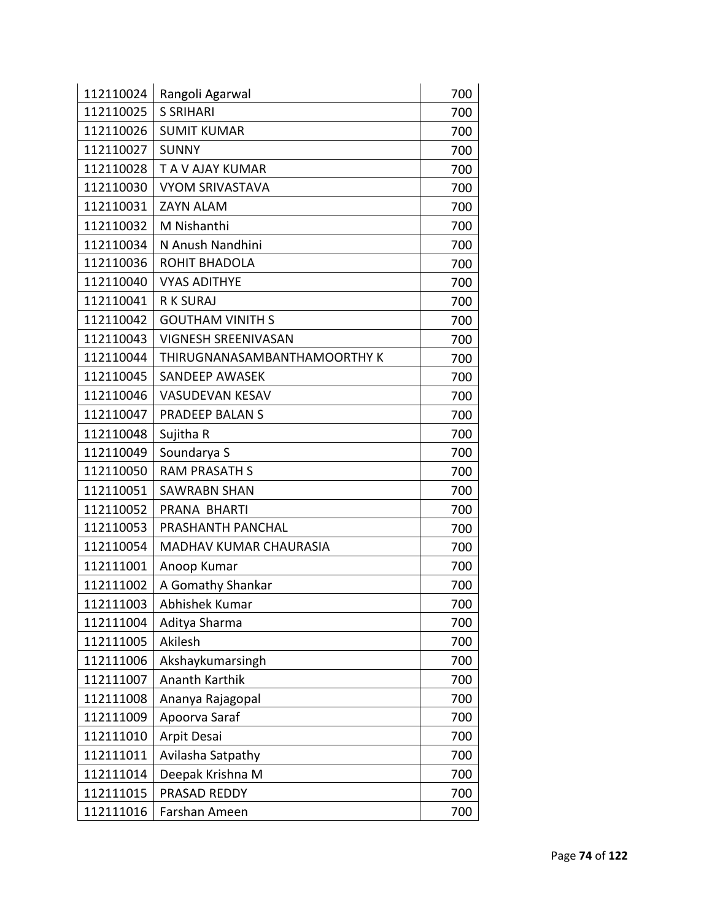| | | |
|---|---|---|
| 112110024 | Rangoli Agarwal | 700 |
| 112110025 | S SRIHARI | 700 |
| 112110026 | SUMIT KUMAR | 700 |
| 112110027 | SUNNY | 700 |
| 112110028 | T A V AJAY KUMAR | 700 |
| 112110030 | VYOM SRIVASTAVA | 700 |
| 112110031 | ZAYN ALAM | 700 |
| 112110032 | M Nishanthi | 700 |
| 112110034 | N Anush Nandhini | 700 |
| 112110036 | ROHIT BHADOLA | 700 |
| 112110040 | VYAS ADITHYE | 700 |
| 112110041 | R K SURAJ | 700 |
| 112110042 | GOUTHAM VINITH S | 700 |
| 112110043 | VIGNESH SREENIVASAN | 700 |
| 112110044 | THIRUGNANASAMBANTHAMOORTHY K | 700 |
| 112110045 | SANDEEP AWASEK | 700 |
| 112110046 | VASUDEVAN KESAV | 700 |
| 112110047 | PRADEEP BALAN S | 700 |
| 112110048 | Sujitha R | 700 |
| 112110049 | Soundarya S | 700 |
| 112110050 | RAM PRASATH S | 700 |
| 112110051 | SAWRABN SHAN | 700 |
| 112110052 | PRANA BHARTI | 700 |
| 112110053 | PRASHANTH PANCHAL | 700 |
| 112110054 | MADHAV KUMAR CHAURASIA | 700 |
| 112111001 | Anoop Kumar | 700 |
| 112111002 | A Gomathy Shankar | 700 |
| 112111003 | Abhishek Kumar | 700 |
| 112111004 | Aditya Sharma | 700 |
| 112111005 | Akilesh | 700 |
| 112111006 | Akshaykumarsingh | 700 |
| 112111007 | Ananth Karthik | 700 |
| 112111008 | Ananya Rajagopal | 700 |
| 112111009 | Apoorva Saraf | 700 |
| 112111010 | Arpit Desai | 700 |
| 112111011 | Avilasha Satpathy | 700 |
| 112111014 | Deepak Krishna M | 700 |
| 112111015 | PRASAD REDDY | 700 |
| 112111016 | Farshan Ameen | 700 |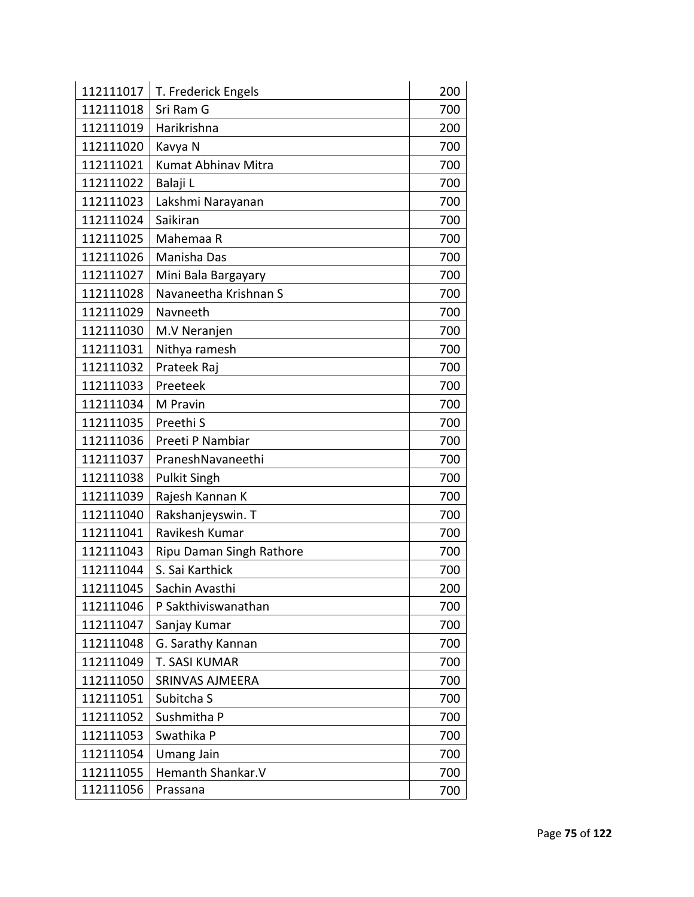| | | |
|---|---|---|
| 112111017 | T. Frederick Engels | 200 |
| 112111018 | Sri Ram G | 700 |
| 112111019 | Harikrishna | 200 |
| 112111020 | Kavya N | 700 |
| 112111021 | Kumat Abhinav Mitra | 700 |
| 112111022 | Balaji L | 700 |
| 112111023 | Lakshmi Narayanan | 700 |
| 112111024 | Saikiran | 700 |
| 112111025 | Mahemaa R | 700 |
| 112111026 | Manisha Das | 700 |
| 112111027 | Mini Bala Bargayary | 700 |
| 112111028 | Navaneetha Krishnan S | 700 |
| 112111029 | Navneeth | 700 |
| 112111030 | M.V Neranjen | 700 |
| 112111031 | Nithya ramesh | 700 |
| 112111032 | Prateek Raj | 700 |
| 112111033 | Preeteek | 700 |
| 112111034 | M Pravin | 700 |
| 112111035 | Preethi S | 700 |
| 112111036 | Preeti P Nambiar | 700 |
| 112111037 | PraneshNavaneethi | 700 |
| 112111038 | Pulkit Singh | 700 |
| 112111039 | Rajesh Kannan K | 700 |
| 112111040 | Rakshanjeyswin. T | 700 |
| 112111041 | Ravikesh Kumar | 700 |
| 112111043 | Ripu Daman Singh Rathore | 700 |
| 112111044 | S. Sai Karthick | 700 |
| 112111045 | Sachin Avasthi | 200 |
| 112111046 | P Sakthiviswanathan | 700 |
| 112111047 | Sanjay Kumar | 700 |
| 112111048 | G. Sarathy Kannan | 700 |
| 112111049 | T. SASI KUMAR | 700 |
| 112111050 | SRINVAS AJMEERA | 700 |
| 112111051 | Subitcha S | 700 |
| 112111052 | Sushmitha P | 700 |
| 112111053 | Swathika P | 700 |
| 112111054 | Umang Jain | 700 |
| 112111055 | Hemanth Shankar.V | 700 |
| 112111056 | Prassana | 700 |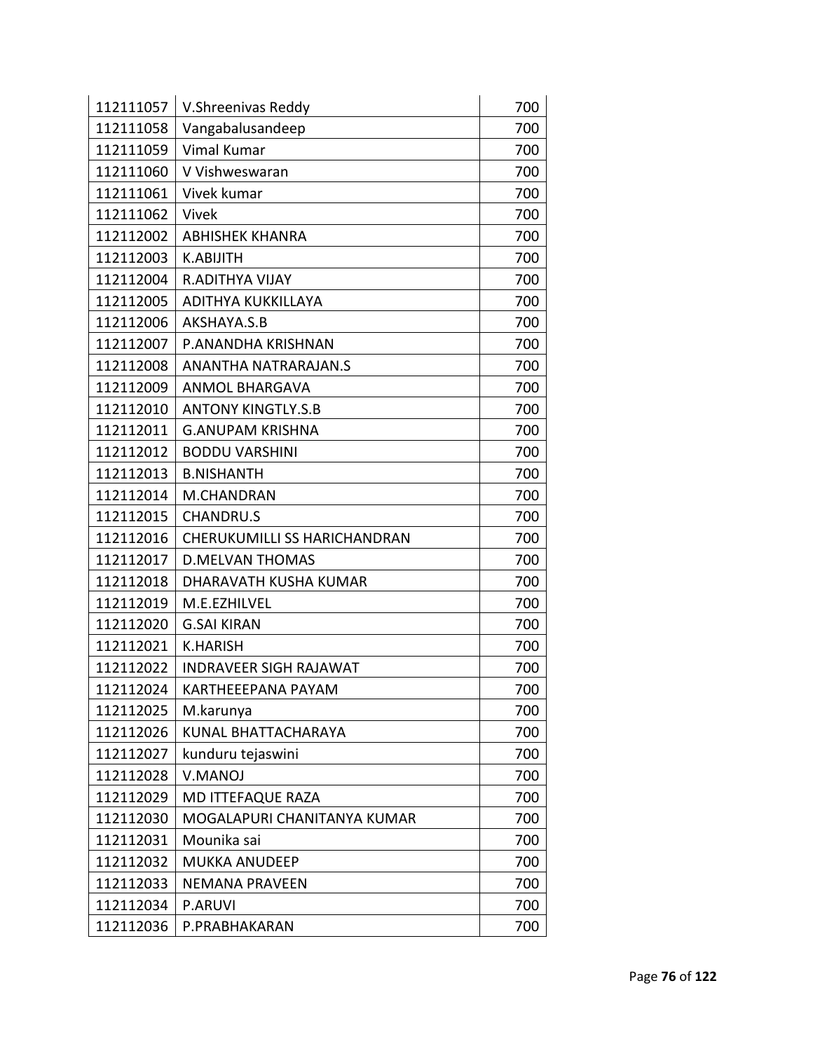| | | |
|---|---|---|
| 112111057 | V.Shreenivas Reddy | 700 |
| 112111058 | Vangabalusandeep | 700 |
| 112111059 | Vimal Kumar | 700 |
| 112111060 | V Vishweswaran | 700 |
| 112111061 | Vivek kumar | 700 |
| 112111062 | Vivek | 700 |
| 112112002 | ABHISHEK KHANRA | 700 |
| 112112003 | K.ABIJITH | 700 |
| 112112004 | R.ADITHYA VIJAY | 700 |
| 112112005 | ADITHYA KUKKILLAYA | 700 |
| 112112006 | AKSHAYA.S.B | 700 |
| 112112007 | P.ANANDHA KRISHNAN | 700 |
| 112112008 | ANANTHA NATRARAJAN.S | 700 |
| 112112009 | ANMOL BHARGAVA | 700 |
| 112112010 | ANTONY KINGTLY.S.B | 700 |
| 112112011 | G.ANUPAM KRISHNA | 700 |
| 112112012 | BODDU VARSHINI | 700 |
| 112112013 | B.NISHANTH | 700 |
| 112112014 | M.CHANDRAN | 700 |
| 112112015 | CHANDRU.S | 700 |
| 112112016 | CHERUKUMILLI SS HARICHANDRAN | 700 |
| 112112017 | D.MELVAN THOMAS | 700 |
| 112112018 | DHARAVATH KUSHA KUMAR | 700 |
| 112112019 | M.E.EZHILVEL | 700 |
| 112112020 | G.SAI KIRAN | 700 |
| 112112021 | K.HARISH | 700 |
| 112112022 | INDRAVEER SIGH RAJAWAT | 700 |
| 112112024 | KARTHEEEPANA PAYAM | 700 |
| 112112025 | M.karunya | 700 |
| 112112026 | KUNAL BHATTACHARAYA | 700 |
| 112112027 | kunduru tejaswini | 700 |
| 112112028 | V.MANOJ | 700 |
| 112112029 | MD ITTEFAQUE RAZA | 700 |
| 112112030 | MOGALAPURI CHANITANYA KUMAR | 700 |
| 112112031 | Mounika sai | 700 |
| 112112032 | MUKKA ANUDEEP | 700 |
| 112112033 | NEMANA PRAVEEN | 700 |
| 112112034 | P.ARUVI | 700 |
| 112112036 | P.PRABHAKARAN | 700 |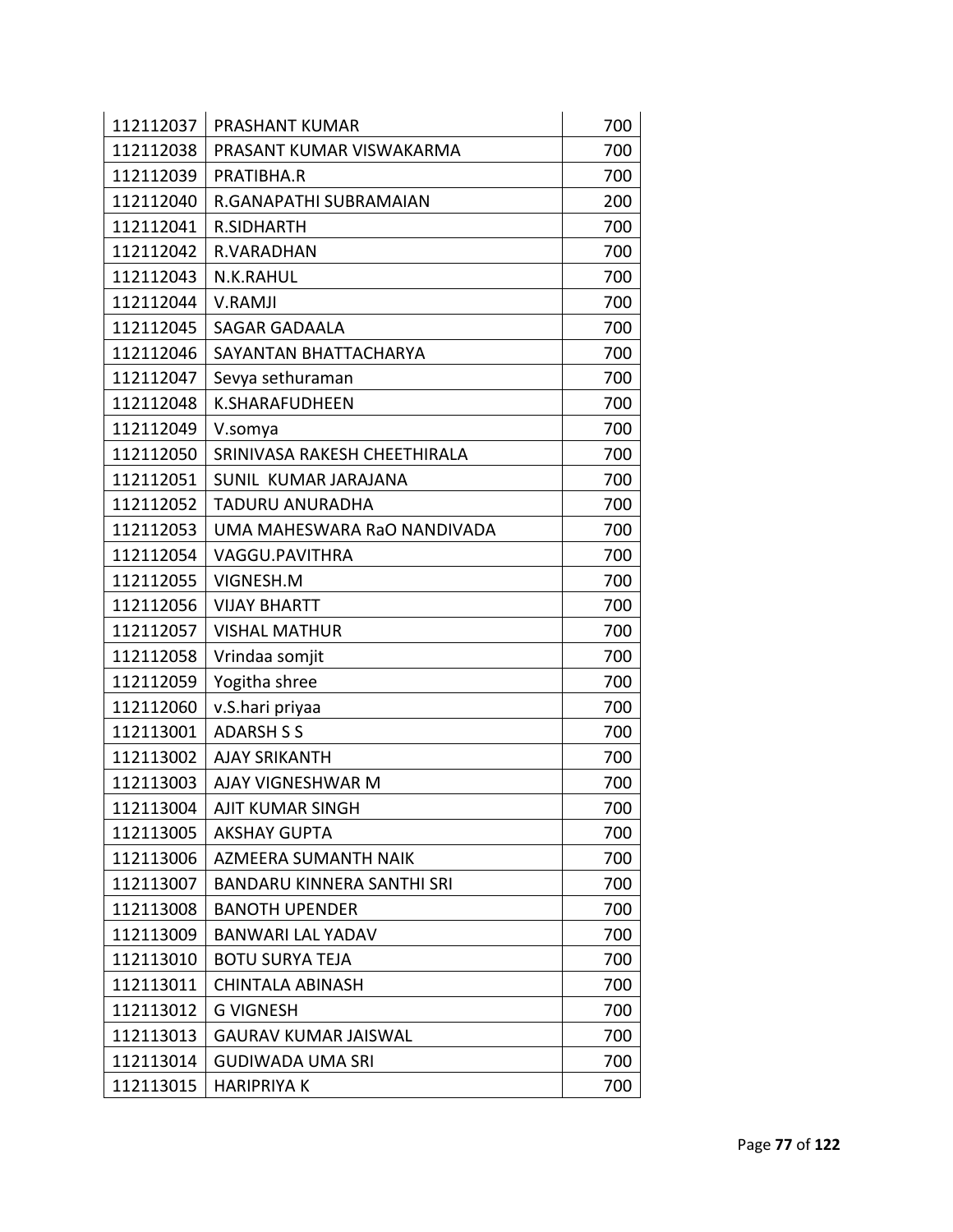| 112112037 | PRASHANT KUMAR | 700 |
|---|---|---|
| 112112038 | PRASANT KUMAR VISWAKARMA | 700 |
| 112112039 | PRATIBHA.R | 700 |
| 112112040 | R.GANAPATHI SUBRAMAIAN | 200 |
| 112112041 | R.SIDHARTH | 700 |
| 112112042 | R.VARADHAN | 700 |
| 112112043 | N.K.RAHUL | 700 |
| 112112044 | V.RAMJI | 700 |
| 112112045 | SAGAR GADAALA | 700 |
| 112112046 | SAYANTAN BHATTACHARYA | 700 |
| 112112047 | Sevya sethuraman | 700 |
| 112112048 | K.SHARAFUDHEEN | 700 |
| 112112049 | V.somya | 700 |
| 112112050 | SRINIVASA RAKESH CHEETHIRALA | 700 |
| 112112051 | SUNIL KUMAR JARAJANA | 700 |
| 112112052 | TADURU ANURADHA | 700 |
| 112112053 | UMA MAHESWARA RaO NANDIVADA | 700 |
| 112112054 | VAGGU.PAVITHRA | 700 |
| 112112055 | VIGNESH.M | 700 |
| 112112056 | VIJAY BHARTT | 700 |
| 112112057 | VISHAL MATHUR | 700 |
| 112112058 | Vrindaa somjit | 700 |
| 112112059 | Yogitha shree | 700 |
| 112112060 | v.S.hari priyaa | 700 |
| 112113001 | ADARSH S S | 700 |
| 112113002 | AJAY SRIKANTH | 700 |
| 112113003 | AJAY VIGNESHWAR M | 700 |
| 112113004 | AJIT KUMAR SINGH | 700 |
| 112113005 | AKSHAY GUPTA | 700 |
| 112113006 | AZMEERA SUMANTH NAIK | 700 |
| 112113007 | BANDARU KINNERA SANTHI SRI | 700 |
| 112113008 | BANOTH UPENDER | 700 |
| 112113009 | BANWARI LAL YADAV | 700 |
| 112113010 | BOTU SURYA TEJA | 700 |
| 112113011 | CHINTALA ABINASH | 700 |
| 112113012 | G VIGNESH | 700 |
| 112113013 | GAURAV KUMAR JAISWAL | 700 |
| 112113014 | GUDIWADA UMA SRI | 700 |
| 112113015 | HARIPRIYA K | 700 |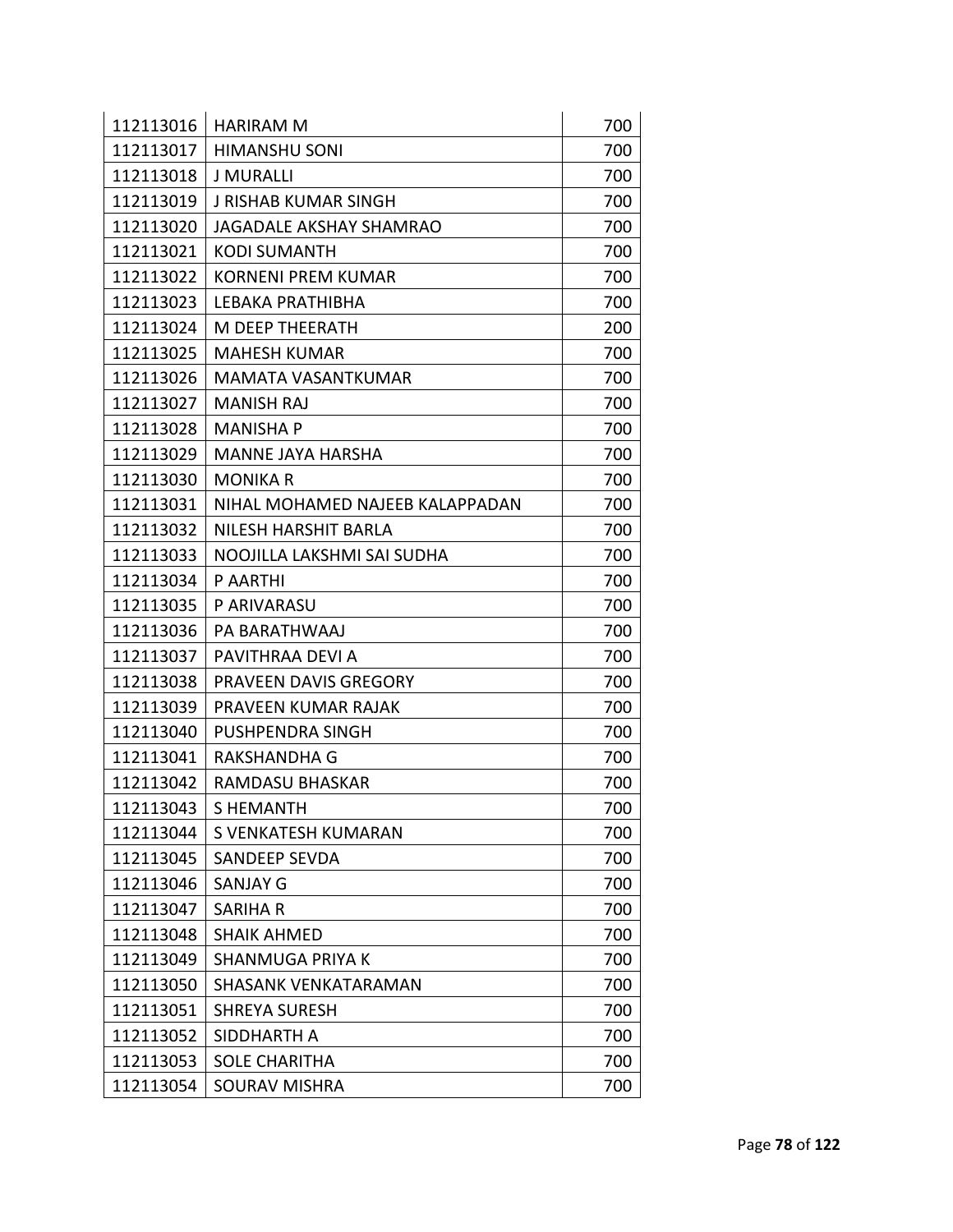| | | |
|---|---|---|
| 112113016 | HARIRAM M | 700 |
| 112113017 | HIMANSHU SONI | 700 |
| 112113018 | J MURALLI | 700 |
| 112113019 | J RISHAB KUMAR SINGH | 700 |
| 112113020 | JAGADALE AKSHAY SHAMRAO | 700 |
| 112113021 | KODI SUMANTH | 700 |
| 112113022 | KORNENI PREM KUMAR | 700 |
| 112113023 | LEBAKA PRATHIBHA | 700 |
| 112113024 | M DEEP THEERATH | 200 |
| 112113025 | MAHESH KUMAR | 700 |
| 112113026 | MAMATA VASANTKUMAR | 700 |
| 112113027 | MANISH RAJ | 700 |
| 112113028 | MANISHA P | 700 |
| 112113029 | MANNE JAYA HARSHA | 700 |
| 112113030 | MONIKA R | 700 |
| 112113031 | NIHAL MOHAMED NAJEEB KALAPPADAN | 700 |
| 112113032 | NILESH HARSHIT BARLA | 700 |
| 112113033 | NOOJILLA LAKSHMI SAI SUDHA | 700 |
| 112113034 | P AARTHI | 700 |
| 112113035 | P ARIVARASU | 700 |
| 112113036 | PA BARATHWAAJ | 700 |
| 112113037 | PAVITHRAA DEVI A | 700 |
| 112113038 | PRAVEEN DAVIS GREGORY | 700 |
| 112113039 | PRAVEEN KUMAR RAJAK | 700 |
| 112113040 | PUSHPENDRA SINGH | 700 |
| 112113041 | RAKSHANDHA G | 700 |
| 112113042 | RAMDASU BHASKAR | 700 |
| 112113043 | S HEMANTH | 700 |
| 112113044 | S VENKATESH KUMARAN | 700 |
| 112113045 | SANDEEP SEVDA | 700 |
| 112113046 | SANJAY G | 700 |
| 112113047 | SARIHA R | 700 |
| 112113048 | SHAIK AHMED | 700 |
| 112113049 | SHANMUGA PRIYA K | 700 |
| 112113050 | SHASANK VENKATARAMAN | 700 |
| 112113051 | SHREYA SURESH | 700 |
| 112113052 | SIDDHARTH A | 700 |
| 112113053 | SOLE CHARITHA | 700 |
| 112113054 | SOURAV MISHRA | 700 |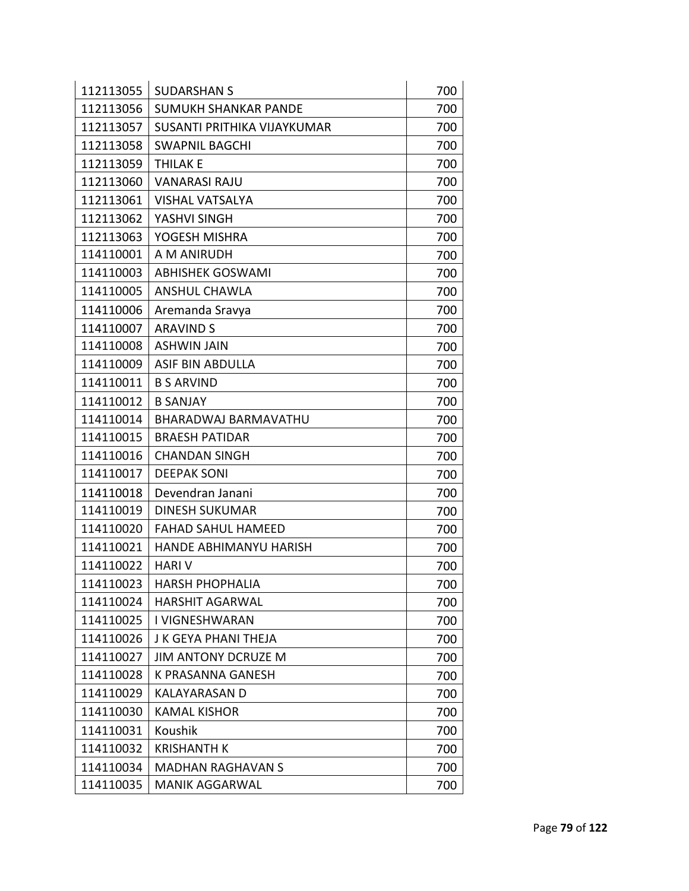| | | |
|---|---|---|
| 112113055 | SUDARSHAN S | 700 |
| 112113056 | SUMUKH SHANKAR PANDE | 700 |
| 112113057 | SUSANTI PRITHIKA VIJAYKUMAR | 700 |
| 112113058 | SWAPNIL BAGCHI | 700 |
| 112113059 | THILAK E | 700 |
| 112113060 | VANARASI RAJU | 700 |
| 112113061 | VISHAL VATSALYA | 700 |
| 112113062 | YASHVI SINGH | 700 |
| 112113063 | YOGESH MISHRA | 700 |
| 114110001 | A M ANIRUDH | 700 |
| 114110003 | ABHISHEK GOSWAMI | 700 |
| 114110005 | ANSHUL CHAWLA | 700 |
| 114110006 | Aremanda Sravya | 700 |
| 114110007 | ARAVIND S | 700 |
| 114110008 | ASHWIN JAIN | 700 |
| 114110009 | ASIF BIN ABDULLA | 700 |
| 114110011 | B S ARVIND | 700 |
| 114110012 | B SANJAY | 700 |
| 114110014 | BHARADWAJ BARMAVATHU | 700 |
| 114110015 | BRAESH PATIDAR | 700 |
| 114110016 | CHANDAN SINGH | 700 |
| 114110017 | DEEPAK SONI | 700 |
| 114110018 | Devendran Janani | 700 |
| 114110019 | DINESH SUKUMAR | 700 |
| 114110020 | FAHAD SAHUL HAMEED | 700 |
| 114110021 | HANDE ABHIMANYU HARISH | 700 |
| 114110022 | HARI V | 700 |
| 114110023 | HARSH PHOPHALIA | 700 |
| 114110024 | HARSHIT AGARWAL | 700 |
| 114110025 | I VIGNESHWARAN | 700 |
| 114110026 | J K GEYA PHANI THEJA | 700 |
| 114110027 | JIM ANTONY DCRUZE M | 700 |
| 114110028 | K PRASANNA GANESH | 700 |
| 114110029 | KALAYARASAN D | 700 |
| 114110030 | KAMAL KISHOR | 700 |
| 114110031 | Koushik | 700 |
| 114110032 | KRISHANTH K | 700 |
| 114110034 | MADHAN RAGHAVAN S | 700 |
| 114110035 | MANIK AGGARWAL | 700 |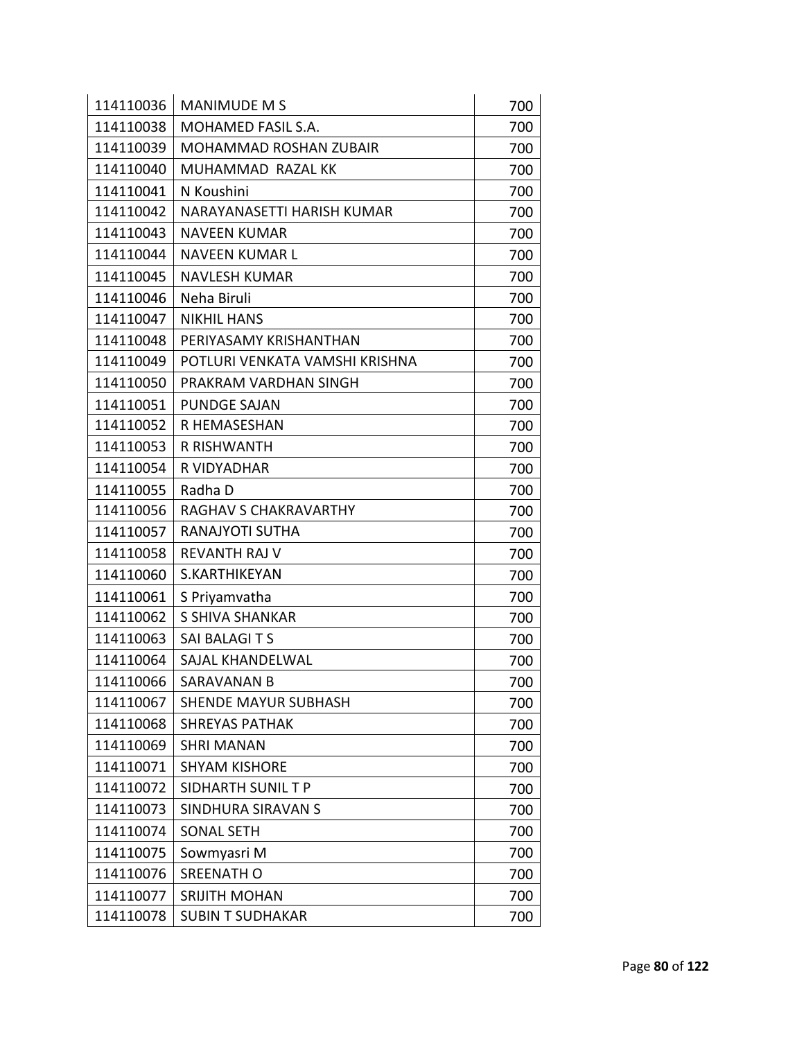| 114110036 | MANIMUDE M S | 700 |
|---|---|---|
| 114110038 | MOHAMED FASIL S.A. | 700 |
| 114110039 | MOHAMMAD ROSHAN ZUBAIR | 700 |
| 114110040 | MUHAMMAD RAZAL KK | 700 |
| 114110041 | N Koushini | 700 |
| 114110042 | NARAYANASETTI HARISH KUMAR | 700 |
| 114110043 | NAVEEN KUMAR | 700 |
| 114110044 | NAVEEN KUMAR L | 700 |
| 114110045 | NAVLESH KUMAR | 700 |
| 114110046 | Neha Biruli | 700 |
| 114110047 | NIKHIL HANS | 700 |
| 114110048 | PERIYASAMY KRISHANTHAN | 700 |
| 114110049 | POTLURI VENKATA VAMSHI KRISHNA | 700 |
| 114110050 | PRAKRAM VARDHAN SINGH | 700 |
| 114110051 | PUNDGE SAJAN | 700 |
| 114110052 | R HEMASESHAN | 700 |
| 114110053 | R RISHWANTH | 700 |
| 114110054 | R VIDYADHAR | 700 |
| 114110055 | Radha D | 700 |
| 114110056 | RAGHAV S CHAKRAVARTHY | 700 |
| 114110057 | RANAJYOTI SUTHA | 700 |
| 114110058 | REVANTH RAJ V | 700 |
| 114110060 | S.KARTHIKEYAN | 700 |
| 114110061 | S Priyamvatha | 700 |
| 114110062 | S SHIVA SHANKAR | 700 |
| 114110063 | SAI BALAGI T S | 700 |
| 114110064 | SAJAL KHANDELWAL | 700 |
| 114110066 | SARAVANAN B | 700 |
| 114110067 | SHENDE MAYUR SUBHASH | 700 |
| 114110068 | SHREYAS PATHAK | 700 |
| 114110069 | SHRI MANAN | 700 |
| 114110071 | SHYAM KISHORE | 700 |
| 114110072 | SIDHARTH SUNIL T P | 700 |
| 114110073 | SINDHURA SIRAVAN S | 700 |
| 114110074 | SONAL SETH | 700 |
| 114110075 | Sowmyasri M | 700 |
| 114110076 | SREENATH O | 700 |
| 114110077 | SRIJITH MOHAN | 700 |
| 114110078 | SUBIN T SUDHAKAR | 700 |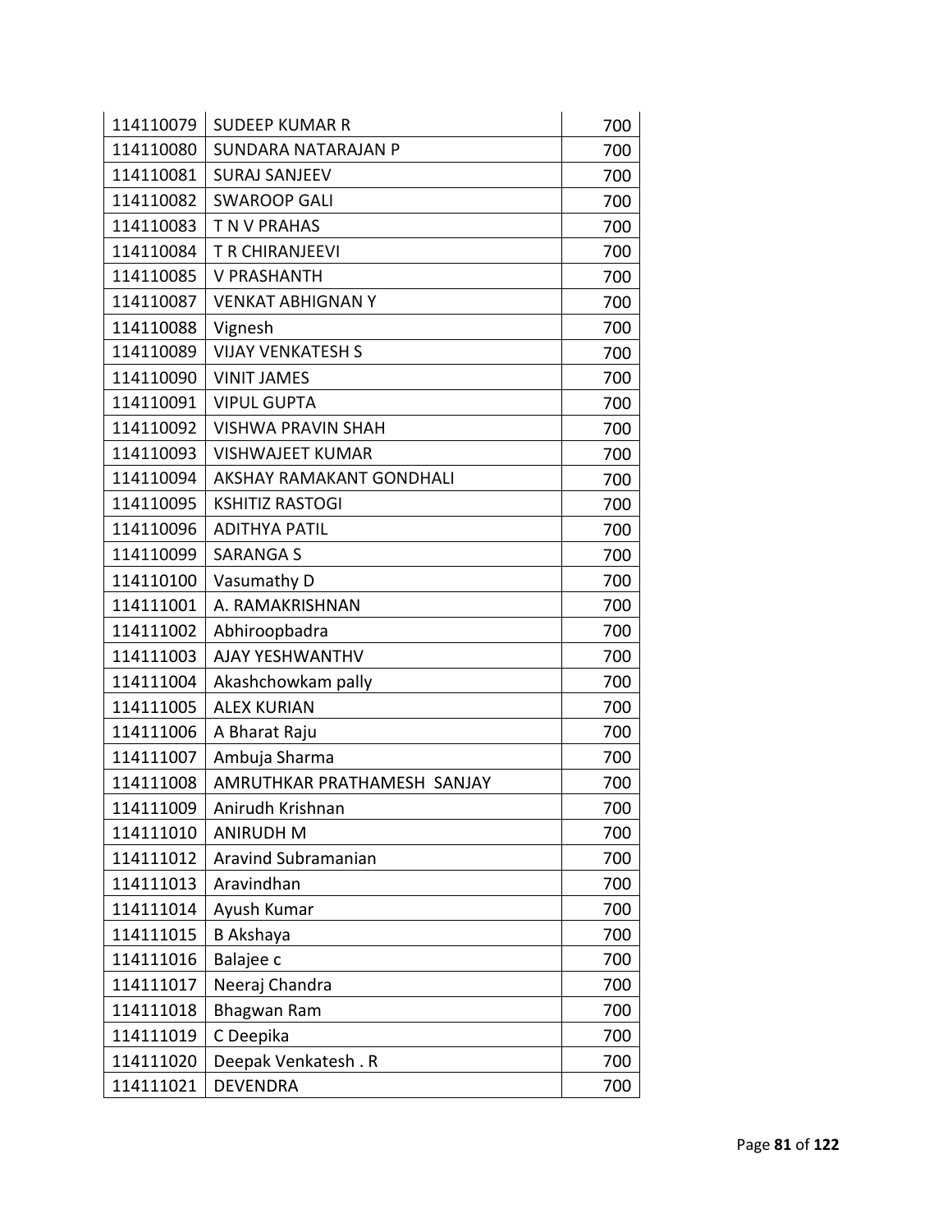| 114110079 | SUDEEP KUMAR R | 700 |
|---|---|---|
| 114110080 | SUNDARA NATARAJAN P | 700 |
| 114110081 | SURAJ SANJEEV | 700 |
| 114110082 | SWAROOP GALI | 700 |
| 114110083 | T N V PRAHAS | 700 |
| 114110084 | T R CHIRANJEEVI | 700 |
| 114110085 | V PRASHANTH | 700 |
| 114110087 | VENKAT ABHIGNAN Y | 700 |
| 114110088 | Vignesh | 700 |
| 114110089 | VIJAY VENKATESH S | 700 |
| 114110090 | VINIT JAMES | 700 |
| 114110091 | VIPUL GUPTA | 700 |
| 114110092 | VISHWA PRAVIN SHAH | 700 |
| 114110093 | VISHWAJEET KUMAR | 700 |
| 114110094 | AKSHAY RAMAKANT GONDHALI | 700 |
| 114110095 | KSHITIZ RASTOGI | 700 |
| 114110096 | ADITHYA PATIL | 700 |
| 114110099 | SARANGA S | 700 |
| 114110100 | Vasumathy D | 700 |
| 114111001 | A. RAMAKRISHNAN | 700 |
| 114111002 | Abhiroopbadra | 700 |
| 114111003 | AJAY YESHWANTHV | 700 |
| 114111004 | Akashchowkam pally | 700 |
| 114111005 | ALEX KURIAN | 700 |
| 114111006 | A Bharat Raju | 700 |
| 114111007 | Ambuja Sharma | 700 |
| 114111008 | AMRUTHKAR PRATHAMESH SANJAY | 700 |
| 114111009 | Anirudh Krishnan | 700 |
| 114111010 | ANIRUDH M | 700 |
| 114111012 | Aravind Subramanian | 700 |
| 114111013 | Aravindhan | 700 |
| 114111014 | Ayush Kumar | 700 |
| 114111015 | B Akshaya | 700 |
| 114111016 | Balajee c | 700 |
| 114111017 | Neeraj Chandra | 700 |
| 114111018 | Bhagwan Ram | 700 |
| 114111019 | C Deepika | 700 |
| 114111020 | Deepak Venkatesh . R | 700 |
| 114111021 | DEVENDRA | 700 |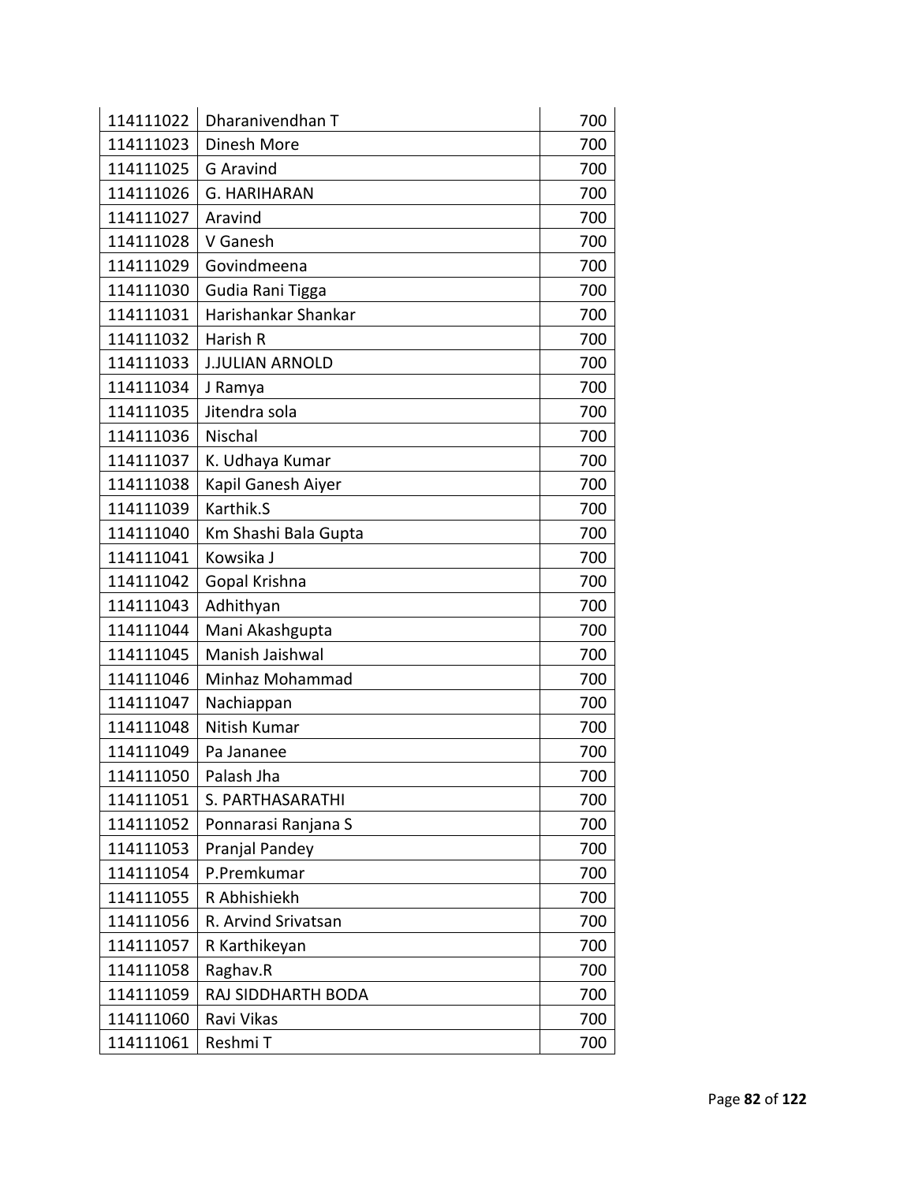| 114111022 | Dharanivendhan T | 700 |
|---|---|---|
| 114111023 | Dinesh More | 700 |
| 114111025 | G Aravind | 700 |
| 114111026 | G. HARIHARAN | 700 |
| 114111027 | Aravind | 700 |
| 114111028 | V Ganesh | 700 |
| 114111029 | Govindmeena | 700 |
| 114111030 | Gudia Rani Tigga | 700 |
| 114111031 | Harishankar Shankar | 700 |
| 114111032 | Harish R | 700 |
| 114111033 | J.JULIAN ARNOLD | 700 |
| 114111034 | J Ramya | 700 |
| 114111035 | Jitendra sola | 700 |
| 114111036 | Nischal | 700 |
| 114111037 | K. Udhaya Kumar | 700 |
| 114111038 | Kapil Ganesh Aiyer | 700 |
| 114111039 | Karthik.S | 700 |
| 114111040 | Km Shashi Bala Gupta | 700 |
| 114111041 | Kowsika J | 700 |
| 114111042 | Gopal Krishna | 700 |
| 114111043 | Adhithyan | 700 |
| 114111044 | Mani Akashgupta | 700 |
| 114111045 | Manish Jaishwal | 700 |
| 114111046 | Minhaz Mohammad | 700 |
| 114111047 | Nachiappan | 700 |
| 114111048 | Nitish Kumar | 700 |
| 114111049 | Pa Jananee | 700 |
| 114111050 | Palash Jha | 700 |
| 114111051 | S. PARTHASARATHI | 700 |
| 114111052 | Ponnarasi Ranjana S | 700 |
| 114111053 | Pranjal Pandey | 700 |
| 114111054 | P.Premkumar | 700 |
| 114111055 | R Abhishiekh | 700 |
| 114111056 | R. Arvind Srivatsan | 700 |
| 114111057 | R Karthikeyan | 700 |
| 114111058 | Raghav.R | 700 |
| 114111059 | RAJ SIDDHARTH BODA | 700 |
| 114111060 | Ravi Vikas | 700 |
| 114111061 | Reshmi T | 700 |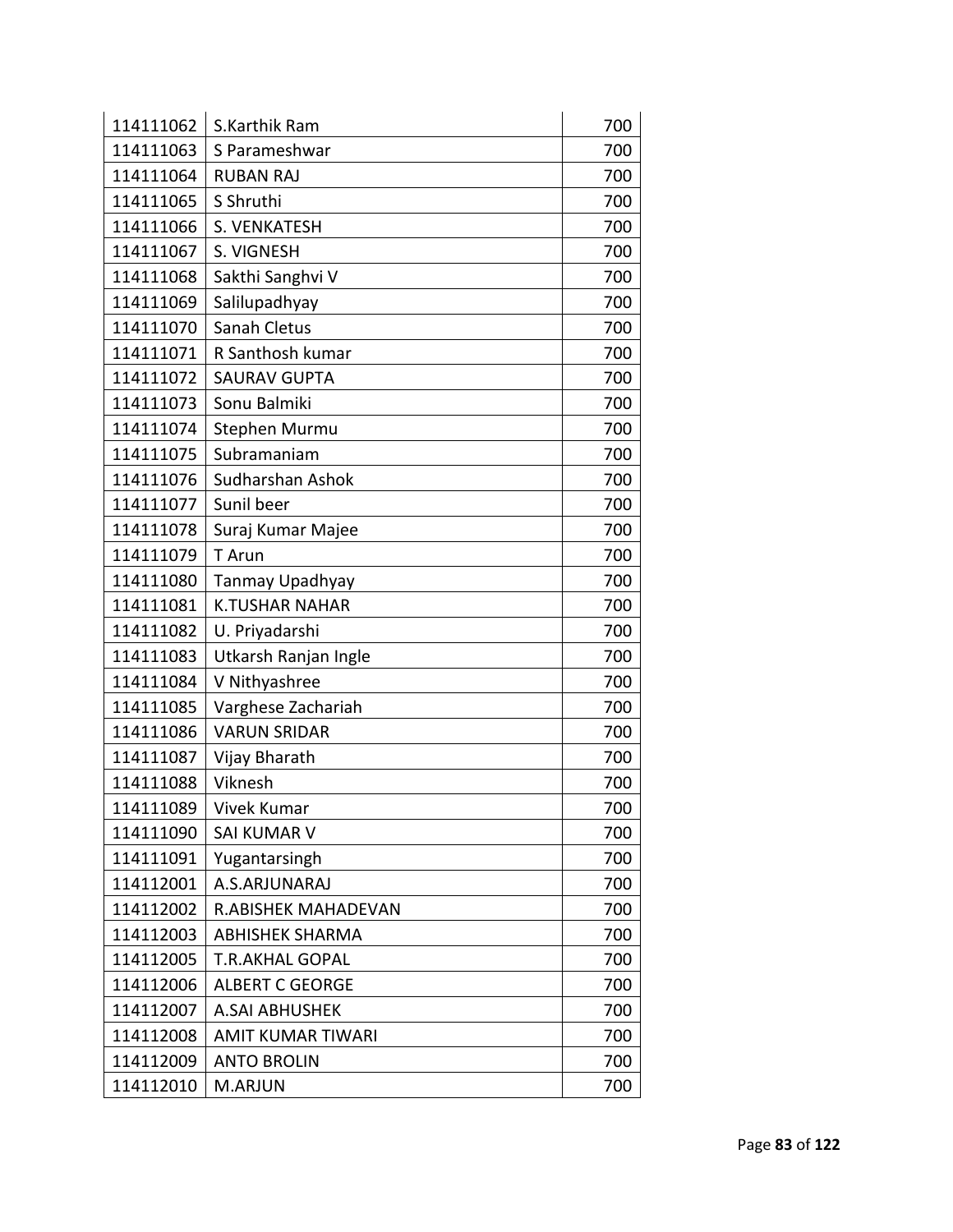| | | |
|---|---|---|
| 114111062 | S.Karthik Ram | 700 |
| 114111063 | S Parameshwar | 700 |
| 114111064 | RUBAN RAJ | 700 |
| 114111065 | S Shruthi | 700 |
| 114111066 | S. VENKATESH | 700 |
| 114111067 | S. VIGNESH | 700 |
| 114111068 | Sakthi Sanghvi V | 700 |
| 114111069 | Salilupadhyay | 700 |
| 114111070 | Sanah Cletus | 700 |
| 114111071 | R Santhosh kumar | 700 |
| 114111072 | SAURAV GUPTA | 700 |
| 114111073 | Sonu Balmiki | 700 |
| 114111074 | Stephen Murmu | 700 |
| 114111075 | Subramaniam | 700 |
| 114111076 | Sudharshan Ashok | 700 |
| 114111077 | Sunil beer | 700 |
| 114111078 | Suraj Kumar Majee | 700 |
| 114111079 | T Arun | 700 |
| 114111080 | Tanmay Upadhyay | 700 |
| 114111081 | K.TUSHAR NAHAR | 700 |
| 114111082 | U. Priyadarshi | 700 |
| 114111083 | Utkarsh Ranjan Ingle | 700 |
| 114111084 | V Nithyashree | 700 |
| 114111085 | Varghese Zachariah | 700 |
| 114111086 | VARUN SRIDAR | 700 |
| 114111087 | Vijay Bharath | 700 |
| 114111088 | Viknesh | 700 |
| 114111089 | Vivek Kumar | 700 |
| 114111090 | SAI KUMAR V | 700 |
| 114111091 | Yugantarsingh | 700 |
| 114112001 | A.S.ARJUNARAJ | 700 |
| 114112002 | R.ABISHEK MAHADEVAN | 700 |
| 114112003 | ABHISHEK SHARMA | 700 |
| 114112005 | T.R.AKHAL GOPAL | 700 |
| 114112006 | ALBERT C GEORGE | 700 |
| 114112007 | A.SAI ABHUSHEK | 700 |
| 114112008 | AMIT KUMAR TIWARI | 700 |
| 114112009 | ANTO BROLIN | 700 |
| 114112010 | M.ARJUN | 700 |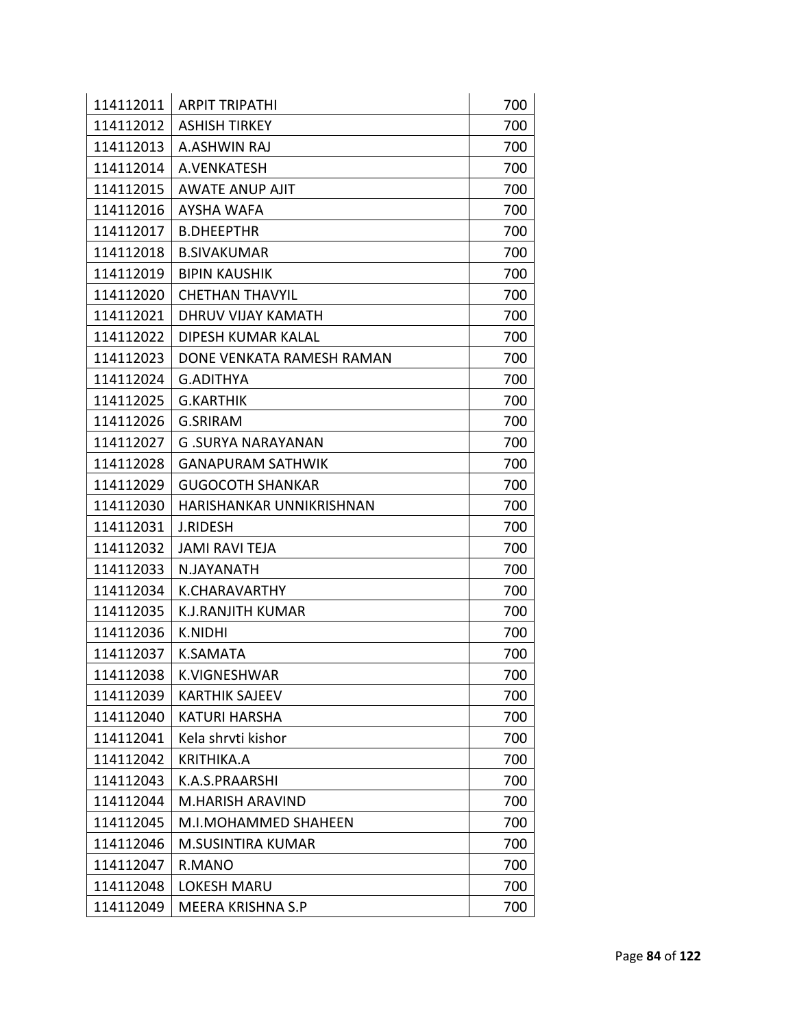| | | |
|---|---|---|
| 114112011 | ARPIT TRIPATHI | 700 |
| 114112012 | ASHISH TIRKEY | 700 |
| 114112013 | A.ASHWIN RAJ | 700 |
| 114112014 | A.VENKATESH | 700 |
| 114112015 | AWATE ANUP AJIT | 700 |
| 114112016 | AYSHA WAFA | 700 |
| 114112017 | B.DHEEPTHR | 700 |
| 114112018 | B.SIVAKUMAR | 700 |
| 114112019 | BIPIN KAUSHIK | 700 |
| 114112020 | CHETHAN THAVYIL | 700 |
| 114112021 | DHRUV VIJAY KAMATH | 700 |
| 114112022 | DIPESH KUMAR KALAL | 700 |
| 114112023 | DONE VENKATA RAMESH RAMAN | 700 |
| 114112024 | G.ADITHYA | 700 |
| 114112025 | G.KARTHIK | 700 |
| 114112026 | G.SRIRAM | 700 |
| 114112027 | G .SURYA NARAYANAN | 700 |
| 114112028 | GANAPURAM SATHWIK | 700 |
| 114112029 | GUGOCOTH SHANKAR | 700 |
| 114112030 | HARISHANKAR UNNIKRISHNAN | 700 |
| 114112031 | J.RIDESH | 700 |
| 114112032 | JAMI RAVI TEJA | 700 |
| 114112033 | N.JAYANATH | 700 |
| 114112034 | K.CHARAVARTHY | 700 |
| 114112035 | K.J.RANJITH KUMAR | 700 |
| 114112036 | K.NIDHI | 700 |
| 114112037 | K.SAMATA | 700 |
| 114112038 | K.VIGNESHWAR | 700 |
| 114112039 | KARTHIK SAJEEV | 700 |
| 114112040 | KATURI HARSHA | 700 |
| 114112041 | Kela shrvti kishor | 700 |
| 114112042 | KRITHIKA.A | 700 |
| 114112043 | K.A.S.PRAARSHI | 700 |
| 114112044 | M.HARISH ARAVIND | 700 |
| 114112045 | M.I.MOHAMMED SHAHEEN | 700 |
| 114112046 | M.SUSINTIRA KUMAR | 700 |
| 114112047 | R.MANO | 700 |
| 114112048 | LOKESH MARU | 700 |
| 114112049 | MEERA KRISHNA S.P | 700 |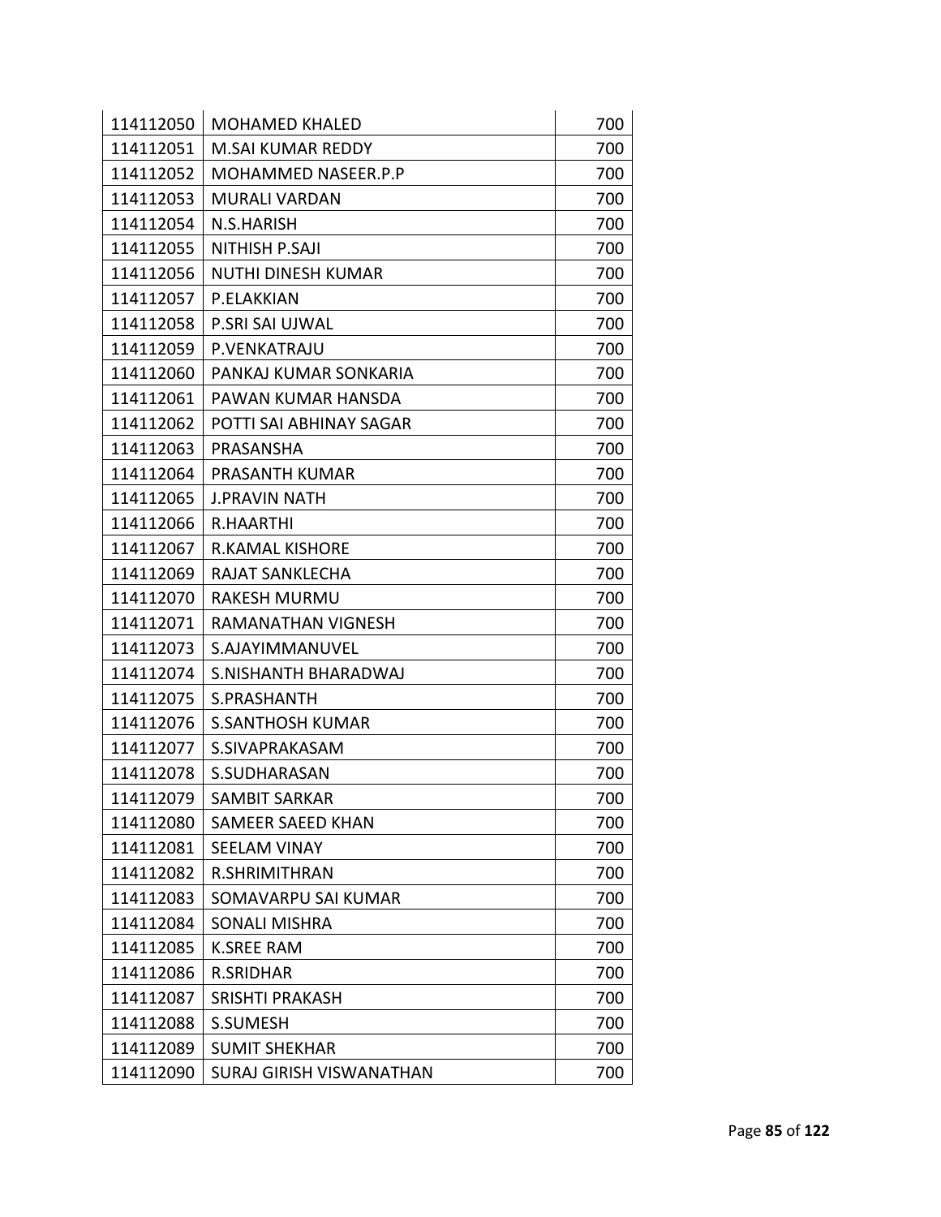| | | |
|---|---|---|
| 114112050 | MOHAMED KHALED | 700 |
| 114112051 | M.SAI KUMAR REDDY | 700 |
| 114112052 | MOHAMMED NASEER.P.P | 700 |
| 114112053 | MURALI VARDAN | 700 |
| 114112054 | N.S.HARISH | 700 |
| 114112055 | NITHISH P.SAJI | 700 |
| 114112056 | NUTHI DINESH KUMAR | 700 |
| 114112057 | P.ELAKKIAN | 700 |
| 114112058 | P.SRI SAI UJWAL | 700 |
| 114112059 | P.VENKATRAJU | 700 |
| 114112060 | PANKAJ KUMAR SONKARIA | 700 |
| 114112061 | PAWAN KUMAR HANSDA | 700 |
| 114112062 | POTTI SAI ABHINAY SAGAR | 700 |
| 114112063 | PRASANSHA | 700 |
| 114112064 | PRASANTH KUMAR | 700 |
| 114112065 | J.PRAVIN NATH | 700 |
| 114112066 | R.HAARTHI | 700 |
| 114112067 | R.KAMAL KISHORE | 700 |
| 114112069 | RAJAT SANKLECHA | 700 |
| 114112070 | RAKESH MURMU | 700 |
| 114112071 | RAMANATHAN VIGNESH | 700 |
| 114112073 | S.AJAYIMMANUVEL | 700 |
| 114112074 | S.NISHANTH BHARADWAJ | 700 |
| 114112075 | S.PRASHANTH | 700 |
| 114112076 | S.SANTHOSH KUMAR | 700 |
| 114112077 | S.SIVAPRAKASAM | 700 |
| 114112078 | S.SUDHARASAN | 700 |
| 114112079 | SAMBIT SARKAR | 700 |
| 114112080 | SAMEER SAEED KHAN | 700 |
| 114112081 | SEELAM VINAY | 700 |
| 114112082 | R.SHRIMITHRAN | 700 |
| 114112083 | SOMAVARPU SAI KUMAR | 700 |
| 114112084 | SONALI MISHRA | 700 |
| 114112085 | K.SREE RAM | 700 |
| 114112086 | R.SRIDHAR | 700 |
| 114112087 | SRISHTI PRAKASH | 700 |
| 114112088 | S.SUMESH | 700 |
| 114112089 | SUMIT SHEKHAR | 700 |
| 114112090 | SURAJ GIRISH VISWANATHAN | 700 |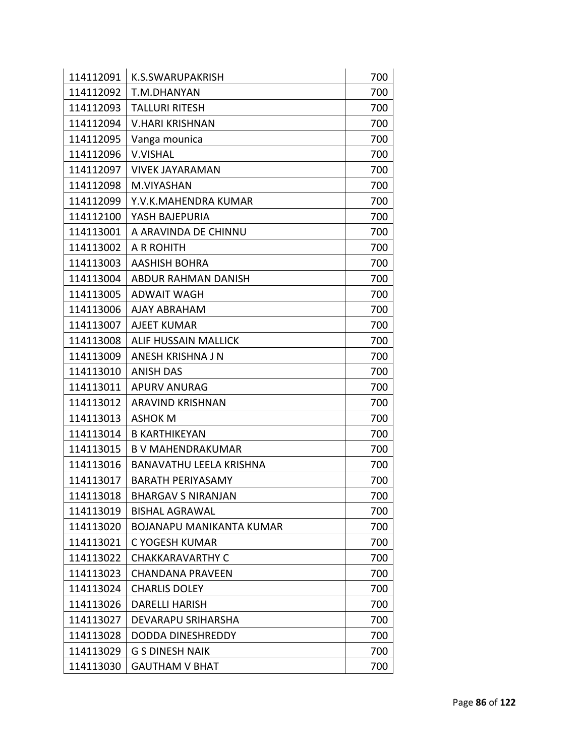| | | |
|---|---|---|
| 114112091 | K.S.SWARUPAKRISH | 700 |
| 114112092 | T.M.DHANYAN | 700 |
| 114112093 | TALLURI RITESH | 700 |
| 114112094 | V.HARI KRISHNAN | 700 |
| 114112095 | Vanga mounica | 700 |
| 114112096 | V.VISHAL | 700 |
| 114112097 | VIVEK JAYARAMAN | 700 |
| 114112098 | M.VIYASHAN | 700 |
| 114112099 | Y.V.K.MAHENDRA KUMAR | 700 |
| 114112100 | YASH BAJEPURIA | 700 |
| 114113001 | A ARAVINDA DE CHINNU | 700 |
| 114113002 | A R ROHITH | 700 |
| 114113003 | AASHISH BOHRA | 700 |
| 114113004 | ABDUR RAHMAN DANISH | 700 |
| 114113005 | ADWAIT WAGH | 700 |
| 114113006 | AJAY ABRAHAM | 700 |
| 114113007 | AJEET KUMAR | 700 |
| 114113008 | ALIF HUSSAIN MALLICK | 700 |
| 114113009 | ANESH KRISHNA J N | 700 |
| 114113010 | ANISH DAS | 700 |
| 114113011 | APURV ANURAG | 700 |
| 114113012 | ARAVIND KRISHNAN | 700 |
| 114113013 | ASHOK M | 700 |
| 114113014 | B KARTHIKEYAN | 700 |
| 114113015 | B V MAHENDRAKUMAR | 700 |
| 114113016 | BANAVATHU LEELA KRISHNA | 700 |
| 114113017 | BARATH PERIYASAMY | 700 |
| 114113018 | BHARGAV S NIRANJAN | 700 |
| 114113019 | BISHAL AGRAWAL | 700 |
| 114113020 | BOJANAPU MANIKANTA KUMAR | 700 |
| 114113021 | C YOGESH KUMAR | 700 |
| 114113022 | CHAKKARAVARTHY C | 700 |
| 114113023 | CHANDANA PRAVEEN | 700 |
| 114113024 | CHARLIS DOLEY | 700 |
| 114113026 | DARELLI HARISH | 700 |
| 114113027 | DEVARAPU SRIHARSHA | 700 |
| 114113028 | DODDA DINESHREDDY | 700 |
| 114113029 | G S DINESH NAIK | 700 |
| 114113030 | GAUTHAM V BHAT | 700 |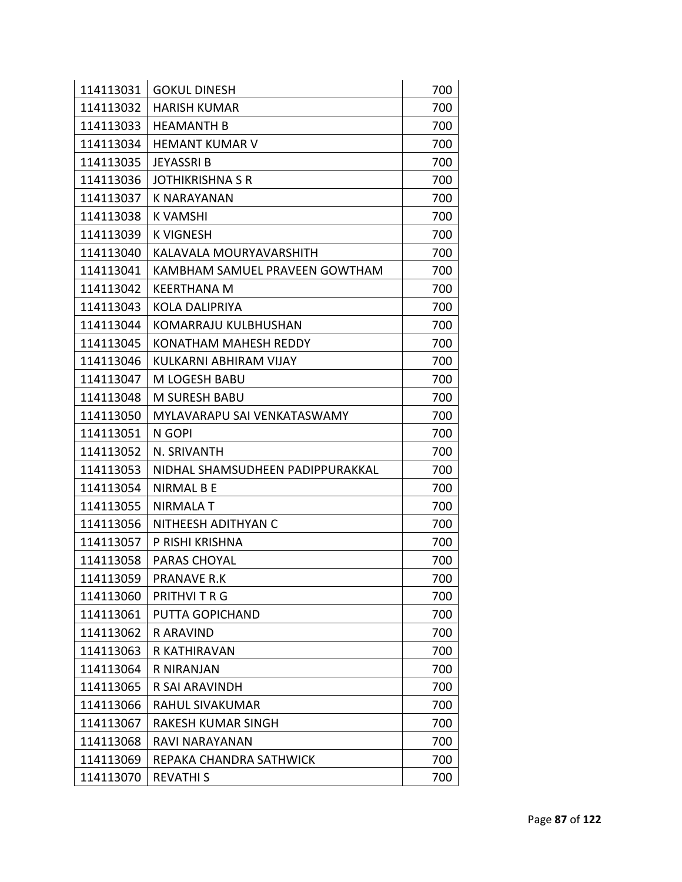| 114113031 | GOKUL DINESH | 700 |
|---|---|---|
| 114113032 | HARISH KUMAR | 700 |
| 114113033 | HEAMANTH B | 700 |
| 114113034 | HEMANT KUMAR V | 700 |
| 114113035 | JEYASSRI B | 700 |
| 114113036 | JOTHIKRISHNA S R | 700 |
| 114113037 | K NARAYANAN | 700 |
| 114113038 | K VAMSHI | 700 |
| 114113039 | K VIGNESH | 700 |
| 114113040 | KALAVALA MOURYAVARSHITH | 700 |
| 114113041 | KAMBHAM SAMUEL PRAVEEN GOWTHAM | 700 |
| 114113042 | KEERTHANA M | 700 |
| 114113043 | KOLA DALIPRIYA | 700 |
| 114113044 | KOMARRAJU KULBHUSHAN | 700 |
| 114113045 | KONATHAM MAHESH REDDY | 700 |
| 114113046 | KULKARNI ABHIRAM VIJAY | 700 |
| 114113047 | M LOGESH BABU | 700 |
| 114113048 | M SURESH BABU | 700 |
| 114113050 | MYLAVARAPU SAI VENKATASWAMY | 700 |
| 114113051 | N GOPI | 700 |
| 114113052 | N. SRIVANTH | 700 |
| 114113053 | NIDHAL SHAMSUDHEEN PADIPPURAKKAL | 700 |
| 114113054 | NIRMAL B E | 700 |
| 114113055 | NIRMALA T | 700 |
| 114113056 | NITHEESH ADITHYAN C | 700 |
| 114113057 | P RISHI KRISHNA | 700 |
| 114113058 | PARAS CHOYAL | 700 |
| 114113059 | PRANAVE R.K | 700 |
| 114113060 | PRITHVI T R G | 700 |
| 114113061 | PUTTA GOPICHAND | 700 |
| 114113062 | R ARAVIND | 700 |
| 114113063 | R KATHIRAVAN | 700 |
| 114113064 | R NIRANJAN | 700 |
| 114113065 | R SAI ARAVINDH | 700 |
| 114113066 | RAHUL SIVAKUMAR | 700 |
| 114113067 | RAKESH KUMAR SINGH | 700 |
| 114113068 | RAVI NARAYANAN | 700 |
| 114113069 | REPAKA CHANDRA SATHWICK | 700 |
| 114113070 | REVATHI S | 700 |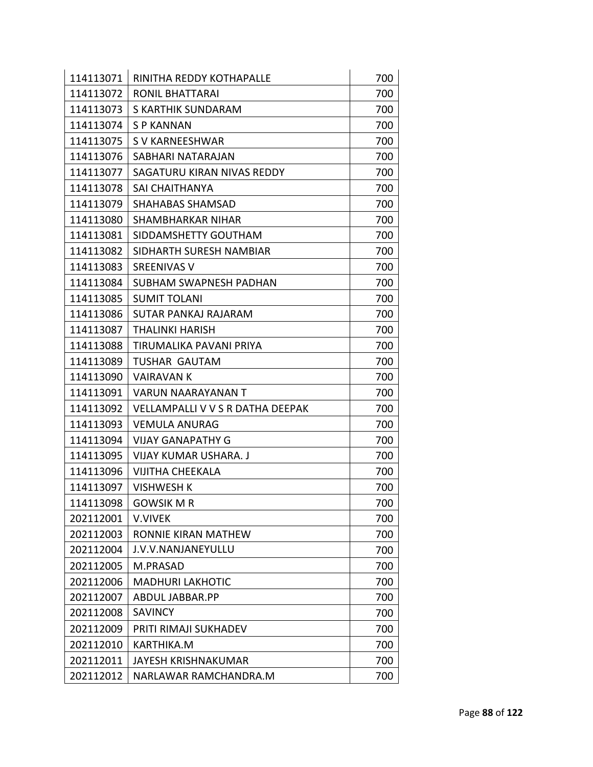| | | |
|---|---|---|
| 114113071 | RINITHA REDDY KOTHAPALLE | 700 |
| 114113072 | RONIL BHATTARAI | 700 |
| 114113073 | S KARTHIK SUNDARAM | 700 |
| 114113074 | S P KANNAN | 700 |
| 114113075 | S V KARNEESHWAR | 700 |
| 114113076 | SABHARI NATARAJAN | 700 |
| 114113077 | SAGATURU KIRAN NIVAS REDDY | 700 |
| 114113078 | SAI CHAITHANYA | 700 |
| 114113079 | SHAHABAS SHAMSAD | 700 |
| 114113080 | SHAMBHARKAR NIHAR | 700 |
| 114113081 | SIDDAMSHETTY GOUTHAM | 700 |
| 114113082 | SIDHARTH SURESH NAMBIAR | 700 |
| 114113083 | SREENIVAS V | 700 |
| 114113084 | SUBHAM SWAPNESH PADHAN | 700 |
| 114113085 | SUMIT TOLANI | 700 |
| 114113086 | SUTAR PANKAJ RAJARAM | 700 |
| 114113087 | THALINKI HARISH | 700 |
| 114113088 | TIRUMALIKA PAVANI PRIYA | 700 |
| 114113089 | TUSHAR GAUTAM | 700 |
| 114113090 | VAIRAVAN K | 700 |
| 114113091 | VARUN NAARAYANAN T | 700 |
| 114113092 | VELLAMPALLI V V S R DATHA DEEPAK | 700 |
| 114113093 | VEMULA ANURAG | 700 |
| 114113094 | VIJAY GANAPATHY G | 700 |
| 114113095 | VIJAY KUMAR USHARA. J | 700 |
| 114113096 | VIJITHA CHEEKALA | 700 |
| 114113097 | VISHWESH K | 700 |
| 114113098 | GOWSIK M R | 700 |
| 202112001 | V.VIVEK | 700 |
| 202112003 | RONNIE KIRAN MATHEW | 700 |
| 202112004 | J.V.V.NANJANEYULLU | 700 |
| 202112005 | M.PRASAD | 700 |
| 202112006 | MADHURI LAKHOTIC | 700 |
| 202112007 | ABDUL JABBAR.PP | 700 |
| 202112008 | SAVINCY | 700 |
| 202112009 | PRITI RIMAJI SUKHADEV | 700 |
| 202112010 | KARTHIKA.M | 700 |
| 202112011 | JAYESH KRISHNAKUMAR | 700 |
| 202112012 | NARLAWAR RAMCHANDRA.M | 700 |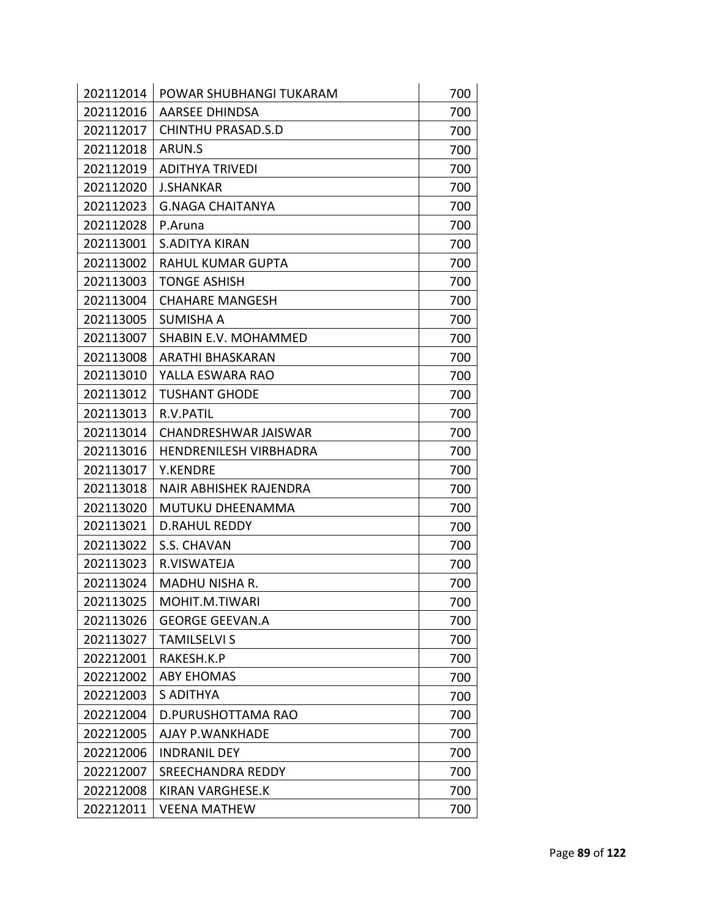| 202112014 | POWAR SHUBHANGI TUKARAM | 700 |
|---|---|---|
| 202112016 | AARSEE DHINDSA | 700 |
| 202112017 | CHINTHU PRASAD.S.D | 700 |
| 202112018 | ARUN.S | 700 |
| 202112019 | ADITHYA TRIVEDI | 700 |
| 202112020 | J.SHANKAR | 700 |
| 202112023 | G.NAGA CHAITANYA | 700 |
| 202112028 | P.Aruna | 700 |
| 202113001 | S.ADITYA KIRAN | 700 |
| 202113002 | RAHUL KUMAR GUPTA | 700 |
| 202113003 | TONGE ASHISH | 700 |
| 202113004 | CHAHARE MANGESH | 700 |
| 202113005 | SUMISHA A | 700 |
| 202113007 | SHABIN E.V. MOHAMMED | 700 |
| 202113008 | ARATHI BHASKARAN | 700 |
| 202113010 | YALLA ESWARA RAO | 700 |
| 202113012 | TUSHANT GHODE | 700 |
| 202113013 | R.V.PATIL | 700 |
| 202113014 | CHANDRESHWAR JAISWAR | 700 |
| 202113016 | HENDRENILESH VIRBHADRA | 700 |
| 202113017 | Y.KENDRE | 700 |
| 202113018 | NAIR ABHISHEK RAJENDRA | 700 |
| 202113020 | MUTUKU DHEENAMMA | 700 |
| 202113021 | D.RAHUL REDDY | 700 |
| 202113022 | S.S. CHAVAN | 700 |
| 202113023 | R.VISWATEJA | 700 |
| 202113024 | MADHU NISHA R. | 700 |
| 202113025 | MOHIT.M.TIWARI | 700 |
| 202113026 | GEORGE GEEVAN.A | 700 |
| 202113027 | TAMILSELVI S | 700 |
| 202212001 | RAKESH.K.P | 700 |
| 202212002 | ABY EHOMAS | 700 |
| 202212003 | S ADITHYA | 700 |
| 202212004 | D.PURUSHOTTAMA RAO | 700 |
| 202212005 | AJAY P.WANKHADE | 700 |
| 202212006 | INDRANIL DEY | 700 |
| 202212007 | SREECHANDRA REDDY | 700 |
| 202212008 | KIRAN VARGHESE.K | 700 |
| 202212011 | VEENA MATHEW | 700 |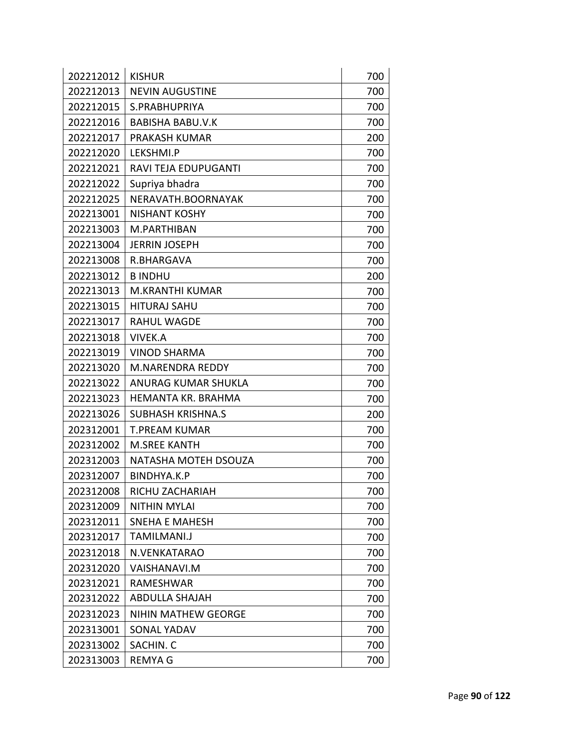| | | |
|---|---|---|
| 202212012 | KISHUR | 700 |
| 202212013 | NEVIN AUGUSTINE | 700 |
| 202212015 | S.PRABHUPRIYA | 700 |
| 202212016 | BABISHA BABU.V.K | 700 |
| 202212017 | PRAKASH KUMAR | 200 |
| 202212020 | LEKSHMI.P | 700 |
| 202212021 | RAVI TEJA EDUPUGANTI | 700 |
| 202212022 | Supriya bhadra | 700 |
| 202212025 | NERAVATH.BOORNAYAK | 700 |
| 202213001 | NISHANT KOSHY | 700 |
| 202213003 | M.PARTHIBAN | 700 |
| 202213004 | JERRIN JOSEPH | 700 |
| 202213008 | R.BHARGAVA | 700 |
| 202213012 | B INDHU | 200 |
| 202213013 | M.KRANTHI KUMAR | 700 |
| 202213015 | HITURAJ SAHU | 700 |
| 202213017 | RAHUL WAGDE | 700 |
| 202213018 | VIVEK.A | 700 |
| 202213019 | VINOD SHARMA | 700 |
| 202213020 | M.NARENDRA REDDY | 700 |
| 202213022 | ANURAG KUMAR SHUKLA | 700 |
| 202213023 | HEMANTA KR. BRAHMA | 700 |
| 202213026 | SUBHASH KRISHNA.S | 200 |
| 202312001 | T.PREAM KUMAR | 700 |
| 202312002 | M.SREE KANTH | 700 |
| 202312003 | NATASHA MOTEH DSOUZA | 700 |
| 202312007 | BINDHYA.K.P | 700 |
| 202312008 | RICHU ZACHARIAH | 700 |
| 202312009 | NITHIN MYLAI | 700 |
| 202312011 | SNEHA E MAHESH | 700 |
| 202312017 | TAMILMANI.J | 700 |
| 202312018 | N.VENKATARAO | 700 |
| 202312020 | VAISHANAVI.M | 700 |
| 202312021 | RAMESHWAR | 700 |
| 202312022 | ABDULLA SHAJAH | 700 |
| 202312023 | NIHIN MATHEW GEORGE | 700 |
| 202313001 | SONAL YADAV | 700 |
| 202313002 | SACHIN. C | 700 |
| 202313003 | REMYA G | 700 |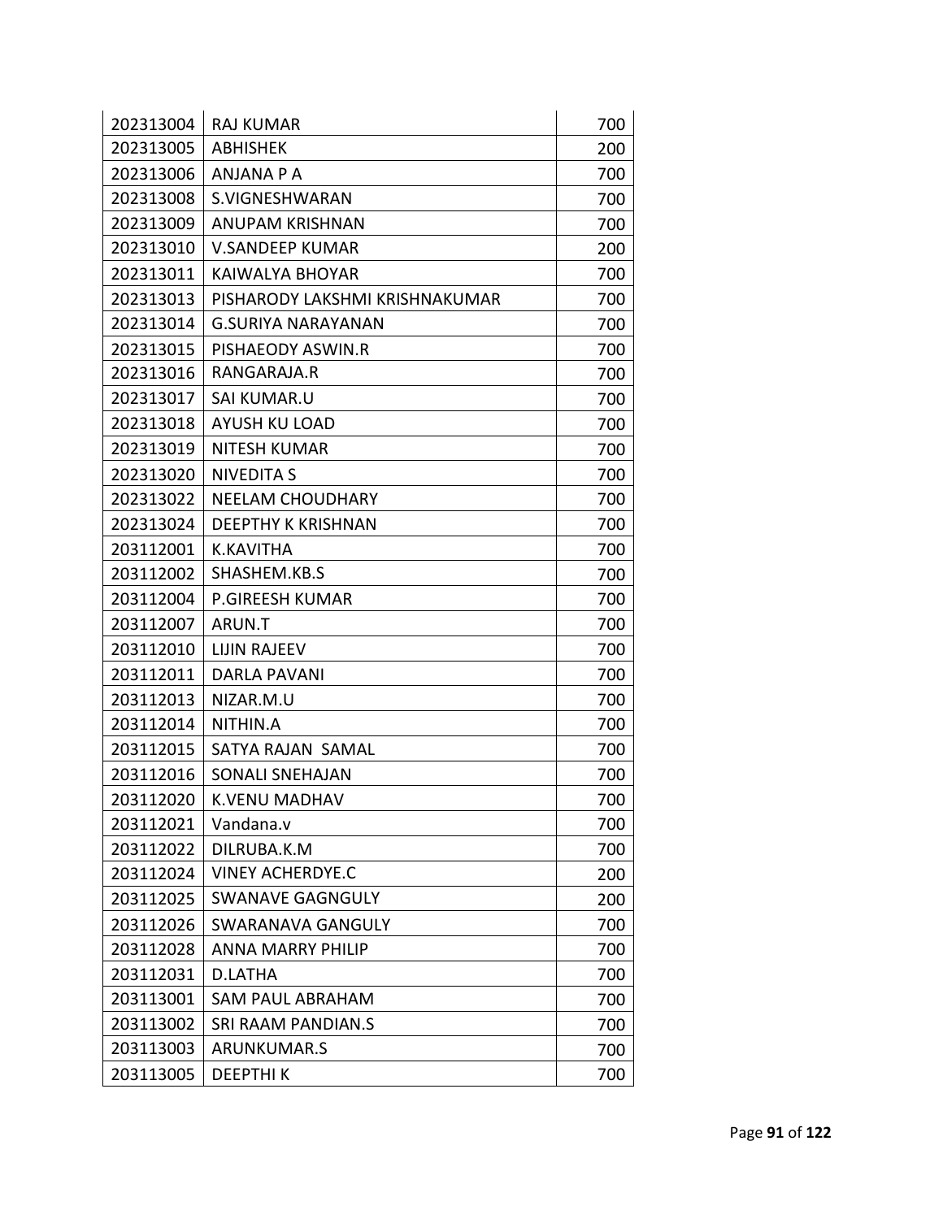| 202313004 | RAJ KUMAR | 700 |
|---|---|---|
| 202313005 | ABHISHEK | 200 |
| 202313006 | ANJANA P A | 700 |
| 202313008 | S.VIGNESHWARAN | 700 |
| 202313009 | ANUPAM KRISHNAN | 700 |
| 202313010 | V.SANDEEP KUMAR | 200 |
| 202313011 | KAIWALYA BHOYAR | 700 |
| 202313013 | PISHARODY LAKSHMI KRISHNAKUMAR | 700 |
| 202313014 | G.SURIYA NARAYANAN | 700 |
| 202313015 | PISHAEODY ASWIN.R | 700 |
| 202313016 | RANGARAJA.R | 700 |
| 202313017 | SAI KUMAR.U | 700 |
| 202313018 | AYUSH KU LOAD | 700 |
| 202313019 | NITESH KUMAR | 700 |
| 202313020 | NIVEDITA S | 700 |
| 202313022 | NEELAM CHOUDHARY | 700 |
| 202313024 | DEEPTHY K KRISHNAN | 700 |
| 203112001 | K.KAVITHA | 700 |
| 203112002 | SHASHEM.KB.S | 700 |
| 203112004 | P.GIREESH KUMAR | 700 |
| 203112007 | ARUN.T | 700 |
| 203112010 | LIJIN RAJEEV | 700 |
| 203112011 | DARLA PAVANI | 700 |
| 203112013 | NIZAR.M.U | 700 |
| 203112014 | NITHIN.A | 700 |
| 203112015 | SATYA RAJAN SAMAL | 700 |
| 203112016 | SONALI SNEHAJAN | 700 |
| 203112020 | K.VENU MADHAV | 700 |
| 203112021 | Vandana.v | 700 |
| 203112022 | DILRUBA.K.M | 700 |
| 203112024 | VINEY ACHERDYE.C | 200 |
| 203112025 | SWANAVE GAGNGULY | 200 |
| 203112026 | SWARANAVA GANGULY | 700 |
| 203112028 | ANNA MARRY PHILIP | 700 |
| 203112031 | D.LATHA | 700 |
| 203113001 | SAM PAUL ABRAHAM | 700 |
| 203113002 | SRI RAAM PANDIAN.S | 700 |
| 203113003 | ARUNKUMAR.S | 700 |
| 203113005 | DEEPTHI K | 700 |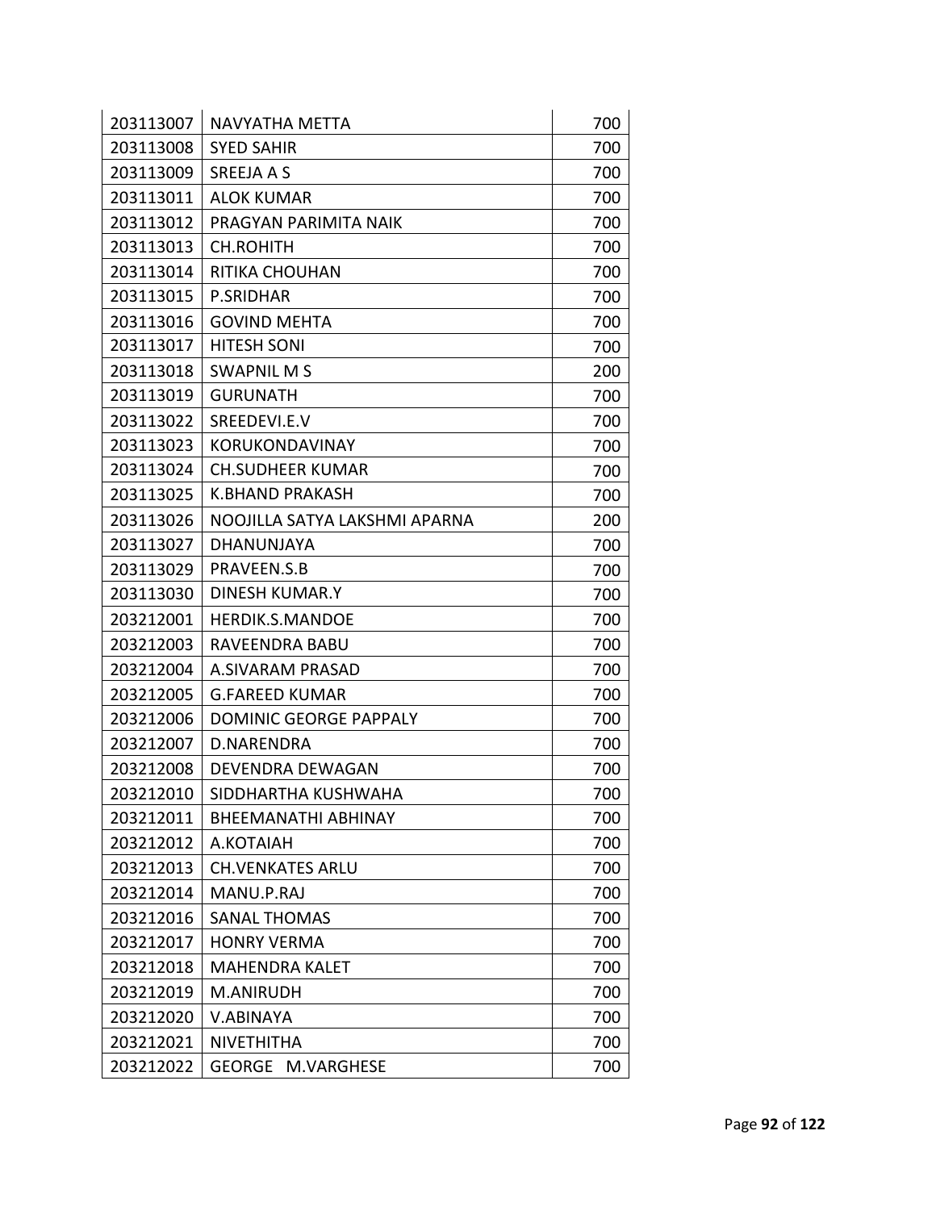| | | |
|---|---|---|
| 203113007 | NAVYATHA METTA | 700 |
| 203113008 | SYED SAHIR | 700 |
| 203113009 | SREEJA A S | 700 |
| 203113011 | ALOK KUMAR | 700 |
| 203113012 | PRAGYAN PARIMITA NAIK | 700 |
| 203113013 | CH.ROHITH | 700 |
| 203113014 | RITIKA CHOUHAN | 700 |
| 203113015 | P.SRIDHAR | 700 |
| 203113016 | GOVIND MEHTA | 700 |
| 203113017 | HITESH SONI | 700 |
| 203113018 | SWAPNIL M S | 200 |
| 203113019 | GURUNATH | 700 |
| 203113022 | SREEDEVI.E.V | 700 |
| 203113023 | KORUKONDAVINAY | 700 |
| 203113024 | CH.SUDHEER KUMAR | 700 |
| 203113025 | K.BHAND PRAKASH | 700 |
| 203113026 | NOOJILLA SATYA LAKSHMI APARNA | 200 |
| 203113027 | DHANUNJAYA | 700 |
| 203113029 | PRAVEEN.S.B | 700 |
| 203113030 | DINESH KUMAR.Y | 700 |
| 203212001 | HERDIK.S.MANDOE | 700 |
| 203212003 | RAVEENDRA BABU | 700 |
| 203212004 | A.SIVARAM PRASAD | 700 |
| 203212005 | G.FAREED KUMAR | 700 |
| 203212006 | DOMINIC GEORGE PAPPALY | 700 |
| 203212007 | D.NARENDRA | 700 |
| 203212008 | DEVENDRA DEWAGAN | 700 |
| 203212010 | SIDDHARTHA KUSHWAHA | 700 |
| 203212011 | BHEEMANATHI ABHINAY | 700 |
| 203212012 | A.KOTAIAH | 700 |
| 203212013 | CH.VENKATES ARLU | 700 |
| 203212014 | MANU.P.RAJ | 700 |
| 203212016 | SANAL THOMAS | 700 |
| 203212017 | HONRY VERMA | 700 |
| 203212018 | MAHENDRA KALET | 700 |
| 203212019 | M.ANIRUDH | 700 |
| 203212020 | V.ABINAYA | 700 |
| 203212021 | NIVETHITHA | 700 |
| 203212022 | GEORGE M.VARGHESE | 700 |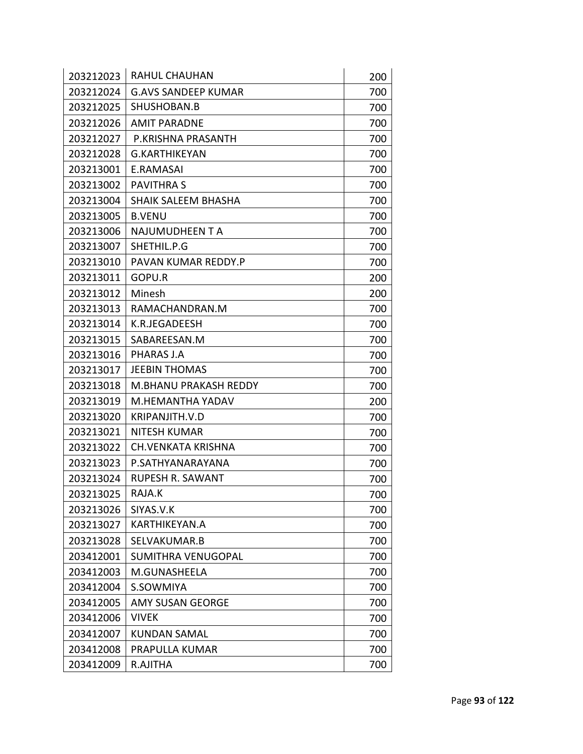| 203212023 | RAHUL CHAUHAN | 200 |
|---|---|---|
| 203212024 | G.AVS SANDEEP KUMAR | 700 |
| 203212025 | SHUSHOBAN.B | 700 |
| 203212026 | AMIT PARADNE | 700 |
| 203212027 | P.KRISHNA PRASANTH | 700 |
| 203212028 | G.KARTHIKEYAN | 700 |
| 203213001 | E.RAMASAI | 700 |
| 203213002 | PAVITHRA S | 700 |
| 203213004 | SHAIK SALEEM BHASHA | 700 |
| 203213005 | B.VENU | 700 |
| 203213006 | NAJUMUDHEEN T A | 700 |
| 203213007 | SHETHIL.P.G | 700 |
| 203213010 | PAVAN KUMAR REDDY.P | 700 |
| 203213011 | GOPU.R | 200 |
| 203213012 | Minesh | 200 |
| 203213013 | RAMACHANDRAN.M | 700 |
| 203213014 | K.R.JEGADEESH | 700 |
| 203213015 | SABAREESAN.M | 700 |
| 203213016 | PHARAS J.A | 700 |
| 203213017 | JEEBIN THOMAS | 700 |
| 203213018 | M.BHANU PRAKASH REDDY | 700 |
| 203213019 | M.HEMANTHA YADAV | 200 |
| 203213020 | KRIPANJITH.V.D | 700 |
| 203213021 | NITESH KUMAR | 700 |
| 203213022 | CH.VENKATA KRISHNA | 700 |
| 203213023 | P.SATHYANARAYANA | 700 |
| 203213024 | RUPESH R. SAWANT | 700 |
| 203213025 | RAJA.K | 700 |
| 203213026 | SIYAS.V.K | 700 |
| 203213027 | KARTHIKEYAN.A | 700 |
| 203213028 | SELVAKUMAR.B | 700 |
| 203412001 | SUMITHRA VENUGOPAL | 700 |
| 203412003 | M.GUNASHEELA | 700 |
| 203412004 | S.SOWMIYA | 700 |
| 203412005 | AMY SUSAN GEORGE | 700 |
| 203412006 | VIVEK | 700 |
| 203412007 | KUNDAN SAMAL | 700 |
| 203412008 | PRAPULLA KUMAR | 700 |
| 203412009 | R.AJITHA | 700 |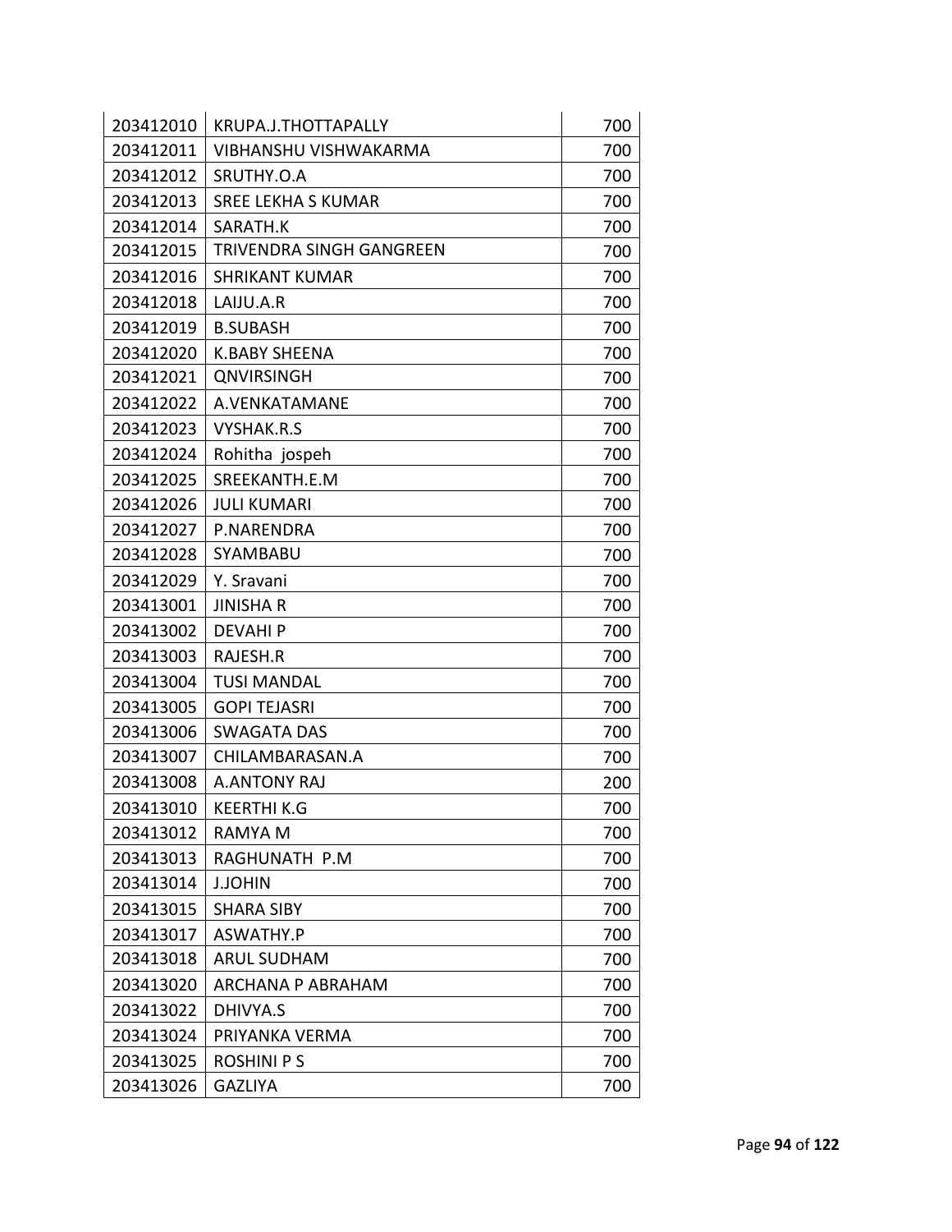| 203412010 | KRUPA.J.THOTTAPALLY | 700 |
|---|---|---|
| 203412011 | VIBHANSHU VISHWAKARMA | 700 |
| 203412012 | SRUTHY.O.A | 700 |
| 203412013 | SREE LEKHA S KUMAR | 700 |
| 203412014 | SARATH.K | 700 |
| 203412015 | TRIVENDRA SINGH GANGREEN | 700 |
| 203412016 | SHRIKANT KUMAR | 700 |
| 203412018 | LAIJU.A.R | 700 |
| 203412019 | B.SUBASH | 700 |
| 203412020 | K.BABY SHEENA | 700 |
| 203412021 | QNVIRSINGH | 700 |
| 203412022 | A.VENKATAMANE | 700 |
| 203412023 | VYSHAK.R.S | 700 |
| 203412024 | Rohitha jospeh | 700 |
| 203412025 | SREEKANTH.E.M | 700 |
| 203412026 | JULI KUMARI | 700 |
| 203412027 | P.NARENDRA | 700 |
| 203412028 | SYAMBABU | 700 |
| 203412029 | Y. Sravani | 700 |
| 203413001 | JINISHA R | 700 |
| 203413002 | DEVAHI P | 700 |
| 203413003 | RAJESH.R | 700 |
| 203413004 | TUSI MANDAL | 700 |
| 203413005 | GOPI TEJASRI | 700 |
| 203413006 | SWAGATA DAS | 700 |
| 203413007 | CHILAMBARASAN.A | 700 |
| 203413008 | A.ANTONY RAJ | 200 |
| 203413010 | KEERTHI K.G | 700 |
| 203413012 | RAMYA M | 700 |
| 203413013 | RAGHUNATH P.M | 700 |
| 203413014 | J.JOHIN | 700 |
| 203413015 | SHARA SIBY | 700 |
| 203413017 | ASWATHY.P | 700 |
| 203413018 | ARUL SUDHAM | 700 |
| 203413020 | ARCHANA P ABRAHAM | 700 |
| 203413022 | DHIVYA.S | 700 |
| 203413024 | PRIYANKA VERMA | 700 |
| 203413025 | ROSHINI P S | 700 |
| 203413026 | GAZLIYA | 700 |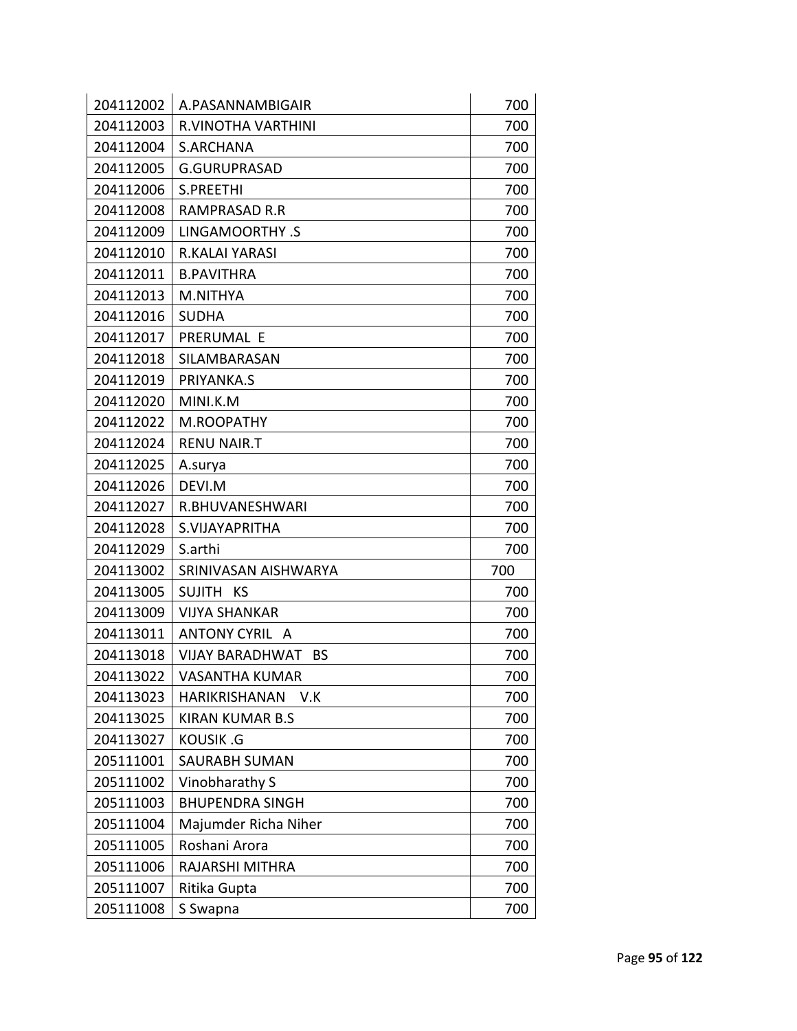| | | |
|---|---|---|
| 204112002 | A.PASANNAMBIGAIR | 700 |
| 204112003 | R.VINOTHA VARTHINI | 700 |
| 204112004 | S.ARCHANA | 700 |
| 204112005 | G.GURUPRASAD | 700 |
| 204112006 | S.PREETHI | 700 |
| 204112008 | RAMPRASAD R.R | 700 |
| 204112009 | LINGAMOORTHY .S | 700 |
| 204112010 | R.KALAI YARASI | 700 |
| 204112011 | B.PAVITHRA | 700 |
| 204112013 | M.NITHYA | 700 |
| 204112016 | SUDHA | 700 |
| 204112017 | PRERUMAL E | 700 |
| 204112018 | SILAMBARASAN | 700 |
| 204112019 | PRIYANKA.S | 700 |
| 204112020 | MINI.K.M | 700 |
| 204112022 | M.ROOPATHY | 700 |
| 204112024 | RENU NAIR.T | 700 |
| 204112025 | A.surya | 700 |
| 204112026 | DEVI.M | 700 |
| 204112027 | R.BHUVANESHWARI | 700 |
| 204112028 | S.VIJAYAPRITHA | 700 |
| 204112029 | S.arthi | 700 |
| 204113002 | SRINIVASAN AISHWARYA | 700 |
| 204113005 | SUJITH KS | 700 |
| 204113009 | VIJYA SHANKAR | 700 |
| 204113011 | ANTONY CYRIL A | 700 |
| 204113018 | VIJAY BARADHWAT BS | 700 |
| 204113022 | VASANTHA KUMAR | 700 |
| 204113023 | HARIKRISHANAN V.K | 700 |
| 204113025 | KIRAN KUMAR B.S | 700 |
| 204113027 | KOUSIK .G | 700 |
| 205111001 | SAURABH SUMAN | 700 |
| 205111002 | Vinobharathy S | 700 |
| 205111003 | BHUPENDRA SINGH | 700 |
| 205111004 | Majumder Richa Niher | 700 |
| 205111005 | Roshani Arora | 700 |
| 205111006 | RAJARSHI MITHRA | 700 |
| 205111007 | Ritika Gupta | 700 |
| 205111008 | S Swapna | 700 |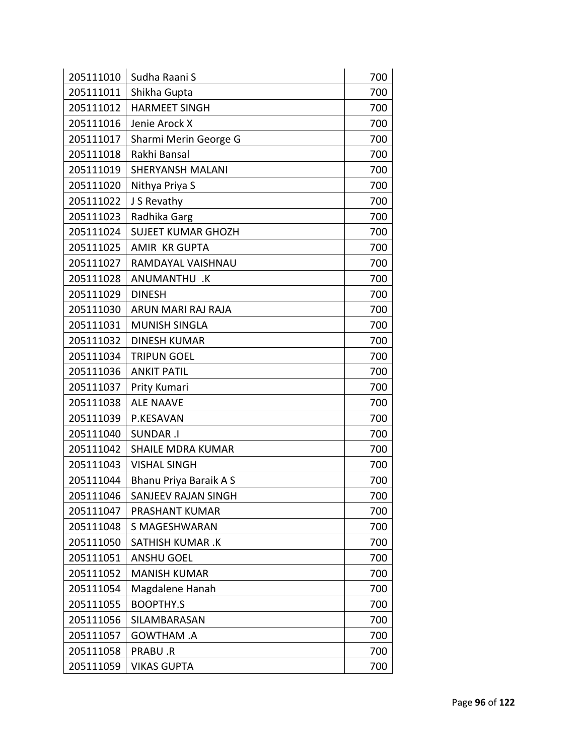| | | |
|---|---|---|
| 205111010 | Sudha Raani S | 700 |
| 205111011 | Shikha Gupta | 700 |
| 205111012 | HARMEET SINGH | 700 |
| 205111016 | Jenie Arock X | 700 |
| 205111017 | Sharmi Merin George G | 700 |
| 205111018 | Rakhi Bansal | 700 |
| 205111019 | SHERYANSH MALANI | 700 |
| 205111020 | Nithya Priya S | 700 |
| 205111022 | J S Revathy | 700 |
| 205111023 | Radhika Garg | 700 |
| 205111024 | SUJEET KUMAR GHOZH | 700 |
| 205111025 | AMIR KR GUPTA | 700 |
| 205111027 | RAMDAYAL VAISHNAU | 700 |
| 205111028 | ANUMANTHU .K | 700 |
| 205111029 | DINESH | 700 |
| 205111030 | ARUN MARI RAJ RAJA | 700 |
| 205111031 | MUNISH SINGLA | 700 |
| 205111032 | DINESH KUMAR | 700 |
| 205111034 | TRIPUN GOEL | 700 |
| 205111036 | ANKIT PATIL | 700 |
| 205111037 | Prity Kumari | 700 |
| 205111038 | ALE NAAVE | 700 |
| 205111039 | P.KESAVAN | 700 |
| 205111040 | SUNDAR .I | 700 |
| 205111042 | SHAILE MDRA KUMAR | 700 |
| 205111043 | VISHAL SINGH | 700 |
| 205111044 | Bhanu Priya Baraik A S | 700 |
| 205111046 | SANJEEV RAJAN SINGH | 700 |
| 205111047 | PRASHANT KUMAR | 700 |
| 205111048 | S MAGESHWARAN | 700 |
| 205111050 | SATHISH KUMAR .K | 700 |
| 205111051 | ANSHU GOEL | 700 |
| 205111052 | MANISH KUMAR | 700 |
| 205111054 | Magdalene Hanah | 700 |
| 205111055 | BOOPTHY.S | 700 |
| 205111056 | SILAMBARASAN | 700 |
| 205111057 | GOWTHAM .A | 700 |
| 205111058 | PRABU .R | 700 |
| 205111059 | VIKAS GUPTA | 700 |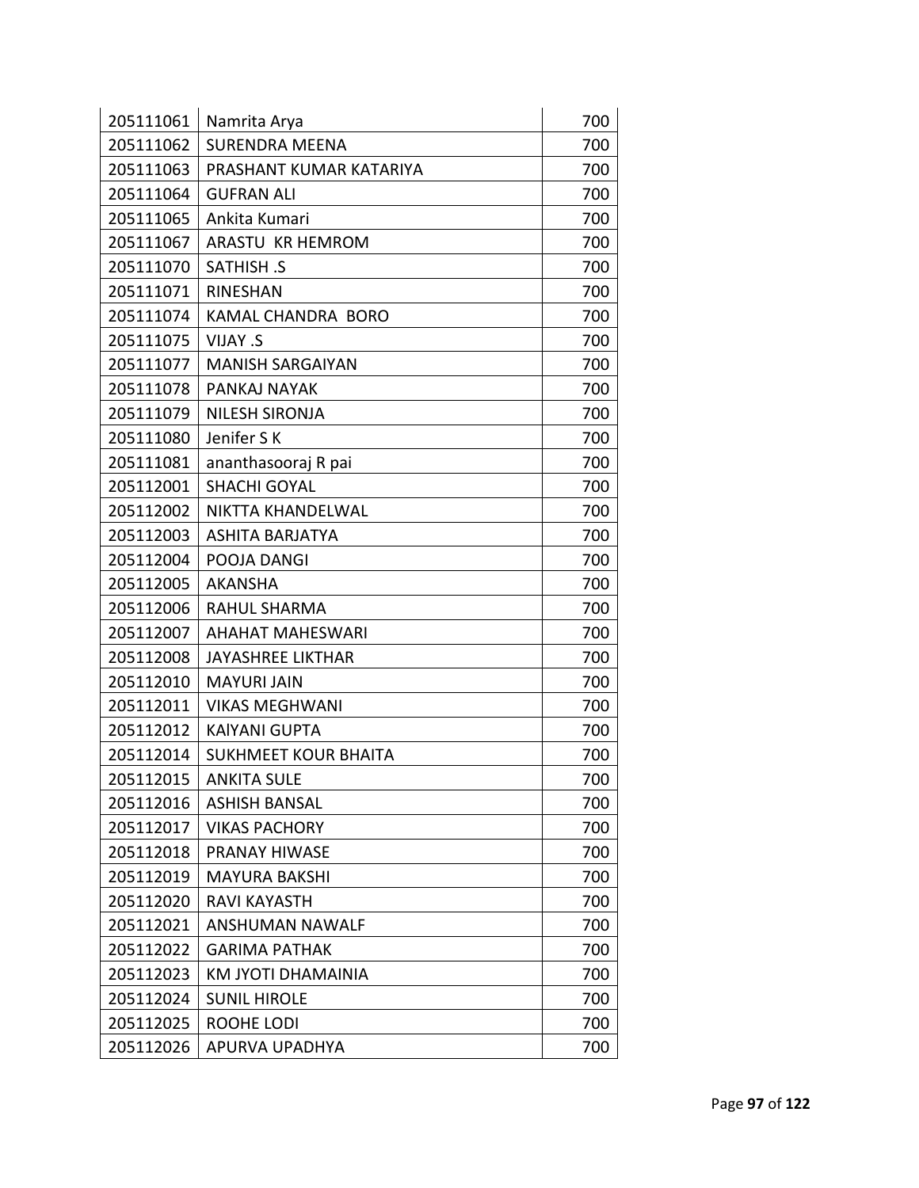| | | |
|---|---|---|
| 205111061 | Namrita Arya | 700 |
| 205111062 | SURENDRA MEENA | 700 |
| 205111063 | PRASHANT KUMAR KATARIYA | 700 |
| 205111064 | GUFRAN ALI | 700 |
| 205111065 | Ankita Kumari | 700 |
| 205111067 | ARASTU KR HEMROM | 700 |
| 205111070 | SATHISH .S | 700 |
| 205111071 | RINESHAN | 700 |
| 205111074 | KAMAL CHANDRA BORO | 700 |
| 205111075 | VIJAY .S | 700 |
| 205111077 | MANISH SARGAIYAN | 700 |
| 205111078 | PANKAJ NAYAK | 700 |
| 205111079 | NILESH SIRONJA | 700 |
| 205111080 | Jenifer S K | 700 |
| 205111081 | ananthasooraj R pai | 700 |
| 205112001 | SHACHI GOYAL | 700 |
| 205112002 | NIKTTA KHANDELWAL | 700 |
| 205112003 | ASHITA BARJATYA | 700 |
| 205112004 | POOJA DANGI | 700 |
| 205112005 | AKANSHA | 700 |
| 205112006 | RAHUL SHARMA | 700 |
| 205112007 | AHAHAT MAHESWARI | 700 |
| 205112008 | JAYASHREE LIKTHAR | 700 |
| 205112010 | MAYURI JAIN | 700 |
| 205112011 | VIKAS MEGHWANI | 700 |
| 205112012 | KAlYANI GUPTA | 700 |
| 205112014 | SUKHMEET KOUR BHAITA | 700 |
| 205112015 | ANKITA SULE | 700 |
| 205112016 | ASHISH BANSAL | 700 |
| 205112017 | VIKAS PACHORY | 700 |
| 205112018 | PRANAY HIWASE | 700 |
| 205112019 | MAYURA BAKSHI | 700 |
| 205112020 | RAVI KAYASTH | 700 |
| 205112021 | ANSHUMAN NAWALF | 700 |
| 205112022 | GARIMA PATHAK | 700 |
| 205112023 | KM JYOTI DHAMAINIA | 700 |
| 205112024 | SUNIL HIROLE | 700 |
| 205112025 | ROOHE LODI | 700 |
| 205112026 | APURVA UPADHYA | 700 |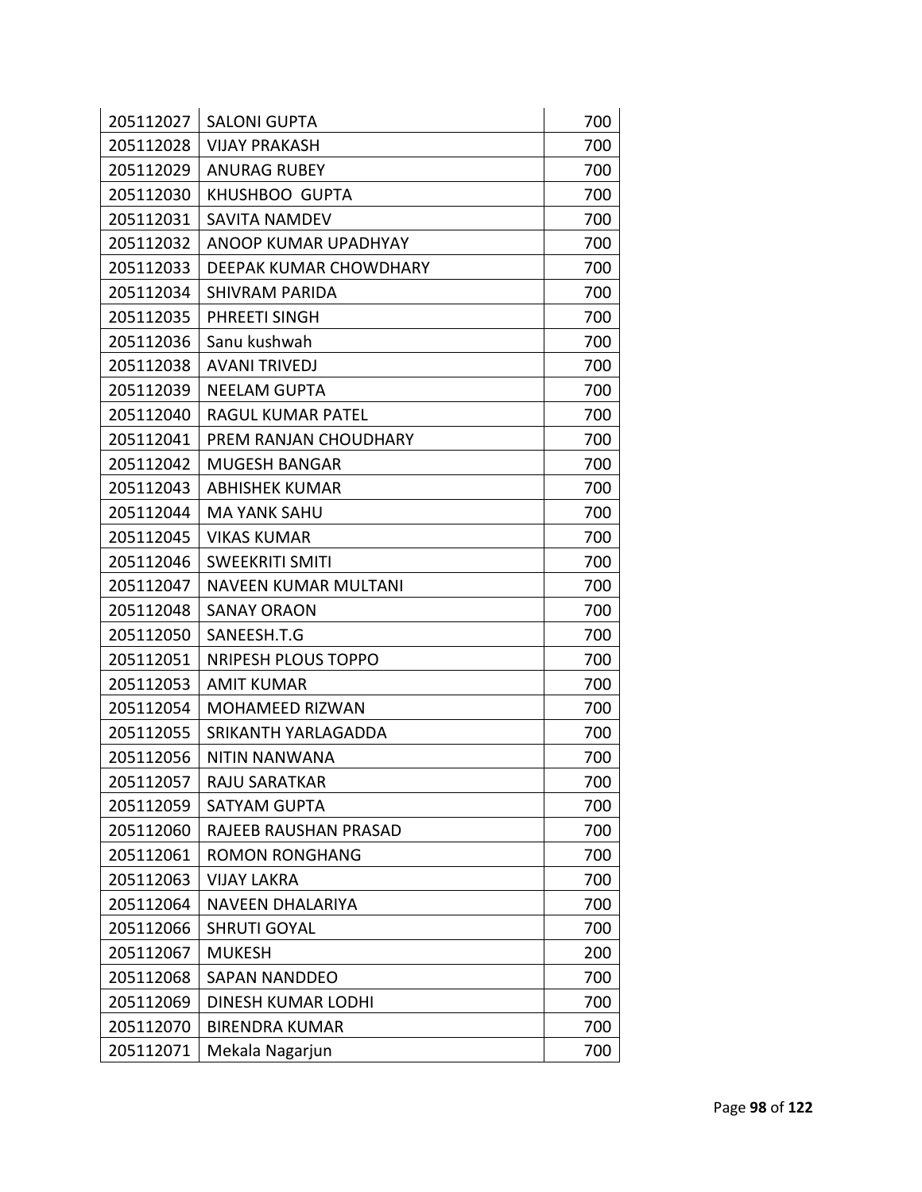| | | |
|---|---|---|
| 205112027 | SALONI GUPTA | 700 |
| 205112028 | VIJAY PRAKASH | 700 |
| 205112029 | ANURAG RUBEY | 700 |
| 205112030 | KHUSHBOO  GUPTA | 700 |
| 205112031 | SAVITA NAMDEV | 700 |
| 205112032 | ANOOP KUMAR UPADHYAY | 700 |
| 205112033 | DEEPAK KUMAR CHOWDHARY | 700 |
| 205112034 | SHIVRAM PARIDA | 700 |
| 205112035 | PHREETI SINGH | 700 |
| 205112036 | Sanu kushwah | 700 |
| 205112038 | AVANI TRIVEDJ | 700 |
| 205112039 | NEELAM GUPTA | 700 |
| 205112040 | RAGUL KUMAR PATEL | 700 |
| 205112041 | PREM RANJAN CHOUDHARY | 700 |
| 205112042 | MUGESH BANGAR | 700 |
| 205112043 | ABHISHEK KUMAR | 700 |
| 205112044 | MA YANK SAHU | 700 |
| 205112045 | VIKAS KUMAR | 700 |
| 205112046 | SWEEKRITI SMITI | 700 |
| 205112047 | NAVEEN KUMAR MULTANI | 700 |
| 205112048 | SANAY ORAON | 700 |
| 205112050 | SANEESH.T.G | 700 |
| 205112051 | NRIPESH PLOUS TOPPO | 700 |
| 205112053 | AMIT KUMAR | 700 |
| 205112054 | MOHAMEED RIZWAN | 700 |
| 205112055 | SRIKANTH YARLAGADDA | 700 |
| 205112056 | NITIN NANWANA | 700 |
| 205112057 | RAJU SARATKAR | 700 |
| 205112059 | SATYAM GUPTA | 700 |
| 205112060 | RAJEEB RAUSHAN PRASAD | 700 |
| 205112061 | ROMON RONGHANG | 700 |
| 205112063 | VIJAY LAKRA | 700 |
| 205112064 | NAVEEN DHALARIYA | 700 |
| 205112066 | SHRUTI GOYAL | 700 |
| 205112067 | MUKESH | 200 |
| 205112068 | SAPAN NANDDEO | 700 |
| 205112069 | DINESH KUMAR LODHI | 700 |
| 205112070 | BIRENDRA KUMAR | 700 |
| 205112071 | Mekala Nagarjun | 700 |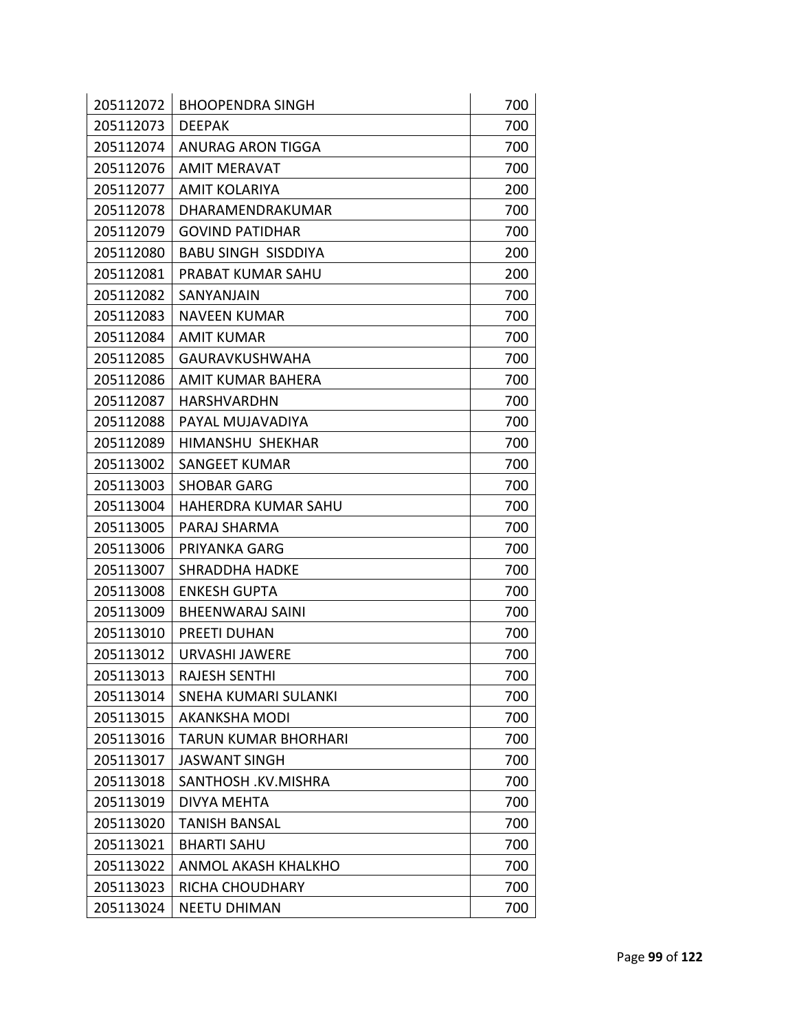| 205112072 | BHOOPENDRA SINGH | 700 |
|---|---|---|
| 205112073 | DEEPAK | 700 |
| 205112074 | ANURAG ARON TIGGA | 700 |
| 205112076 | AMIT MERAVAT | 700 |
| 205112077 | AMIT KOLARIYA | 200 |
| 205112078 | DHARAMENDRAKUMAR | 700 |
| 205112079 | GOVIND PATIDHAR | 700 |
| 205112080 | BABU SINGH SISDDIYA | 200 |
| 205112081 | PRABAT KUMAR SAHU | 200 |
| 205112082 | SANYANJAIN | 700 |
| 205112083 | NAVEEN KUMAR | 700 |
| 205112084 | AMIT KUMAR | 700 |
| 205112085 | GAURAVKUSHWAHA | 700 |
| 205112086 | AMIT KUMAR BAHERA | 700 |
| 205112087 | HARSHVARDHN | 700 |
| 205112088 | PAYAL MUJAVADIYA | 700 |
| 205112089 | HIMANSHU SHEKHAR | 700 |
| 205113002 | SANGEET KUMAR | 700 |
| 205113003 | SHOBAR GARG | 700 |
| 205113004 | HAHERDRA KUMAR SAHU | 700 |
| 205113005 | PARAJ SHARMA | 700 |
| 205113006 | PRIYANKA GARG | 700 |
| 205113007 | SHRADDHA HADKE | 700 |
| 205113008 | ENKESH GUPTA | 700 |
| 205113009 | BHEENWARAJ SAINI | 700 |
| 205113010 | PREETI DUHAN | 700 |
| 205113012 | URVASHI JAWERE | 700 |
| 205113013 | RAJESH SENTHI | 700 |
| 205113014 | SNEHA KUMARI SULANKI | 700 |
| 205113015 | AKANKSHA MODI | 700 |
| 205113016 | TARUN KUMAR BHORHARI | 700 |
| 205113017 | JASWANT SINGH | 700 |
| 205113018 | SANTHOSH .KV.MISHRA | 700 |
| 205113019 | DIVYA MEHTA | 700 |
| 205113020 | TANISH BANSAL | 700 |
| 205113021 | BHARTI SAHU | 700 |
| 205113022 | ANMOL AKASH KHALKHO | 700 |
| 205113023 | RICHA CHOUDHARY | 700 |
| 205113024 | NEETU DHIMAN | 700 |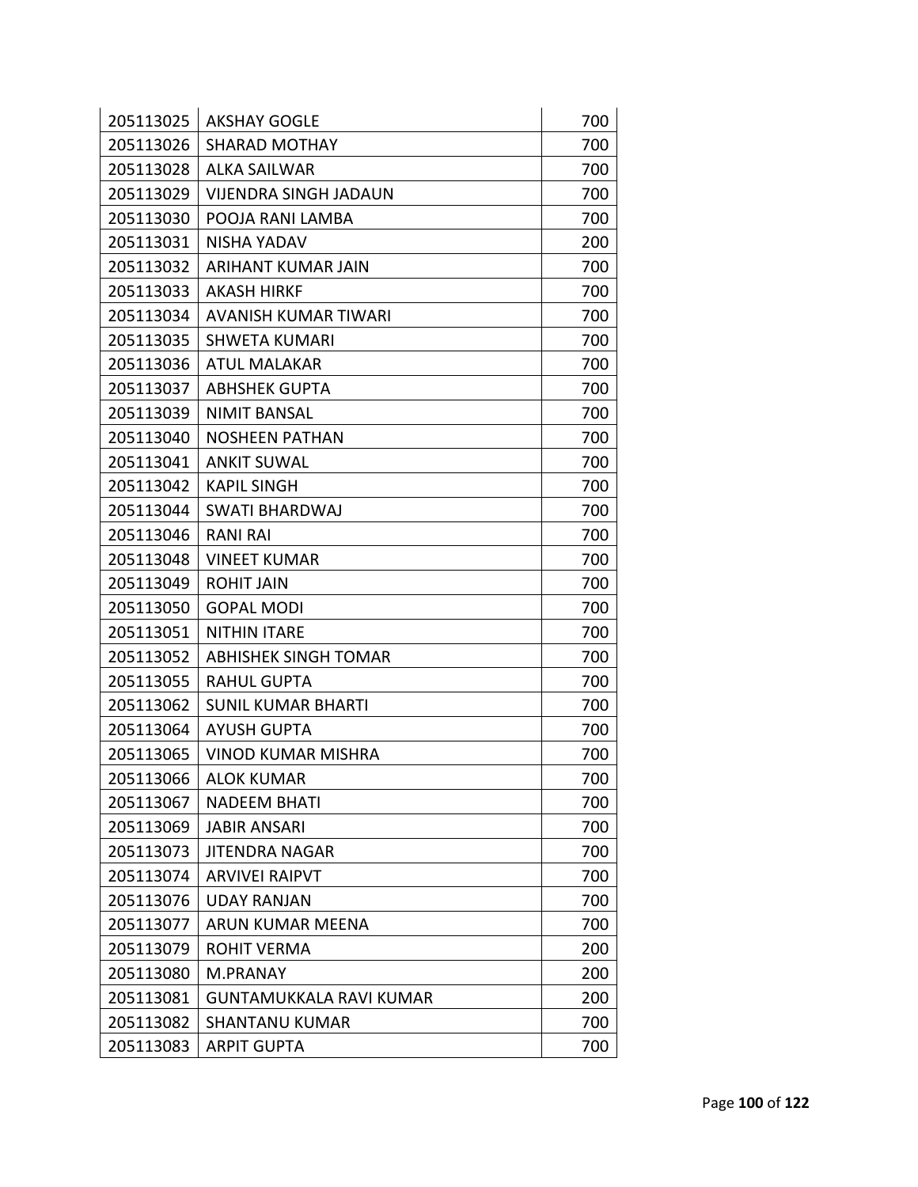| | | |
|---|---|---|
| 205113025 | AKSHAY GOGLE | 700 |
| 205113026 | SHARAD MOTHAY | 700 |
| 205113028 | ALKA SAILWAR | 700 |
| 205113029 | VIJENDRA SINGH JADAUN | 700 |
| 205113030 | POOJA RANI LAMBA | 700 |
| 205113031 | NISHA YADAV | 200 |
| 205113032 | ARIHANT KUMAR JAIN | 700 |
| 205113033 | AKASH HIRKF | 700 |
| 205113034 | AVANISH KUMAR TIWARI | 700 |
| 205113035 | SHWETA KUMARI | 700 |
| 205113036 | ATUL MALAKAR | 700 |
| 205113037 | ABHSHEK GUPTA | 700 |
| 205113039 | NIMIT BANSAL | 700 |
| 205113040 | NOSHEEN PATHAN | 700 |
| 205113041 | ANKIT SUWAL | 700 |
| 205113042 | KAPIL SINGH | 700 |
| 205113044 | SWATI BHARDWAJ | 700 |
| 205113046 | RANI RAI | 700 |
| 205113048 | VINEET KUMAR | 700 |
| 205113049 | ROHIT JAIN | 700 |
| 205113050 | GOPAL MODI | 700 |
| 205113051 | NITHIN ITARE | 700 |
| 205113052 | ABHISHEK SINGH TOMAR | 700 |
| 205113055 | RAHUL GUPTA | 700 |
| 205113062 | SUNIL KUMAR BHARTI | 700 |
| 205113064 | AYUSH GUPTA | 700 |
| 205113065 | VINOD KUMAR MISHRA | 700 |
| 205113066 | ALOK KUMAR | 700 |
| 205113067 | NADEEM BHATI | 700 |
| 205113069 | JABIR ANSARI | 700 |
| 205113073 | JITENDRA NAGAR | 700 |
| 205113074 | ARVIVEI RAIPVT | 700 |
| 205113076 | UDAY RANJAN | 700 |
| 205113077 | ARUN KUMAR MEENA | 700 |
| 205113079 | ROHIT VERMA | 200 |
| 205113080 | M.PRANAY | 200 |
| 205113081 | GUNTAMUKKALA RAVI KUMAR | 200 |
| 205113082 | SHANTANU KUMAR | 700 |
| 205113083 | ARPIT GUPTA | 700 |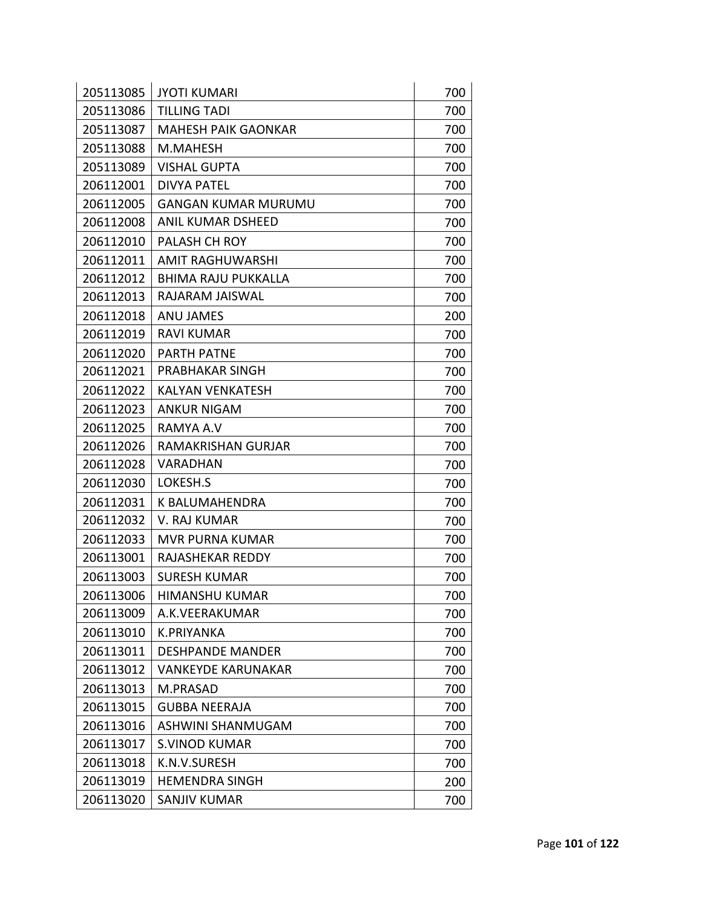| | | |
|---|---|---|
| 205113085 | JYOTI KUMARI | 700 |
| 205113086 | TILLING TADI | 700 |
| 205113087 | MAHESH PAIK GAONKAR | 700 |
| 205113088 | M.MAHESH | 700 |
| 205113089 | VISHAL GUPTA | 700 |
| 206112001 | DIVYA PATEL | 700 |
| 206112005 | GANGAN KUMAR MURUMU | 700 |
| 206112008 | ANIL KUMAR DSHEED | 700 |
| 206112010 | PALASH CH ROY | 700 |
| 206112011 | AMIT RAGHUWARSHI | 700 |
| 206112012 | BHIMA RAJU PUKKALLA | 700 |
| 206112013 | RAJARAM JAISWAL | 700 |
| 206112018 | ANU JAMES | 200 |
| 206112019 | RAVI KUMAR | 700 |
| 206112020 | PARTH PATNE | 700 |
| 206112021 | PRABHAKAR SINGH | 700 |
| 206112022 | KALYAN VENKATESH | 700 |
| 206112023 | ANKUR NIGAM | 700 |
| 206112025 | RAMYA A.V | 700 |
| 206112026 | RAMAKRISHAN GURJAR | 700 |
| 206112028 | VARADHAN | 700 |
| 206112030 | LOKESH.S | 700 |
| 206112031 | K BALUMAHENDRA | 700 |
| 206112032 | V. RAJ KUMAR | 700 |
| 206112033 | MVR PURNA KUMAR | 700 |
| 206113001 | RAJASHEKAR REDDY | 700 |
| 206113003 | SURESH KUMAR | 700 |
| 206113006 | HIMANSHU KUMAR | 700 |
| 206113009 | A.K.VEERAKUMAR | 700 |
| 206113010 | K.PRIYANKA | 700 |
| 206113011 | DESHPANDE MANDER | 700 |
| 206113012 | VANKEYDE KARUNAKAR | 700 |
| 206113013 | M.PRASAD | 700 |
| 206113015 | GUBBA NEERAJA | 700 |
| 206113016 | ASHWINI SHANMUGAM | 700 |
| 206113017 | S.VINOD KUMAR | 700 |
| 206113018 | K.N.V.SURESH | 700 |
| 206113019 | HEMENDRA SINGH | 200 |
| 206113020 | SANJIV KUMAR | 700 |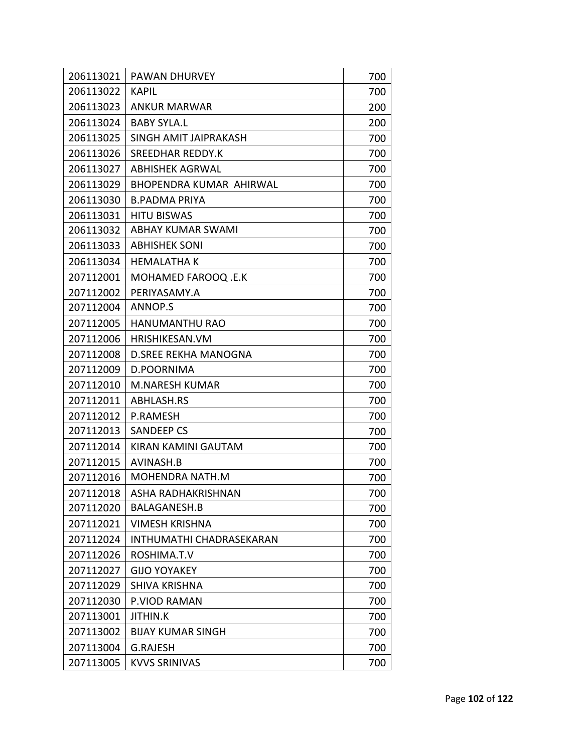| | | |
|---|---|---|
| 206113021 | PAWAN DHURVEY | 700 |
| 206113022 | KAPIL | 700 |
| 206113023 | ANKUR MARWAR | 200 |
| 206113024 | BABY SYLA.L | 200 |
| 206113025 | SINGH AMIT JAIPRAKASH | 700 |
| 206113026 | SREEDHAR REDDY.K | 700 |
| 206113027 | ABHISHEK AGRWAL | 700 |
| 206113029 | BHOPENDRA KUMAR AHIRWAL | 700 |
| 206113030 | B.PADMA PRIYA | 700 |
| 206113031 | HITU BISWAS | 700 |
| 206113032 | ABHAY KUMAR SWAMI | 700 |
| 206113033 | ABHISHEK SONI | 700 |
| 206113034 | HEMALATHA K | 700 |
| 207112001 | MOHAMED FAROOQ .E.K | 700 |
| 207112002 | PERIYASAMY.A | 700 |
| 207112004 | ANNOP.S | 700 |
| 207112005 | HANUMANTHU RAO | 700 |
| 207112006 | HRISHIKESAN.VM | 700 |
| 207112008 | D.SREE REKHA MANOGNA | 700 |
| 207112009 | D.POORNIMA | 700 |
| 207112010 | M.NARESH KUMAR | 700 |
| 207112011 | ABHLASH.RS | 700 |
| 207112012 | P.RAMESH | 700 |
| 207112013 | SANDEEP CS | 700 |
| 207112014 | KIRAN KAMINI GAUTAM | 700 |
| 207112015 | AVINASH.B | 700 |
| 207112016 | MOHENDRA NATH.M | 700 |
| 207112018 | ASHA RADHAKRISHNAN | 700 |
| 207112020 | BALAGANESH.B | 700 |
| 207112021 | VIMESH KRISHNA | 700 |
| 207112024 | INTHUMATHI CHADRASEKARAN | 700 |
| 207112026 | ROSHIMA.T.V | 700 |
| 207112027 | GIJO YOYAKEY | 700 |
| 207112029 | SHIVA KRISHNA | 700 |
| 207112030 | P.VIOD RAMAN | 700 |
| 207113001 | JITHIN.K | 700 |
| 207113002 | BIJAY KUMAR SINGH | 700 |
| 207113004 | G.RAJESH | 700 |
| 207113005 | KVVS SRINIVAS | 700 |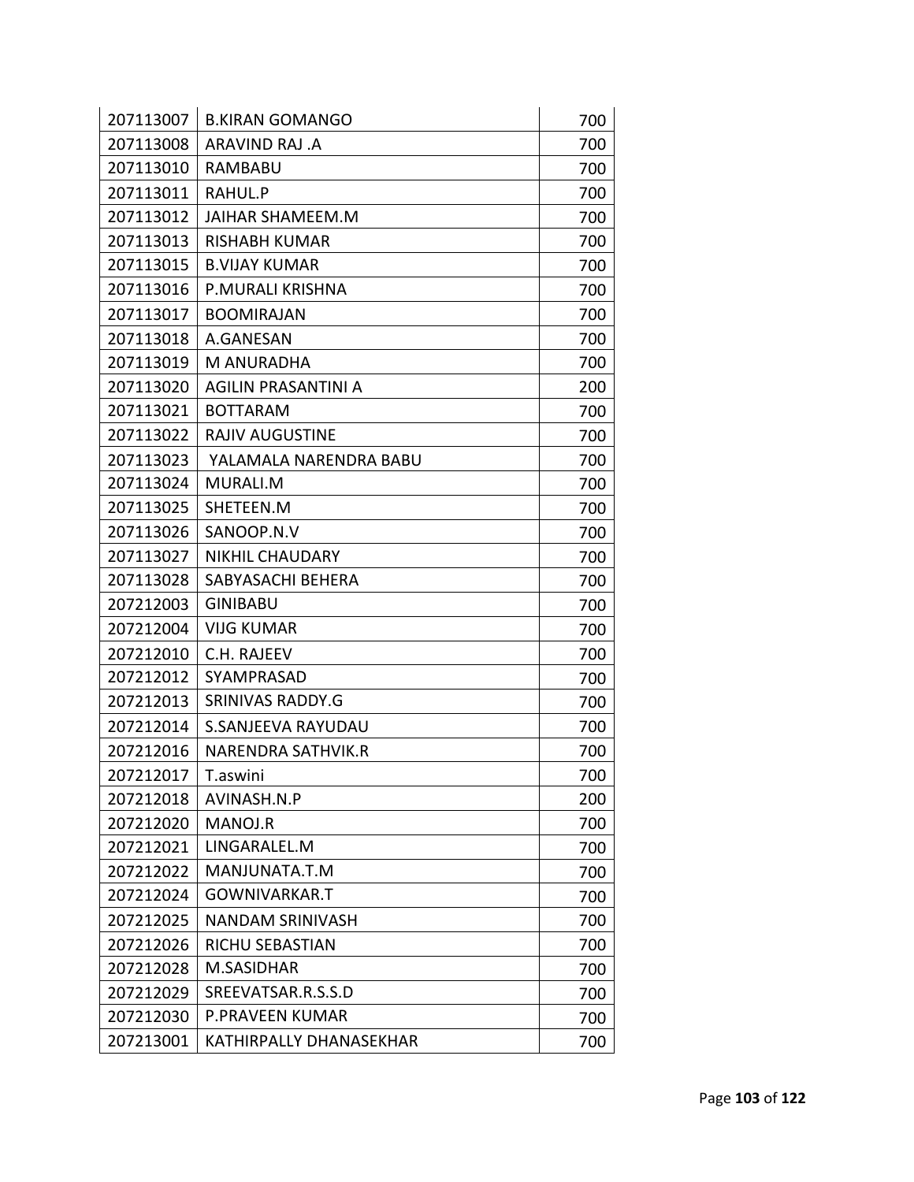| | | |
|---|---|---|
| 207113007 | B.KIRAN GOMANGO | 700 |
| 207113008 | ARAVIND RAJ .A | 700 |
| 207113010 | RAMBABU | 700 |
| 207113011 | RAHUL.P | 700 |
| 207113012 | JAIHAR SHAMEEM.M | 700 |
| 207113013 | RISHABH KUMAR | 700 |
| 207113015 | B.VIJAY KUMAR | 700 |
| 207113016 | P.MURALI KRISHNA | 700 |
| 207113017 | BOOMIRAJAN | 700 |
| 207113018 | A.GANESAN | 700 |
| 207113019 | M ANURADHA | 700 |
| 207113020 | AGILIN PRASANTINI A | 200 |
| 207113021 | BOTTARAM | 700 |
| 207113022 | RAJIV AUGUSTINE | 700 |
| 207113023 | YALAMALA NARENDRA BABU | 700 |
| 207113024 | MURALI.M | 700 |
| 207113025 | SHETEEN.M | 700 |
| 207113026 | SANOOP.N.V | 700 |
| 207113027 | NIKHIL CHAUDARY | 700 |
| 207113028 | SABYASACHI BEHERA | 700 |
| 207212003 | GINIBABU | 700 |
| 207212004 | VIJG KUMAR | 700 |
| 207212010 | C.H. RAJEEV | 700 |
| 207212012 | SYAMPRASAD | 700 |
| 207212013 | SRINIVAS RADDY.G | 700 |
| 207212014 | S.SANJEEVA RAYUDAU | 700 |
| 207212016 | NARENDRA SATHVIK.R | 700 |
| 207212017 | T.aswini | 700 |
| 207212018 | AVINASH.N.P | 200 |
| 207212020 | MANOJ.R | 700 |
| 207212021 | LINGARALEL.M | 700 |
| 207212022 | MANJUNATA.T.M | 700 |
| 207212024 | GOWNIVARKAR.T | 700 |
| 207212025 | NANDAM SRINIVASH | 700 |
| 207212026 | RICHU SEBASTIAN | 700 |
| 207212028 | M.SASIDHAR | 700 |
| 207212029 | SREEVATSAR.R.S.S.D | 700 |
| 207212030 | P.PRAVEEN KUMAR | 700 |
| 207213001 | KATHIRPALLY DHANASEKHAR | 700 |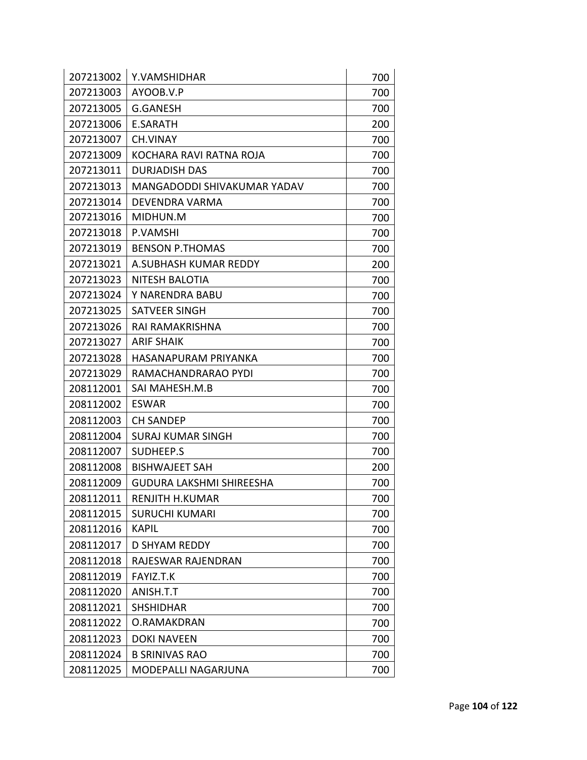| 207213002 | Y.VAMSHIDHAR | 700 |
|---|---|---|
| 207213003 | AYOOB.V.P | 700 |
| 207213005 | G.GANESH | 700 |
| 207213006 | E.SARATH | 200 |
| 207213007 | CH.VINAY | 700 |
| 207213009 | KOCHARA RAVI RATNA ROJA | 700 |
| 207213011 | DURJADISH DAS | 700 |
| 207213013 | MANGADODDI SHIVAKUMAR YADAV | 700 |
| 207213014 | DEVENDRA VARMA | 700 |
| 207213016 | MIDHUN.M | 700 |
| 207213018 | P.VAMSHI | 700 |
| 207213019 | BENSON P.THOMAS | 700 |
| 207213021 | A.SUBHASH KUMAR REDDY | 200 |
| 207213023 | NITESH BALOTIA | 700 |
| 207213024 | Y NARENDRA BABU | 700 |
| 207213025 | SATVEER SINGH | 700 |
| 207213026 | RAI RAMAKRISHNA | 700 |
| 207213027 | ARIF SHAIK | 700 |
| 207213028 | HASANAPURAM PRIYANKA | 700 |
| 207213029 | RAMACHANDRARAO PYDI | 700 |
| 208112001 | SAI MAHESH.M.B | 700 |
| 208112002 | ESWAR | 700 |
| 208112003 | CH SANDEP | 700 |
| 208112004 | SURAJ KUMAR SINGH | 700 |
| 208112007 | SUDHEEP.S | 700 |
| 208112008 | BISHWAJEET SAH | 200 |
| 208112009 | GUDURA LAKSHMI SHIREESHA | 700 |
| 208112011 | RENJITH H.KUMAR | 700 |
| 208112015 | SURUCHI KUMARI | 700 |
| 208112016 | KAPIL | 700 |
| 208112017 | D SHYAM REDDY | 700 |
| 208112018 | RAJESWAR RAJENDRAN | 700 |
| 208112019 | FAYIZ.T.K | 700 |
| 208112020 | ANISH.T.T | 700 |
| 208112021 | SHSHIDHAR | 700 |
| 208112022 | O.RAMAKDRAN | 700 |
| 208112023 | DOKI NAVEEN | 700 |
| 208112024 | B SRINIVAS RAO | 700 |
| 208112025 | MODEPALLI NAGARJUNA | 700 |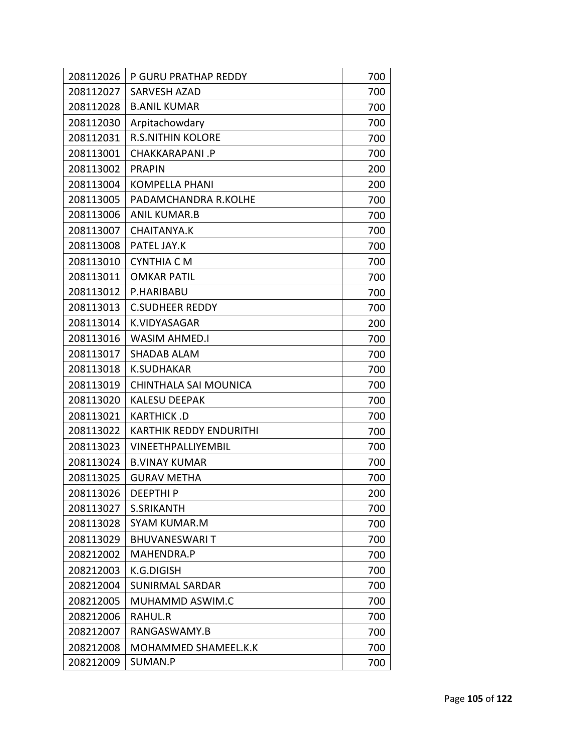| | | |
|---|---|---|
| 208112026 | P GURU PRATHAP REDDY | 700 |
| 208112027 | SARVESH AZAD | 700 |
| 208112028 | B.ANIL KUMAR | 700 |
| 208112030 | Arpitachowdary | 700 |
| 208112031 | R.S.NITHIN KOLORE | 700 |
| 208113001 | CHAKKARAPANI .P | 700 |
| 208113002 | PRAPIN | 200 |
| 208113004 | KOMPELLA PHANI | 200 |
| 208113005 | PADAMCHANDRA R.KOLHE | 700 |
| 208113006 | ANIL KUMAR.B | 700 |
| 208113007 | CHAITANYA.K | 700 |
| 208113008 | PATEL JAY.K | 700 |
| 208113010 | CYNTHIA C M | 700 |
| 208113011 | OMKAR PATIL | 700 |
| 208113012 | P.HARIBABU | 700 |
| 208113013 | C.SUDHEER REDDY | 700 |
| 208113014 | K.VIDYASAGAR | 200 |
| 208113016 | WASIM AHMED.I | 700 |
| 208113017 | SHADAB ALAM | 700 |
| 208113018 | K.SUDHAKAR | 700 |
| 208113019 | CHINTHALA SAI MOUNICA | 700 |
| 208113020 | KALESU DEEPAK | 700 |
| 208113021 | KARTHICK .D | 700 |
| 208113022 | KARTHIK REDDY ENDURITHI | 700 |
| 208113023 | VINEETHPALLIYEMBIL | 700 |
| 208113024 | B.VINAY KUMAR | 700 |
| 208113025 | GURAV METHA | 700 |
| 208113026 | DEEPTHI P | 200 |
| 208113027 | S.SRIKANTH | 700 |
| 208113028 | SYAM KUMAR.M | 700 |
| 208113029 | BHUVANESWARI T | 700 |
| 208212002 | MAHENDRA.P | 700 |
| 208212003 | K.G.DIGISH | 700 |
| 208212004 | SUNIRMAL SARDAR | 700 |
| 208212005 | MUHAMMD ASWIM.C | 700 |
| 208212006 | RAHUL.R | 700 |
| 208212007 | RANGASWAMY.B | 700 |
| 208212008 | MOHAMMED SHAMEEL.K.K | 700 |
| 208212009 | SUMAN.P | 700 |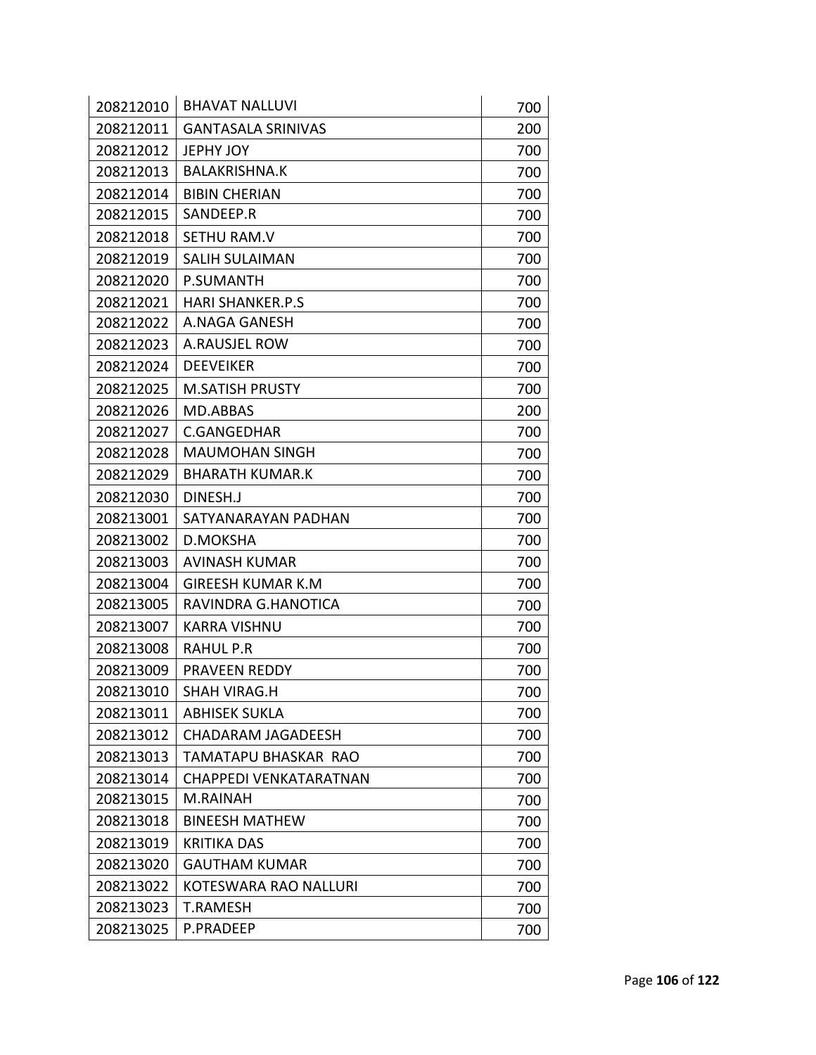| | | |
|---|---|---|
| 208212010 | BHAVAT NALLUVI | 700 |
| 208212011 | GANTASALA SRINIVAS | 200 |
| 208212012 | JEPHY JOY | 700 |
| 208212013 | BALAKRISHNA.K | 700 |
| 208212014 | BIBIN CHERIAN | 700 |
| 208212015 | SANDEEP.R | 700 |
| 208212018 | SETHU RAM.V | 700 |
| 208212019 | SALIH SULAIMAN | 700 |
| 208212020 | P.SUMANTH | 700 |
| 208212021 | HARI SHANKER.P.S | 700 |
| 208212022 | A.NAGA GANESH | 700 |
| 208212023 | A.RAUSJEL ROW | 700 |
| 208212024 | DEEVEIKER | 700 |
| 208212025 | M.SATISH PRUSTY | 700 |
| 208212026 | MD.ABBAS | 200 |
| 208212027 | C.GANGEDHAR | 700 |
| 208212028 | MAUMOHAN SINGH | 700 |
| 208212029 | BHARATH KUMAR.K | 700 |
| 208212030 | DINESH.J | 700 |
| 208213001 | SATYANARAYAN PADHAN | 700 |
| 208213002 | D.MOKSHA | 700 |
| 208213003 | AVINASH KUMAR | 700 |
| 208213004 | GIREESH KUMAR K.M | 700 |
| 208213005 | RAVINDRA G.HANOTICA | 700 |
| 208213007 | KARRA VISHNU | 700 |
| 208213008 | RAHUL P.R | 700 |
| 208213009 | PRAVEEN REDDY | 700 |
| 208213010 | SHAH VIRAG.H | 700 |
| 208213011 | ABHISEK SUKLA | 700 |
| 208213012 | CHADARAM JAGADEESH | 700 |
| 208213013 | TAMATAPU BHASKAR RAO | 700 |
| 208213014 | CHAPPEDI VENKATARATNAN | 700 |
| 208213015 | M.RAINAH | 700 |
| 208213018 | BINEESH MATHEW | 700 |
| 208213019 | KRITIKA DAS | 700 |
| 208213020 | GAUTHAM KUMAR | 700 |
| 208213022 | KOTESWARA RAO NALLURI | 700 |
| 208213023 | T.RAMESH | 700 |
| 208213025 | P.PRADEEP | 700 |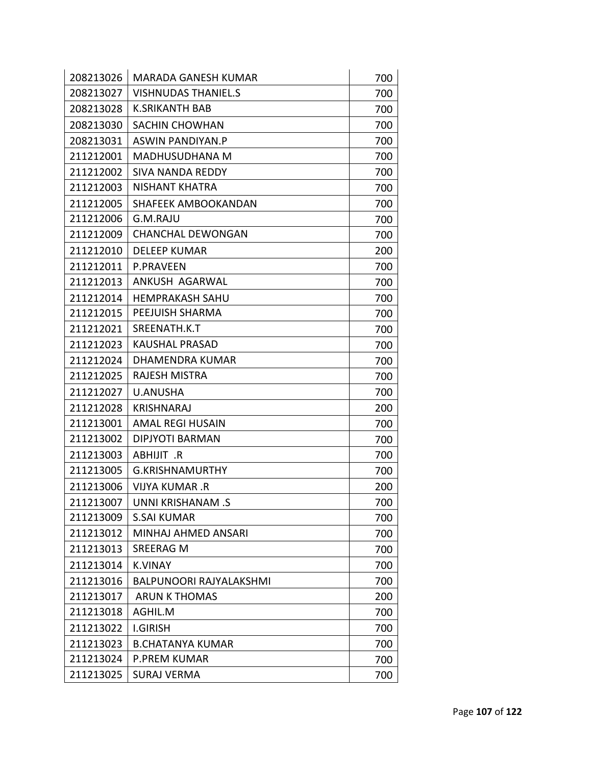| 208213026 | MARADA GANESH KUMAR | 700 |
|---|---|---|
| 208213027 | VISHNUDAS THANIEL.S | 700 |
| 208213028 | K.SRIKANTH BAB | 700 |
| 208213030 | SACHIN CHOWHAN | 700 |
| 208213031 | ASWIN PANDIYAN.P | 700 |
| 211212001 | MADHUSUDHANA M | 700 |
| 211212002 | SIVA NANDA REDDY | 700 |
| 211212003 | NISHANT KHATRA | 700 |
| 211212005 | SHAFEEK AMBOOKANDAN | 700 |
| 211212006 | G.M.RAJU | 700 |
| 211212009 | CHANCHAL DEWONGAN | 700 |
| 211212010 | DELEEP KUMAR | 200 |
| 211212011 | P.PRAVEEN | 700 |
| 211212013 | ANKUSH AGARWAL | 700 |
| 211212014 | HEMPRAKASH SAHU | 700 |
| 211212015 | PEEJUISH SHARMA | 700 |
| 211212021 | SREENATH.K.T | 700 |
| 211212023 | KAUSHAL PRASAD | 700 |
| 211212024 | DHAMENDRA KUMAR | 700 |
| 211212025 | RAJESH MISTRA | 700 |
| 211212027 | U.ANUSHA | 700 |
| 211212028 | KRISHNARAJ | 200 |
| 211213001 | AMAL REGI HUSAIN | 700 |
| 211213002 | DIPJYOTI BARMAN | 700 |
| 211213003 | ABHIJIT .R | 700 |
| 211213005 | G.KRISHNAMURTHY | 700 |
| 211213006 | VIJYA KUMAR .R | 200 |
| 211213007 | UNNI KRISHANAM .S | 700 |
| 211213009 | S.SAI KUMAR | 700 |
| 211213012 | MINHAJ AHMED ANSARI | 700 |
| 211213013 | SREERAG M | 700 |
| 211213014 | K.VINAY | 700 |
| 211213016 | BALPUNOORI RAJYALAKSHMI | 700 |
| 211213017 | ARUN K THOMAS | 200 |
| 211213018 | AGHIL.M | 700 |
| 211213022 | I.GIRISH | 700 |
| 211213023 | B.CHATANYA KUMAR | 700 |
| 211213024 | P.PREM KUMAR | 700 |
| 211213025 | SURAJ VERMA | 700 |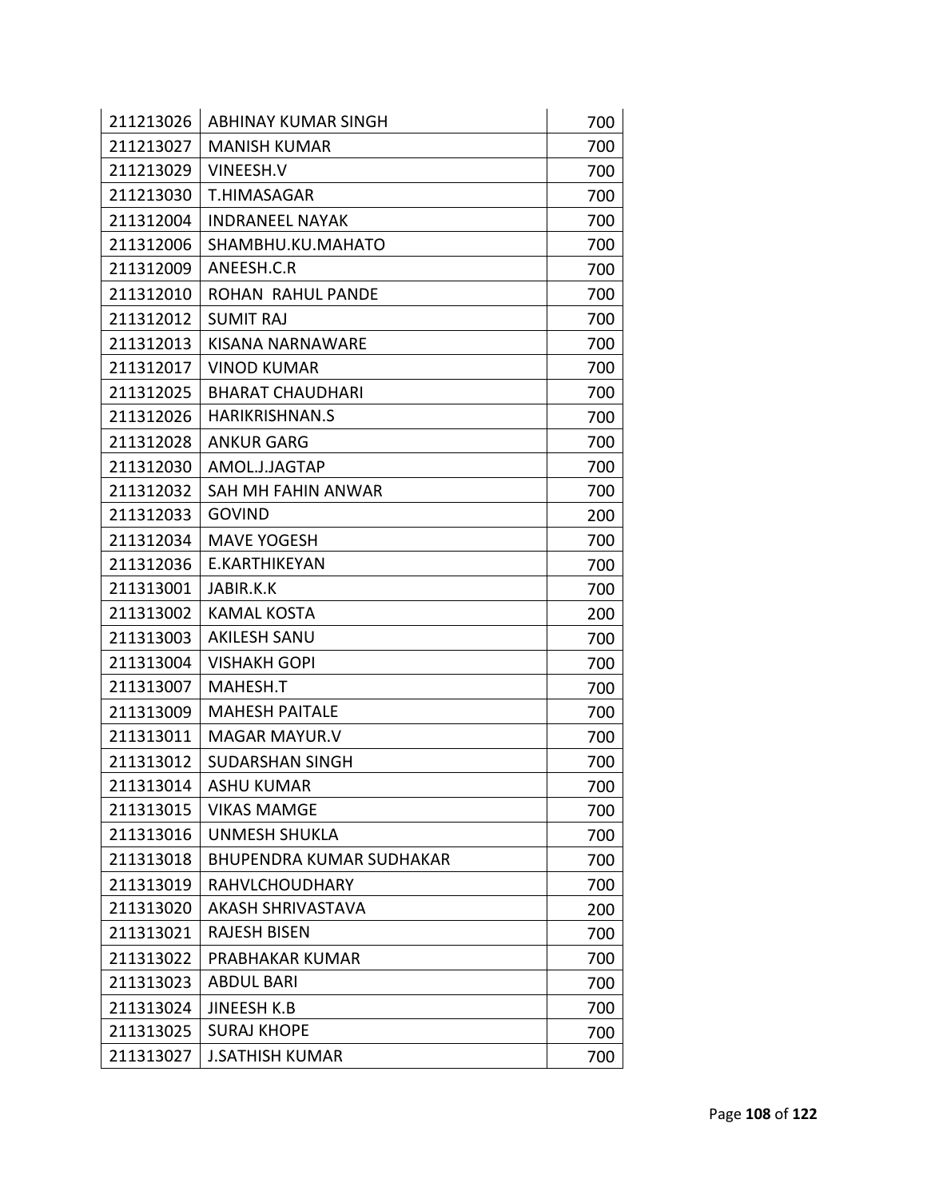| | | |
|---|---|---|
| 211213026 | ABHINAY KUMAR SINGH | 700 |
| 211213027 | MANISH KUMAR | 700 |
| 211213029 | VINEESH.V | 700 |
| 211213030 | T.HIMASAGAR | 700 |
| 211312004 | INDRANEEL NAYAK | 700 |
| 211312006 | SHAMBHU.KU.MAHATO | 700 |
| 211312009 | ANEESH.C.R | 700 |
| 211312010 | ROHAN  RAHUL PANDE | 700 |
| 211312012 | SUMIT RAJ | 700 |
| 211312013 | KISANA NARNAWARE | 700 |
| 211312017 | VINOD KUMAR | 700 |
| 211312025 | BHARAT CHAUDHARI | 700 |
| 211312026 | HARIKRISHNAN.S | 700 |
| 211312028 | ANKUR GARG | 700 |
| 211312030 | AMOL.J.JAGTAP | 700 |
| 211312032 | SAH MH FAHIN ANWAR | 700 |
| 211312033 | GOVIND | 200 |
| 211312034 | MAVE YOGESH | 700 |
| 211312036 | E.KARTHIKEYAN | 700 |
| 211313001 | JABIR.K.K | 700 |
| 211313002 | KAMAL KOSTA | 200 |
| 211313003 | AKILESH SANU | 700 |
| 211313004 | VISHAKH GOPI | 700 |
| 211313007 | MAHESH.T | 700 |
| 211313009 | MAHESH PAITALE | 700 |
| 211313011 | MAGAR MAYUR.V | 700 |
| 211313012 | SUDARSHAN SINGH | 700 |
| 211313014 | ASHU KUMAR | 700 |
| 211313015 | VIKAS MAMGE | 700 |
| 211313016 | UNMESH SHUKLA | 700 |
| 211313018 | BHUPENDRA KUMAR SUDHAKAR | 700 |
| 211313019 | RAHVLCHOUDHARY | 700 |
| 211313020 | AKASH SHRIVASTAVA | 200 |
| 211313021 | RAJESH BISEN | 700 |
| 211313022 | PRABHAKAR KUMAR | 700 |
| 211313023 | ABDUL BARI | 700 |
| 211313024 | JINEESH K.B | 700 |
| 211313025 | SURAJ KHOPE | 700 |
| 211313027 | J.SATHISH KUMAR | 700 |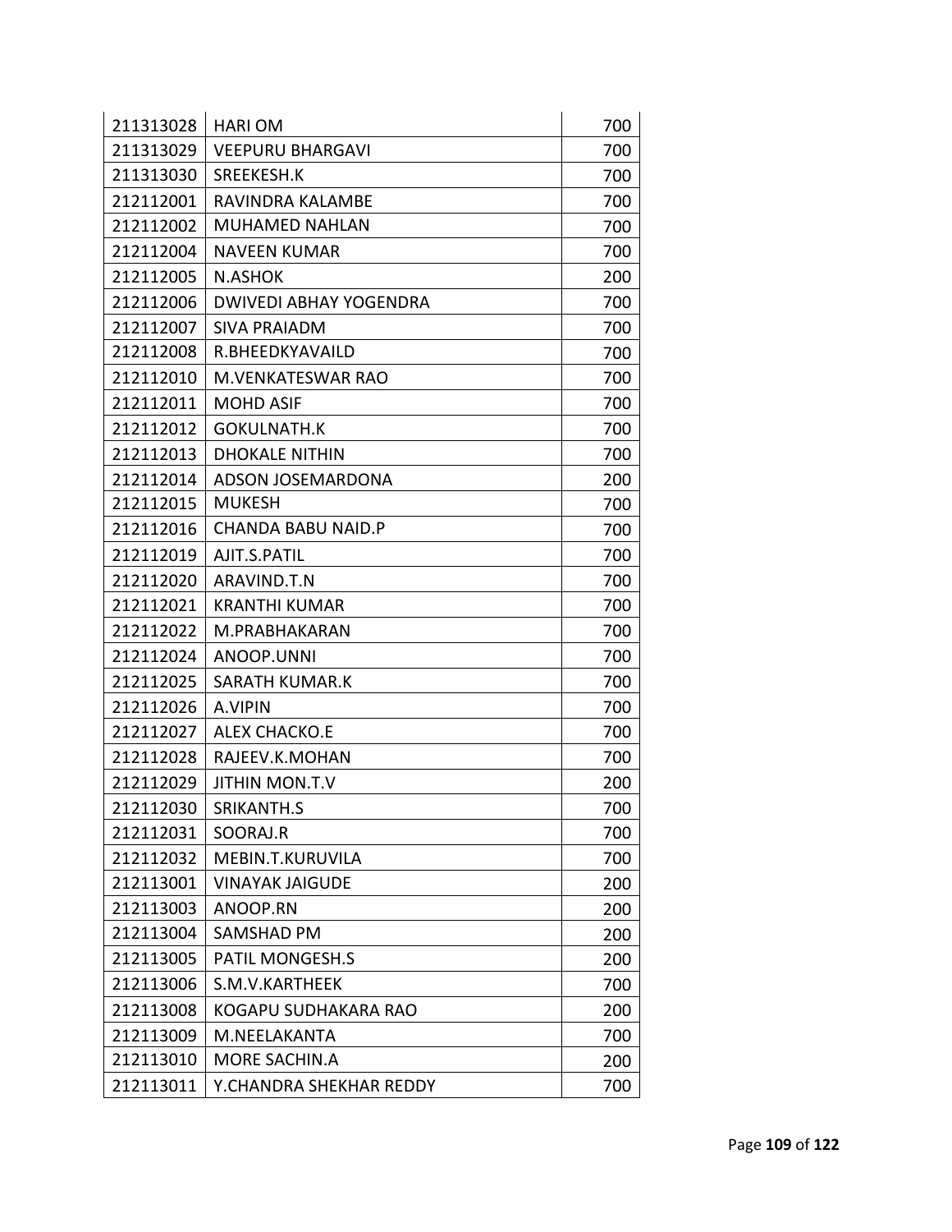| 211313028 | HARI OM | 700 |
|---|---|---|
| 211313029 | VEEPURU BHARGAVI | 700 |
| 211313030 | SREEKESH.K | 700 |
| 212112001 | RAVINDRA KALAMBE | 700 |
| 212112002 | MUHAMED NAHLAN | 700 |
| 212112004 | NAVEEN KUMAR | 700 |
| 212112005 | N.ASHOK | 200 |
| 212112006 | DWIVEDI ABHAY YOGENDRA | 700 |
| 212112007 | SIVA PRAIADM | 700 |
| 212112008 | R.BHEEDKYAVAILD | 700 |
| 212112010 | M.VENKATESWAR RAO | 700 |
| 212112011 | MOHD ASIF | 700 |
| 212112012 | GOKULNATH.K | 700 |
| 212112013 | DHOKALE NITHIN | 700 |
| 212112014 | ADSON JOSEMARDONA | 200 |
| 212112015 | MUKESH | 700 |
| 212112016 | CHANDA BABU NAID.P | 700 |
| 212112019 | AJIT.S.PATIL | 700 |
| 212112020 | ARAVIND.T.N | 700 |
| 212112021 | KRANTHI KUMAR | 700 |
| 212112022 | M.PRABHAKARAN | 700 |
| 212112024 | ANOOP.UNNI | 700 |
| 212112025 | SARATH KUMAR.K | 700 |
| 212112026 | A.VIPIN | 700 |
| 212112027 | ALEX CHACKO.E | 700 |
| 212112028 | RAJEEV.K.MOHAN | 700 |
| 212112029 | JITHIN MON.T.V | 200 |
| 212112030 | SRIKANTH.S | 700 |
| 212112031 | SOORAJ.R | 700 |
| 212112032 | MEBIN.T.KURUVILA | 700 |
| 212113001 | VINAYAK JAIGUDE | 200 |
| 212113003 | ANOOP.RN | 200 |
| 212113004 | SAMSHAD PM | 200 |
| 212113005 | PATIL MONGESH.S | 200 |
| 212113006 | S.M.V.KARTHEEK | 700 |
| 212113008 | KOGAPU SUDHAKARA RAO | 200 |
| 212113009 | M.NEELAKANTA | 700 |
| 212113010 | MORE SACHIN.A | 200 |
| 212113011 | Y.CHANDRA SHEKHAR REDDY | 700 |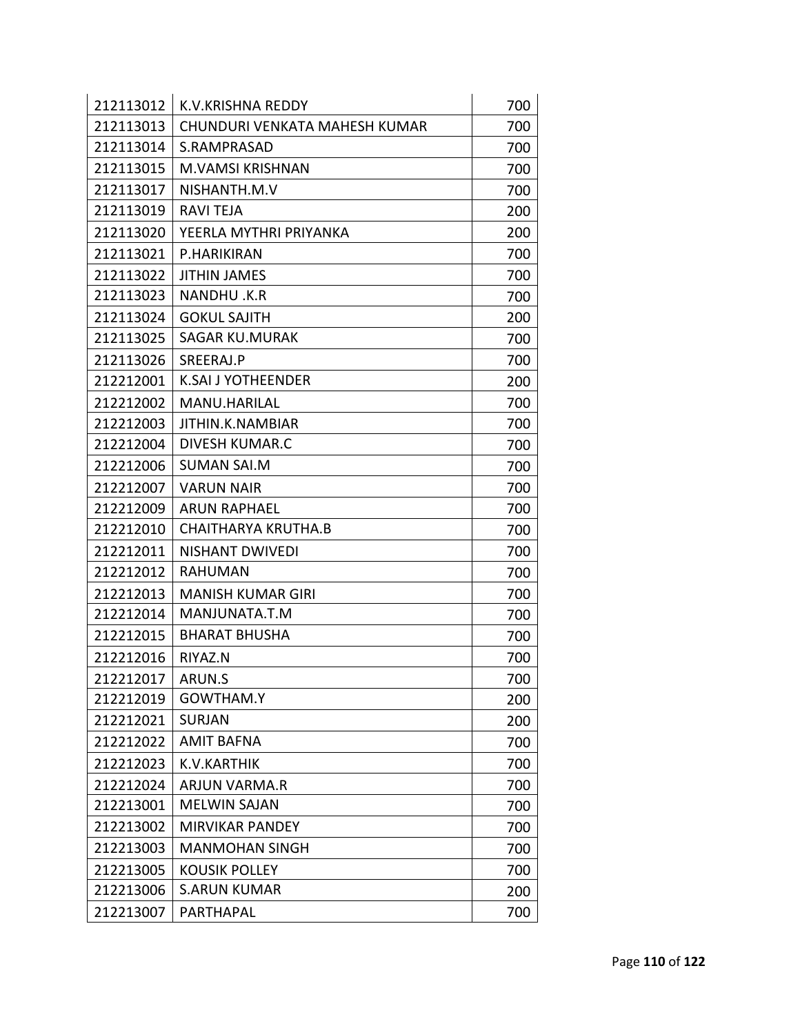| | | |
|---|---|---|
| 212113012 | K.V.KRISHNA REDDY | 700 |
| 212113013 | CHUNDURI VENKATA MAHESH KUMAR | 700 |
| 212113014 | S.RAMPRASAD | 700 |
| 212113015 | M.VAMSI KRISHNAN | 700 |
| 212113017 | NISHANTH.M.V | 700 |
| 212113019 | RAVI TEJA | 200 |
| 212113020 | YEERLA MYTHRI PRIYANKA | 200 |
| 212113021 | P.HARIKIRAN | 700 |
| 212113022 | JITHIN JAMES | 700 |
| 212113023 | NANDHU .K.R | 700 |
| 212113024 | GOKUL SAJITH | 200 |
| 212113025 | SAGAR KU.MURAK | 700 |
| 212113026 | SREERAJ.P | 700 |
| 212212001 | K.SAI J YOTHEENDER | 200 |
| 212212002 | MANU.HARILAL | 700 |
| 212212003 | JITHIN.K.NAMBIAR | 700 |
| 212212004 | DIVESH KUMAR.C | 700 |
| 212212006 | SUMAN SAI.M | 700 |
| 212212007 | VARUN NAIR | 700 |
| 212212009 | ARUN RAPHAEL | 700 |
| 212212010 | CHAITHARYA KRUTHA.B | 700 |
| 212212011 | NISHANT DWIVEDI | 700 |
| 212212012 | RAHUMAN | 700 |
| 212212013 | MANISH KUMAR GIRI | 700 |
| 212212014 | MANJUNATA.T.M | 700 |
| 212212015 | BHARAT BHUSHA | 700 |
| 212212016 | RIYAZ.N | 700 |
| 212212017 | ARUN.S | 700 |
| 212212019 | GOWTHAM.Y | 200 |
| 212212021 | SURJAN | 200 |
| 212212022 | AMIT BAFNA | 700 |
| 212212023 | K.V.KARTHIK | 700 |
| 212212024 | ARJUN VARMA.R | 700 |
| 212213001 | MELWIN SAJAN | 700 |
| 212213002 | MIRVIKAR PANDEY | 700 |
| 212213003 | MANMOHAN SINGH | 700 |
| 212213005 | KOUSIK POLLEY | 700 |
| 212213006 | S.ARUN KUMAR | 200 |
| 212213007 | PARTHAPAL | 700 |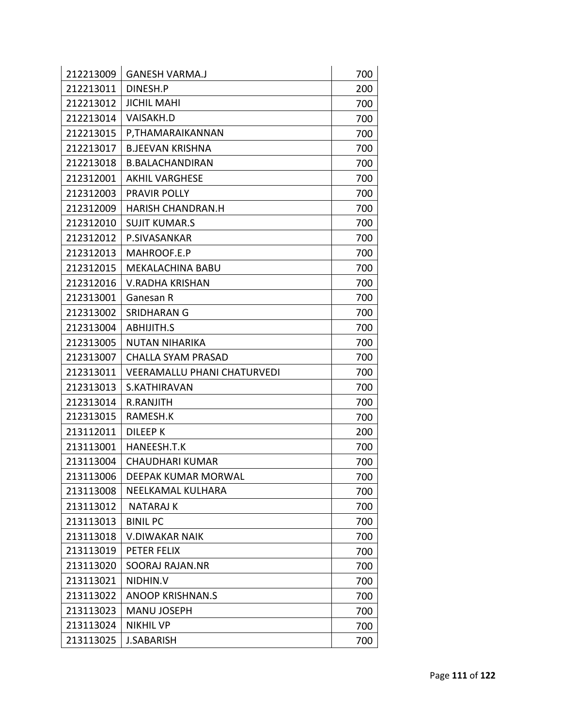| 212213009 | GANESH VARMA.J | 700 |
|---|---|---|
| 212213011 | DINESH.P | 200 |
| 212213012 | JICHIL MAHI | 700 |
| 212213014 | VAISAKH.D | 700 |
| 212213015 | P,THAMARAIKANNAN | 700 |
| 212213017 | B.JEEVAN KRISHNA | 700 |
| 212213018 | B.BALACHANDIRAN | 700 |
| 212312001 | AKHIL VARGHESE | 700 |
| 212312003 | PRAVIR POLLY | 700 |
| 212312009 | HARISH CHANDRAN.H | 700 |
| 212312010 | SUJIT KUMAR.S | 700 |
| 212312012 | P.SIVASANKAR | 700 |
| 212312013 | MAHROOF.E.P | 700 |
| 212312015 | MEKALACHINA BABU | 700 |
| 212312016 | V.RADHA KRISHAN | 700 |
| 212313001 | Ganesan R | 700 |
| 212313002 | SRIDHARAN G | 700 |
| 212313004 | ABHIJITH.S | 700 |
| 212313005 | NUTAN NIHARIKA | 700 |
| 212313007 | CHALLA SYAM PRASAD | 700 |
| 212313011 | VEERAMALLU PHANI CHATURVEDI | 700 |
| 212313013 | S.KATHIRAVAN | 700 |
| 212313014 | R.RANJITH | 700 |
| 212313015 | RAMESH.K | 700 |
| 213112011 | DILEEP K | 200 |
| 213113001 | HANEESH.T.K | 700 |
| 213113004 | CHAUDHARI KUMAR | 700 |
| 213113006 | DEEPAK KUMAR MORWAL | 700 |
| 213113008 | NEELKAMAL KULHARA | 700 |
| 213113012 | NATARAJ K | 700 |
| 213113013 | BINIL PC | 700 |
| 213113018 | V.DIWAKAR NAIK | 700 |
| 213113019 | PETER FELIX | 700 |
| 213113020 | SOORAJ RAJAN.NR | 700 |
| 213113021 | NIDHIN.V | 700 |
| 213113022 | ANOOP KRISHNAN.S | 700 |
| 213113023 | MANU JOSEPH | 700 |
| 213113024 | NIKHIL VP | 700 |
| 213113025 | J.SABARISH | 700 |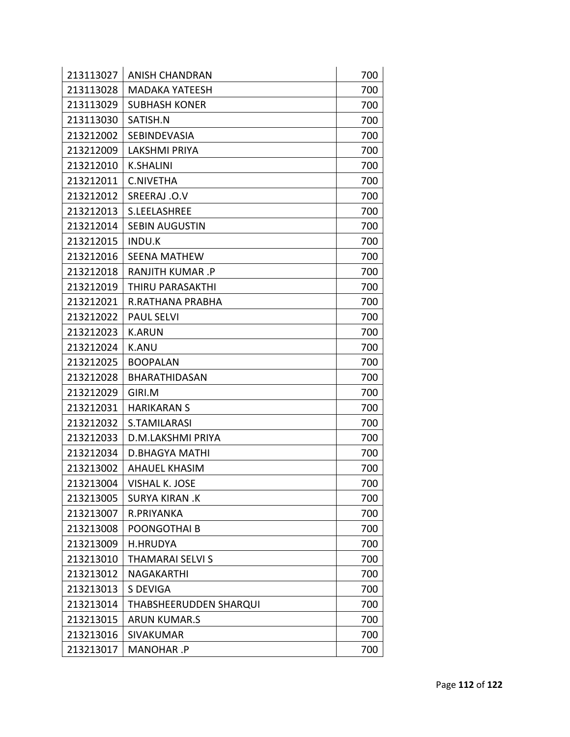| | | |
|---|---|---|
| 213113027 | ANISH CHANDRAN | 700 |
| 213113028 | MADAKA YATEESH | 700 |
| 213113029 | SUBHASH KONER | 700 |
| 213113030 | SATISH.N | 700 |
| 213212002 | SEBINDEVASIA | 700 |
| 213212009 | LAKSHMI PRIYA | 700 |
| 213212010 | K.SHALINI | 700 |
| 213212011 | C.NIVETHA | 700 |
| 213212012 | SREERAJ .O.V | 700 |
| 213212013 | S.LEELASHREE | 700 |
| 213212014 | SEBIN AUGUSTIN | 700 |
| 213212015 | INDU.K | 700 |
| 213212016 | SEENA MATHEW | 700 |
| 213212018 | RANJITH KUMAR .P | 700 |
| 213212019 | THIRU PARASAKTHI | 700 |
| 213212021 | R.RATHANA PRABHA | 700 |
| 213212022 | PAUL SELVI | 700 |
| 213212023 | K.ARUN | 700 |
| 213212024 | K.ANU | 700 |
| 213212025 | BOOPALAN | 700 |
| 213212028 | BHARATHIDASAN | 700 |
| 213212029 | GIRI.M | 700 |
| 213212031 | HARIKARAN S | 700 |
| 213212032 | S.TAMILARASI | 700 |
| 213212033 | D.M.LAKSHMI PRIYA | 700 |
| 213212034 | D.BHAGYA MATHI | 700 |
| 213213002 | AHAUEL KHASIM | 700 |
| 213213004 | VISHAL K. JOSE | 700 |
| 213213005 | SURYA KIRAN .K | 700 |
| 213213007 | R.PRIYANKA | 700 |
| 213213008 | POONGOTHAI B | 700 |
| 213213009 | H.HRUDYA | 700 |
| 213213010 | THAMARAI SELVI S | 700 |
| 213213012 | NAGAKARTHI | 700 |
| 213213013 | S DEVIGA | 700 |
| 213213014 | THABSHEERUDDEN SHARQUI | 700 |
| 213213015 | ARUN KUMAR.S | 700 |
| 213213016 | SIVAKUMAR | 700 |
| 213213017 | MANOHAR .P | 700 |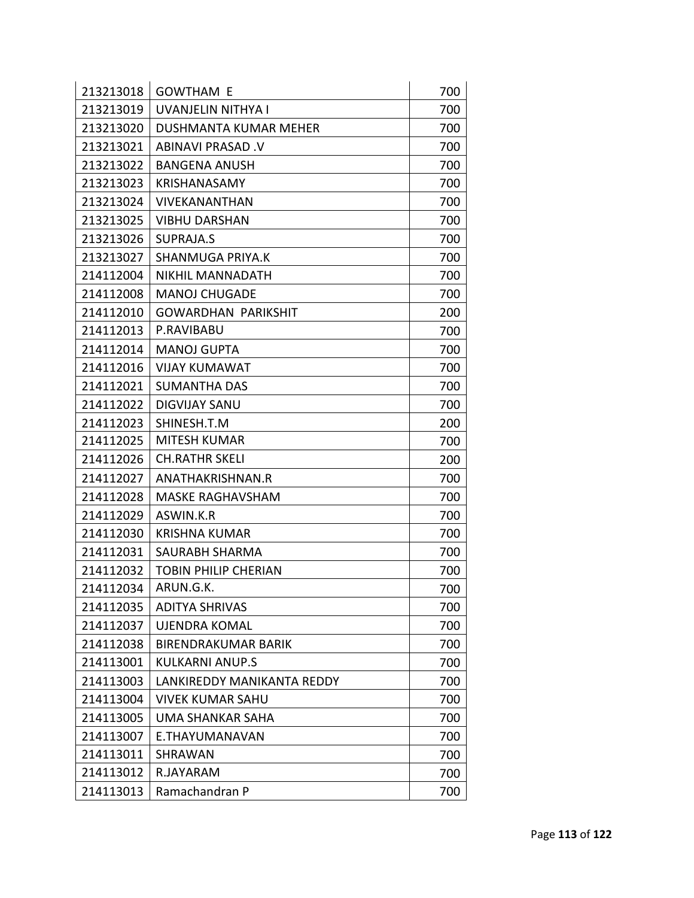| 213213018 | GOWTHAM E | 700 |
|---|---|---|
| 213213019 | UVANJELIN NITHYA I | 700 |
| 213213020 | DUSHMANTA KUMAR MEHER | 700 |
| 213213021 | ABINAVI PRASAD .V | 700 |
| 213213022 | BANGENA ANUSH | 700 |
| 213213023 | KRISHANASAMY | 700 |
| 213213024 | VIVEKANANTHAN | 700 |
| 213213025 | VIBHU DARSHAN | 700 |
| 213213026 | SUPRAJA.S | 700 |
| 213213027 | SHANMUGA PRIYA.K | 700 |
| 214112004 | NIKHIL MANNADATH | 700 |
| 214112008 | MANOJ CHUGADE | 700 |
| 214112010 | GOWARDHAN PARIKSHIT | 200 |
| 214112013 | P.RAVIBABU | 700 |
| 214112014 | MANOJ GUPTA | 700 |
| 214112016 | VIJAY KUMAWAT | 700 |
| 214112021 | SUMANTHA DAS | 700 |
| 214112022 | DIGVIJAY SANU | 700 |
| 214112023 | SHINESH.T.M | 200 |
| 214112025 | MITESH KUMAR | 700 |
| 214112026 | CH.RATHR SKELI | 200 |
| 214112027 | ANATHAKRISHNAN.R | 700 |
| 214112028 | MASKE RAGHAVSHAM | 700 |
| 214112029 | ASWIN.K.R | 700 |
| 214112030 | KRISHNA KUMAR | 700 |
| 214112031 | SAURABH SHARMA | 700 |
| 214112032 | TOBIN PHILIP CHERIAN | 700 |
| 214112034 | ARUN.G.K. | 700 |
| 214112035 | ADITYA SHRIVAS | 700 |
| 214112037 | UJENDRA KOMAL | 700 |
| 214112038 | BIRENDRAKUMAR BARIK | 700 |
| 214113001 | KULKARNI ANUP.S | 700 |
| 214113003 | LANKIREDDY MANIKANTA REDDY | 700 |
| 214113004 | VIVEK KUMAR SAHU | 700 |
| 214113005 | UMA SHANKAR SAHA | 700 |
| 214113007 | E.THAYUMANAVAN | 700 |
| 214113011 | SHRAWAN | 700 |
| 214113012 | R.JAYARAM | 700 |
| 214113013 | Ramachandran P | 700 |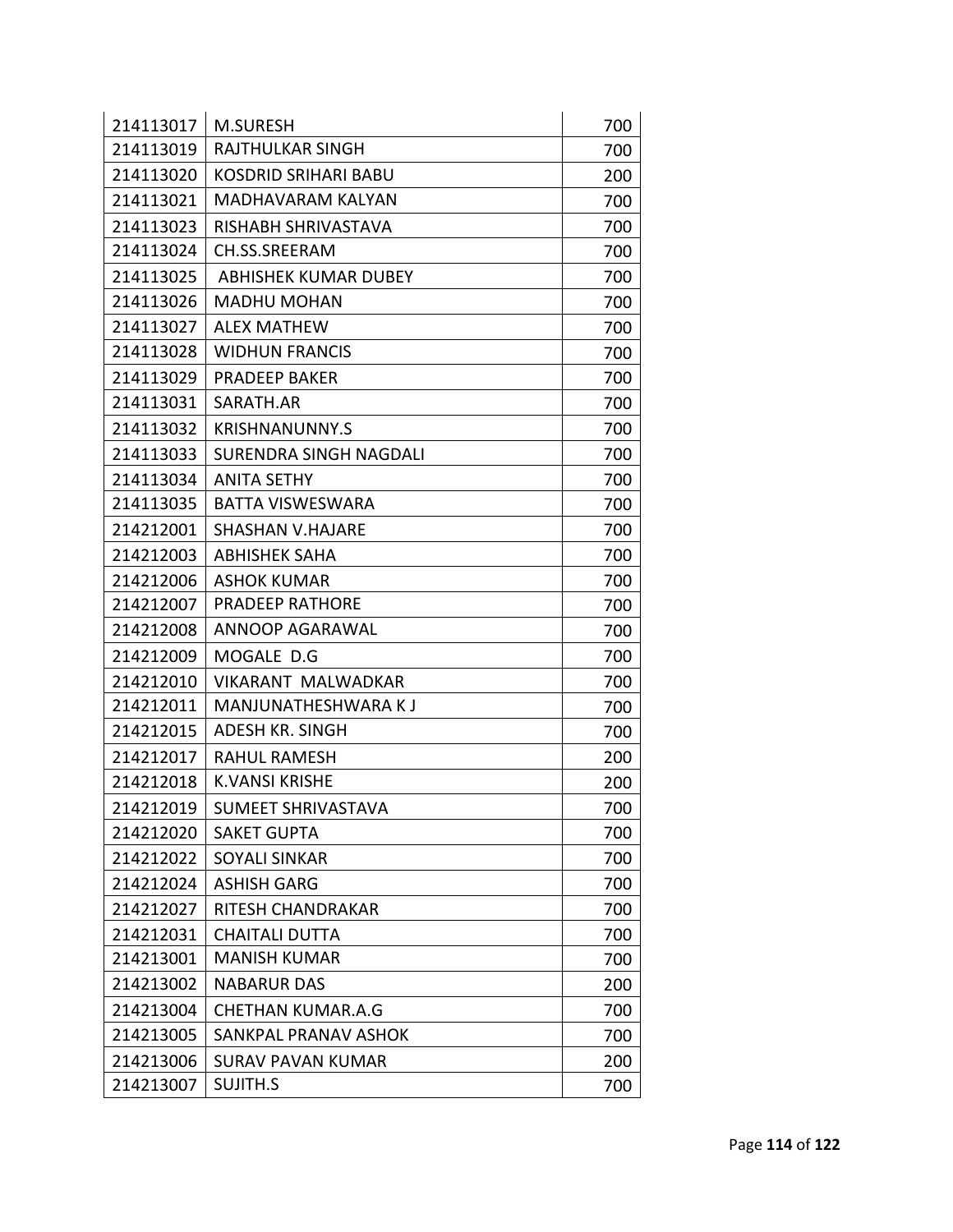| 214113017 | M.SURESH | 700 |
|---|---|---|
| 214113019 | RAJTHULKAR SINGH | 700 |
| 214113020 | KOSDRID SRIHARI BABU | 200 |
| 214113021 | MADHAVARAM KALYAN | 700 |
| 214113023 | RISHABH SHRIVASTAVA | 700 |
| 214113024 | CH.SS.SREERAM | 700 |
| 214113025 | ABHISHEK KUMAR DUBEY | 700 |
| 214113026 | MADHU MOHAN | 700 |
| 214113027 | ALEX MATHEW | 700 |
| 214113028 | WIDHUN FRANCIS | 700 |
| 214113029 | PRADEEP BAKER | 700 |
| 214113031 | SARATH.AR | 700 |
| 214113032 | KRISHNANUNNY.S | 700 |
| 214113033 | SURENDRA SINGH NAGDALI | 700 |
| 214113034 | ANITA SETHY | 700 |
| 214113035 | BATTA VISWESWARA | 700 |
| 214212001 | SHASHAN V.HAJARE | 700 |
| 214212003 | ABHISHEK SAHA | 700 |
| 214212006 | ASHOK KUMAR | 700 |
| 214212007 | PRADEEP RATHORE | 700 |
| 214212008 | ANNOOP AGARAWAL | 700 |
| 214212009 | MOGALE D.G | 700 |
| 214212010 | VIKARANT MALWADKAR | 700 |
| 214212011 | MANJUNATHESHWARA K J | 700 |
| 214212015 | ADESH KR. SINGH | 700 |
| 214212017 | RAHUL RAMESH | 200 |
| 214212018 | K.VANSI KRISHE | 200 |
| 214212019 | SUMEET SHRIVASTAVA | 700 |
| 214212020 | SAKET GUPTA | 700 |
| 214212022 | SOYALI SINKAR | 700 |
| 214212024 | ASHISH GARG | 700 |
| 214212027 | RITESH CHANDRAKAR | 700 |
| 214212031 | CHAITALI DUTTA | 700 |
| 214213001 | MANISH KUMAR | 700 |
| 214213002 | NABARUR DAS | 200 |
| 214213004 | CHETHAN KUMAR.A.G | 700 |
| 214213005 | SANKPAL PRANAV ASHOK | 700 |
| 214213006 | SURAV PAVAN KUMAR | 200 |
| 214213007 | SUJITH.S | 700 |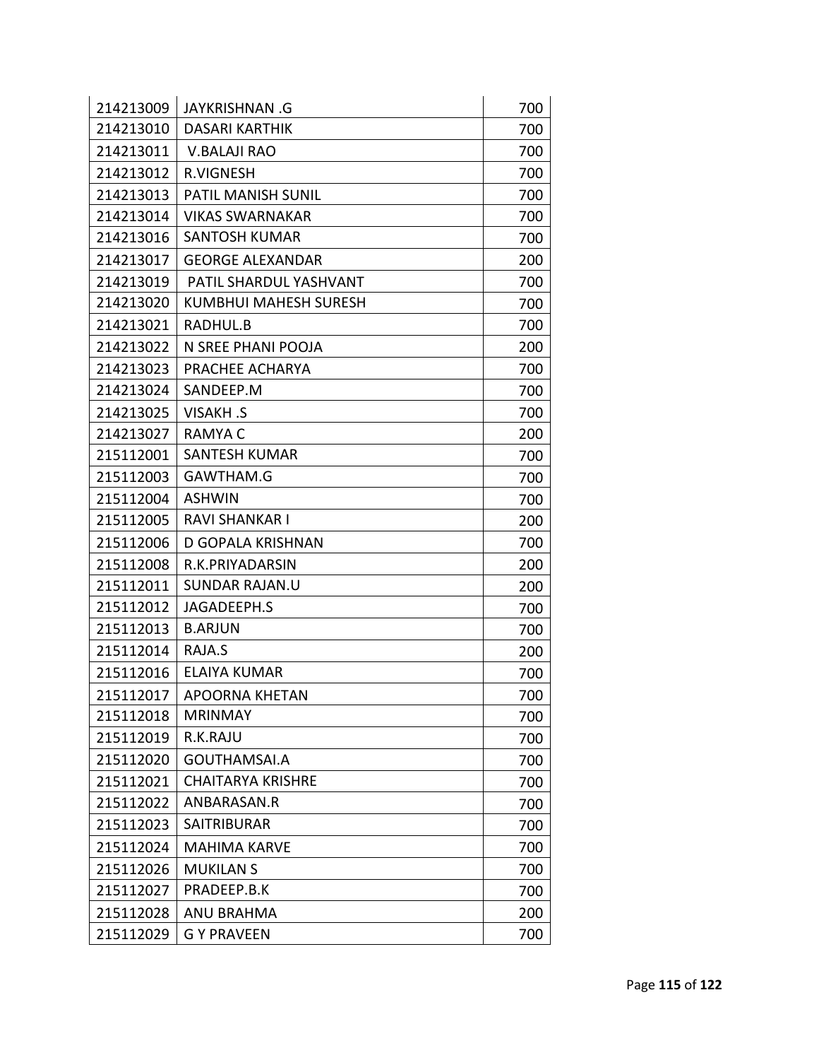| 214213009 | JAYKRISHNAN .G | 700 |
|---|---|---|
| 214213010 | DASARI KARTHIK | 700 |
| 214213011 | V.BALAJI RAO | 700 |
| 214213012 | R.VIGNESH | 700 |
| 214213013 | PATIL MANISH SUNIL | 700 |
| 214213014 | VIKAS SWARNAKAR | 700 |
| 214213016 | SANTOSH KUMAR | 700 |
| 214213017 | GEORGE ALEXANDAR | 200 |
| 214213019 | PATIL SHARDUL YASHVANT | 700 |
| 214213020 | KUMBHUI MAHESH SURESH | 700 |
| 214213021 | RADHUL.B | 700 |
| 214213022 | N SREE PHANI POOJA | 200 |
| 214213023 | PRACHEE ACHARYA | 700 |
| 214213024 | SANDEEP.M | 700 |
| 214213025 | VISAKH .S | 700 |
| 214213027 | RAMYA C | 200 |
| 215112001 | SANTESH KUMAR | 700 |
| 215112003 | GAWTHAM.G | 700 |
| 215112004 | ASHWIN | 700 |
| 215112005 | RAVI SHANKAR I | 200 |
| 215112006 | D GOPALA KRISHNAN | 700 |
| 215112008 | R.K.PRIYADARSIN | 200 |
| 215112011 | SUNDAR RAJAN.U | 200 |
| 215112012 | JAGADEEPH.S | 700 |
| 215112013 | B.ARJUN | 700 |
| 215112014 | RAJA.S | 200 |
| 215112016 | ELAIYA KUMAR | 700 |
| 215112017 | APOORNA KHETAN | 700 |
| 215112018 | MRINMAY | 700 |
| 215112019 | R.K.RAJU | 700 |
| 215112020 | GOUTHAMSAI.A | 700 |
| 215112021 | CHAITARYA KRISHRE | 700 |
| 215112022 | ANBARASAN.R | 700 |
| 215112023 | SAITRIBURAR | 700 |
| 215112024 | MAHIMA KARVE | 700 |
| 215112026 | MUKILAN S | 700 |
| 215112027 | PRADEEP.B.K | 700 |
| 215112028 | ANU BRAHMA | 200 |
| 215112029 | G Y PRAVEEN | 700 |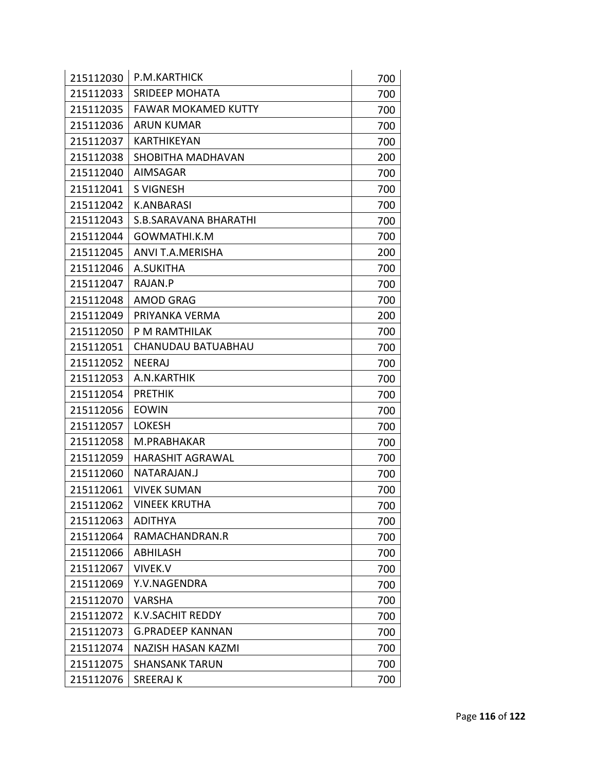| | | |
|---|---|---|
| 215112030 | P.M.KARTHICK | 700 |
| 215112033 | SRIDEEP MOHATA | 700 |
| 215112035 | FAWAR MOKAMED KUTTY | 700 |
| 215112036 | ARUN KUMAR | 700 |
| 215112037 | KARTHIKEYAN | 700 |
| 215112038 | SHOBITHA MADHAVAN | 200 |
| 215112040 | AIMSAGAR | 700 |
| 215112041 | S VIGNESH | 700 |
| 215112042 | K.ANBARASI | 700 |
| 215112043 | S.B.SARAVANA BHARATHI | 700 |
| 215112044 | GOWMATHI.K.M | 700 |
| 215112045 | ANVI T.A.MERISHA | 200 |
| 215112046 | A.SUKITHA | 700 |
| 215112047 | RAJAN.P | 700 |
| 215112048 | AMOD GRAG | 700 |
| 215112049 | PRIYANKA VERMA | 200 |
| 215112050 | P M RAMTHILAK | 700 |
| 215112051 | CHANUDAU BATUABHAU | 700 |
| 215112052 | NEERAJ | 700 |
| 215112053 | A.N.KARTHIK | 700 |
| 215112054 | PRETHIK | 700 |
| 215112056 | EOWIN | 700 |
| 215112057 | LOKESH | 700 |
| 215112058 | M.PRABHAKAR | 700 |
| 215112059 | HARASHIT AGRAWAL | 700 |
| 215112060 | NATARAJAN.J | 700 |
| 215112061 | VIVEK SUMAN | 700 |
| 215112062 | VINEEK KRUTHA | 700 |
| 215112063 | ADITHYA | 700 |
| 215112064 | RAMACHANDRAN.R | 700 |
| 215112066 | ABHILASH | 700 |
| 215112067 | VIVEK.V | 700 |
| 215112069 | Y.V.NAGENDRA | 700 |
| 215112070 | VARSHA | 700 |
| 215112072 | K.V.SACHIT REDDY | 700 |
| 215112073 | G.PRADEEP KANNAN | 700 |
| 215112074 | NAZISH HASAN KAZMI | 700 |
| 215112075 | SHANSANK TARUN | 700 |
| 215112076 | SREERAJ K | 700 |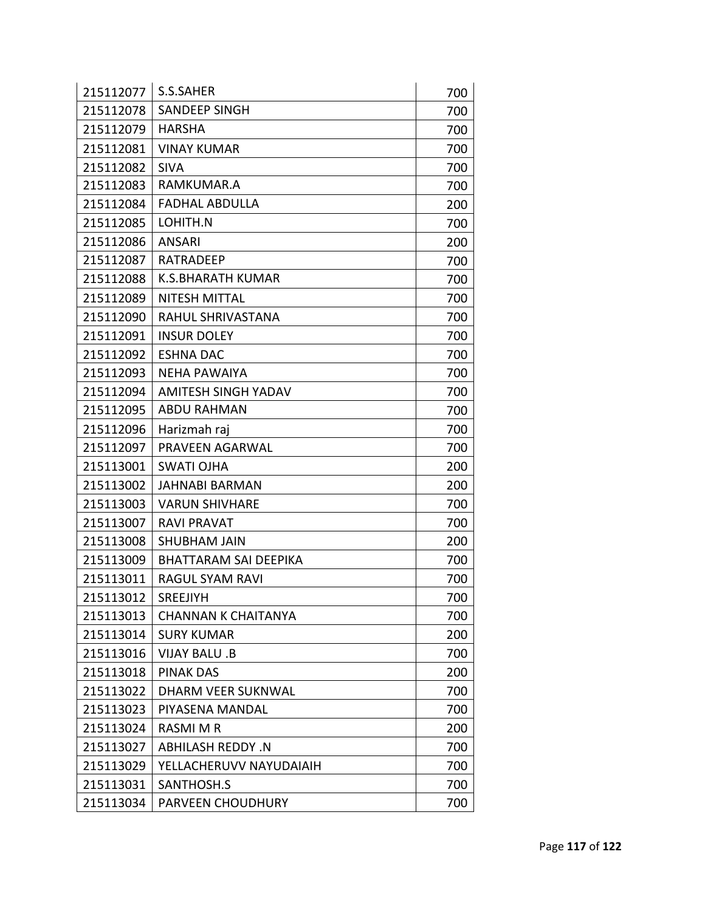| 215112077 | S.S.SAHER | 700 |
|---|---|---|
| 215112078 | SANDEEP SINGH | 700 |
| 215112079 | HARSHA | 700 |
| 215112081 | VINAY KUMAR | 700 |
| 215112082 | SIVA | 700 |
| 215112083 | RAMKUMAR.A | 700 |
| 215112084 | FADHAL ABDULLA | 200 |
| 215112085 | LOHITH.N | 700 |
| 215112086 | ANSARI | 200 |
| 215112087 | RATRADEEP | 700 |
| 215112088 | K.S.BHARATH KUMAR | 700 |
| 215112089 | NITESH MITTAL | 700 |
| 215112090 | RAHUL SHRIVASTANA | 700 |
| 215112091 | INSUR DOLEY | 700 |
| 215112092 | ESHNA DAC | 700 |
| 215112093 | NEHA PAWAIYA | 700 |
| 215112094 | AMITESH SINGH YADAV | 700 |
| 215112095 | ABDU RAHMAN | 700 |
| 215112096 | Harizmah raj | 700 |
| 215112097 | PRAVEEN AGARWAL | 700 |
| 215113001 | SWATI OJHA | 200 |
| 215113002 | JAHNABI BARMAN | 200 |
| 215113003 | VARUN SHIVHARE | 700 |
| 215113007 | RAVI PRAVAT | 700 |
| 215113008 | SHUBHAM JAIN | 200 |
| 215113009 | BHATTARAM SAI DEEPIKA | 700 |
| 215113011 | RAGUL SYAM RAVI | 700 |
| 215113012 | SREEJIYH | 700 |
| 215113013 | CHANNAN K CHAITANYA | 700 |
| 215113014 | SURY KUMAR | 200 |
| 215113016 | VIJAY BALU .B | 700 |
| 215113018 | PINAK DAS | 200 |
| 215113022 | DHARM VEER SUKNWAL | 700 |
| 215113023 | PIYASENA MANDAL | 700 |
| 215113024 | RASMI M R | 200 |
| 215113027 | ABHILASH REDDY .N | 700 |
| 215113029 | YELLACHERUVV NAYUDAIAIH | 700 |
| 215113031 | SANTHOSH.S | 700 |
| 215113034 | PARVEEN CHOUDHURY | 700 |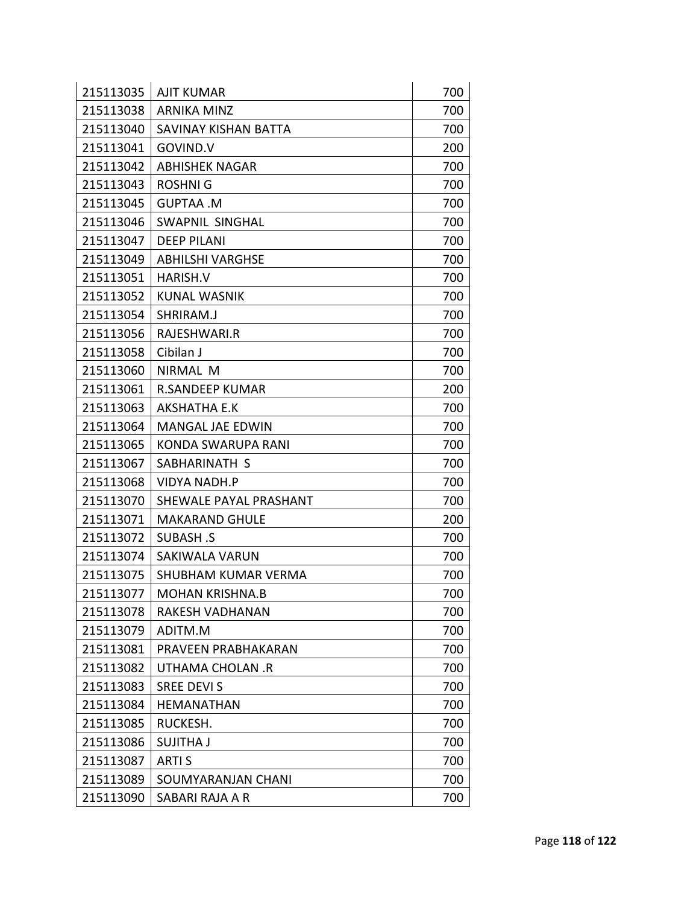| 215113035 | AJIT KUMAR | 700 |
|---|---|---|
| 215113038 | ARNIKA MINZ | 700 |
| 215113040 | SAVINAY KISHAN BATTA | 700 |
| 215113041 | GOVIND.V | 200 |
| 215113042 | ABHISHEK NAGAR | 700 |
| 215113043 | ROSHNI G | 700 |
| 215113045 | GUPTAA .M | 700 |
| 215113046 | SWAPNIL SINGHAL | 700 |
| 215113047 | DEEP PILANI | 700 |
| 215113049 | ABHILSHI VARGHSE | 700 |
| 215113051 | HARISH.V | 700 |
| 215113052 | KUNAL WASNIK | 700 |
| 215113054 | SHRIRAM.J | 700 |
| 215113056 | RAJESHWARI.R | 700 |
| 215113058 | Cibilan J | 700 |
| 215113060 | NIRMAL M | 700 |
| 215113061 | R.SANDEEP KUMAR | 200 |
| 215113063 | AKSHATHA E.K | 700 |
| 215113064 | MANGAL JAE EDWIN | 700 |
| 215113065 | KONDA SWARUPA RANI | 700 |
| 215113067 | SABHARINATH S | 700 |
| 215113068 | VIDYA NADH.P | 700 |
| 215113070 | SHEWALE PAYAL PRASHANT | 700 |
| 215113071 | MAKARAND GHULE | 200 |
| 215113072 | SUBASH .S | 700 |
| 215113074 | SAKIWALA VARUN | 700 |
| 215113075 | SHUBHAM KUMAR VERMA | 700 |
| 215113077 | MOHAN KRISHNA.B | 700 |
| 215113078 | RAKESH VADHANAN | 700 |
| 215113079 | ADITM.M | 700 |
| 215113081 | PRAVEEN PRABHAKARAN | 700 |
| 215113082 | UTHAMA CHOLAN .R | 700 |
| 215113083 | SREE DEVI S | 700 |
| 215113084 | HEMANATHAN | 700 |
| 215113085 | RUCKESH. | 700 |
| 215113086 | SUJITHA J | 700 |
| 215113087 | ARTI S | 700 |
| 215113089 | SOUMYARANJAN CHANI | 700 |
| 215113090 | SABARI RAJA A R | 700 |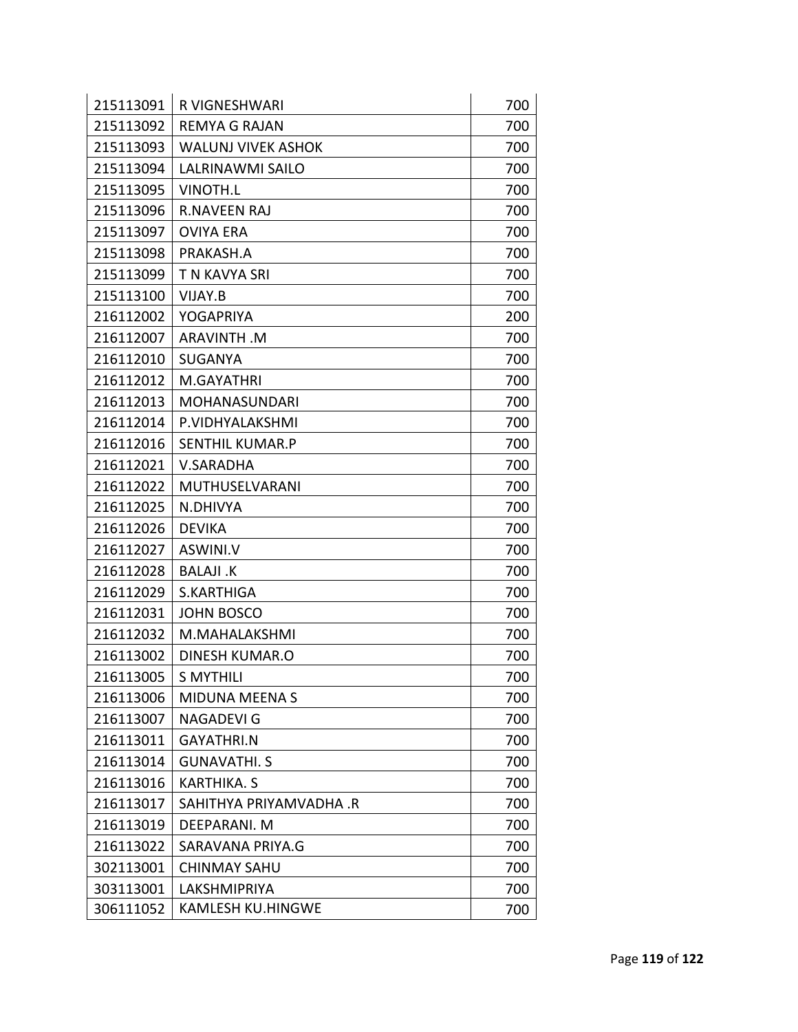| | | |
|---|---|---|
| 215113091 | R VIGNESHWARI | 700 |
| 215113092 | REMYA G RAJAN | 700 |
| 215113093 | WALUNJ VIVEK ASHOK | 700 |
| 215113094 | LALRINAWMI SAILO | 700 |
| 215113095 | VINOTH.L | 700 |
| 215113096 | R.NAVEEN RAJ | 700 |
| 215113097 | OVIYA ERA | 700 |
| 215113098 | PRAKASH.A | 700 |
| 215113099 | T N KAVYA SRI | 700 |
| 215113100 | VIJAY.B | 700 |
| 216112002 | YOGAPRIYA | 200 |
| 216112007 | ARAVINTH .M | 700 |
| 216112010 | SUGANYA | 700 |
| 216112012 | M.GAYATHRI | 700 |
| 216112013 | MOHANASUNDARI | 700 |
| 216112014 | P.VIDHYALAKSHMI | 700 |
| 216112016 | SENTHIL KUMAR.P | 700 |
| 216112021 | V.SARADHA | 700 |
| 216112022 | MUTHUSELVARANI | 700 |
| 216112025 | N.DHIVYA | 700 |
| 216112026 | DEVIKA | 700 |
| 216112027 | ASWINI.V | 700 |
| 216112028 | BALAJI .K | 700 |
| 216112029 | S.KARTHIGA | 700 |
| 216112031 | JOHN BOSCO | 700 |
| 216112032 | M.MAHALAKSHMI | 700 |
| 216113002 | DINESH KUMAR.O | 700 |
| 216113005 | S MYTHILI | 700 |
| 216113006 | MIDUNA MEENA S | 700 |
| 216113007 | NAGADEVI G | 700 |
| 216113011 | GAYATHRI.N | 700 |
| 216113014 | GUNAVATHI. S | 700 |
| 216113016 | KARTHIKA. S | 700 |
| 216113017 | SAHITHYA PRIYAMVADHA .R | 700 |
| 216113019 | DEEPARANI. M | 700 |
| 216113022 | SARAVANA PRIYA.G | 700 |
| 302113001 | CHINMAY SAHU | 700 |
| 303113001 | LAKSHMIPRIYA | 700 |
| 306111052 | KAMLESH KU.HINGWE | 700 |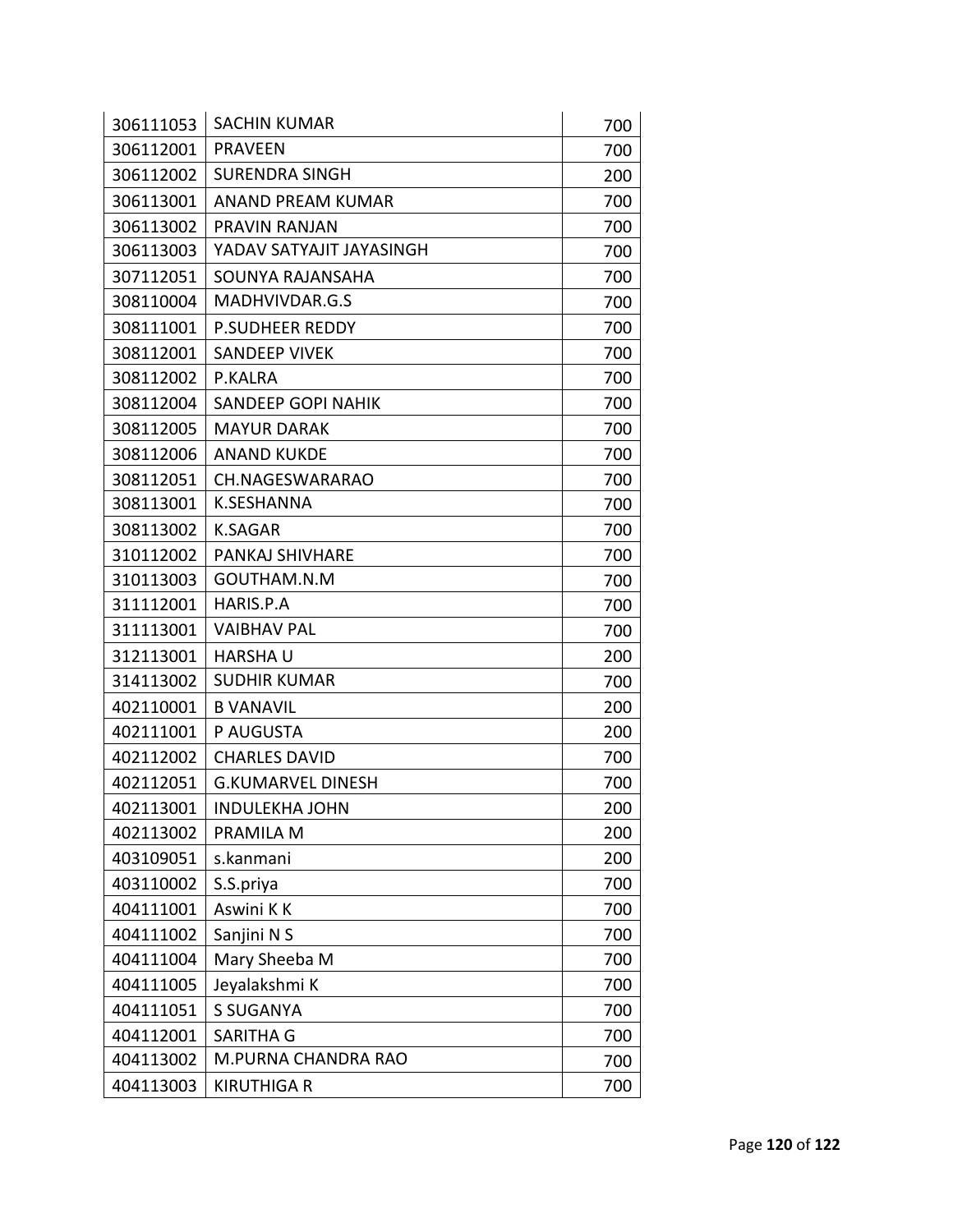| | | |
|---|---|---|
| 306111053 | SACHIN KUMAR | 700 |
| 306112001 | PRAVEEN | 700 |
| 306112002 | SURENDRA SINGH | 200 |
| 306113001 | ANAND PREAM KUMAR | 700 |
| 306113002 | PRAVIN RANJAN | 700 |
| 306113003 | YADAV SATYAJIT JAYASINGH | 700 |
| 307112051 | SOUNYA RAJANSAHA | 700 |
| 308110004 | MADHVIVDAR.G.S | 700 |
| 308111001 | P.SUDHEER REDDY | 700 |
| 308112001 | SANDEEP VIVEK | 700 |
| 308112002 | P.KALRA | 700 |
| 308112004 | SANDEEP GOPI NAHIK | 700 |
| 308112005 | MAYUR DARAK | 700 |
| 308112006 | ANAND KUKDE | 700 |
| 308112051 | CH.NAGESWARARAO | 700 |
| 308113001 | K.SESHANNA | 700 |
| 308113002 | K.SAGAR | 700 |
| 310112002 | PANKAJ SHIVHARE | 700 |
| 310113003 | GOUTHAM.N.M | 700 |
| 311112001 | HARIS.P.A | 700 |
| 311113001 | VAIBHAV PAL | 700 |
| 312113001 | HARSHA U | 200 |
| 314113002 | SUDHIR KUMAR | 700 |
| 402110001 | B VANAVIL | 200 |
| 402111001 | P AUGUSTA | 200 |
| 402112002 | CHARLES DAVID | 700 |
| 402112051 | G.KUMARVEL DINESH | 700 |
| 402113001 | INDULEKHA JOHN | 200 |
| 402113002 | PRAMILA M | 200 |
| 403109051 | s.kanmani | 200 |
| 403110002 | S.S.priya | 700 |
| 404111001 | Aswini K K | 700 |
| 404111002 | Sanjini N S | 700 |
| 404111004 | Mary Sheeba M | 700 |
| 404111005 | Jeyalakshmi K | 700 |
| 404111051 | S SUGANYA | 700 |
| 404112001 | SARITHA G | 700 |
| 404113002 | M.PURNA CHANDRA RAO | 700 |
| 404113003 | KIRUTHIGA R | 700 |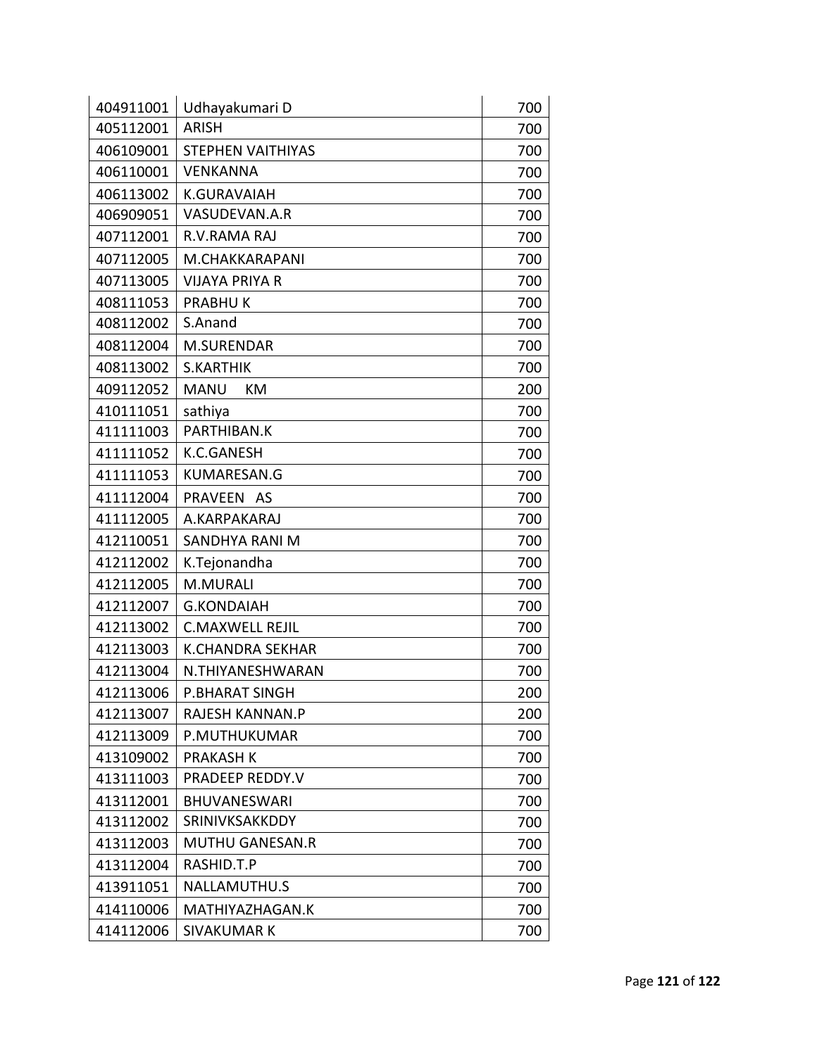| | | |
|---|---|---|
| 404911001 | Udhayakumari D | 700 |
| 405112001 | ARISH | 700 |
| 406109001 | STEPHEN VAITHIYAS | 700 |
| 406110001 | VENKANNA | 700 |
| 406113002 | K.GURAVAIAH | 700 |
| 406909051 | VASUDEVAN.A.R | 700 |
| 407112001 | R.V.RAMA RAJ | 700 |
| 407112005 | M.CHAKKARAPANI | 700 |
| 407113005 | VIJAYA PRIYA R | 700 |
| 408111053 | PRABHU K | 700 |
| 408112002 | S.Anand | 700 |
| 408112004 | M.SURENDAR | 700 |
| 408113002 | S.KARTHIK | 700 |
| 409112052 | MANU KM | 200 |
| 410111051 | sathiya | 700 |
| 411111003 | PARTHIBAN.K | 700 |
| 411111052 | K.C.GANESH | 700 |
| 411111053 | KUMARESAN.G | 700 |
| 411112004 | PRAVEEN AS | 700 |
| 411112005 | A.KARPAKARAJ | 700 |
| 412110051 | SANDHYA RANI M | 700 |
| 412112002 | K.Tejonandha | 700 |
| 412112005 | M.MURALI | 700 |
| 412112007 | G.KONDAIAH | 700 |
| 412113002 | C.MAXWELL REJIL | 700 |
| 412113003 | K.CHANDRA SEKHAR | 700 |
| 412113004 | N.THIYANESHWARAN | 700 |
| 412113006 | P.BHARAT SINGH | 200 |
| 412113007 | RAJESH KANNAN.P | 200 |
| 412113009 | P.MUTHUKUMAR | 700 |
| 413109002 | PRAKASH K | 700 |
| 413111003 | PRADEEP REDDY.V | 700 |
| 413112001 | BHUVANESWARI | 700 |
| 413112002 | SRINIVKSAKKDDY | 700 |
| 413112003 | MUTHU GANESAN.R | 700 |
| 413112004 | RASHID.T.P | 700 |
| 413911051 | NALLAMUTHU.S | 700 |
| 414110006 | MATHIYAZHAGAN.K | 700 |
| 414112006 | SIVAKUMAR K | 700 |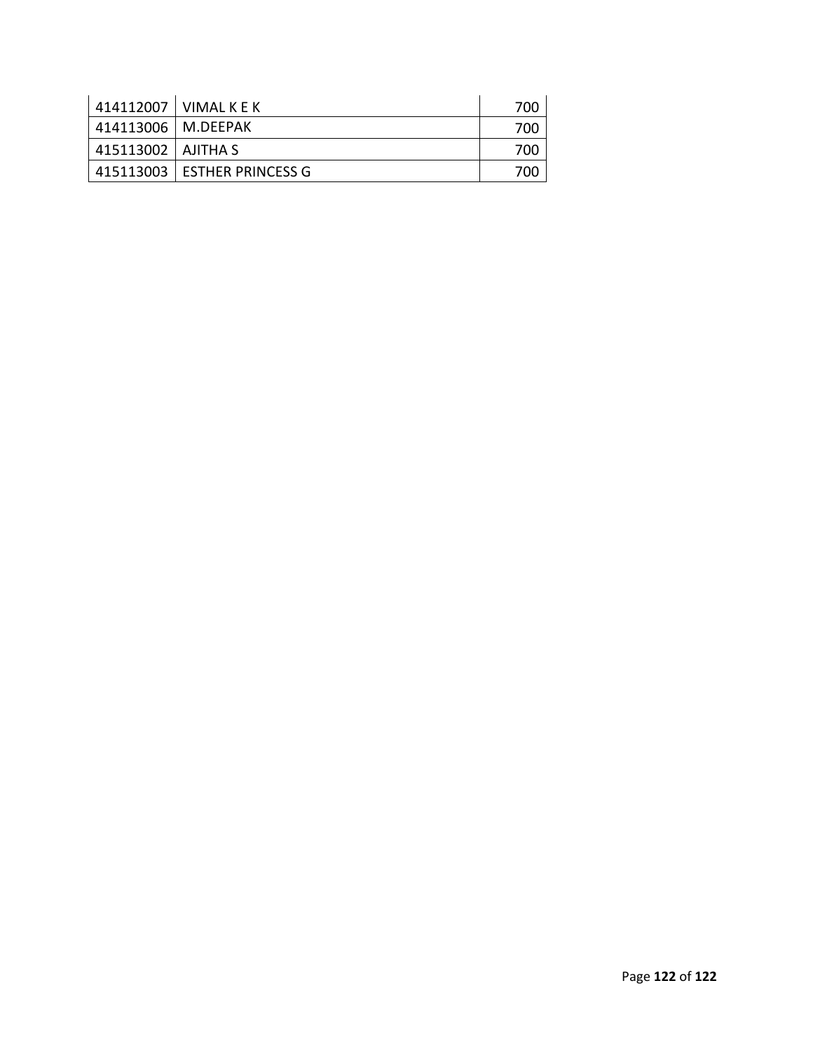| | | |
|---|---|---|
| 414112007 | VIMAL K E K | 700 |
| 414113006 | M.DEEPAK | 700 |
| 415113002 | AJITHA S | 700 |
| 415113003 | ESTHER PRINCESS G | 700 |